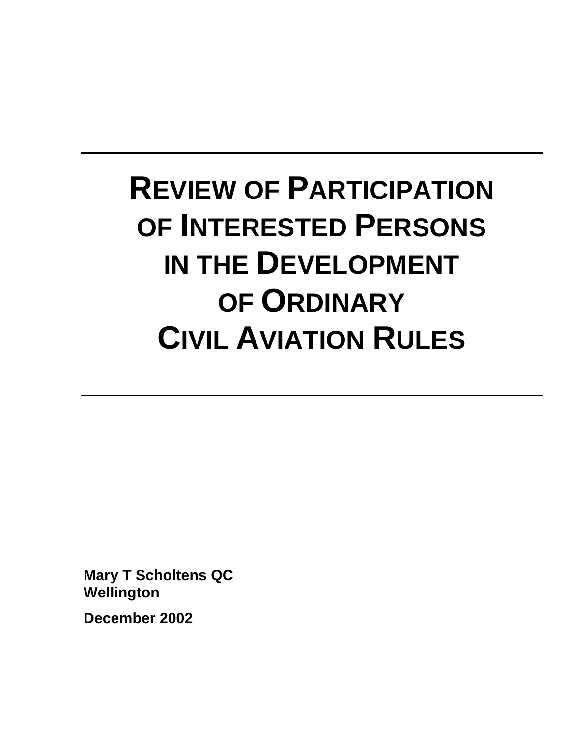# Review of Participation of Interested Persons in the Development of Ordinary Civil Aviation Rules

**Mary T Scholtens QC**
**Wellington**

**December 2002**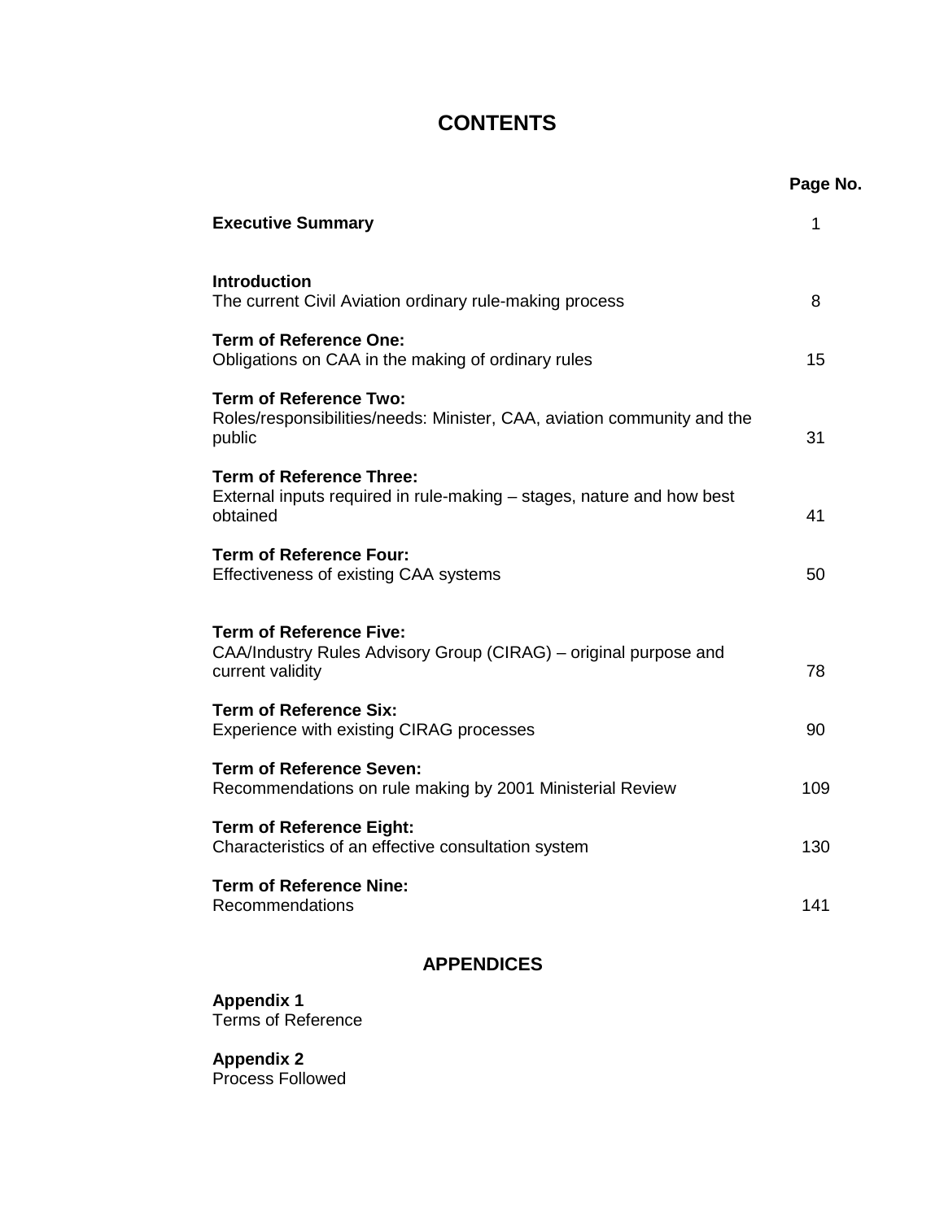# CONTENTS

| | Page No. |
|---|---|
| **Executive Summary** | 1 |
| **Introduction**<br>The current Civil Aviation ordinary rule-making process | 8 |
| **Term of Reference One:**<br>Obligations on CAA in the making of ordinary rules | 15 |
| **Term of Reference Two:**<br>Roles/responsibilities/needs: Minister, CAA, aviation community and the public | 31 |
| **Term of Reference Three:**<br>External inputs required in rule-making – stages, nature and how best obtained | 41 |
| **Term of Reference Four:**<br>Effectiveness of existing CAA systems | 50 |
| **Term of Reference Five:**<br>CAA/Industry Rules Advisory Group (CIRAG) – original purpose and current validity | 78 |
| **Term of Reference Six:**<br>Experience with existing CIRAG processes | 90 |
| **Term of Reference Seven:**<br>Recommendations on rule making by 2001 Ministerial Review | 109 |
| **Term of Reference Eight:**<br>Characteristics of an effective consultation system | 130 |
| **Term of Reference Nine:**<br>Recommendations | 141 |

## APPENDICES

**Appendix 1**
Terms of Reference

**Appendix 2**
Process Followed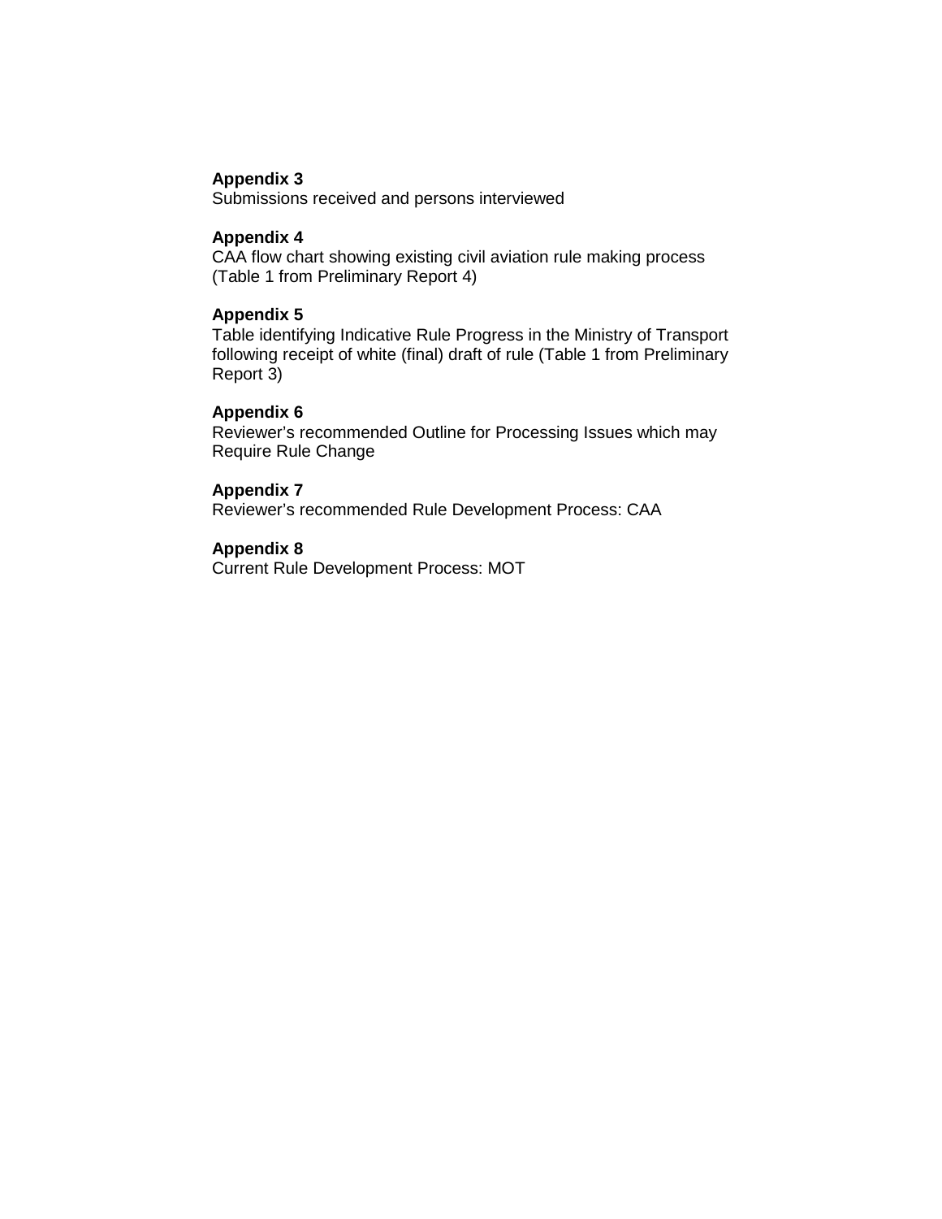**Appendix 3**
Submissions received and persons interviewed

**Appendix 4**
CAA flow chart showing existing civil aviation rule making process (Table 1 from Preliminary Report 4)

**Appendix 5**
Table identifying Indicative Rule Progress in the Ministry of Transport following receipt of white (final) draft of rule (Table 1 from Preliminary Report 3)

**Appendix 6**
Reviewer's recommended Outline for Processing Issues which may Require Rule Change

**Appendix 7**
Reviewer's recommended Rule Development Process: CAA

**Appendix 8**
Current Rule Development Process: MOT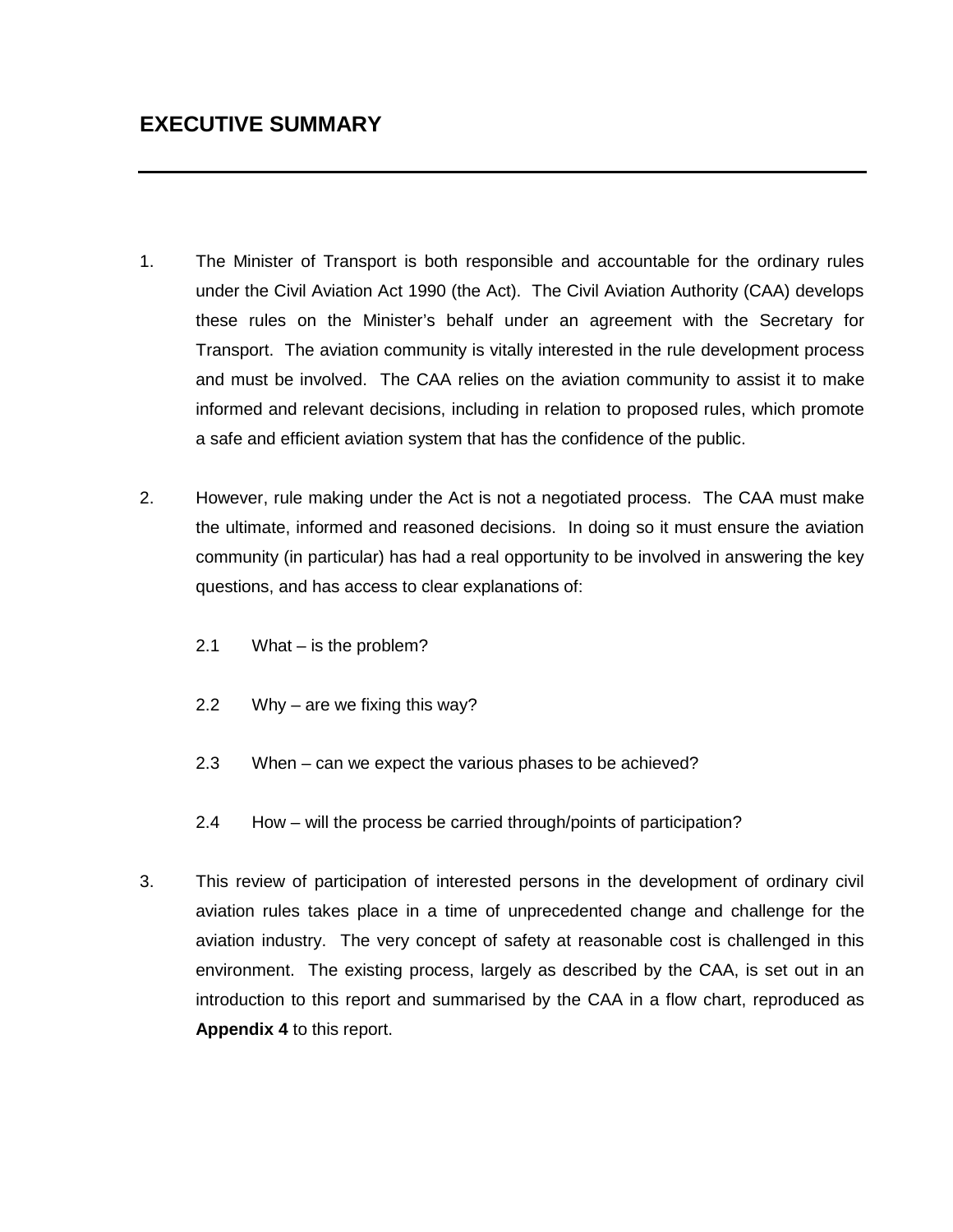# EXECUTIVE SUMMARY

1. The Minister of Transport is both responsible and accountable for the ordinary rules under the Civil Aviation Act 1990 (the Act). The Civil Aviation Authority (CAA) develops these rules on the Minister's behalf under an agreement with the Secretary for Transport. The aviation community is vitally interested in the rule development process and must be involved. The CAA relies on the aviation community to assist it to make informed and relevant decisions, including in relation to proposed rules, which promote a safe and efficient aviation system that has the confidence of the public.

2. However, rule making under the Act is not a negotiated process. The CAA must make the ultimate, informed and reasoned decisions. In doing so it must ensure the aviation community (in particular) has had a real opportunity to be involved in answering the key questions, and has access to clear explanations of:

   2.1 What – is the problem?

   2.2 Why – are we fixing this way?

   2.3 When – can we expect the various phases to be achieved?

   2.4 How – will the process be carried through/points of participation?

3. This review of participation of interested persons in the development of ordinary civil aviation rules takes place in a time of unprecedented change and challenge for the aviation industry. The very concept of safety at reasonable cost is challenged in this environment. The existing process, largely as described by the CAA, is set out in an introduction to this report and summarised by the CAA in a flow chart, reproduced as **Appendix 4** to this report.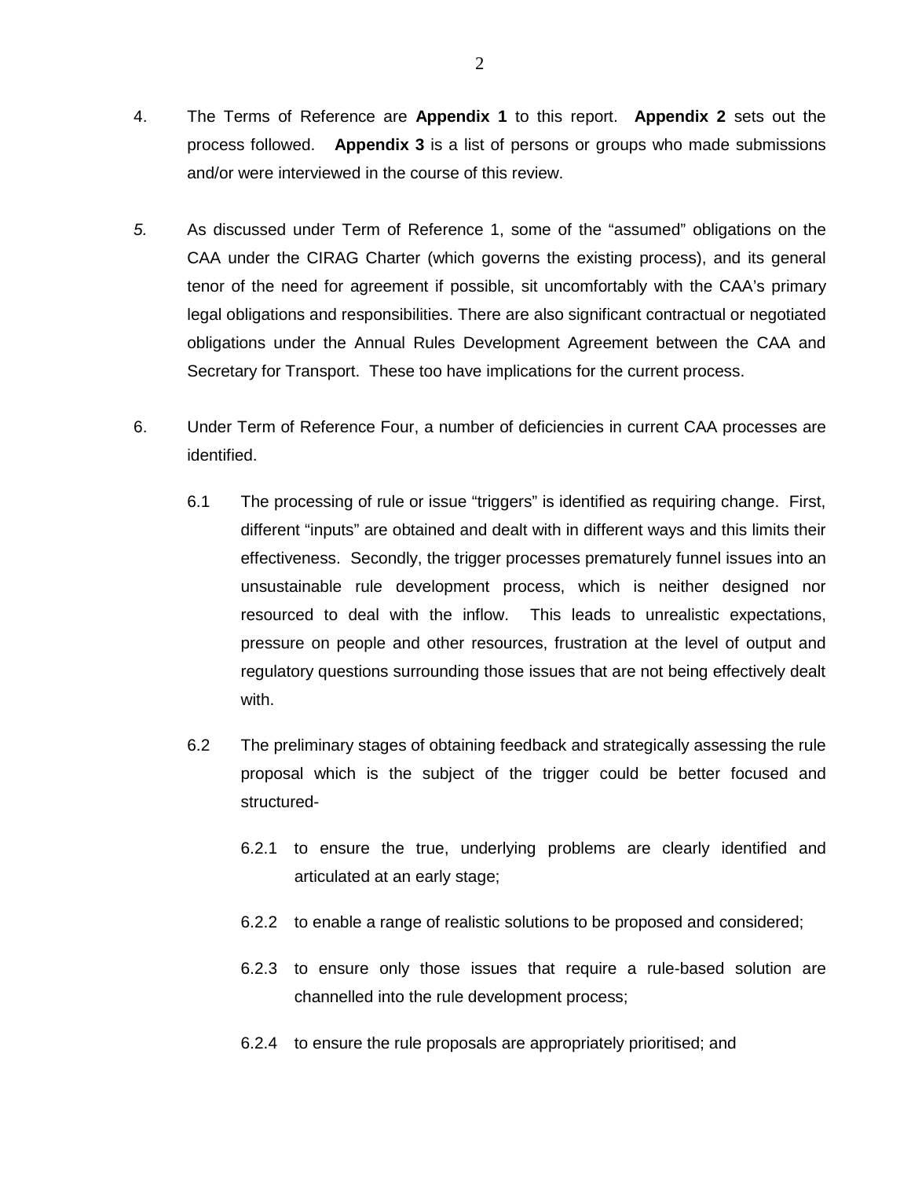4. The Terms of Reference are **Appendix 1** to this report. **Appendix 2** sets out the process followed. **Appendix 3** is a list of persons or groups who made submissions and/or were interviewed in the course of this review.

*5.* As discussed under Term of Reference 1, some of the "assumed" obligations on the CAA under the CIRAG Charter (which governs the existing process), and its general tenor of the need for agreement if possible, sit uncomfortably with the CAA's primary legal obligations and responsibilities. There are also significant contractual or negotiated obligations under the Annual Rules Development Agreement between the CAA and Secretary for Transport. These too have implications for the current process.

6. Under Term of Reference Four, a number of deficiencies in current CAA processes are identified.

   6.1 The processing of rule or issue "triggers" is identified as requiring change. First, different "inputs" are obtained and dealt with in different ways and this limits their effectiveness. Secondly, the trigger processes prematurely funnel issues into an unsustainable rule development process, which is neither designed nor resourced to deal with the inflow. This leads to unrealistic expectations, pressure on people and other resources, frustration at the level of output and regulatory questions surrounding those issues that are not being effectively dealt with.

   6.2 The preliminary stages of obtaining feedback and strategically assessing the rule proposal which is the subject of the trigger could be better focused and structured-

      6.2.1 to ensure the true, underlying problems are clearly identified and articulated at an early stage;

      6.2.2 to enable a range of realistic solutions to be proposed and considered;

      6.2.3 to ensure only those issues that require a rule-based solution are channelled into the rule development process;

      6.2.4 to ensure the rule proposals are appropriately prioritised; and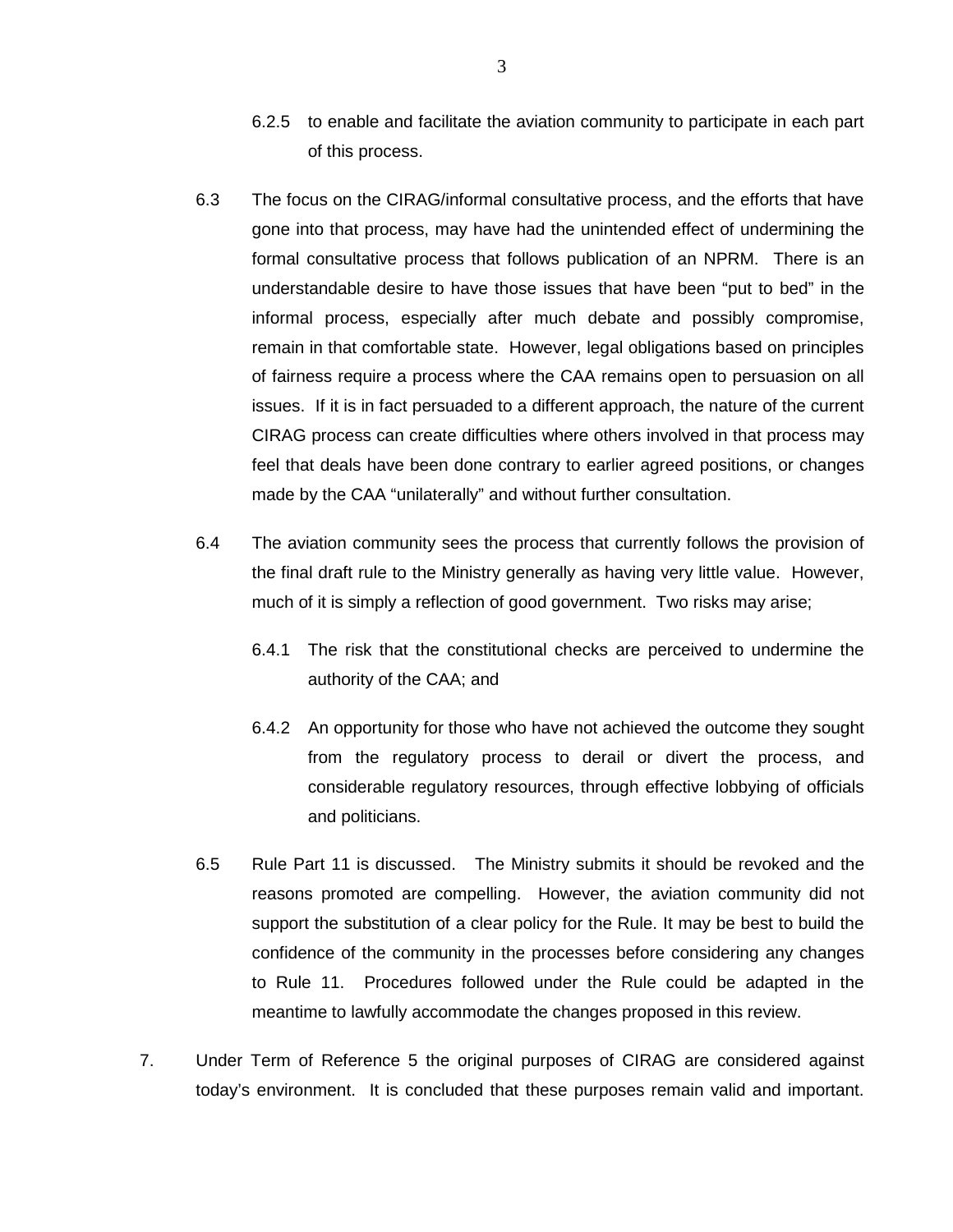6.2.5 to enable and facilitate the aviation community to participate in each part of this process.

6.3 The focus on the CIRAG/informal consultative process, and the efforts that have gone into that process, may have had the unintended effect of undermining the formal consultative process that follows publication of an NPRM. There is an understandable desire to have those issues that have been "put to bed" in the informal process, especially after much debate and possibly compromise, remain in that comfortable state. However, legal obligations based on principles of fairness require a process where the CAA remains open to persuasion on all issues. If it is in fact persuaded to a different approach, the nature of the current CIRAG process can create difficulties where others involved in that process may feel that deals have been done contrary to earlier agreed positions, or changes made by the CAA "unilaterally" and without further consultation.

6.4 The aviation community sees the process that currently follows the provision of the final draft rule to the Ministry generally as having very little value. However, much of it is simply a reflection of good government. Two risks may arise;

6.4.1 The risk that the constitutional checks are perceived to undermine the authority of the CAA; and

6.4.2 An opportunity for those who have not achieved the outcome they sought from the regulatory process to derail or divert the process, and considerable regulatory resources, through effective lobbying of officials and politicians.

6.5 Rule Part 11 is discussed. The Ministry submits it should be revoked and the reasons promoted are compelling. However, the aviation community did not support the substitution of a clear policy for the Rule. It may be best to build the confidence of the community in the processes before considering any changes to Rule 11. Procedures followed under the Rule could be adapted in the meantime to lawfully accommodate the changes proposed in this review.

7. Under Term of Reference 5 the original purposes of CIRAG are considered against today's environment. It is concluded that these purposes remain valid and important.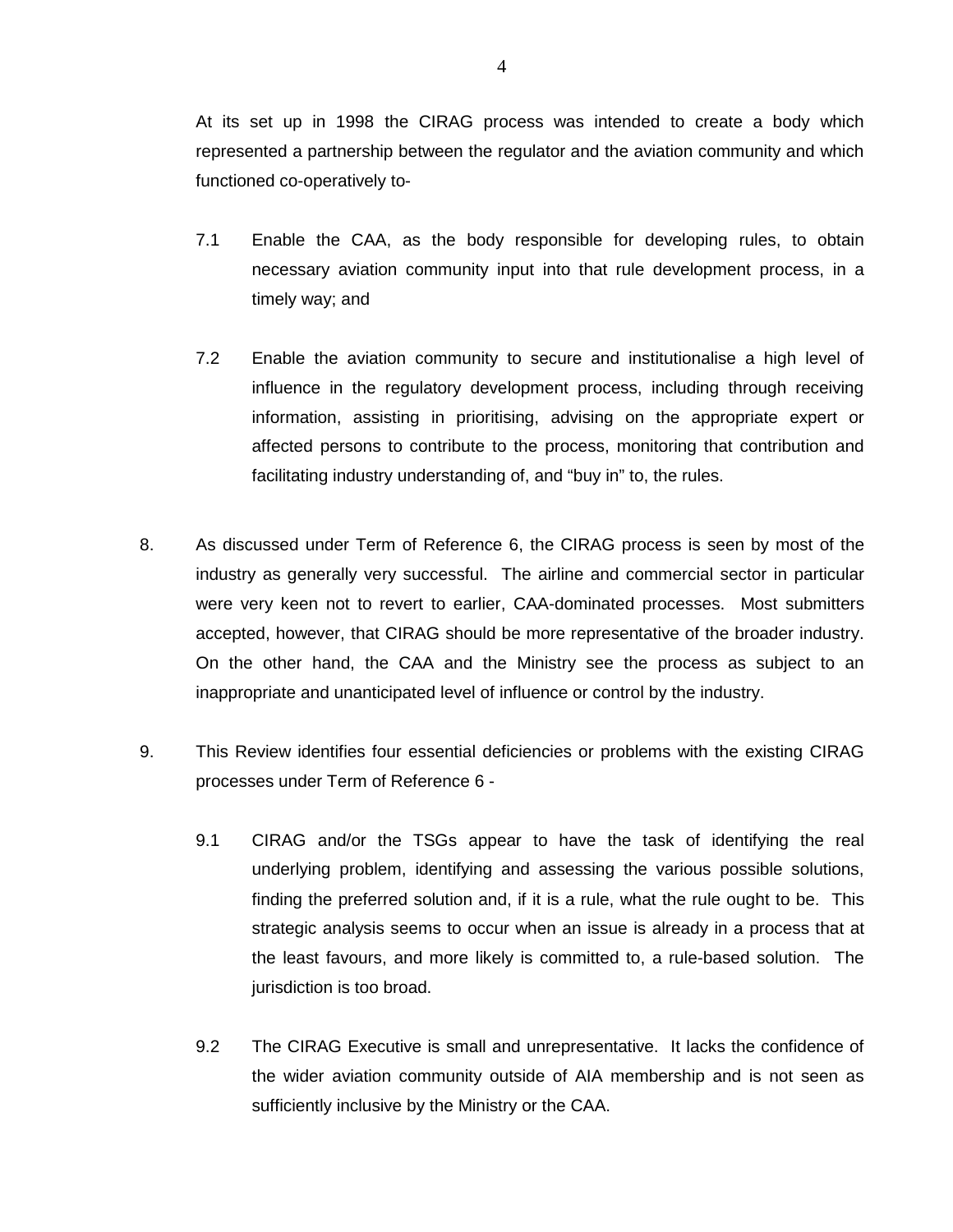At its set up in 1998 the CIRAG process was intended to create a body which represented a partnership between the regulator and the aviation community and which functioned co-operatively to-

7.1 Enable the CAA, as the body responsible for developing rules, to obtain necessary aviation community input into that rule development process, in a timely way; and

7.2 Enable the aviation community to secure and institutionalise a high level of influence in the regulatory development process, including through receiving information, assisting in prioritising, advising on the appropriate expert or affected persons to contribute to the process, monitoring that contribution and facilitating industry understanding of, and "buy in" to, the rules.

8. As discussed under Term of Reference 6, the CIRAG process is seen by most of the industry as generally very successful. The airline and commercial sector in particular were very keen not to revert to earlier, CAA-dominated processes. Most submitters accepted, however, that CIRAG should be more representative of the broader industry. On the other hand, the CAA and the Ministry see the process as subject to an inappropriate and unanticipated level of influence or control by the industry.

9. This Review identifies four essential deficiencies or problems with the existing CIRAG processes under Term of Reference 6 -

9.1 CIRAG and/or the TSGs appear to have the task of identifying the real underlying problem, identifying and assessing the various possible solutions, finding the preferred solution and, if it is a rule, what the rule ought to be. This strategic analysis seems to occur when an issue is already in a process that at the least favours, and more likely is committed to, a rule-based solution. The jurisdiction is too broad.

9.2 The CIRAG Executive is small and unrepresentative. It lacks the confidence of the wider aviation community outside of AIA membership and is not seen as sufficiently inclusive by the Ministry or the CAA.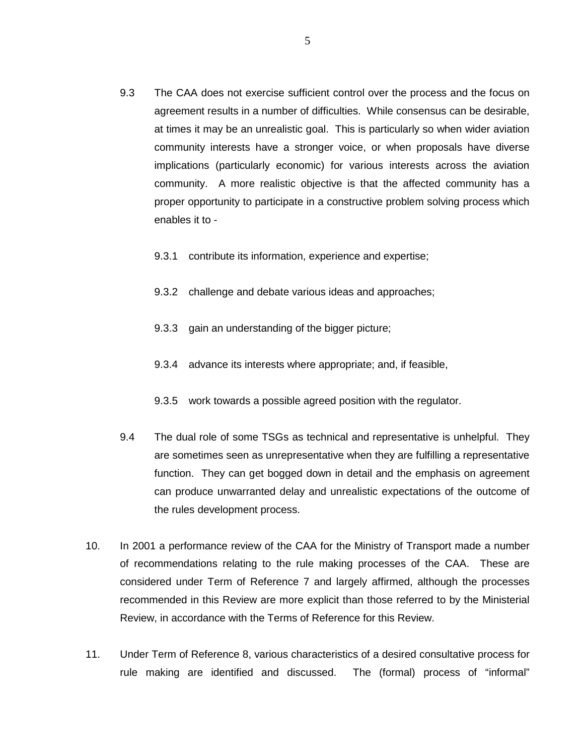9.3 The CAA does not exercise sufficient control over the process and the focus on agreement results in a number of difficulties. While consensus can be desirable, at times it may be an unrealistic goal. This is particularly so when wider aviation community interests have a stronger voice, or when proposals have diverse implications (particularly economic) for various interests across the aviation community. A more realistic objective is that the affected community has a proper opportunity to participate in a constructive problem solving process which enables it to -

9.3.1 contribute its information, experience and expertise;

9.3.2 challenge and debate various ideas and approaches;

9.3.3 gain an understanding of the bigger picture;

9.3.4 advance its interests where appropriate; and, if feasible,

9.3.5 work towards a possible agreed position with the regulator.

9.4 The dual role of some TSGs as technical and representative is unhelpful. They are sometimes seen as unrepresentative when they are fulfilling a representative function. They can get bogged down in detail and the emphasis on agreement can produce unwarranted delay and unrealistic expectations of the outcome of the rules development process.

10. In 2001 a performance review of the CAA for the Ministry of Transport made a number of recommendations relating to the rule making processes of the CAA. These are considered under Term of Reference 7 and largely affirmed, although the processes recommended in this Review are more explicit than those referred to by the Ministerial Review, in accordance with the Terms of Reference for this Review.

11. Under Term of Reference 8, various characteristics of a desired consultative process for rule making are identified and discussed. The (formal) process of "informal"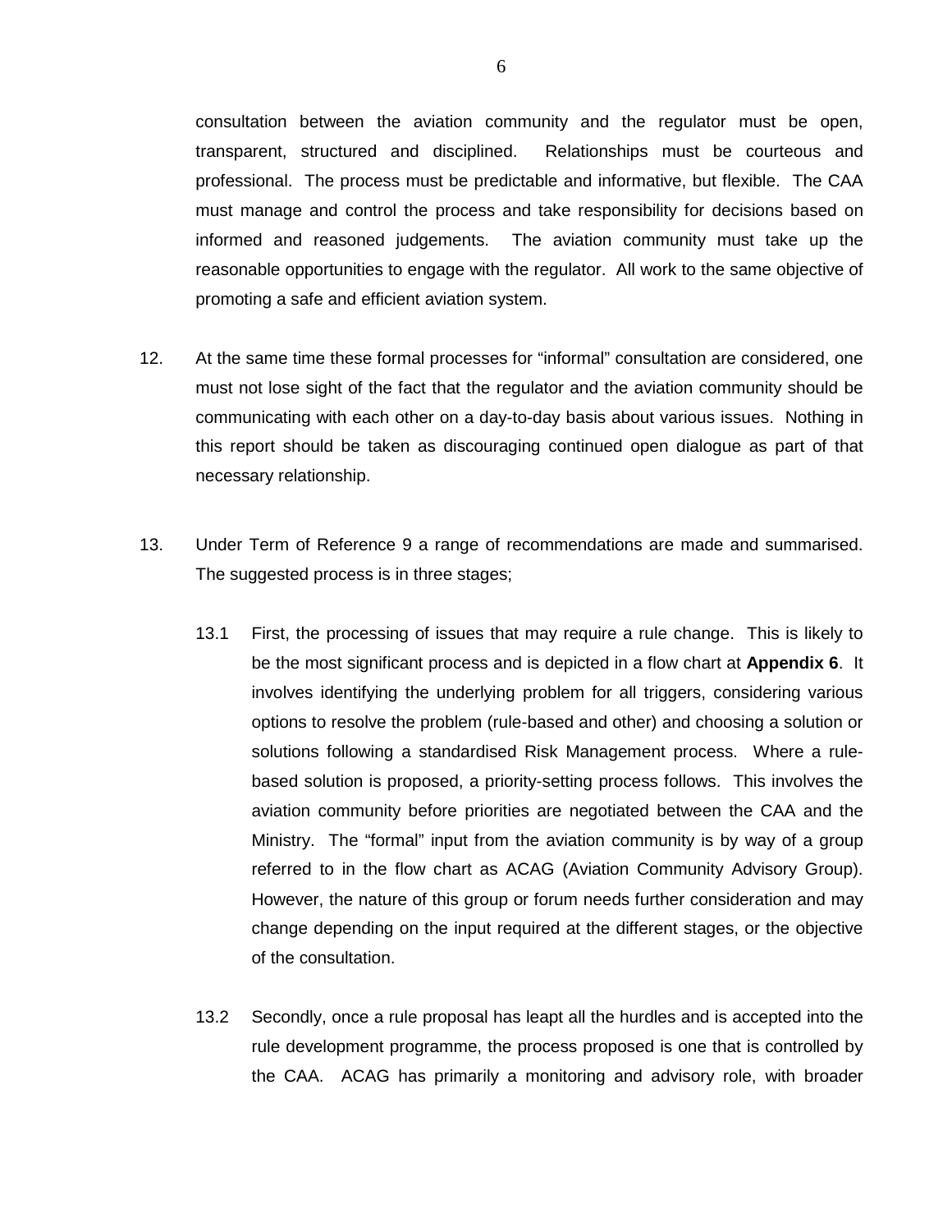consultation between the aviation community and the regulator must be open, transparent, structured and disciplined. Relationships must be courteous and professional. The process must be predictable and informative, but flexible. The CAA must manage and control the process and take responsibility for decisions based on informed and reasoned judgements. The aviation community must take up the reasonable opportunities to engage with the regulator. All work to the same objective of promoting a safe and efficient aviation system.

12. At the same time these formal processes for "informal" consultation are considered, one must not lose sight of the fact that the regulator and the aviation community should be communicating with each other on a day-to-day basis about various issues. Nothing in this report should be taken as discouraging continued open dialogue as part of that necessary relationship.

13. Under Term of Reference 9 a range of recommendations are made and summarised. The suggested process is in three stages;

    13.1 First, the processing of issues that may require a rule change. This is likely to be the most significant process and is depicted in a flow chart at **Appendix 6**. It involves identifying the underlying problem for all triggers, considering various options to resolve the problem (rule-based and other) and choosing a solution or solutions following a standardised Risk Management process. Where a rule-based solution is proposed, a priority-setting process follows. This involves the aviation community before priorities are negotiated between the CAA and the Ministry. The "formal" input from the aviation community is by way of a group referred to in the flow chart as ACAG (Aviation Community Advisory Group). However, the nature of this group or forum needs further consideration and may change depending on the input required at the different stages, or the objective of the consultation.

    13.2 Secondly, once a rule proposal has leapt all the hurdles and is accepted into the rule development programme, the process proposed is one that is controlled by the CAA. ACAG has primarily a monitoring and advisory role, with broader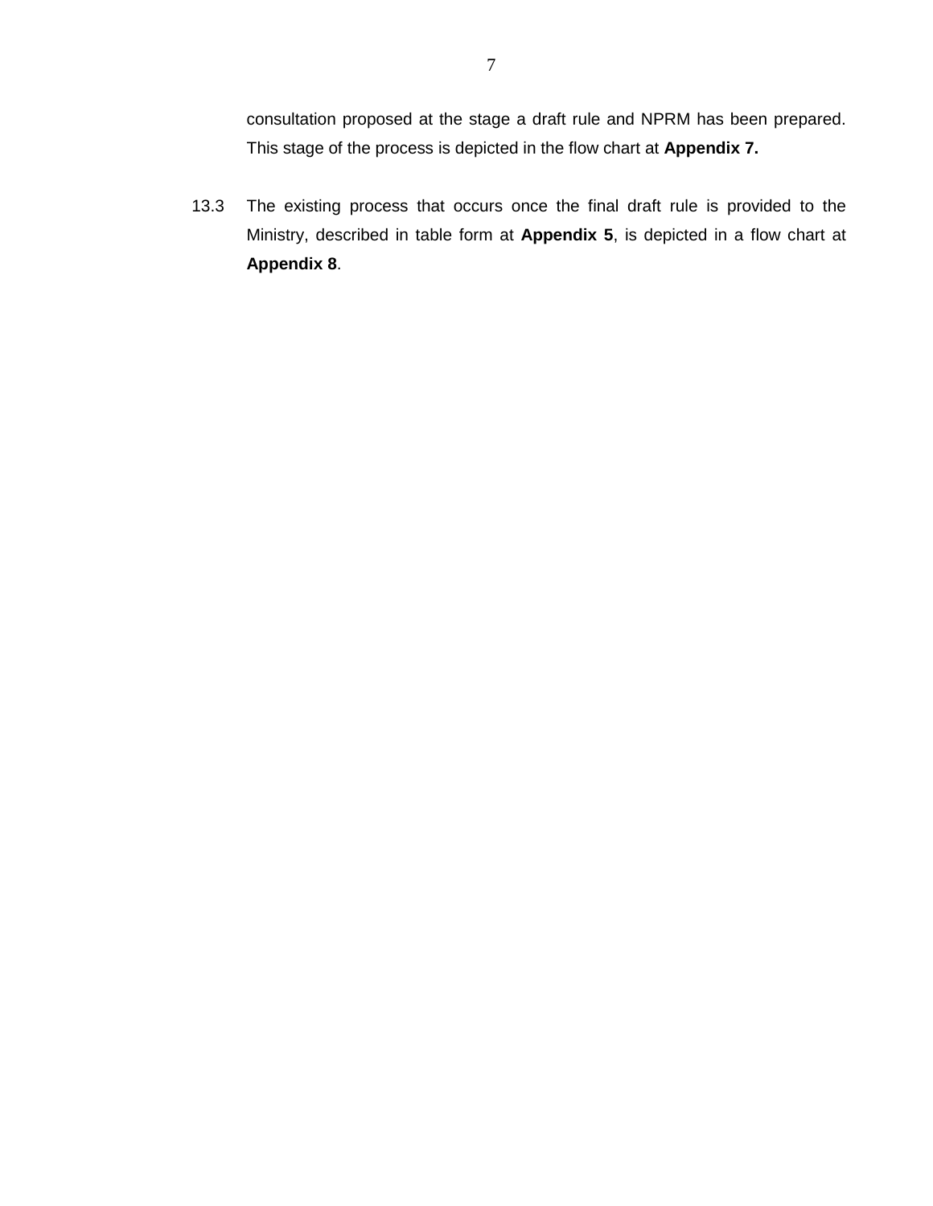consultation proposed at the stage a draft rule and NPRM has been prepared. This stage of the process is depicted in the flow chart at **Appendix 7.**

13.3 The existing process that occurs once the final draft rule is provided to the Ministry, described in table form at **Appendix 5**, is depicted in a flow chart at **Appendix 8**.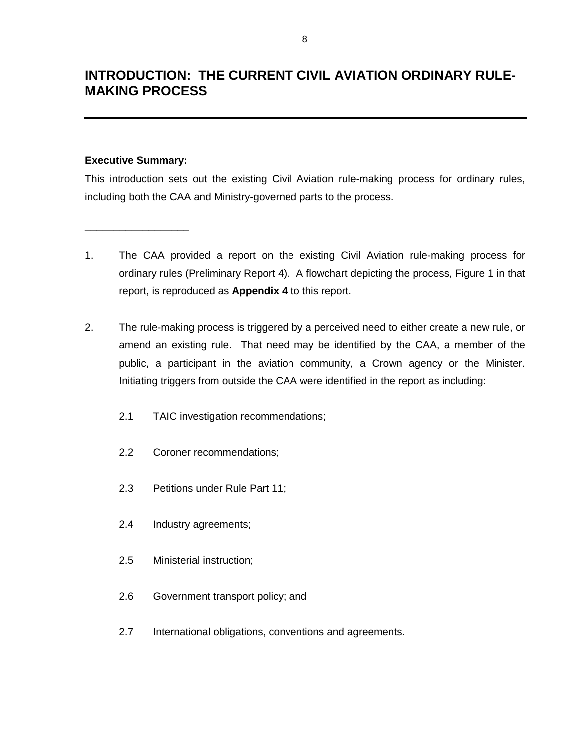# INTRODUCTION: THE CURRENT CIVIL AVIATION ORDINARY RULE-MAKING PROCESS

---

**Executive Summary:**

This introduction sets out the existing Civil Aviation rule-making process for ordinary rules, including both the CAA and Ministry-governed parts to the process.

---

1. The CAA provided a report on the existing Civil Aviation rule-making process for ordinary rules (Preliminary Report 4). A flowchart depicting the process, Figure 1 in that report, is reproduced as **Appendix 4** to this report.

2. The rule-making process is triggered by a perceived need to either create a new rule, or amend an existing rule. That need may be identified by the CAA, a member of the public, a participant in the aviation community, a Crown agency or the Minister. Initiating triggers from outside the CAA were identified in the report as including:

   2.1 TAIC investigation recommendations;

   2.2 Coroner recommendations;

   2.3 Petitions under Rule Part 11;

   2.4 Industry agreements;

   2.5 Ministerial instruction;

   2.6 Government transport policy; and

   2.7 International obligations, conventions and agreements.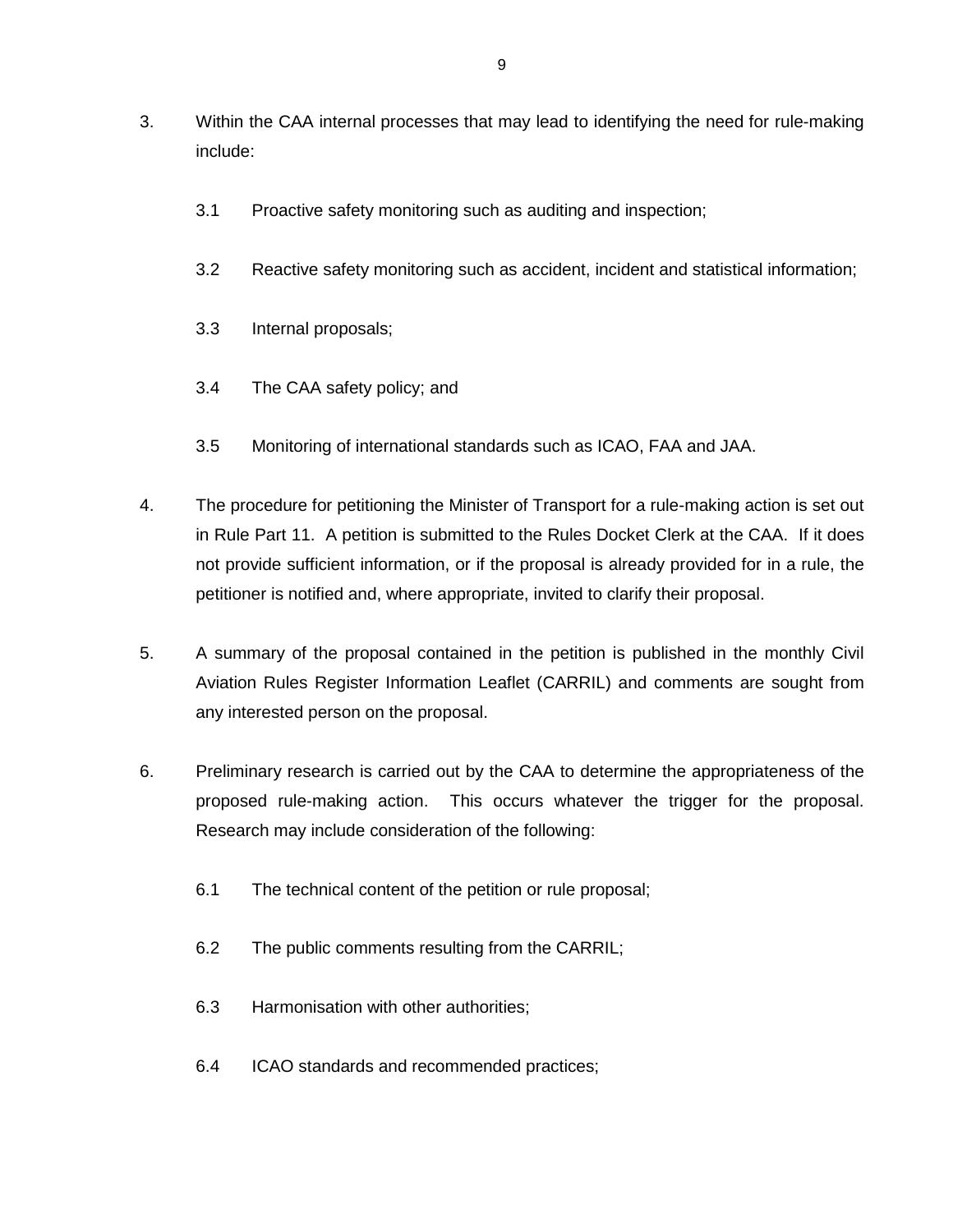3. Within the CAA internal processes that may lead to identifying the need for rule-making include:

   3.1 Proactive safety monitoring such as auditing and inspection;

   3.2 Reactive safety monitoring such as accident, incident and statistical information;

   3.3 Internal proposals;

   3.4 The CAA safety policy; and

   3.5 Monitoring of international standards such as ICAO, FAA and JAA.

4. The procedure for petitioning the Minister of Transport for a rule-making action is set out in Rule Part 11. A petition is submitted to the Rules Docket Clerk at the CAA. If it does not provide sufficient information, or if the proposal is already provided for in a rule, the petitioner is notified and, where appropriate, invited to clarify their proposal.

5. A summary of the proposal contained in the petition is published in the monthly Civil Aviation Rules Register Information Leaflet (CARRIL) and comments are sought from any interested person on the proposal.

6. Preliminary research is carried out by the CAA to determine the appropriateness of the proposed rule-making action. This occurs whatever the trigger for the proposal. Research may include consideration of the following:

   6.1 The technical content of the petition or rule proposal;

   6.2 The public comments resulting from the CARRIL;

   6.3 Harmonisation with other authorities;

   6.4 ICAO standards and recommended practices;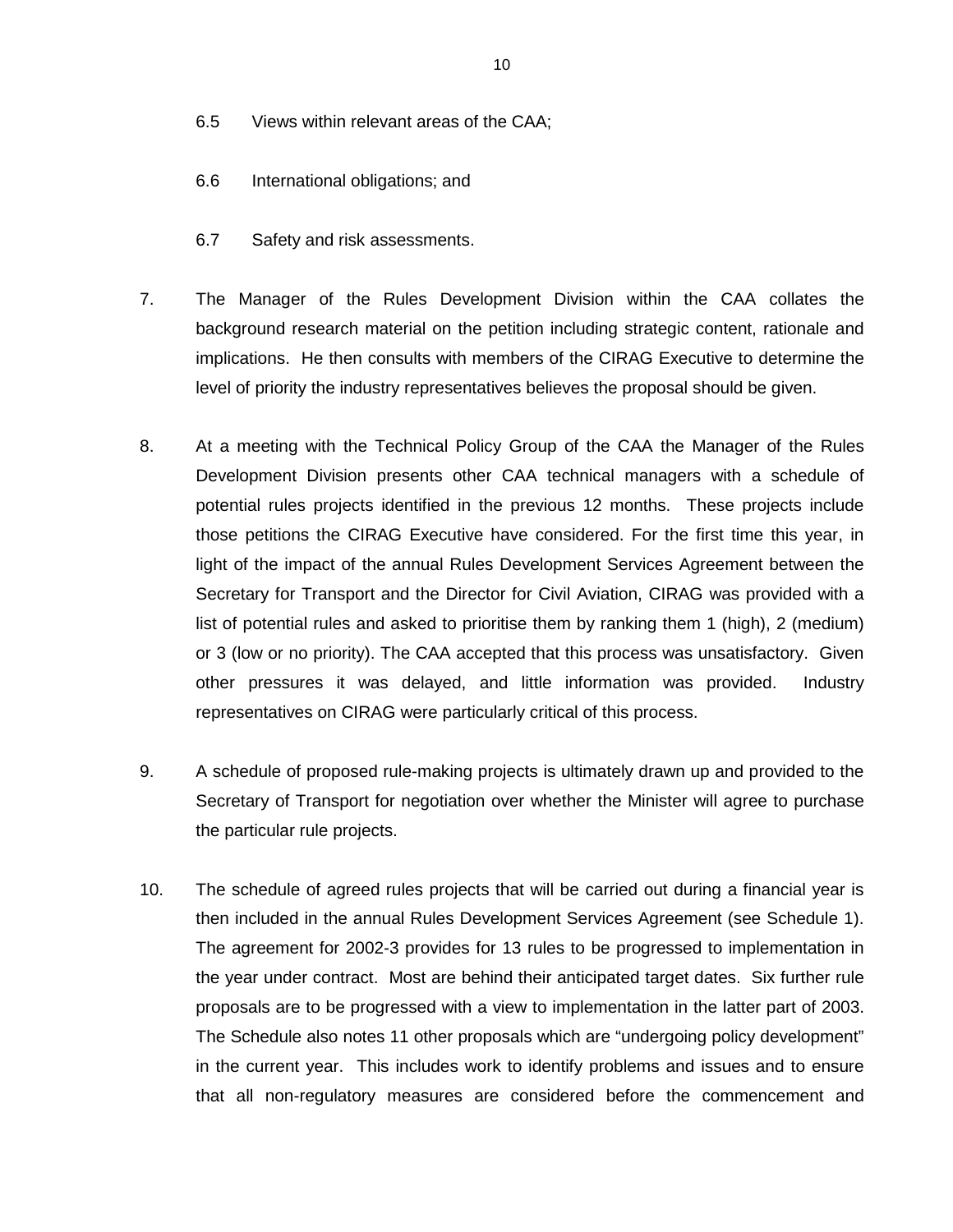6.5 Views within relevant areas of the CAA;

6.6 International obligations; and

6.7 Safety and risk assessments.

7. The Manager of the Rules Development Division within the CAA collates the background research material on the petition including strategic content, rationale and implications. He then consults with members of the CIRAG Executive to determine the level of priority the industry representatives believes the proposal should be given.

8. At a meeting with the Technical Policy Group of the CAA the Manager of the Rules Development Division presents other CAA technical managers with a schedule of potential rules projects identified in the previous 12 months. These projects include those petitions the CIRAG Executive have considered. For the first time this year, in light of the impact of the annual Rules Development Services Agreement between the Secretary for Transport and the Director for Civil Aviation, CIRAG was provided with a list of potential rules and asked to prioritise them by ranking them 1 (high), 2 (medium) or 3 (low or no priority). The CAA accepted that this process was unsatisfactory. Given other pressures it was delayed, and little information was provided. Industry representatives on CIRAG were particularly critical of this process.

9. A schedule of proposed rule-making projects is ultimately drawn up and provided to the Secretary of Transport for negotiation over whether the Minister will agree to purchase the particular rule projects.

10. The schedule of agreed rules projects that will be carried out during a financial year is then included in the annual Rules Development Services Agreement (see Schedule 1). The agreement for 2002-3 provides for 13 rules to be progressed to implementation in the year under contract. Most are behind their anticipated target dates. Six further rule proposals are to be progressed with a view to implementation in the latter part of 2003. The Schedule also notes 11 other proposals which are "undergoing policy development" in the current year. This includes work to identify problems and issues and to ensure that all non-regulatory measures are considered before the commencement and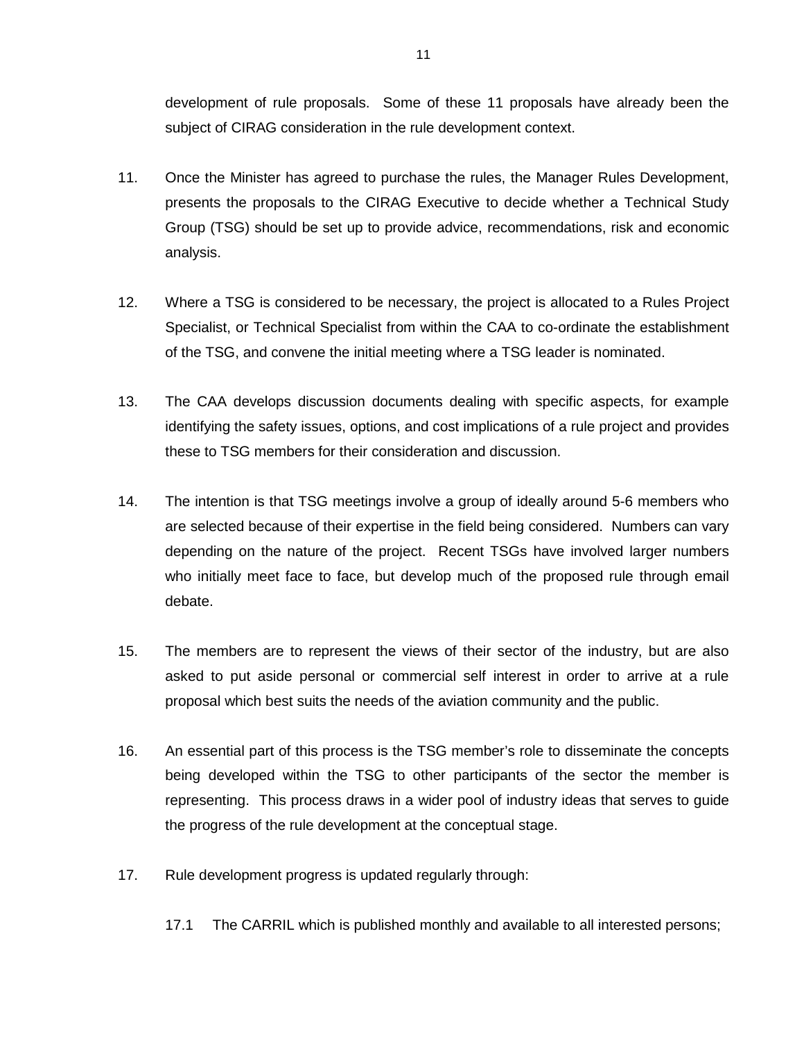development of rule proposals. Some of these 11 proposals have already been the subject of CIRAG consideration in the rule development context.

11. Once the Minister has agreed to purchase the rules, the Manager Rules Development, presents the proposals to the CIRAG Executive to decide whether a Technical Study Group (TSG) should be set up to provide advice, recommendations, risk and economic analysis.

12. Where a TSG is considered to be necessary, the project is allocated to a Rules Project Specialist, or Technical Specialist from within the CAA to co-ordinate the establishment of the TSG, and convene the initial meeting where a TSG leader is nominated.

13. The CAA develops discussion documents dealing with specific aspects, for example identifying the safety issues, options, and cost implications of a rule project and provides these to TSG members for their consideration and discussion.

14. The intention is that TSG meetings involve a group of ideally around 5-6 members who are selected because of their expertise in the field being considered. Numbers can vary depending on the nature of the project. Recent TSGs have involved larger numbers who initially meet face to face, but develop much of the proposed rule through email debate.

15. The members are to represent the views of their sector of the industry, but are also asked to put aside personal or commercial self interest in order to arrive at a rule proposal which best suits the needs of the aviation community and the public.

16. An essential part of this process is the TSG member's role to disseminate the concepts being developed within the TSG to other participants of the sector the member is representing. This process draws in a wider pool of industry ideas that serves to guide the progress of the rule development at the conceptual stage.

17. Rule development progress is updated regularly through:

    17.1 The CARRIL which is published monthly and available to all interested persons;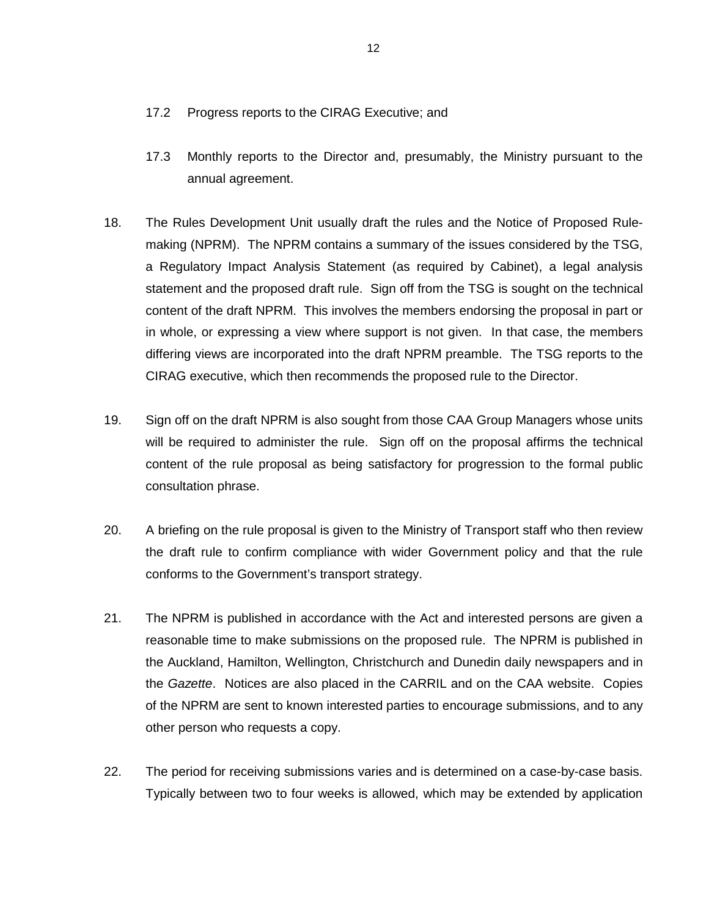17.2 Progress reports to the CIRAG Executive; and

17.3 Monthly reports to the Director and, presumably, the Ministry pursuant to the annual agreement.

18. The Rules Development Unit usually draft the rules and the Notice of Proposed Rule-making (NPRM). The NPRM contains a summary of the issues considered by the TSG, a Regulatory Impact Analysis Statement (as required by Cabinet), a legal analysis statement and the proposed draft rule. Sign off from the TSG is sought on the technical content of the draft NPRM. This involves the members endorsing the proposal in part or in whole, or expressing a view where support is not given. In that case, the members differing views are incorporated into the draft NPRM preamble. The TSG reports to the CIRAG executive, which then recommends the proposed rule to the Director.

19. Sign off on the draft NPRM is also sought from those CAA Group Managers whose units will be required to administer the rule. Sign off on the proposal affirms the technical content of the rule proposal as being satisfactory for progression to the formal public consultation phrase.

20. A briefing on the rule proposal is given to the Ministry of Transport staff who then review the draft rule to confirm compliance with wider Government policy and that the rule conforms to the Government's transport strategy.

21. The NPRM is published in accordance with the Act and interested persons are given a reasonable time to make submissions on the proposed rule. The NPRM is published in the Auckland, Hamilton, Wellington, Christchurch and Dunedin daily newspapers and in the *Gazette*. Notices are also placed in the CARRIL and on the CAA website. Copies of the NPRM are sent to known interested parties to encourage submissions, and to any other person who requests a copy.

22. The period for receiving submissions varies and is determined on a case-by-case basis. Typically between two to four weeks is allowed, which may be extended by application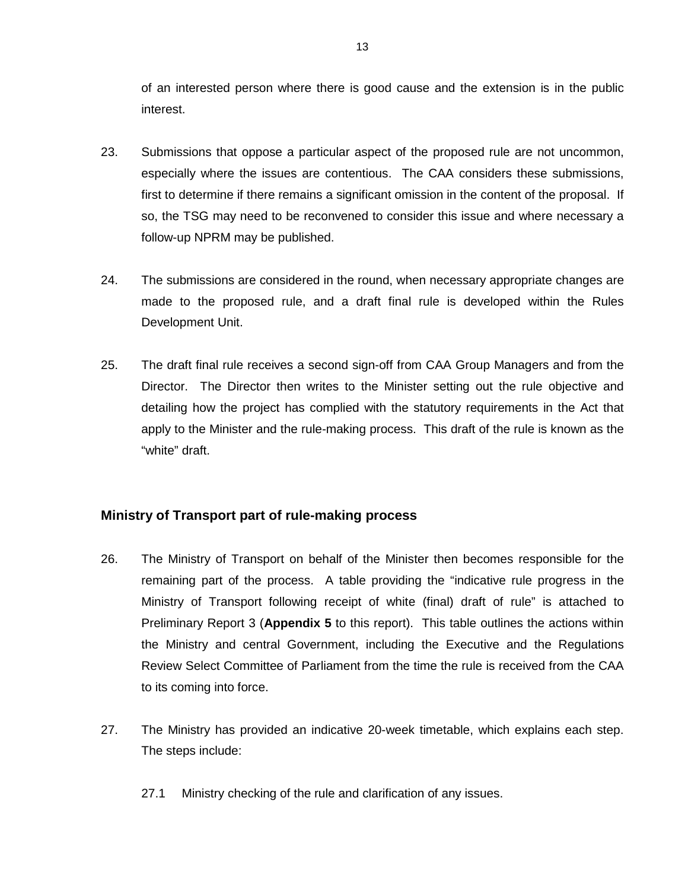of an interested person where there is good cause and the extension is in the public interest.

23. Submissions that oppose a particular aspect of the proposed rule are not uncommon, especially where the issues are contentious. The CAA considers these submissions, first to determine if there remains a significant omission in the content of the proposal. If so, the TSG may need to be reconvened to consider this issue and where necessary a follow-up NPRM may be published.

24. The submissions are considered in the round, when necessary appropriate changes are made to the proposed rule, and a draft final rule is developed within the Rules Development Unit.

25. The draft final rule receives a second sign-off from CAA Group Managers and from the Director. The Director then writes to the Minister setting out the rule objective and detailing how the project has complied with the statutory requirements in the Act that apply to the Minister and the rule-making process. This draft of the rule is known as the "white" draft.

### Ministry of Transport part of rule-making process

26. The Ministry of Transport on behalf of the Minister then becomes responsible for the remaining part of the process. A table providing the "indicative rule progress in the Ministry of Transport following receipt of white (final) draft of rule" is attached to Preliminary Report 3 (**Appendix 5** to this report). This table outlines the actions within the Ministry and central Government, including the Executive and the Regulations Review Select Committee of Parliament from the time the rule is received from the CAA to its coming into force.

27. The Ministry has provided an indicative 20-week timetable, which explains each step. The steps include:

    27.1 Ministry checking of the rule and clarification of any issues.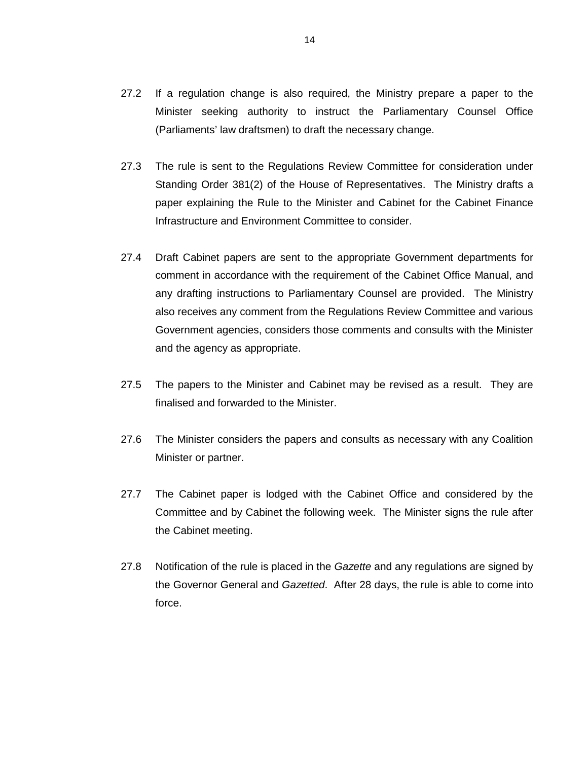27.2 If a regulation change is also required, the Ministry prepare a paper to the Minister seeking authority to instruct the Parliamentary Counsel Office (Parliaments' law draftsmen) to draft the necessary change.

27.3 The rule is sent to the Regulations Review Committee for consideration under Standing Order 381(2) of the House of Representatives. The Ministry drafts a paper explaining the Rule to the Minister and Cabinet for the Cabinet Finance Infrastructure and Environment Committee to consider.

27.4 Draft Cabinet papers are sent to the appropriate Government departments for comment in accordance with the requirement of the Cabinet Office Manual, and any drafting instructions to Parliamentary Counsel are provided. The Ministry also receives any comment from the Regulations Review Committee and various Government agencies, considers those comments and consults with the Minister and the agency as appropriate.

27.5 The papers to the Minister and Cabinet may be revised as a result. They are finalised and forwarded to the Minister.

27.6 The Minister considers the papers and consults as necessary with any Coalition Minister or partner.

27.7 The Cabinet paper is lodged with the Cabinet Office and considered by the Committee and by Cabinet the following week. The Minister signs the rule after the Cabinet meeting.

27.8 Notification of the rule is placed in the *Gazette* and any regulations are signed by the Governor General and *Gazetted*. After 28 days, the rule is able to come into force.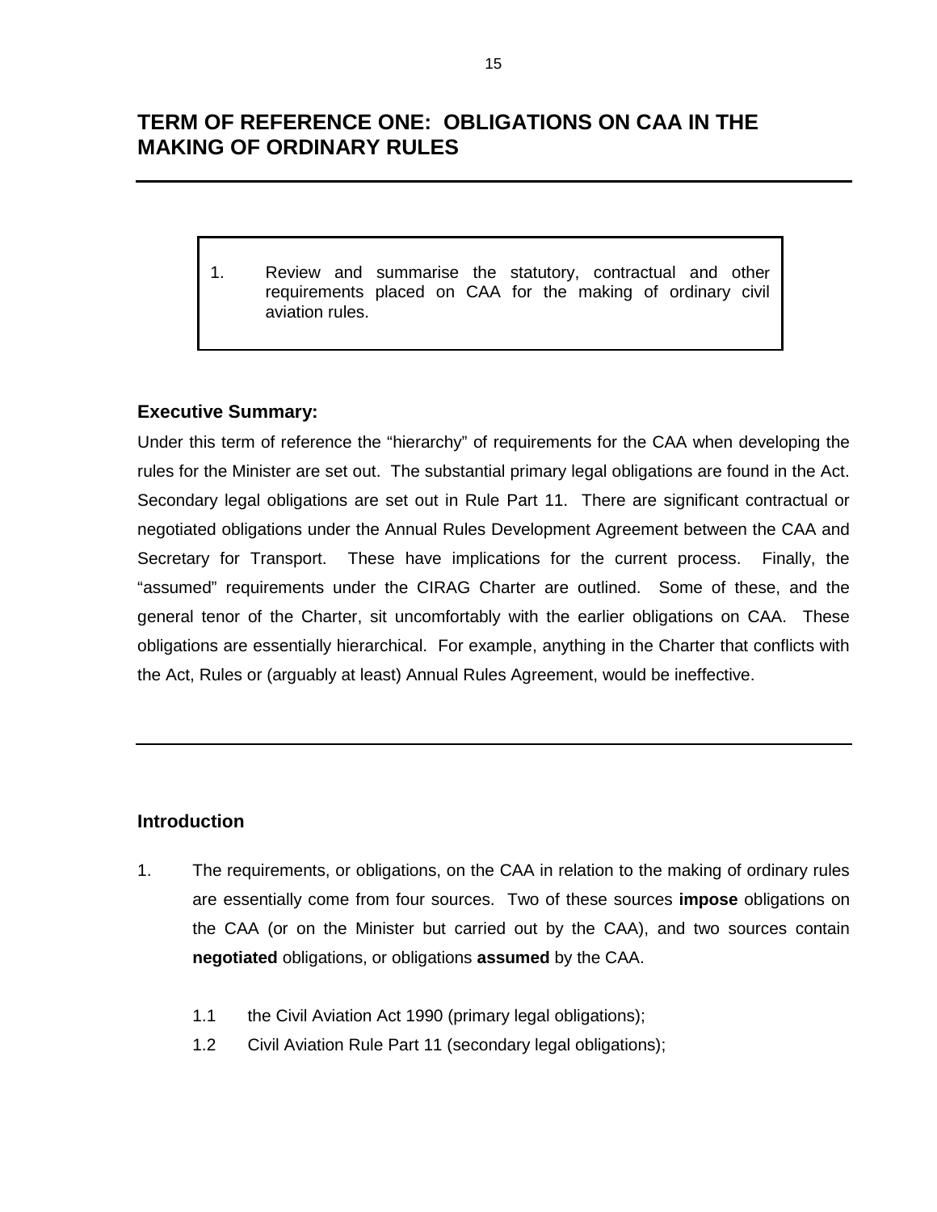# TERM OF REFERENCE ONE: OBLIGATIONS ON CAA IN THE MAKING OF ORDINARY RULES

1. Review and summarise the statutory, contractual and other requirements placed on CAA for the making of ordinary civil aviation rules.

### Executive Summary:

Under this term of reference the "hierarchy" of requirements for the CAA when developing the rules for the Minister are set out. The substantial primary legal obligations are found in the Act. Secondary legal obligations are set out in Rule Part 11. There are significant contractual or negotiated obligations under the Annual Rules Development Agreement between the CAA and Secretary for Transport. These have implications for the current process. Finally, the "assumed" requirements under the CIRAG Charter are outlined. Some of these, and the general tenor of the Charter, sit uncomfortably with the earlier obligations on CAA. These obligations are essentially hierarchical. For example, anything in the Charter that conflicts with the Act, Rules or (arguably at least) Annual Rules Agreement, would be ineffective.

### Introduction

1. The requirements, or obligations, on the CAA in relation to the making of ordinary rules are essentially come from four sources. Two of these sources **impose** obligations on the CAA (or on the Minister but carried out by the CAA), and two sources contain **negotiated** obligations, or obligations **assumed** by the CAA.

   1.1 the Civil Aviation Act 1990 (primary legal obligations);

   1.2 Civil Aviation Rule Part 11 (secondary legal obligations);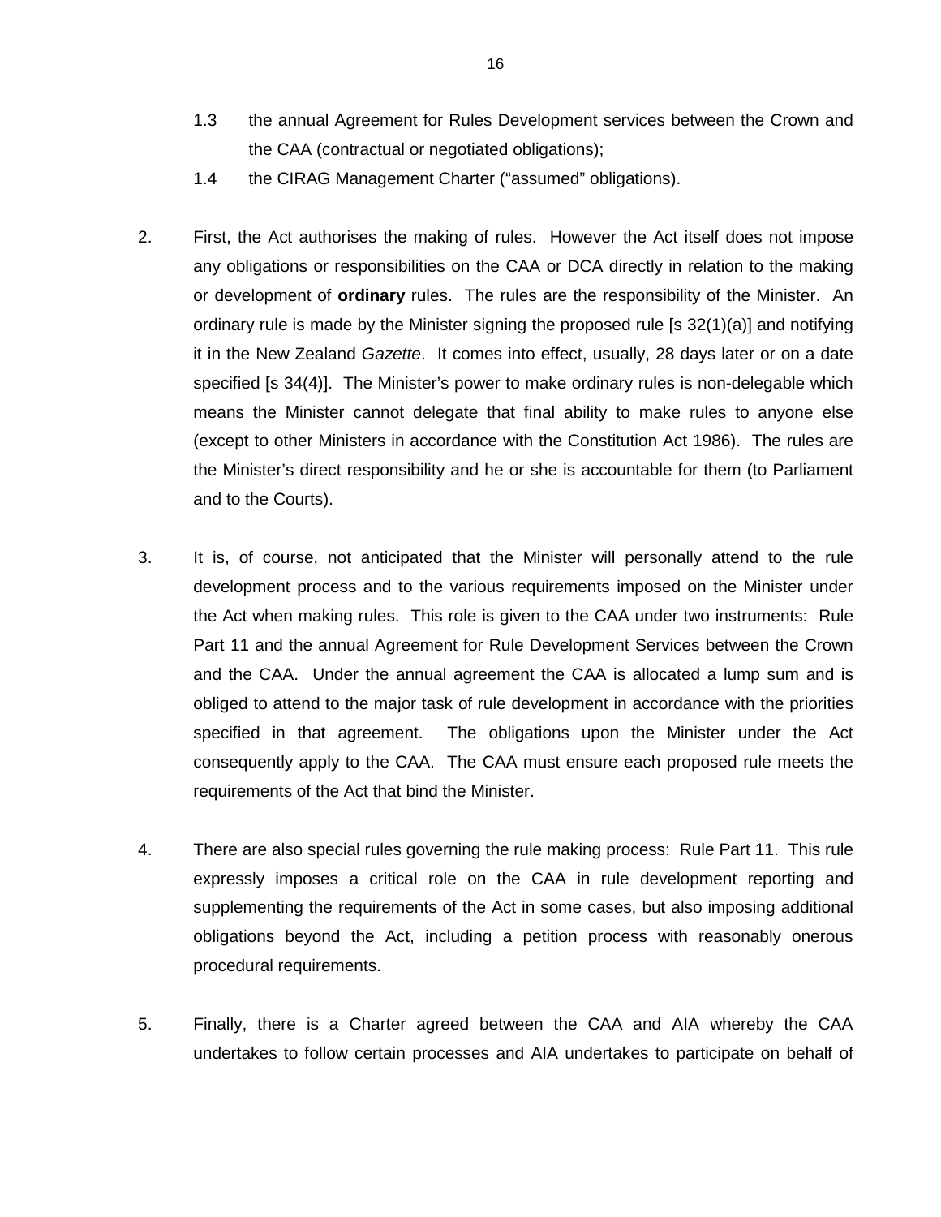1.3 the annual Agreement for Rules Development services between the Crown and the CAA (contractual or negotiated obligations);

1.4 the CIRAG Management Charter ("assumed" obligations).

2. First, the Act authorises the making of rules. However the Act itself does not impose any obligations or responsibilities on the CAA or DCA directly in relation to the making or development of **ordinary** rules. The rules are the responsibility of the Minister. An ordinary rule is made by the Minister signing the proposed rule [s 32(1)(a)] and notifying it in the New Zealand *Gazette*. It comes into effect, usually, 28 days later or on a date specified [s 34(4)]. The Minister's power to make ordinary rules is non-delegable which means the Minister cannot delegate that final ability to make rules to anyone else (except to other Ministers in accordance with the Constitution Act 1986). The rules are the Minister's direct responsibility and he or she is accountable for them (to Parliament and to the Courts).

3. It is, of course, not anticipated that the Minister will personally attend to the rule development process and to the various requirements imposed on the Minister under the Act when making rules. This role is given to the CAA under two instruments: Rule Part 11 and the annual Agreement for Rule Development Services between the Crown and the CAA. Under the annual agreement the CAA is allocated a lump sum and is obliged to attend to the major task of rule development in accordance with the priorities specified in that agreement. The obligations upon the Minister under the Act consequently apply to the CAA. The CAA must ensure each proposed rule meets the requirements of the Act that bind the Minister.

4. There are also special rules governing the rule making process: Rule Part 11. This rule expressly imposes a critical role on the CAA in rule development reporting and supplementing the requirements of the Act in some cases, but also imposing additional obligations beyond the Act, including a petition process with reasonably onerous procedural requirements.

5. Finally, there is a Charter agreed between the CAA and AIA whereby the CAA undertakes to follow certain processes and AIA undertakes to participate on behalf of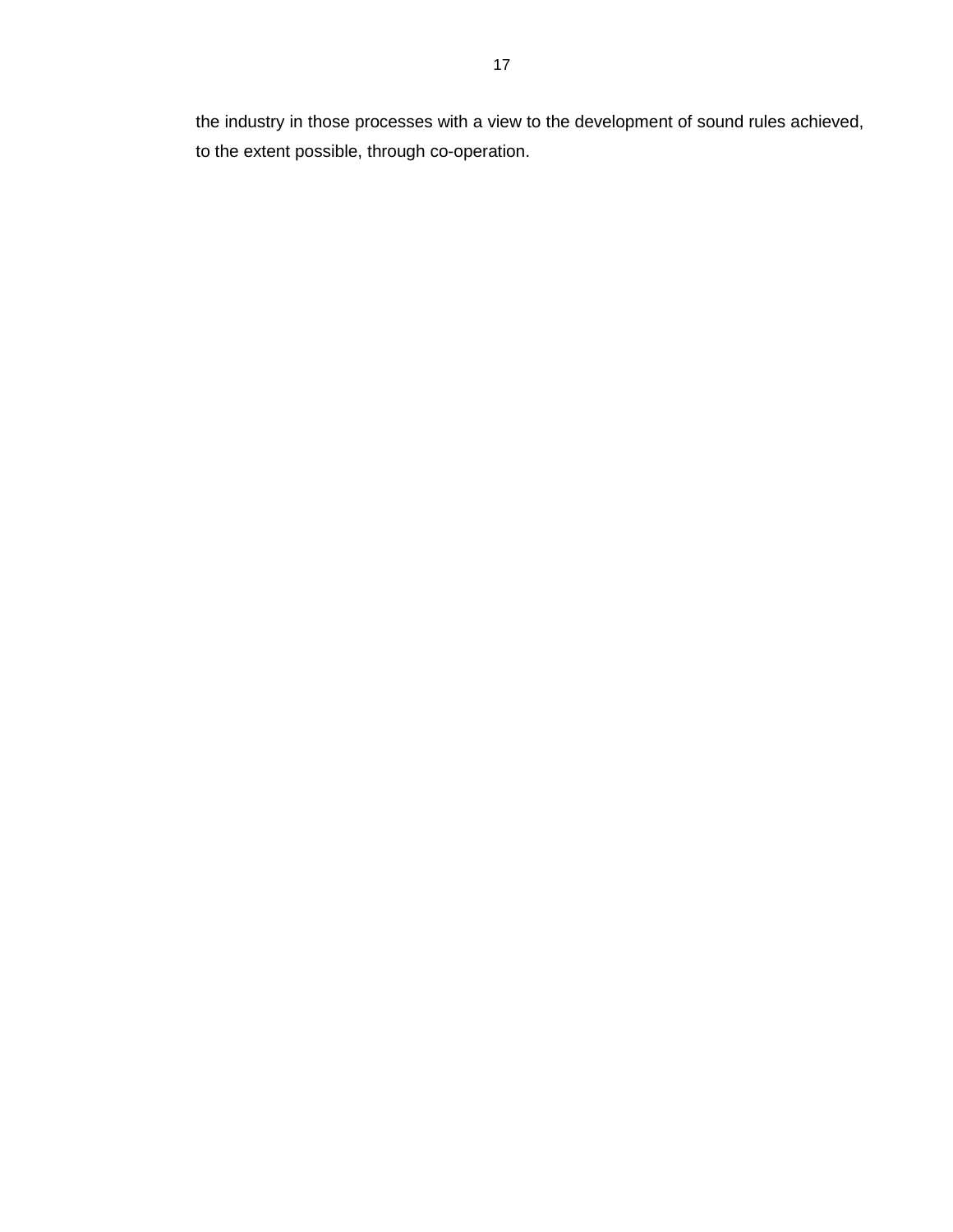the industry in those processes with a view to the development of sound rules achieved, to the extent possible, through co-operation.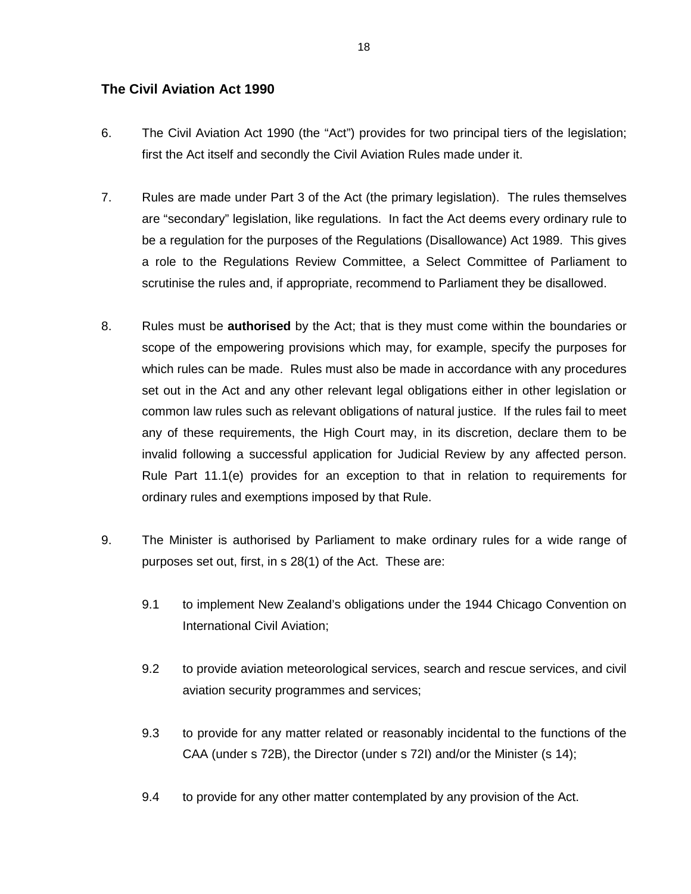## The Civil Aviation Act 1990

6. The Civil Aviation Act 1990 (the "Act") provides for two principal tiers of the legislation; first the Act itself and secondly the Civil Aviation Rules made under it.

7. Rules are made under Part 3 of the Act (the primary legislation). The rules themselves are "secondary" legislation, like regulations. In fact the Act deems every ordinary rule to be a regulation for the purposes of the Regulations (Disallowance) Act 1989. This gives a role to the Regulations Review Committee, a Select Committee of Parliament to scrutinise the rules and, if appropriate, recommend to Parliament they be disallowed.

8. Rules must be **authorised** by the Act; that is they must come within the boundaries or scope of the empowering provisions which may, for example, specify the purposes for which rules can be made. Rules must also be made in accordance with any procedures set out in the Act and any other relevant legal obligations either in other legislation or common law rules such as relevant obligations of natural justice. If the rules fail to meet any of these requirements, the High Court may, in its discretion, declare them to be invalid following a successful application for Judicial Review by any affected person. Rule Part 11.1(e) provides for an exception to that in relation to requirements for ordinary rules and exemptions imposed by that Rule.

9. The Minister is authorised by Parliament to make ordinary rules for a wide range of purposes set out, first, in s 28(1) of the Act. These are:

   9.1 to implement New Zealand's obligations under the 1944 Chicago Convention on International Civil Aviation;

   9.2 to provide aviation meteorological services, search and rescue services, and civil aviation security programmes and services;

   9.3 to provide for any matter related or reasonably incidental to the functions of the CAA (under s 72B), the Director (under s 72I) and/or the Minister (s 14);

   9.4 to provide for any other matter contemplated by any provision of the Act.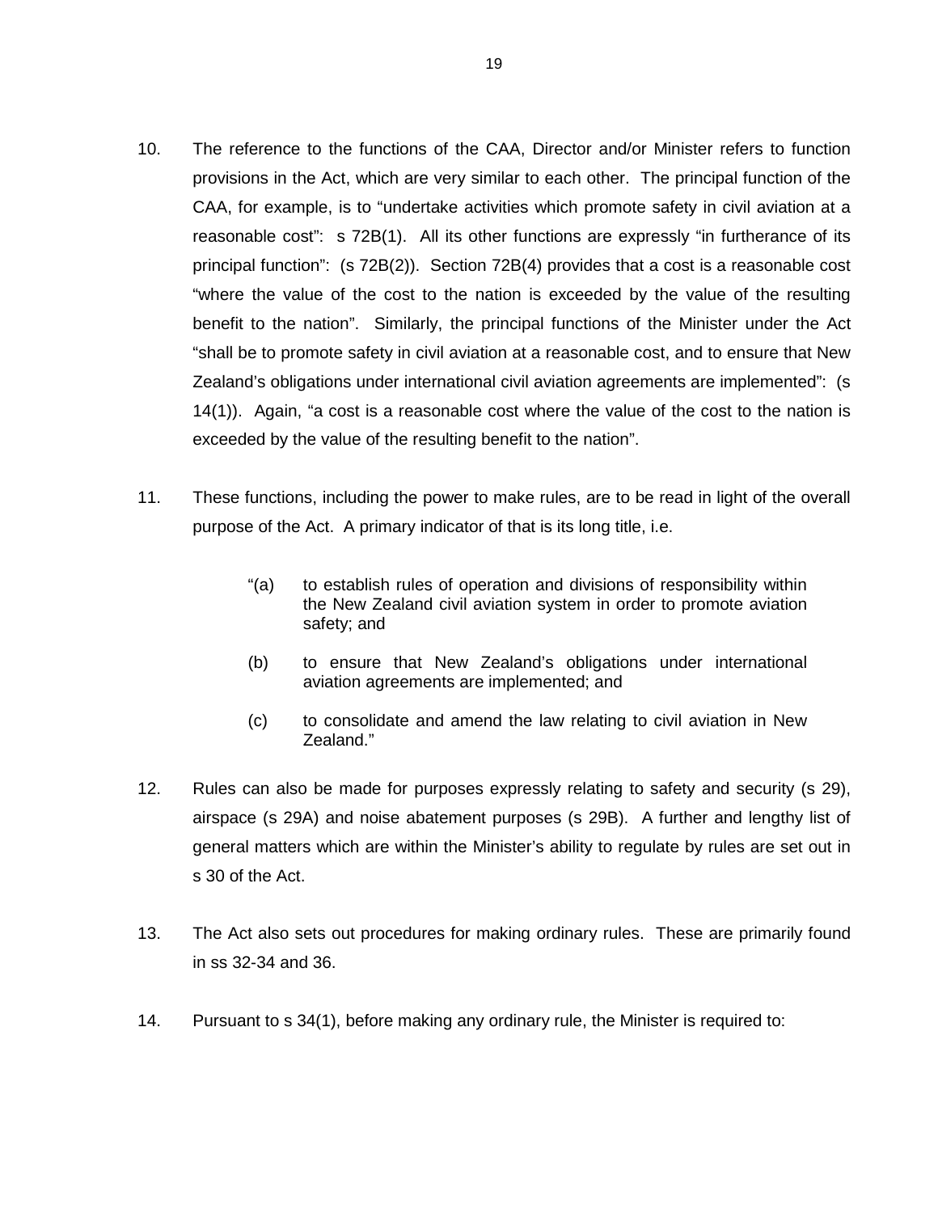10. The reference to the functions of the CAA, Director and/or Minister refers to function provisions in the Act, which are very similar to each other. The principal function of the CAA, for example, is to "undertake activities which promote safety in civil aviation at a reasonable cost": s 72B(1). All its other functions are expressly "in furtherance of its principal function": (s 72B(2)). Section 72B(4) provides that a cost is a reasonable cost "where the value of the cost to the nation is exceeded by the value of the resulting benefit to the nation". Similarly, the principal functions of the Minister under the Act "shall be to promote safety in civil aviation at a reasonable cost, and to ensure that New Zealand's obligations under international civil aviation agreements are implemented": (s 14(1)). Again, "a cost is a reasonable cost where the value of the cost to the nation is exceeded by the value of the resulting benefit to the nation".

11. These functions, including the power to make rules, are to be read in light of the overall purpose of the Act. A primary indicator of that is its long title, i.e.

> "(a) to establish rules of operation and divisions of responsibility within the New Zealand civil aviation system in order to promote aviation safety; and
>
> (b) to ensure that New Zealand's obligations under international aviation agreements are implemented; and
>
> (c) to consolidate and amend the law relating to civil aviation in New Zealand."

12. Rules can also be made for purposes expressly relating to safety and security (s 29), airspace (s 29A) and noise abatement purposes (s 29B). A further and lengthy list of general matters which are within the Minister's ability to regulate by rules are set out in s 30 of the Act.

13. The Act also sets out procedures for making ordinary rules. These are primarily found in ss 32-34 and 36.

14. Pursuant to s 34(1), before making any ordinary rule, the Minister is required to: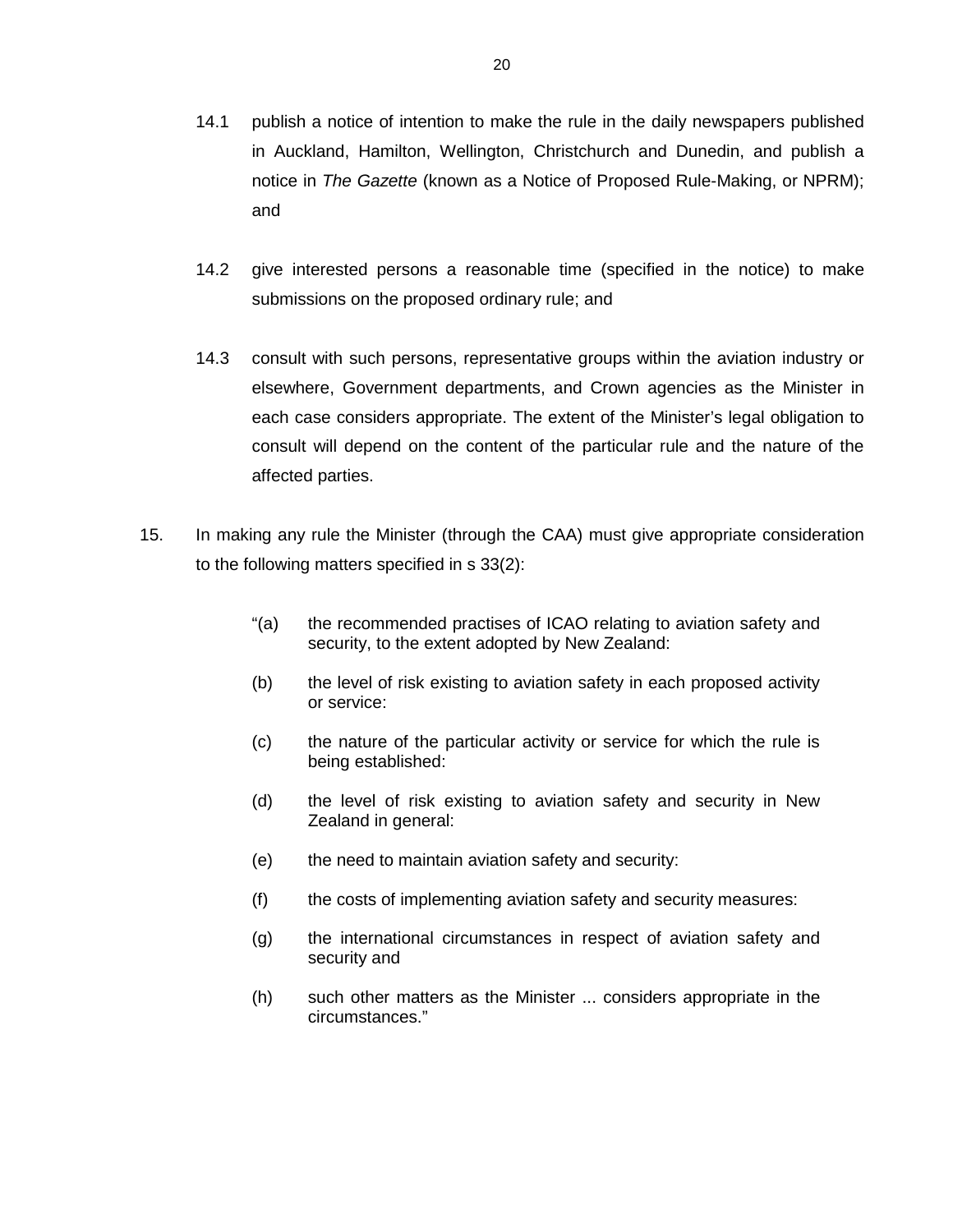14.1 publish a notice of intention to make the rule in the daily newspapers published in Auckland, Hamilton, Wellington, Christchurch and Dunedin, and publish a notice in *The Gazette* (known as a Notice of Proposed Rule-Making, or NPRM); and

14.2 give interested persons a reasonable time (specified in the notice) to make submissions on the proposed ordinary rule; and

14.3 consult with such persons, representative groups within the aviation industry or elsewhere, Government departments, and Crown agencies as the Minister in each case considers appropriate. The extent of the Minister's legal obligation to consult will depend on the content of the particular rule and the nature of the affected parties.

15. In making any rule the Minister (through the CAA) must give appropriate consideration to the following matters specified in s 33(2):

> "(a) the recommended practises of ICAO relating to aviation safety and security, to the extent adopted by New Zealand:
>
> (b) the level of risk existing to aviation safety in each proposed activity or service:
>
> (c) the nature of the particular activity or service for which the rule is being established:
>
> (d) the level of risk existing to aviation safety and security in New Zealand in general:
>
> (e) the need to maintain aviation safety and security:
>
> (f) the costs of implementing aviation safety and security measures:
>
> (g) the international circumstances in respect of aviation safety and security and
>
> (h) such other matters as the Minister ... considers appropriate in the circumstances."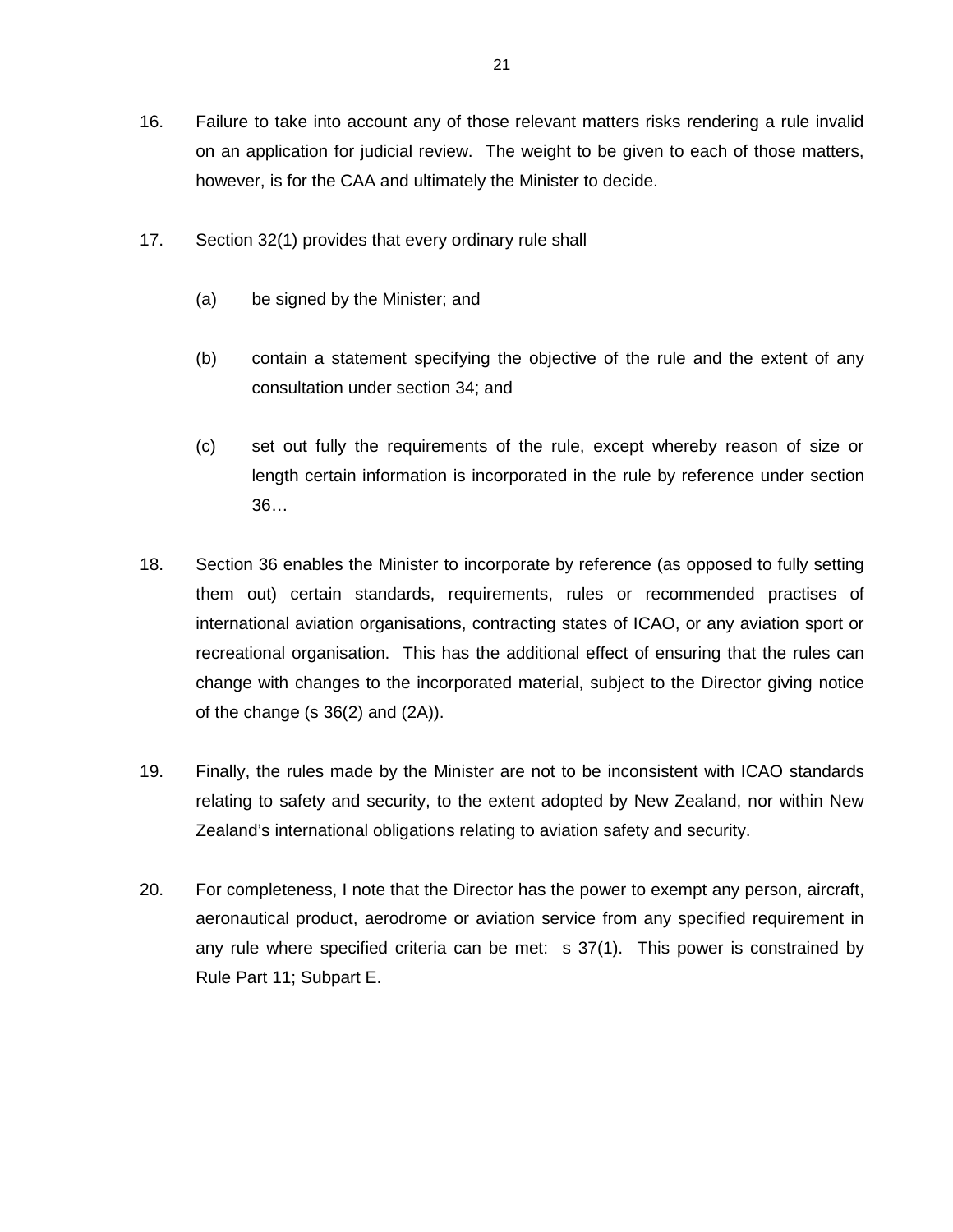16. Failure to take into account any of those relevant matters risks rendering a rule invalid on an application for judicial review. The weight to be given to each of those matters, however, is for the CAA and ultimately the Minister to decide.

17. Section 32(1) provides that every ordinary rule shall

    (a) be signed by the Minister; and

    (b) contain a statement specifying the objective of the rule and the extent of any consultation under section 34; and

    (c) set out fully the requirements of the rule, except whereby reason of size or length certain information is incorporated in the rule by reference under section 36…

18. Section 36 enables the Minister to incorporate by reference (as opposed to fully setting them out) certain standards, requirements, rules or recommended practises of international aviation organisations, contracting states of ICAO, or any aviation sport or recreational organisation. This has the additional effect of ensuring that the rules can change with changes to the incorporated material, subject to the Director giving notice of the change (s 36(2) and (2A)).

19. Finally, the rules made by the Minister are not to be inconsistent with ICAO standards relating to safety and security, to the extent adopted by New Zealand, nor within New Zealand's international obligations relating to aviation safety and security.

20. For completeness, I note that the Director has the power to exempt any person, aircraft, aeronautical product, aerodrome or aviation service from any specified requirement in any rule where specified criteria can be met: s 37(1). This power is constrained by Rule Part 11; Subpart E.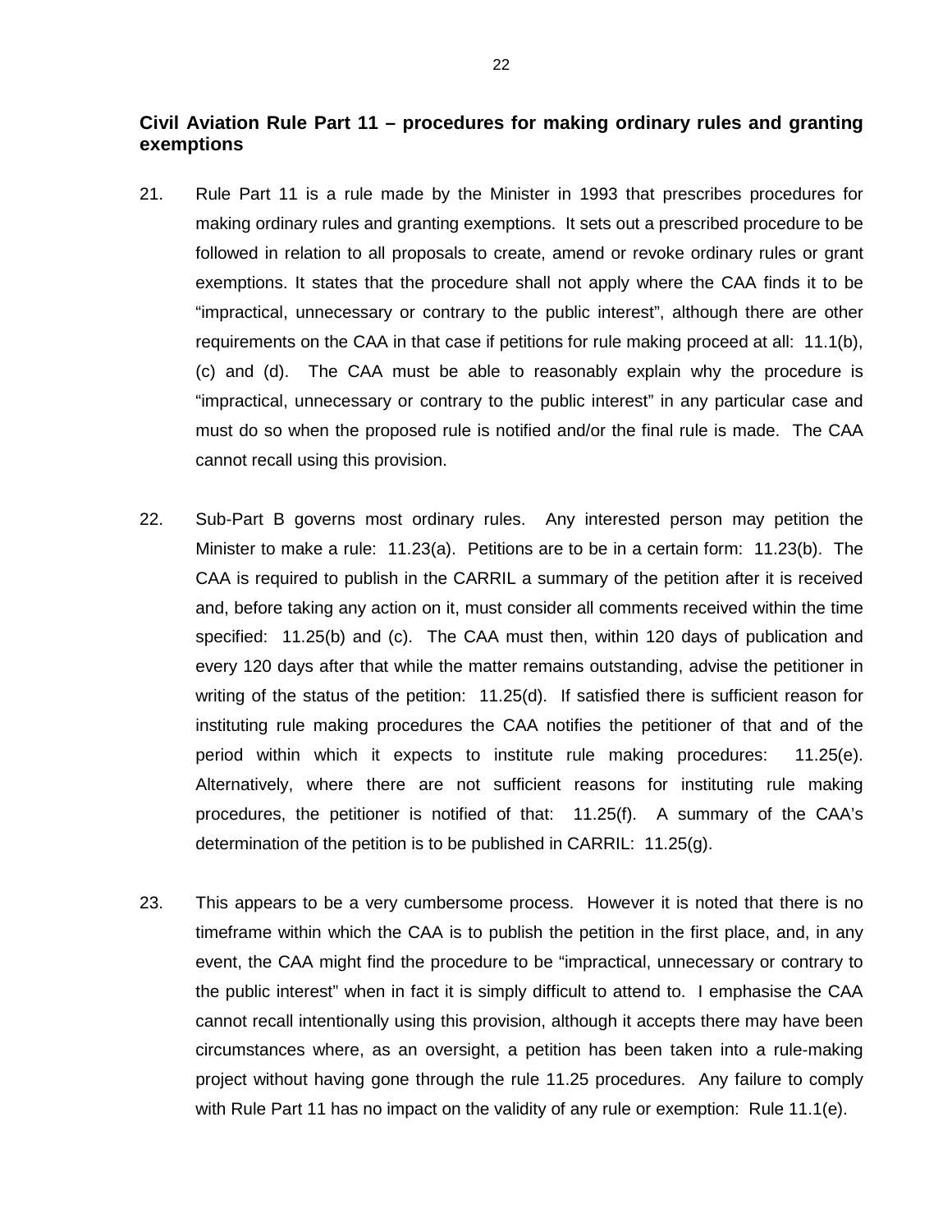## Civil Aviation Rule Part 11 – procedures for making ordinary rules and granting exemptions

21. Rule Part 11 is a rule made by the Minister in 1993 that prescribes procedures for making ordinary rules and granting exemptions. It sets out a prescribed procedure to be followed in relation to all proposals to create, amend or revoke ordinary rules or grant exemptions. It states that the procedure shall not apply where the CAA finds it to be "impractical, unnecessary or contrary to the public interest", although there are other requirements on the CAA in that case if petitions for rule making proceed at all: 11.1(b), (c) and (d). The CAA must be able to reasonably explain why the procedure is "impractical, unnecessary or contrary to the public interest" in any particular case and must do so when the proposed rule is notified and/or the final rule is made. The CAA cannot recall using this provision.

22. Sub-Part B governs most ordinary rules. Any interested person may petition the Minister to make a rule: 11.23(a). Petitions are to be in a certain form: 11.23(b). The CAA is required to publish in the CARRIL a summary of the petition after it is received and, before taking any action on it, must consider all comments received within the time specified: 11.25(b) and (c). The CAA must then, within 120 days of publication and every 120 days after that while the matter remains outstanding, advise the petitioner in writing of the status of the petition: 11.25(d). If satisfied there is sufficient reason for instituting rule making procedures the CAA notifies the petitioner of that and of the period within which it expects to institute rule making procedures: 11.25(e). Alternatively, where there are not sufficient reasons for instituting rule making procedures, the petitioner is notified of that: 11.25(f). A summary of the CAA's determination of the petition is to be published in CARRIL: 11.25(g).

23. This appears to be a very cumbersome process. However it is noted that there is no timeframe within which the CAA is to publish the petition in the first place, and, in any event, the CAA might find the procedure to be "impractical, unnecessary or contrary to the public interest" when in fact it is simply difficult to attend to. I emphasise the CAA cannot recall intentionally using this provision, although it accepts there may have been circumstances where, as an oversight, a petition has been taken into a rule-making project without having gone through the rule 11.25 procedures. Any failure to comply with Rule Part 11 has no impact on the validity of any rule or exemption: Rule 11.1(e).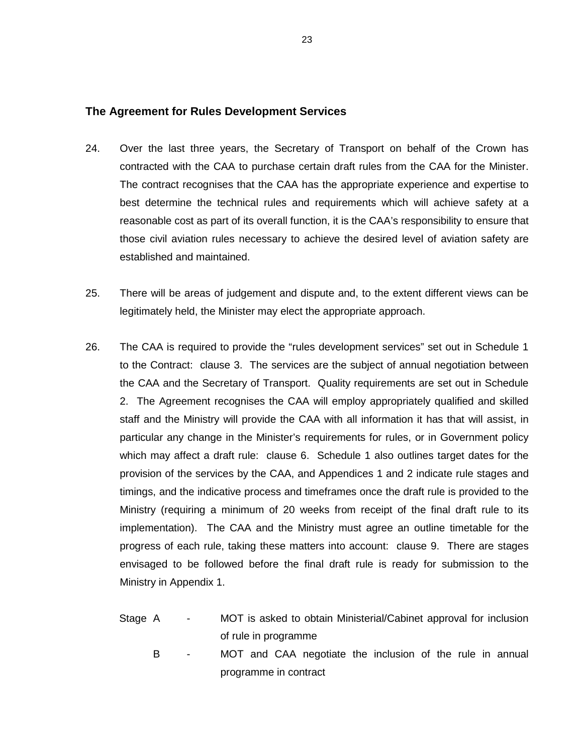### The Agreement for Rules Development Services

24. Over the last three years, the Secretary of Transport on behalf of the Crown has contracted with the CAA to purchase certain draft rules from the CAA for the Minister. The contract recognises that the CAA has the appropriate experience and expertise to best determine the technical rules and requirements which will achieve safety at a reasonable cost as part of its overall function, it is the CAA's responsibility to ensure that those civil aviation rules necessary to achieve the desired level of aviation safety are established and maintained.

25. There will be areas of judgement and dispute and, to the extent different views can be legitimately held, the Minister may elect the appropriate approach.

26. The CAA is required to provide the "rules development services" set out in Schedule 1 to the Contract: clause 3. The services are the subject of annual negotiation between the CAA and the Secretary of Transport. Quality requirements are set out in Schedule 2. The Agreement recognises the CAA will employ appropriately qualified and skilled staff and the Ministry will provide the CAA with all information it has that will assist, in particular any change in the Minister's requirements for rules, or in Government policy which may affect a draft rule: clause 6. Schedule 1 also outlines target dates for the provision of the services by the CAA, and Appendices 1 and 2 indicate rule stages and timings, and the indicative process and timeframes once the draft rule is provided to the Ministry (requiring a minimum of 20 weeks from receipt of the final draft rule to its implementation). The CAA and the Ministry must agree an outline timetable for the progress of each rule, taking these matters into account: clause 9. There are stages envisaged to be followed before the final draft rule is ready for submission to the Ministry in Appendix 1.

Stage A - MOT is asked to obtain Ministerial/Cabinet approval for inclusion of rule in programme

B - MOT and CAA negotiate the inclusion of the rule in annual programme in contract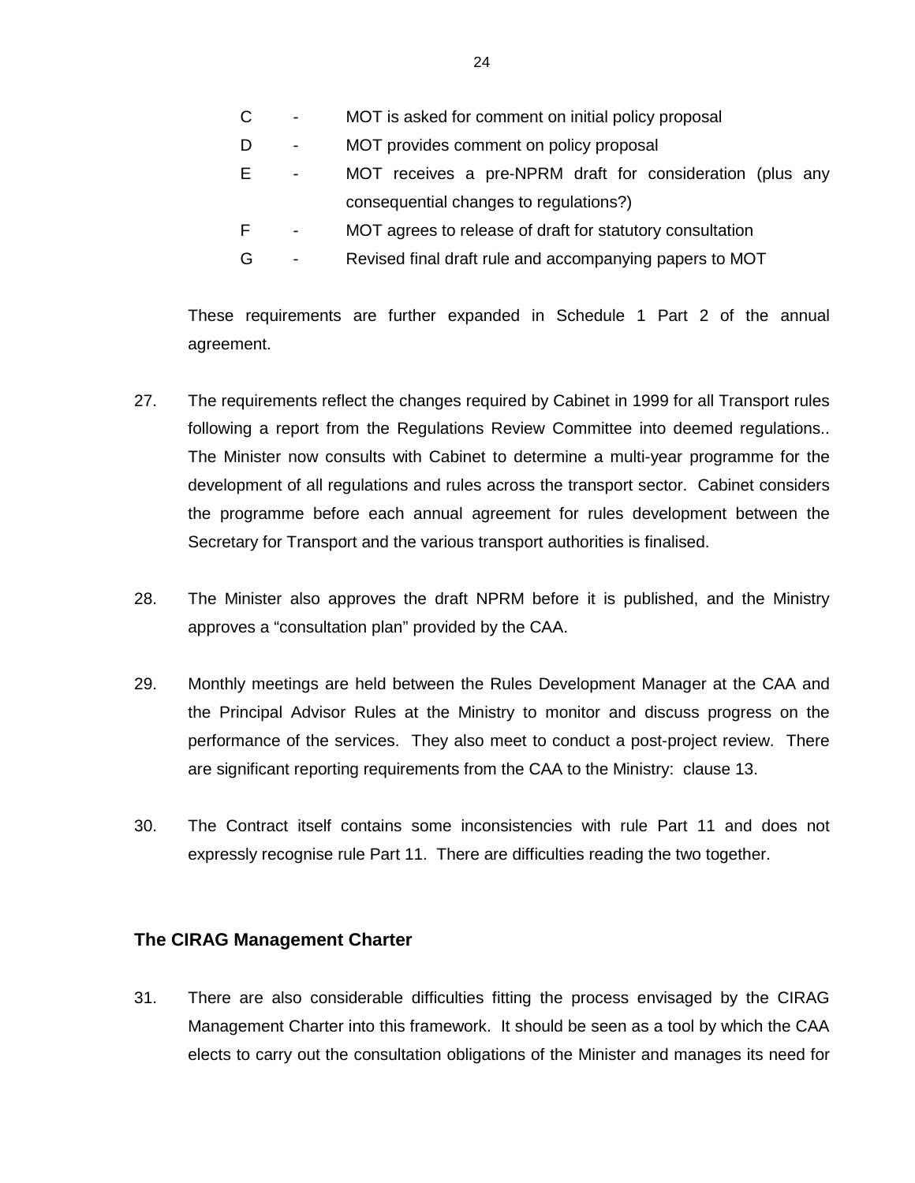C - MOT is asked for comment on initial policy proposal

D - MOT provides comment on policy proposal

E - MOT receives a pre-NPRM draft for consideration (plus any consequential changes to regulations?)

F - MOT agrees to release of draft for statutory consultation

G - Revised final draft rule and accompanying papers to MOT

These requirements are further expanded in Schedule 1 Part 2 of the annual agreement.

27. The requirements reflect the changes required by Cabinet in 1999 for all Transport rules following a report from the Regulations Review Committee into deemed regulations.. The Minister now consults with Cabinet to determine a multi-year programme for the development of all regulations and rules across the transport sector. Cabinet considers the programme before each annual agreement for rules development between the Secretary for Transport and the various transport authorities is finalised.

28. The Minister also approves the draft NPRM before it is published, and the Ministry approves a "consultation plan" provided by the CAA.

29. Monthly meetings are held between the Rules Development Manager at the CAA and the Principal Advisor Rules at the Ministry to monitor and discuss progress on the performance of the services. They also meet to conduct a post-project review. There are significant reporting requirements from the CAA to the Ministry: clause 13.

30. The Contract itself contains some inconsistencies with rule Part 11 and does not expressly recognise rule Part 11. There are difficulties reading the two together.

### The CIRAG Management Charter

31. There are also considerable difficulties fitting the process envisaged by the CIRAG Management Charter into this framework. It should be seen as a tool by which the CAA elects to carry out the consultation obligations of the Minister and manages its need for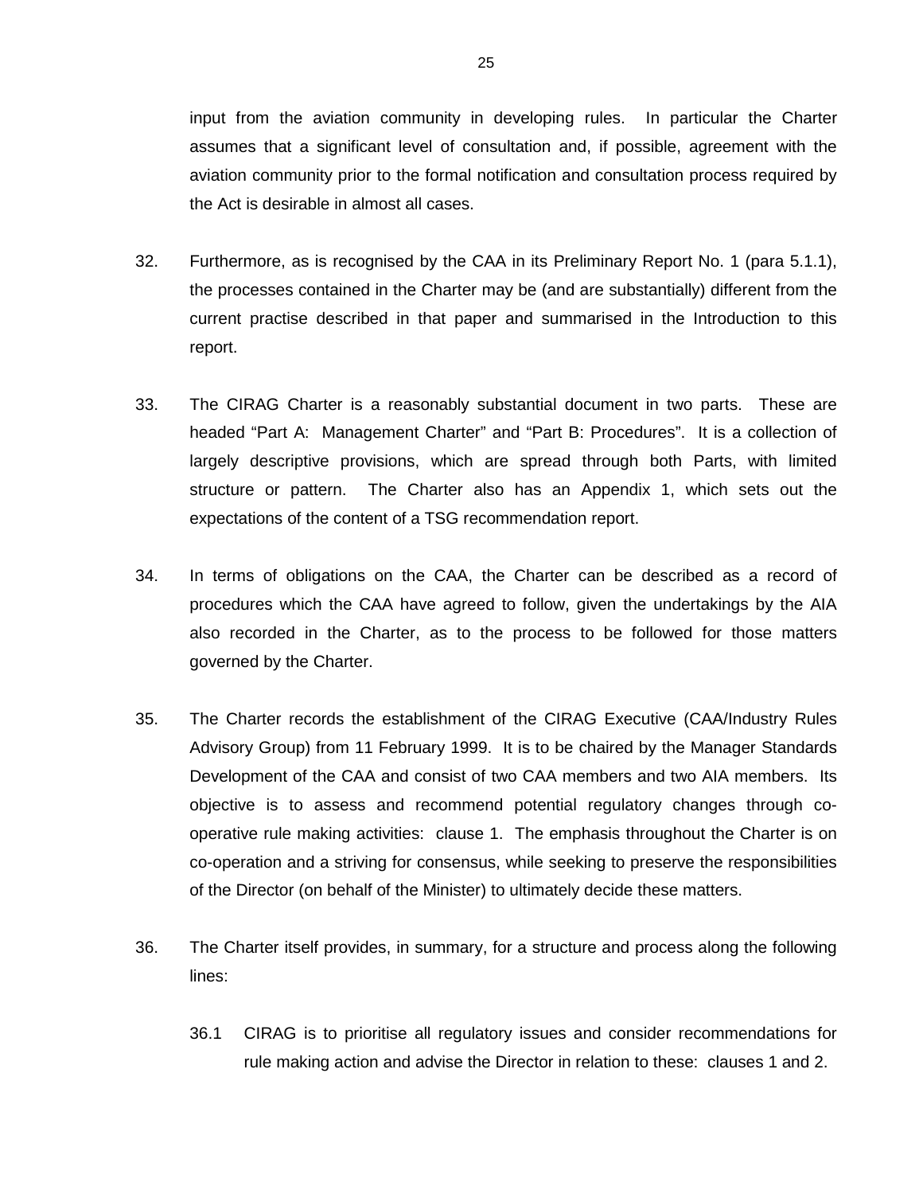input from the aviation community in developing rules. In particular the Charter assumes that a significant level of consultation and, if possible, agreement with the aviation community prior to the formal notification and consultation process required by the Act is desirable in almost all cases.

32. Furthermore, as is recognised by the CAA in its Preliminary Report No. 1 (para 5.1.1), the processes contained in the Charter may be (and are substantially) different from the current practise described in that paper and summarised in the Introduction to this report.

33. The CIRAG Charter is a reasonably substantial document in two parts. These are headed "Part A: Management Charter" and "Part B: Procedures". It is a collection of largely descriptive provisions, which are spread through both Parts, with limited structure or pattern. The Charter also has an Appendix 1, which sets out the expectations of the content of a TSG recommendation report.

34. In terms of obligations on the CAA, the Charter can be described as a record of procedures which the CAA have agreed to follow, given the undertakings by the AIA also recorded in the Charter, as to the process to be followed for those matters governed by the Charter.

35. The Charter records the establishment of the CIRAG Executive (CAA/Industry Rules Advisory Group) from 11 February 1999. It is to be chaired by the Manager Standards Development of the CAA and consist of two CAA members and two AIA members. Its objective is to assess and recommend potential regulatory changes through co-operative rule making activities: clause 1. The emphasis throughout the Charter is on co-operation and a striving for consensus, while seeking to preserve the responsibilities of the Director (on behalf of the Minister) to ultimately decide these matters.

36. The Charter itself provides, in summary, for a structure and process along the following lines:

    36.1 CIRAG is to prioritise all regulatory issues and consider recommendations for rule making action and advise the Director in relation to these: clauses 1 and 2.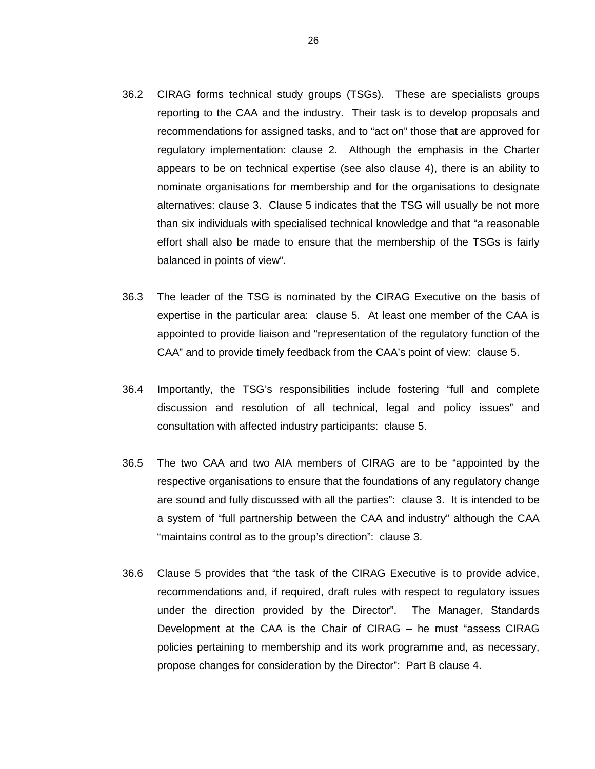36.2 CIRAG forms technical study groups (TSGs). These are specialists groups reporting to the CAA and the industry. Their task is to develop proposals and recommendations for assigned tasks, and to "act on" those that are approved for regulatory implementation: clause 2. Although the emphasis in the Charter appears to be on technical expertise (see also clause 4), there is an ability to nominate organisations for membership and for the organisations to designate alternatives: clause 3. Clause 5 indicates that the TSG will usually be not more than six individuals with specialised technical knowledge and that "a reasonable effort shall also be made to ensure that the membership of the TSGs is fairly balanced in points of view".

36.3 The leader of the TSG is nominated by the CIRAG Executive on the basis of expertise in the particular area: clause 5. At least one member of the CAA is appointed to provide liaison and "representation of the regulatory function of the CAA" and to provide timely feedback from the CAA's point of view: clause 5.

36.4 Importantly, the TSG's responsibilities include fostering "full and complete discussion and resolution of all technical, legal and policy issues" and consultation with affected industry participants: clause 5.

36.5 The two CAA and two AIA members of CIRAG are to be "appointed by the respective organisations to ensure that the foundations of any regulatory change are sound and fully discussed with all the parties": clause 3. It is intended to be a system of "full partnership between the CAA and industry" although the CAA "maintains control as to the group's direction": clause 3.

36.6 Clause 5 provides that "the task of the CIRAG Executive is to provide advice, recommendations and, if required, draft rules with respect to regulatory issues under the direction provided by the Director". The Manager, Standards Development at the CAA is the Chair of CIRAG – he must "assess CIRAG policies pertaining to membership and its work programme and, as necessary, propose changes for consideration by the Director": Part B clause 4.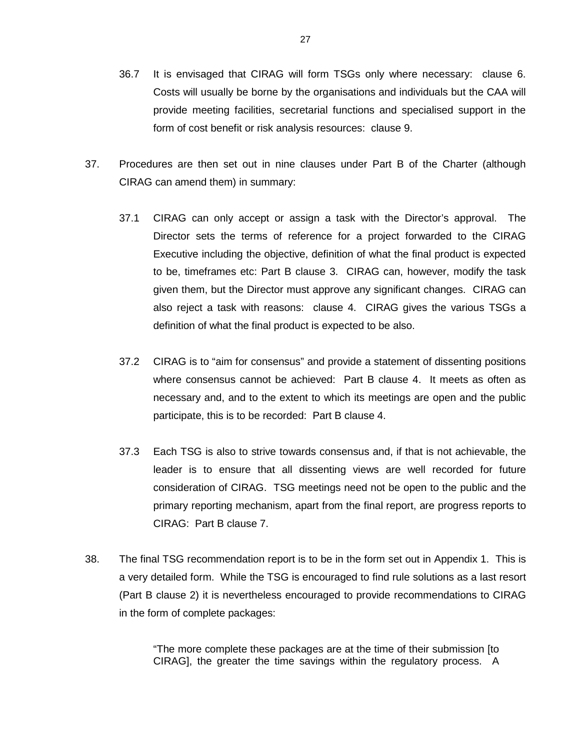36.7 It is envisaged that CIRAG will form TSGs only where necessary: clause 6. Costs will usually be borne by the organisations and individuals but the CAA will provide meeting facilities, secretarial functions and specialised support in the form of cost benefit or risk analysis resources: clause 9.

37. Procedures are then set out in nine clauses under Part B of the Charter (although CIRAG can amend them) in summary:

37.1 CIRAG can only accept or assign a task with the Director's approval. The Director sets the terms of reference for a project forwarded to the CIRAG Executive including the objective, definition of what the final product is expected to be, timeframes etc: Part B clause 3. CIRAG can, however, modify the task given them, but the Director must approve any significant changes. CIRAG can also reject a task with reasons: clause 4. CIRAG gives the various TSGs a definition of what the final product is expected to be also.

37.2 CIRAG is to "aim for consensus" and provide a statement of dissenting positions where consensus cannot be achieved: Part B clause 4. It meets as often as necessary and, and to the extent to which its meetings are open and the public participate, this is to be recorded: Part B clause 4.

37.3 Each TSG is also to strive towards consensus and, if that is not achievable, the leader is to ensure that all dissenting views are well recorded for future consideration of CIRAG. TSG meetings need not be open to the public and the primary reporting mechanism, apart from the final report, are progress reports to CIRAG: Part B clause 7.

38. The final TSG recommendation report is to be in the form set out in Appendix 1. This is a very detailed form. While the TSG is encouraged to find rule solutions as a last resort (Part B clause 2) it is nevertheless encouraged to provide recommendations to CIRAG in the form of complete packages:

> "The more complete these packages are at the time of their submission [to CIRAG], the greater the time savings within the regulatory process. A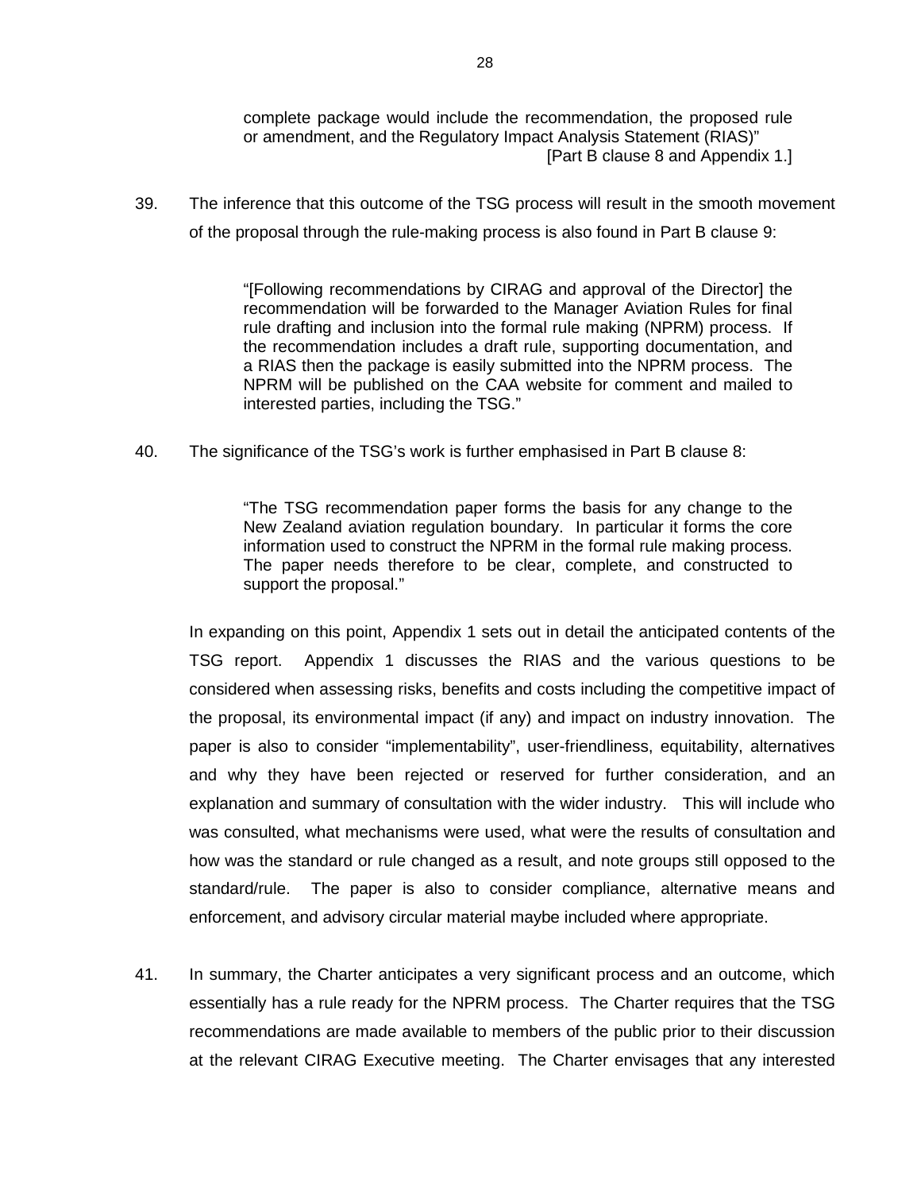> complete package would include the recommendation, the proposed rule or amendment, and the Regulatory Impact Analysis Statement (RIAS)"
> [Part B clause 8 and Appendix 1.]

39. The inference that this outcome of the TSG process will result in the smooth movement of the proposal through the rule-making process is also found in Part B clause 9:

> "[Following recommendations by CIRAG and approval of the Director] the recommendation will be forwarded to the Manager Aviation Rules for final rule drafting and inclusion into the formal rule making (NPRM) process. If the recommendation includes a draft rule, supporting documentation, and a RIAS then the package is easily submitted into the NPRM process. The NPRM will be published on the CAA website for comment and mailed to interested parties, including the TSG."

40. The significance of the TSG's work is further emphasised in Part B clause 8:

> "The TSG recommendation paper forms the basis for any change to the New Zealand aviation regulation boundary. In particular it forms the core information used to construct the NPRM in the formal rule making process. The paper needs therefore to be clear, complete, and constructed to support the proposal."

In expanding on this point, Appendix 1 sets out in detail the anticipated contents of the TSG report. Appendix 1 discusses the RIAS and the various questions to be considered when assessing risks, benefits and costs including the competitive impact of the proposal, its environmental impact (if any) and impact on industry innovation. The paper is also to consider "implementability", user-friendliness, equitability, alternatives and why they have been rejected or reserved for further consideration, and an explanation and summary of consultation with the wider industry. This will include who was consulted, what mechanisms were used, what were the results of consultation and how was the standard or rule changed as a result, and note groups still opposed to the standard/rule. The paper is also to consider compliance, alternative means and enforcement, and advisory circular material maybe included where appropriate.

41. In summary, the Charter anticipates a very significant process and an outcome, which essentially has a rule ready for the NPRM process. The Charter requires that the TSG recommendations are made available to members of the public prior to their discussion at the relevant CIRAG Executive meeting. The Charter envisages that any interested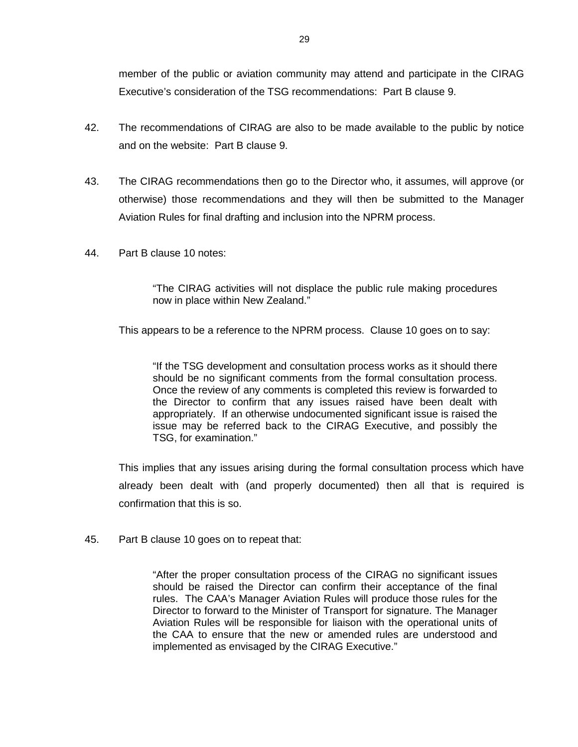member of the public or aviation community may attend and participate in the CIRAG Executive's consideration of the TSG recommendations: Part B clause 9.

42. The recommendations of CIRAG are also to be made available to the public by notice and on the website: Part B clause 9.

43. The CIRAG recommendations then go to the Director who, it assumes, will approve (or otherwise) those recommendations and they will then be submitted to the Manager Aviation Rules for final drafting and inclusion into the NPRM process.

44. Part B clause 10 notes:

> "The CIRAG activities will not displace the public rule making procedures now in place within New Zealand."

This appears to be a reference to the NPRM process. Clause 10 goes on to say:

> "If the TSG development and consultation process works as it should there should be no significant comments from the formal consultation process. Once the review of any comments is completed this review is forwarded to the Director to confirm that any issues raised have been dealt with appropriately. If an otherwise undocumented significant issue is raised the issue may be referred back to the CIRAG Executive, and possibly the TSG, for examination."

This implies that any issues arising during the formal consultation process which have already been dealt with (and properly documented) then all that is required is confirmation that this is so.

45. Part B clause 10 goes on to repeat that:

> "After the proper consultation process of the CIRAG no significant issues should be raised the Director can confirm their acceptance of the final rules. The CAA's Manager Aviation Rules will produce those rules for the Director to forward to the Minister of Transport for signature. The Manager Aviation Rules will be responsible for liaison with the operational units of the CAA to ensure that the new or amended rules are understood and implemented as envisaged by the CIRAG Executive."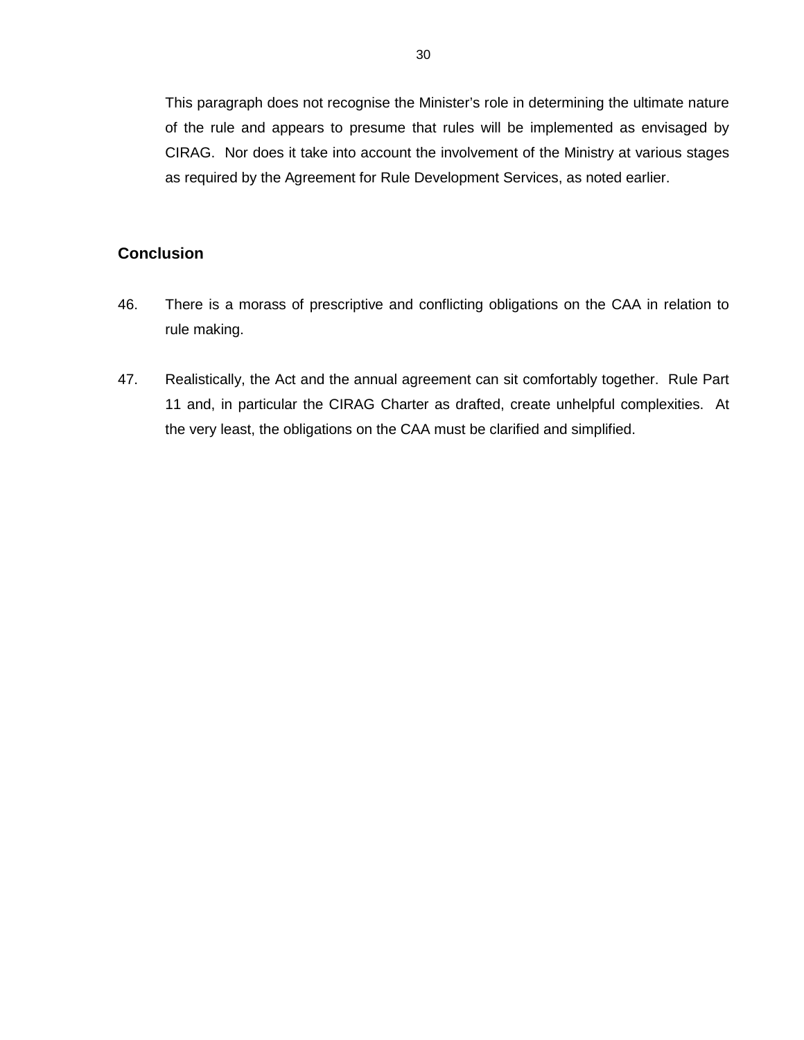This paragraph does not recognise the Minister's role in determining the ultimate nature of the rule and appears to presume that rules will be implemented as envisaged by CIRAG. Nor does it take into account the involvement of the Ministry at various stages as required by the Agreement for Rule Development Services, as noted earlier.

## Conclusion

46. There is a morass of prescriptive and conflicting obligations on the CAA in relation to rule making.

47. Realistically, the Act and the annual agreement can sit comfortably together. Rule Part 11 and, in particular the CIRAG Charter as drafted, create unhelpful complexities. At the very least, the obligations on the CAA must be clarified and simplified.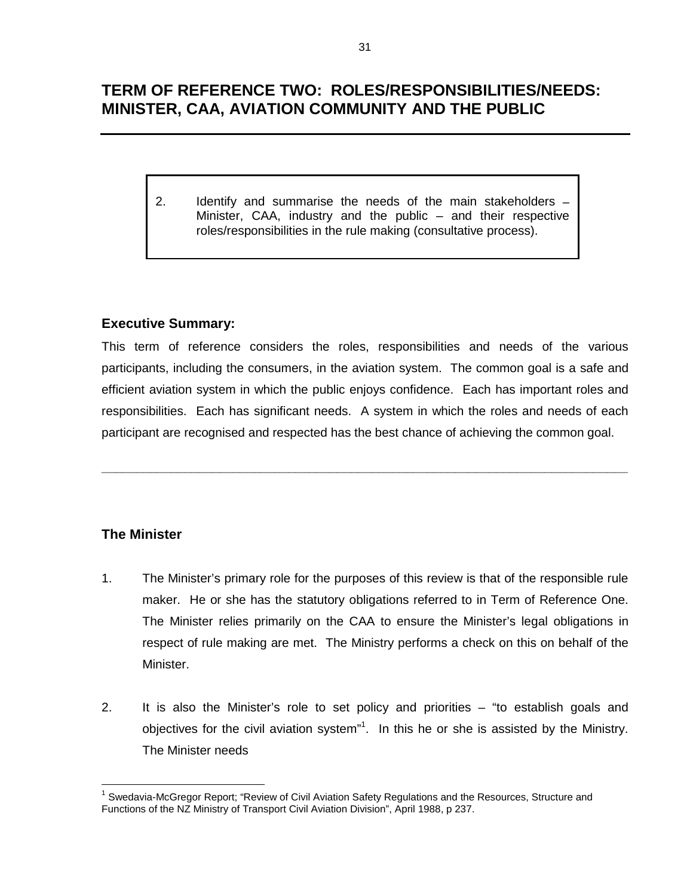# TERM OF REFERENCE TWO: ROLES/RESPONSIBILITIES/NEEDS: MINISTER, CAA, AVIATION COMMUNITY AND THE PUBLIC

> 2. Identify and summarise the needs of the main stakeholders – Minister, CAA, industry and the public – and their respective roles/responsibilities in the rule making (consultative process).

### Executive Summary:

This term of reference considers the roles, responsibilities and needs of the various participants, including the consumers, in the aviation system. The common goal is a safe and efficient aviation system in which the public enjoys confidence. Each has important roles and responsibilities. Each has significant needs. A system in which the roles and needs of each participant are recognised and respected has the best chance of achieving the common goal.

---

### The Minister

1. The Minister's primary role for the purposes of this review is that of the responsible rule maker. He or she has the statutory obligations referred to in Term of Reference One. The Minister relies primarily on the CAA to ensure the Minister's legal obligations in respect of rule making are met. The Ministry performs a check on this on behalf of the Minister.

2. It is also the Minister's role to set policy and priorities – "to establish goals and objectives for the civil aviation system"[1]. In this he or she is assisted by the Ministry. The Minister needs

[1] Swedavia-McGregor Report; "Review of Civil Aviation Safety Regulations and the Resources, Structure and Functions of the NZ Ministry of Transport Civil Aviation Division", April 1988, p 237.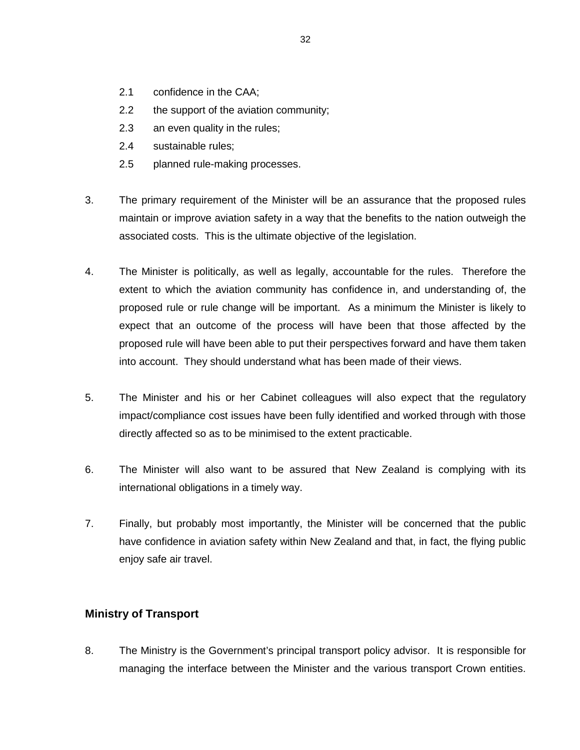2.1 confidence in the CAA;

2.2 the support of the aviation community;

2.3 an even quality in the rules;

2.4 sustainable rules;

2.5 planned rule-making processes.

3. The primary requirement of the Minister will be an assurance that the proposed rules maintain or improve aviation safety in a way that the benefits to the nation outweigh the associated costs. This is the ultimate objective of the legislation.

4. The Minister is politically, as well as legally, accountable for the rules. Therefore the extent to which the aviation community has confidence in, and understanding of, the proposed rule or rule change will be important. As a minimum the Minister is likely to expect that an outcome of the process will have been that those affected by the proposed rule will have been able to put their perspectives forward and have them taken into account. They should understand what has been made of their views.

5. The Minister and his or her Cabinet colleagues will also expect that the regulatory impact/compliance cost issues have been fully identified and worked through with those directly affected so as to be minimised to the extent practicable.

6. The Minister will also want to be assured that New Zealand is complying with its international obligations in a timely way.

7. Finally, but probably most importantly, the Minister will be concerned that the public have confidence in aviation safety within New Zealand and that, in fact, the flying public enjoy safe air travel.

**Ministry of Transport**

8. The Ministry is the Government's principal transport policy advisor. It is responsible for managing the interface between the Minister and the various transport Crown entities.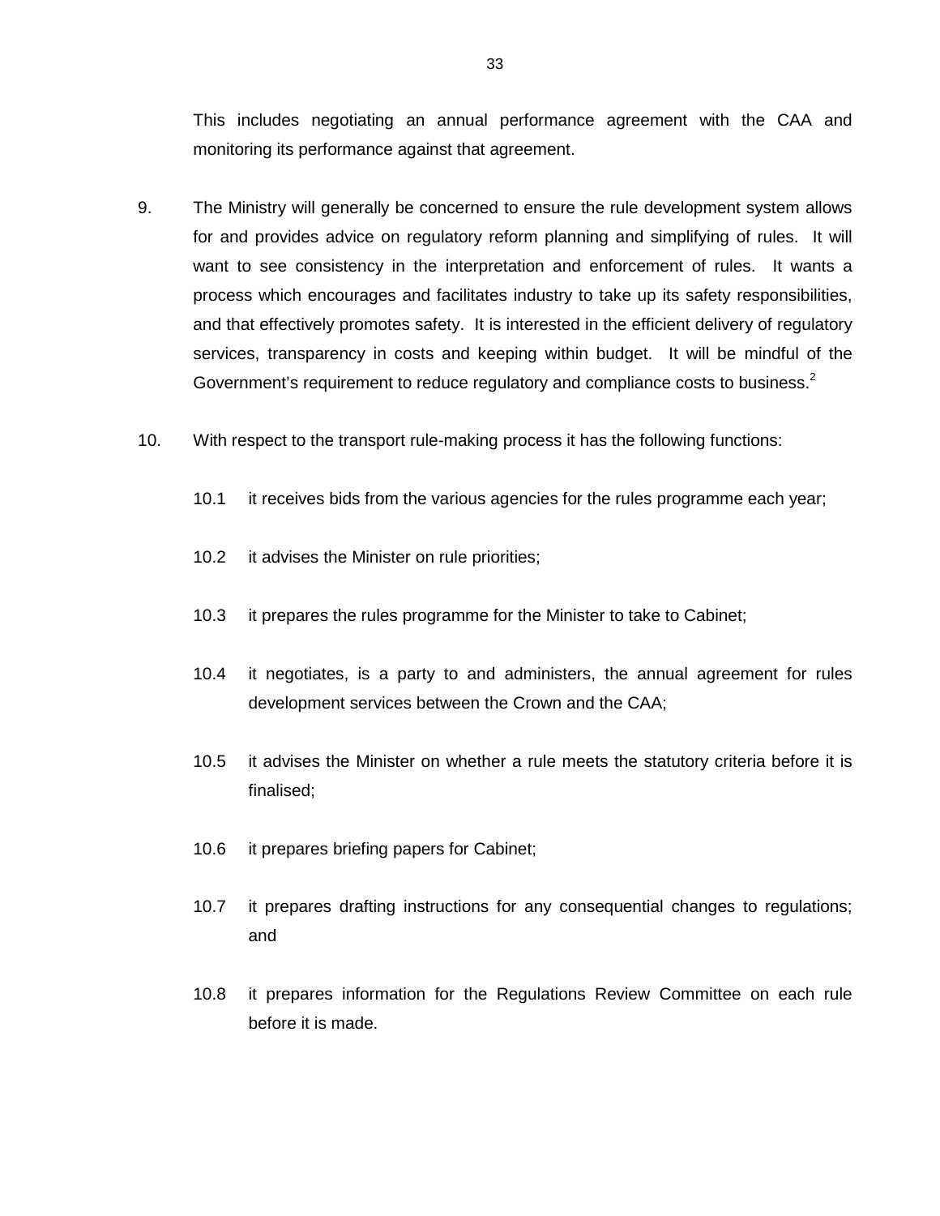This includes negotiating an annual performance agreement with the CAA and monitoring its performance against that agreement.

9. The Ministry will generally be concerned to ensure the rule development system allows for and provides advice on regulatory reform planning and simplifying of rules. It will want to see consistency in the interpretation and enforcement of rules. It wants a process which encourages and facilitates industry to take up its safety responsibilities, and that effectively promotes safety. It is interested in the efficient delivery of regulatory services, transparency in costs and keeping within budget. It will be mindful of the Government's requirement to reduce regulatory and compliance costs to business.[2]

10. With respect to the transport rule-making process it has the following functions:

    10.1 it receives bids from the various agencies for the rules programme each year;

    10.2 it advises the Minister on rule priorities;

    10.3 it prepares the rules programme for the Minister to take to Cabinet;

    10.4 it negotiates, is a party to and administers, the annual agreement for rules development services between the Crown and the CAA;

    10.5 it advises the Minister on whether a rule meets the statutory criteria before it is finalised;

    10.6 it prepares briefing papers for Cabinet;

    10.7 it prepares drafting instructions for any consequential changes to regulations; and

    10.8 it prepares information for the Regulations Review Committee on each rule before it is made.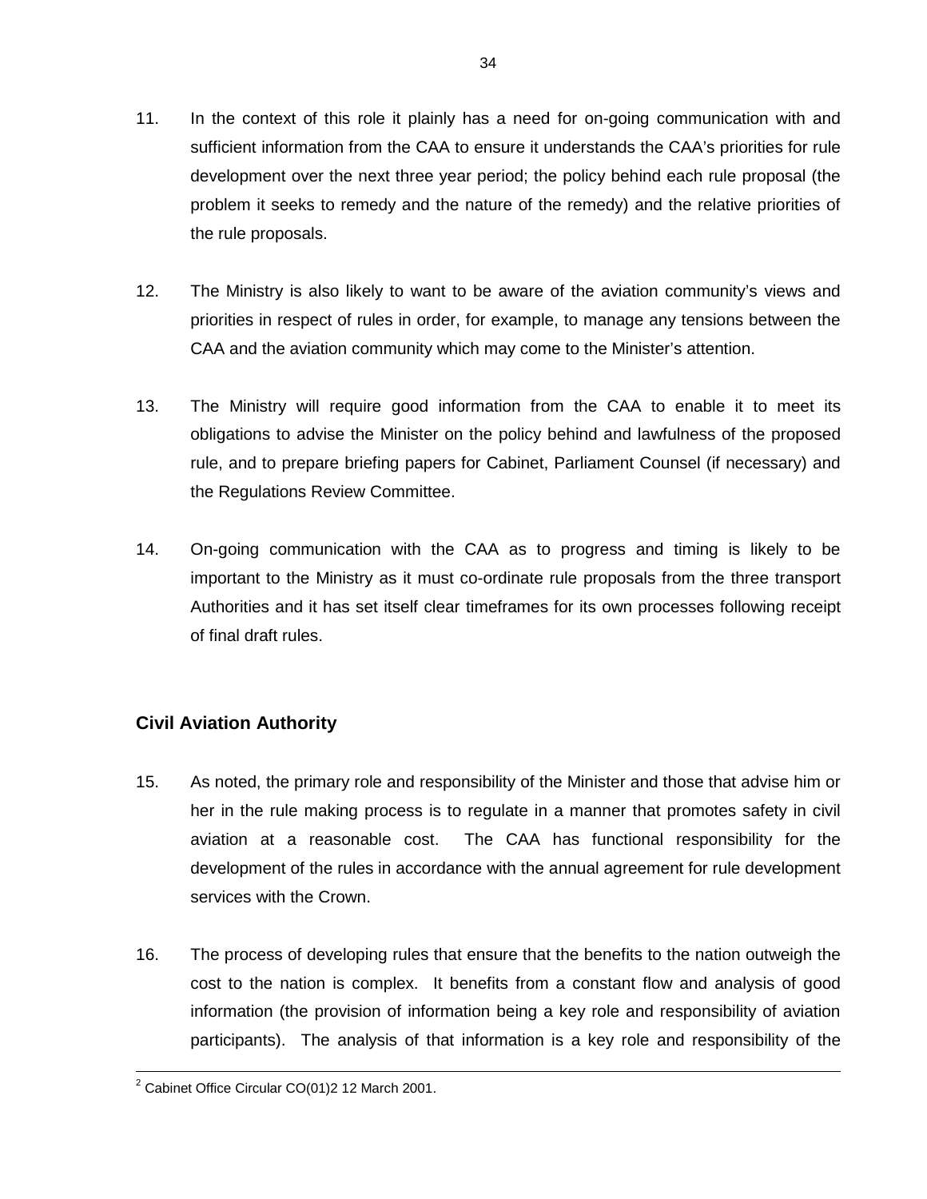11. In the context of this role it plainly has a need for on-going communication with and sufficient information from the CAA to ensure it understands the CAA's priorities for rule development over the next three year period; the policy behind each rule proposal (the problem it seeks to remedy and the nature of the remedy) and the relative priorities of the rule proposals.

12. The Ministry is also likely to want to be aware of the aviation community's views and priorities in respect of rules in order, for example, to manage any tensions between the CAA and the aviation community which may come to the Minister's attention.

13. The Ministry will require good information from the CAA to enable it to meet its obligations to advise the Minister on the policy behind and lawfulness of the proposed rule, and to prepare briefing papers for Cabinet, Parliament Counsel (if necessary) and the Regulations Review Committee.

14. On-going communication with the CAA as to progress and timing is likely to be important to the Ministry as it must co-ordinate rule proposals from the three transport Authorities and it has set itself clear timeframes for its own processes following receipt of final draft rules.

### Civil Aviation Authority

15. As noted, the primary role and responsibility of the Minister and those that advise him or her in the rule making process is to regulate in a manner that promotes safety in civil aviation at a reasonable cost. The CAA has functional responsibility for the development of the rules in accordance with the annual agreement for rule development services with the Crown.

16. The process of developing rules that ensure that the benefits to the nation outweigh the cost to the nation is complex. It benefits from a constant flow and analysis of good information (the provision of information being a key role and responsibility of aviation participants). The analysis of that information is a key role and responsibility of the

[2] Cabinet Office Circular CO(01)2 12 March 2001.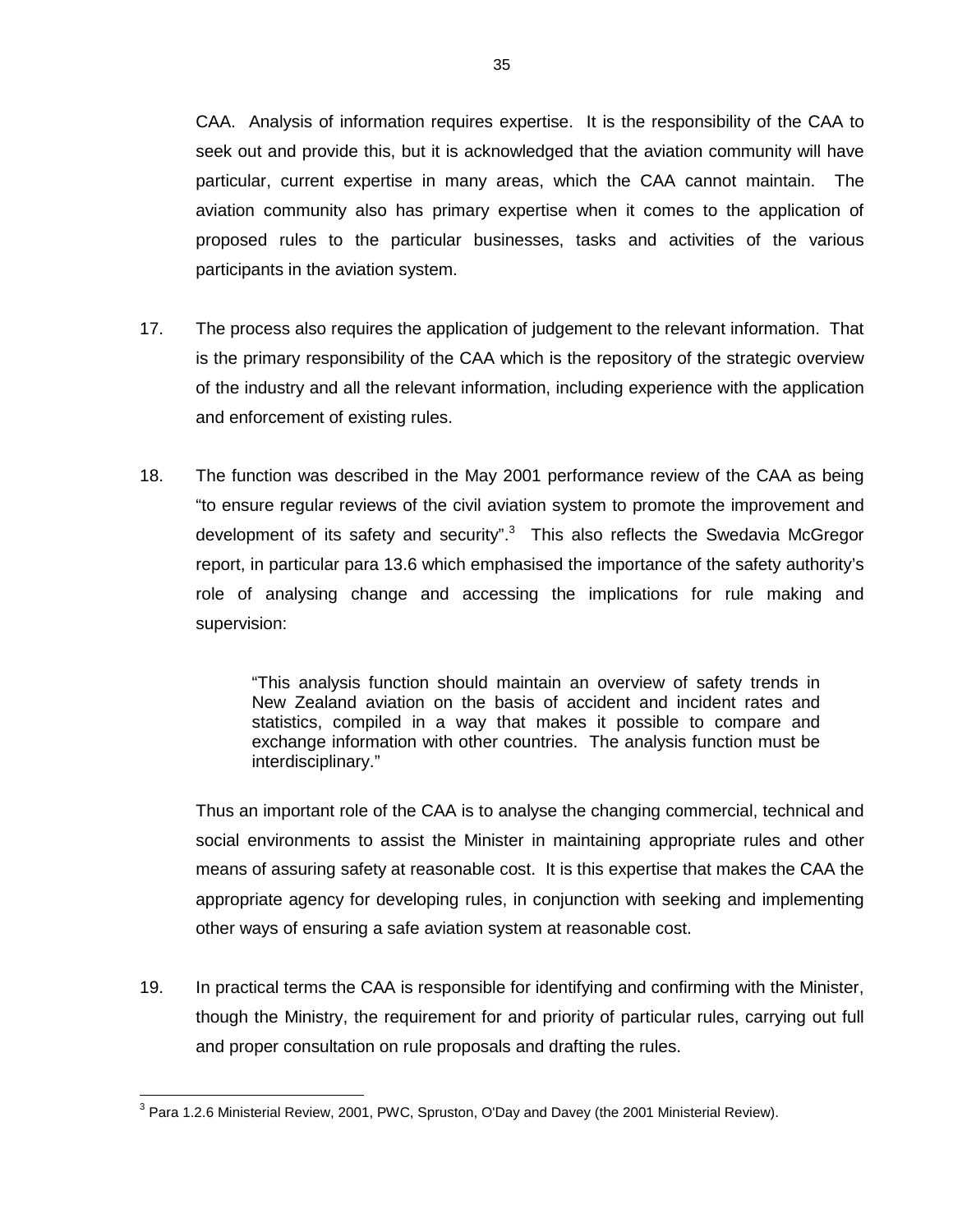CAA. Analysis of information requires expertise. It is the responsibility of the CAA to seek out and provide this, but it is acknowledged that the aviation community will have particular, current expertise in many areas, which the CAA cannot maintain. The aviation community also has primary expertise when it comes to the application of proposed rules to the particular businesses, tasks and activities of the various participants in the aviation system.

17. The process also requires the application of judgement to the relevant information. That is the primary responsibility of the CAA which is the repository of the strategic overview of the industry and all the relevant information, including experience with the application and enforcement of existing rules.

18. The function was described in the May 2001 performance review of the CAA as being "to ensure regular reviews of the civil aviation system to promote the improvement and development of its safety and security".[3] This also reflects the Swedavia McGregor report, in particular para 13.6 which emphasised the importance of the safety authority's role of analysing change and accessing the implications for rule making and supervision:

> "This analysis function should maintain an overview of safety trends in New Zealand aviation on the basis of accident and incident rates and statistics, compiled in a way that makes it possible to compare and exchange information with other countries. The analysis function must be interdisciplinary."

Thus an important role of the CAA is to analyse the changing commercial, technical and social environments to assist the Minister in maintaining appropriate rules and other means of assuring safety at reasonable cost. It is this expertise that makes the CAA the appropriate agency for developing rules, in conjunction with seeking and implementing other ways of ensuring a safe aviation system at reasonable cost.

19. In practical terms the CAA is responsible for identifying and confirming with the Minister, though the Ministry, the requirement for and priority of particular rules, carrying out full and proper consultation on rule proposals and drafting the rules.

---

[3] Para 1.2.6 Ministerial Review, 2001, PWC, Spruston, O'Day and Davey (the 2001 Ministerial Review).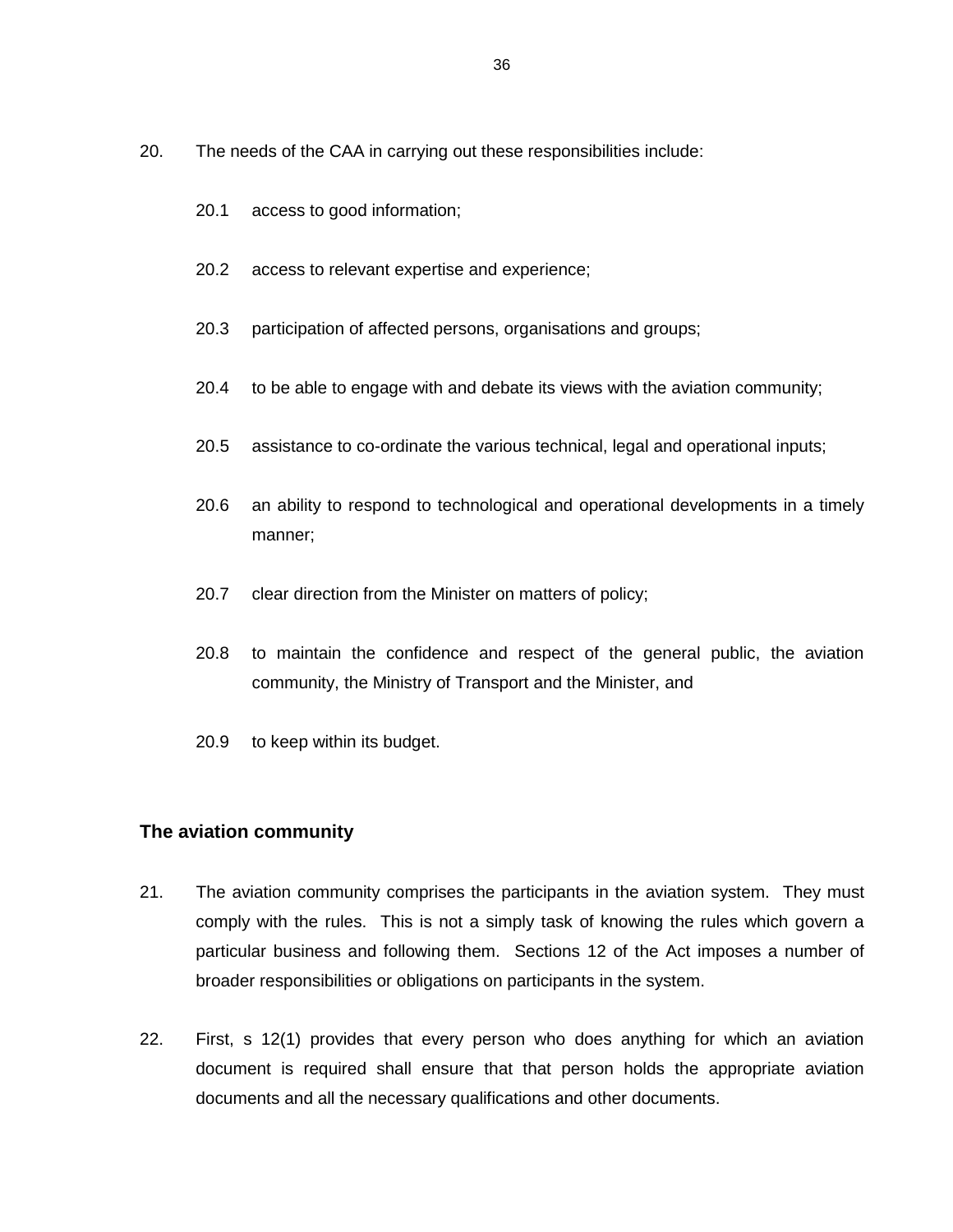20. The needs of the CAA in carrying out these responsibilities include:

    20.1 access to good information;

    20.2 access to relevant expertise and experience;

    20.3 participation of affected persons, organisations and groups;

    20.4 to be able to engage with and debate its views with the aviation community;

    20.5 assistance to co-ordinate the various technical, legal and operational inputs;

    20.6 an ability to respond to technological and operational developments in a timely manner;

    20.7 clear direction from the Minister on matters of policy;

    20.8 to maintain the confidence and respect of the general public, the aviation community, the Ministry of Transport and the Minister, and

    20.9 to keep within its budget.

### The aviation community

21. The aviation community comprises the participants in the aviation system. They must comply with the rules. This is not a simply task of knowing the rules which govern a particular business and following them. Sections 12 of the Act imposes a number of broader responsibilities or obligations on participants in the system.

22. First, s 12(1) provides that every person who does anything for which an aviation document is required shall ensure that that person holds the appropriate aviation documents and all the necessary qualifications and other documents.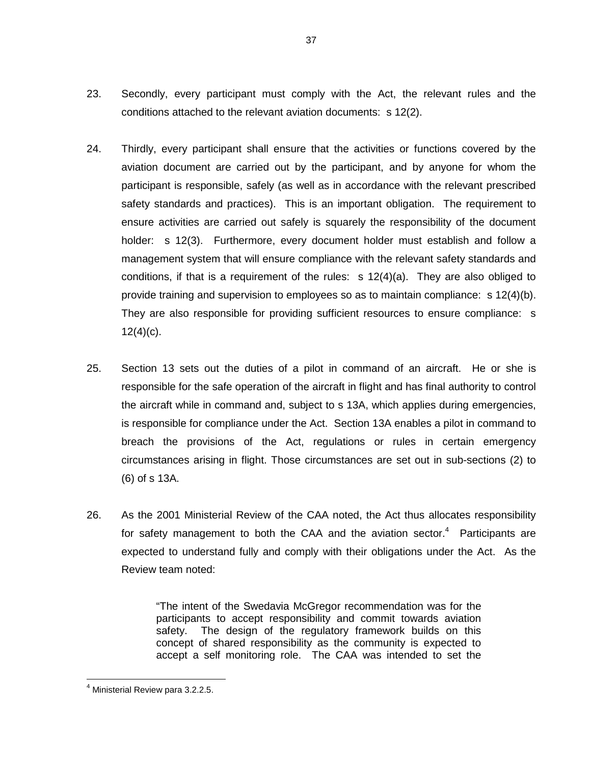23. Secondly, every participant must comply with the Act, the relevant rules and the conditions attached to the relevant aviation documents: s 12(2).

24. Thirdly, every participant shall ensure that the activities or functions covered by the aviation document are carried out by the participant, and by anyone for whom the participant is responsible, safely (as well as in accordance with the relevant prescribed safety standards and practices). This is an important obligation. The requirement to ensure activities are carried out safely is squarely the responsibility of the document holder: s 12(3). Furthermore, every document holder must establish and follow a management system that will ensure compliance with the relevant safety standards and conditions, if that is a requirement of the rules: s 12(4)(a). They are also obliged to provide training and supervision to employees so as to maintain compliance: s 12(4)(b). They are also responsible for providing sufficient resources to ensure compliance: s 12(4)(c).

25. Section 13 sets out the duties of a pilot in command of an aircraft. He or she is responsible for the safe operation of the aircraft in flight and has final authority to control the aircraft while in command and, subject to s 13A, which applies during emergencies, is responsible for compliance under the Act. Section 13A enables a pilot in command to breach the provisions of the Act, regulations or rules in certain emergency circumstances arising in flight. Those circumstances are set out in sub-sections (2) to (6) of s 13A.

26. As the 2001 Ministerial Review of the CAA noted, the Act thus allocates responsibility for safety management to both the CAA and the aviation sector.[4] Participants are expected to understand fully and comply with their obligations under the Act. As the Review team noted:

> "The intent of the Swedavia McGregor recommendation was for the participants to accept responsibility and commit towards aviation safety. The design of the regulatory framework builds on this concept of shared responsibility as the community is expected to accept a self monitoring role. The CAA was intended to set the

[4] Ministerial Review para 3.2.2.5.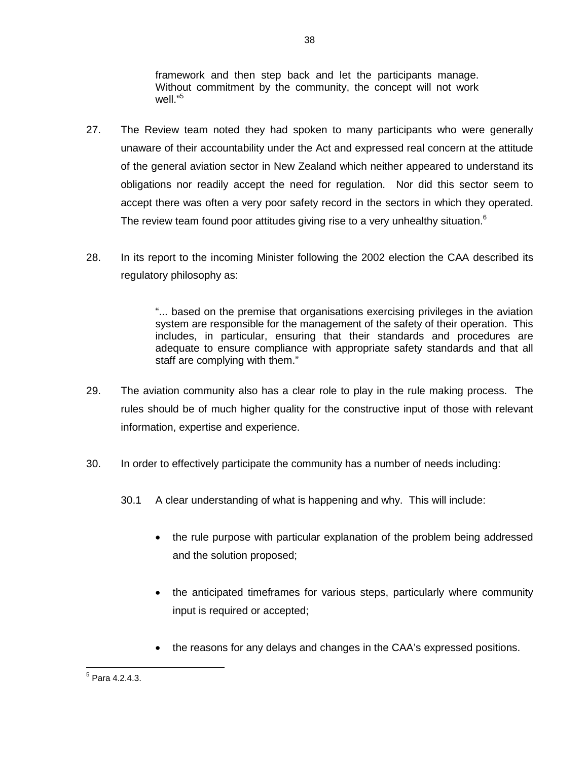framework and then step back and let the participants manage. Without commitment by the community, the concept will not work well."[5]

27. The Review team noted they had spoken to many participants who were generally unaware of their accountability under the Act and expressed real concern at the attitude of the general aviation sector in New Zealand which neither appeared to understand its obligations nor readily accept the need for regulation. Nor did this sector seem to accept there was often a very poor safety record in the sectors in which they operated. The review team found poor attitudes giving rise to a very unhealthy situation.[6]

28. In its report to the incoming Minister following the 2002 election the CAA described its regulatory philosophy as:

> "... based on the premise that organisations exercising privileges in the aviation system are responsible for the management of the safety of their operation. This includes, in particular, ensuring that their standards and procedures are adequate to ensure compliance with appropriate safety standards and that all staff are complying with them."

29. The aviation community also has a clear role to play in the rule making process. The rules should be of much higher quality for the constructive input of those with relevant information, expertise and experience.

30. In order to effectively participate the community has a number of needs including:

    30.1 A clear understanding of what is happening and why. This will include:

    - the rule purpose with particular explanation of the problem being addressed and the solution proposed;
    - the anticipated timeframes for various steps, particularly where community input is required or accepted;
    - the reasons for any delays and changes in the CAA's expressed positions.

[5] Para 4.2.4.3.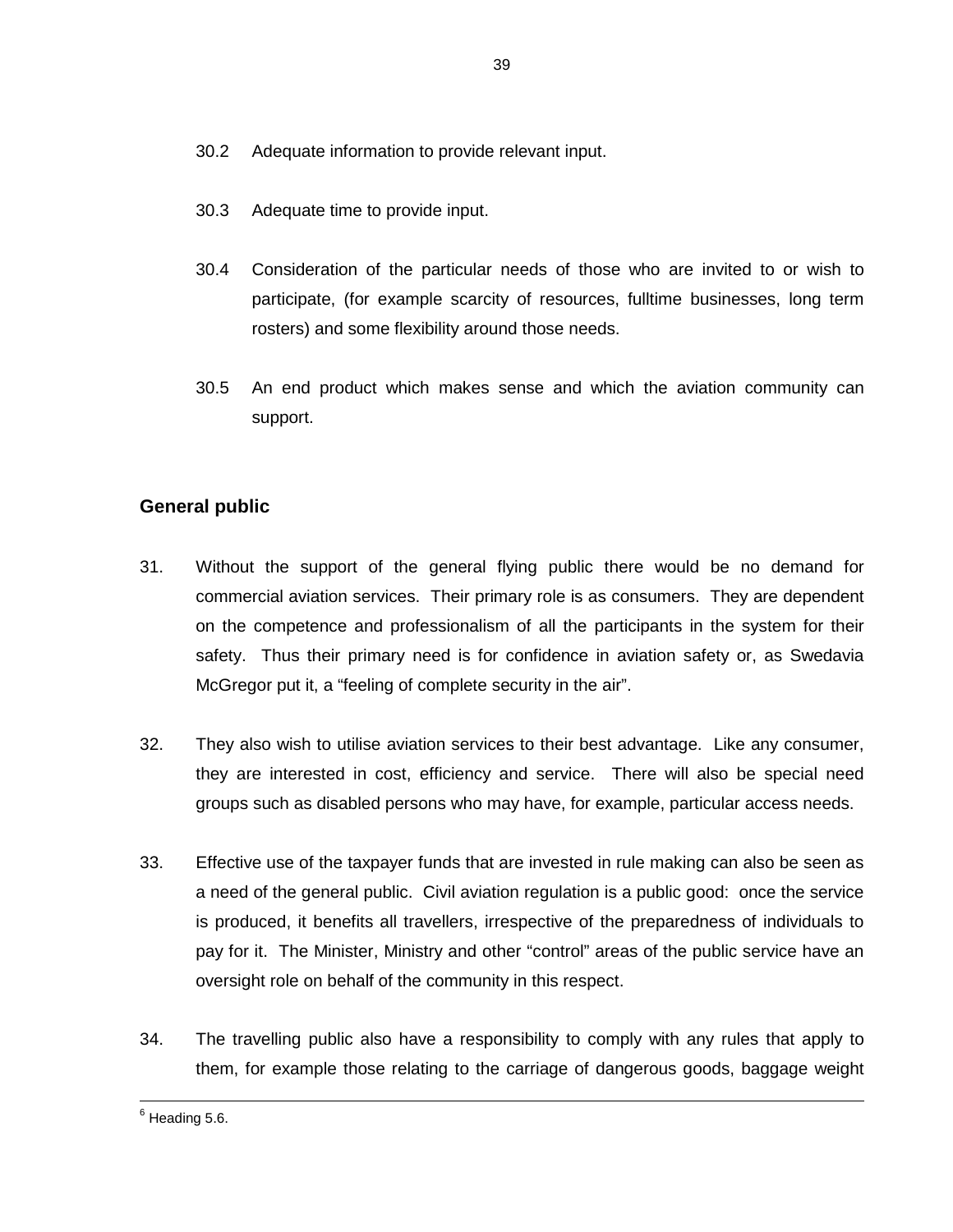30.2 Adequate information to provide relevant input.

30.3 Adequate time to provide input.

30.4 Consideration of the particular needs of those who are invited to or wish to participate, (for example scarcity of resources, fulltime businesses, long term rosters) and some flexibility around those needs.

30.5 An end product which makes sense and which the aviation community can support.

## General public

31. Without the support of the general flying public there would be no demand for commercial aviation services. Their primary role is as consumers. They are dependent on the competence and professionalism of all the participants in the system for their safety. Thus their primary need is for confidence in aviation safety or, as Swedavia McGregor put it, a "feeling of complete security in the air".

32. They also wish to utilise aviation services to their best advantage. Like any consumer, they are interested in cost, efficiency and service. There will also be special need groups such as disabled persons who may have, for example, particular access needs.

33. Effective use of the taxpayer funds that are invested in rule making can also be seen as a need of the general public. Civil aviation regulation is a public good: once the service is produced, it benefits all travellers, irrespective of the preparedness of individuals to pay for it. The Minister, Ministry and other "control" areas of the public service have an oversight role on behalf of the community in this respect.

34. The travelling public also have a responsibility to comply with any rules that apply to them, for example those relating to the carriage of dangerous goods, baggage weight

[6] Heading 5.6.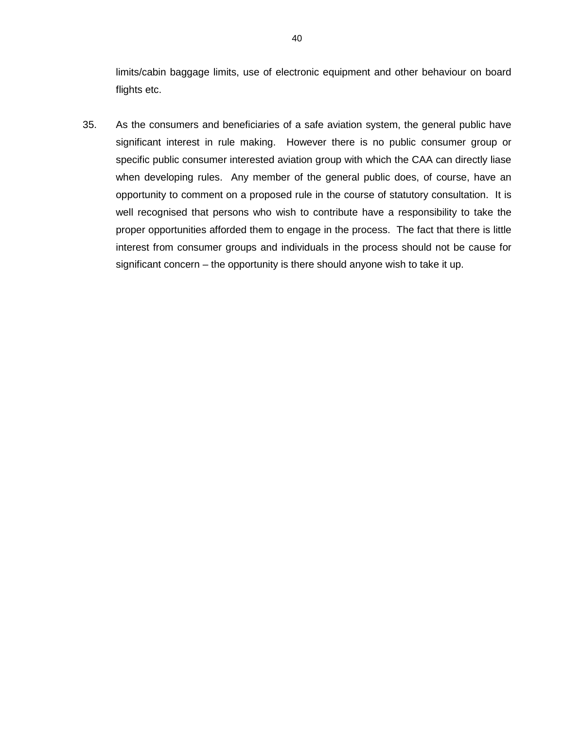limits/cabin baggage limits, use of electronic equipment and other behaviour on board flights etc.

35. As the consumers and beneficiaries of a safe aviation system, the general public have significant interest in rule making. However there is no public consumer group or specific public consumer interested aviation group with which the CAA can directly liase when developing rules. Any member of the general public does, of course, have an opportunity to comment on a proposed rule in the course of statutory consultation. It is well recognised that persons who wish to contribute have a responsibility to take the proper opportunities afforded them to engage in the process. The fact that there is little interest from consumer groups and individuals in the process should not be cause for significant concern – the opportunity is there should anyone wish to take it up.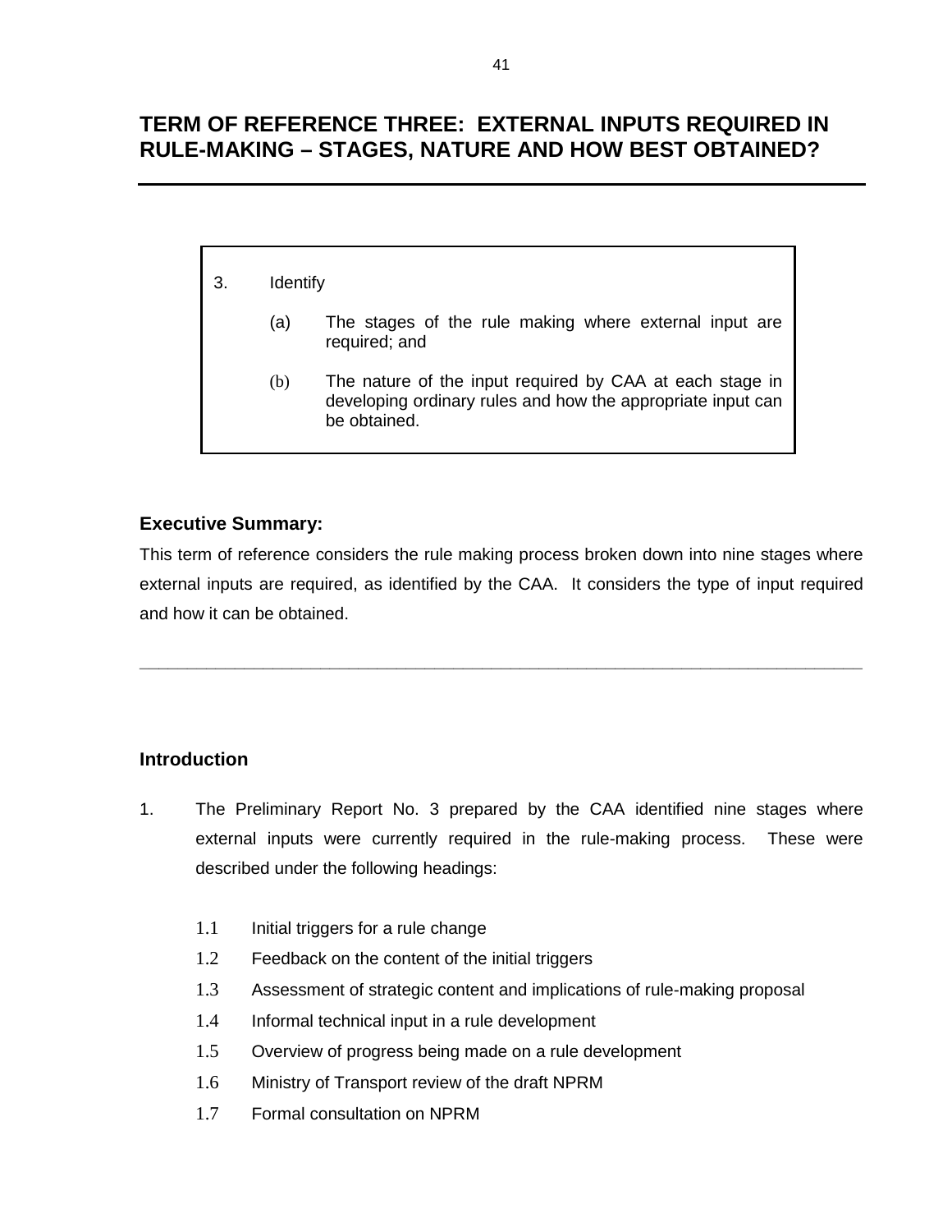# TERM OF REFERENCE THREE: EXTERNAL INPUTS REQUIRED IN RULE-MAKING – STAGES, NATURE AND HOW BEST OBTAINED?

3. Identify

   (a) The stages of the rule making where external input are required; and

   (b) The nature of the input required by CAA at each stage in developing ordinary rules and how the appropriate input can be obtained.

### Executive Summary:

This term of reference considers the rule making process broken down into nine stages where external inputs are required, as identified by the CAA. It considers the type of input required and how it can be obtained.

---

### Introduction

1. The Preliminary Report No. 3 prepared by the CAA identified nine stages where external inputs were currently required in the rule-making process. These were described under the following headings:

   1.1 Initial triggers for a rule change

   1.2 Feedback on the content of the initial triggers

   1.3 Assessment of strategic content and implications of rule-making proposal

   1.4 Informal technical input in a rule development

   1.5 Overview of progress being made on a rule development

   1.6 Ministry of Transport review of the draft NPRM

   1.7 Formal consultation on NPRM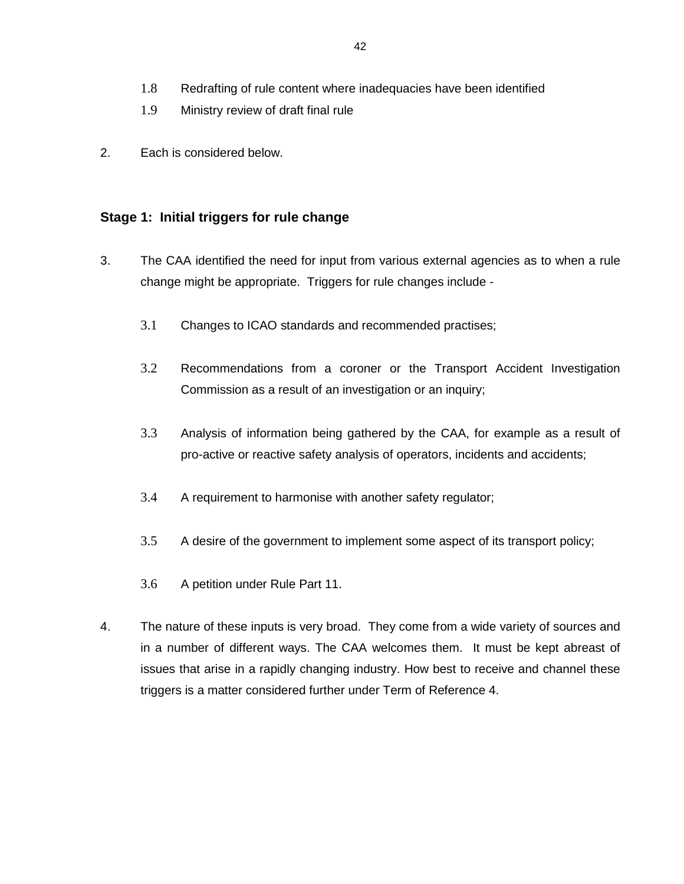1.8 Redrafting of rule content where inadequacies have been identified

1.9 Ministry review of draft final rule

2. Each is considered below.

## Stage 1: Initial triggers for rule change

3. The CAA identified the need for input from various external agencies as to when a rule change might be appropriate. Triggers for rule changes include -

   3.1 Changes to ICAO standards and recommended practises;

   3.2 Recommendations from a coroner or the Transport Accident Investigation Commission as a result of an investigation or an inquiry;

   3.3 Analysis of information being gathered by the CAA, for example as a result of pro-active or reactive safety analysis of operators, incidents and accidents;

   3.4 A requirement to harmonise with another safety regulator;

   3.5 A desire of the government to implement some aspect of its transport policy;

   3.6 A petition under Rule Part 11.

4. The nature of these inputs is very broad. They come from a wide variety of sources and in a number of different ways. The CAA welcomes them. It must be kept abreast of issues that arise in a rapidly changing industry. How best to receive and channel these triggers is a matter considered further under Term of Reference 4.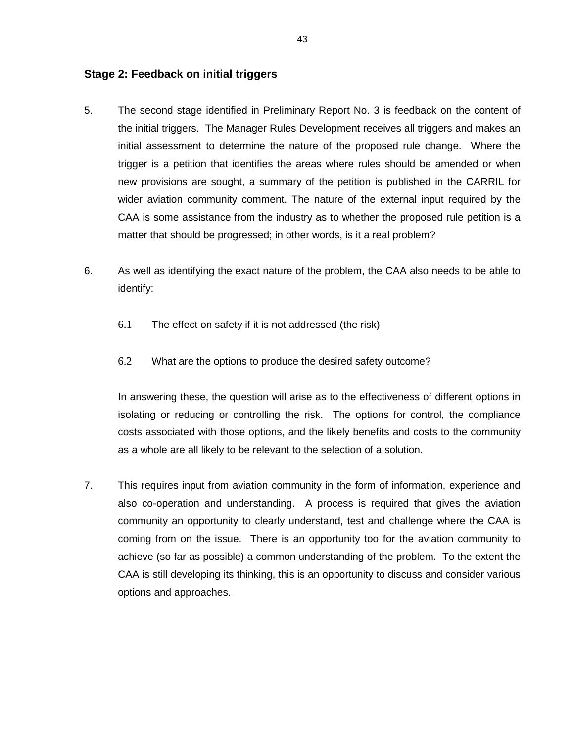### Stage 2: Feedback on initial triggers

5. The second stage identified in Preliminary Report No. 3 is feedback on the content of the initial triggers. The Manager Rules Development receives all triggers and makes an initial assessment to determine the nature of the proposed rule change. Where the trigger is a petition that identifies the areas where rules should be amended or when new provisions are sought, a summary of the petition is published in the CARRIL for wider aviation community comment. The nature of the external input required by the CAA is some assistance from the industry as to whether the proposed rule petition is a matter that should be progressed; in other words, is it a real problem?

6. As well as identifying the exact nature of the problem, the CAA also needs to be able to identify:

   6.1 The effect on safety if it is not addressed (the risk)

   6.2 What are the options to produce the desired safety outcome?

   In answering these, the question will arise as to the effectiveness of different options in isolating or reducing or controlling the risk. The options for control, the compliance costs associated with those options, and the likely benefits and costs to the community as a whole are all likely to be relevant to the selection of a solution.

7. This requires input from aviation community in the form of information, experience and also co-operation and understanding. A process is required that gives the aviation community an opportunity to clearly understand, test and challenge where the CAA is coming from on the issue. There is an opportunity too for the aviation community to achieve (so far as possible) a common understanding of the problem. To the extent the CAA is still developing its thinking, this is an opportunity to discuss and consider various options and approaches.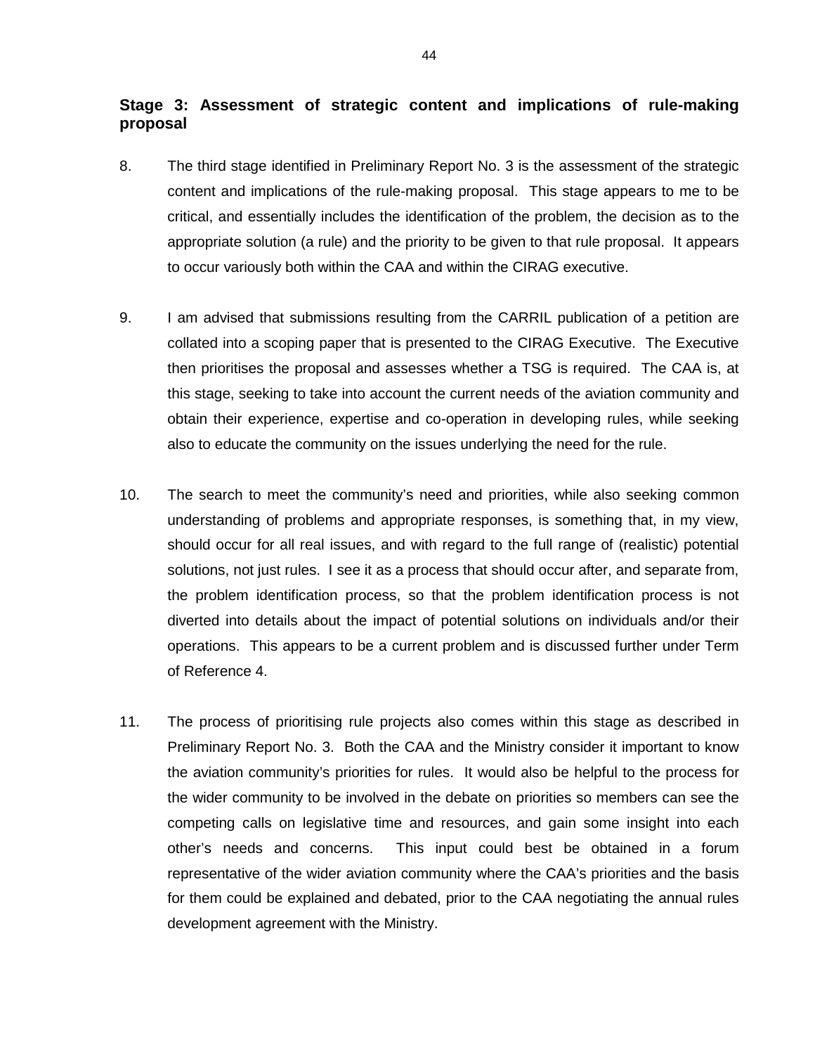### Stage 3: Assessment of strategic content and implications of rule-making proposal

8. The third stage identified in Preliminary Report No. 3 is the assessment of the strategic content and implications of the rule-making proposal. This stage appears to me to be critical, and essentially includes the identification of the problem, the decision as to the appropriate solution (a rule) and the priority to be given to that rule proposal. It appears to occur variously both within the CAA and within the CIRAG executive.

9. I am advised that submissions resulting from the CARRIL publication of a petition are collated into a scoping paper that is presented to the CIRAG Executive. The Executive then prioritises the proposal and assesses whether a TSG is required. The CAA is, at this stage, seeking to take into account the current needs of the aviation community and obtain their experience, expertise and co-operation in developing rules, while seeking also to educate the community on the issues underlying the need for the rule.

10. The search to meet the community's need and priorities, while also seeking common understanding of problems and appropriate responses, is something that, in my view, should occur for all real issues, and with regard to the full range of (realistic) potential solutions, not just rules. I see it as a process that should occur after, and separate from, the problem identification process, so that the problem identification process is not diverted into details about the impact of potential solutions on individuals and/or their operations. This appears to be a current problem and is discussed further under Term of Reference 4.

11. The process of prioritising rule projects also comes within this stage as described in Preliminary Report No. 3. Both the CAA and the Ministry consider it important to know the aviation community's priorities for rules. It would also be helpful to the process for the wider community to be involved in the debate on priorities so members can see the competing calls on legislative time and resources, and gain some insight into each other's needs and concerns. This input could best be obtained in a forum representative of the wider aviation community where the CAA's priorities and the basis for them could be explained and debated, prior to the CAA negotiating the annual rules development agreement with the Ministry.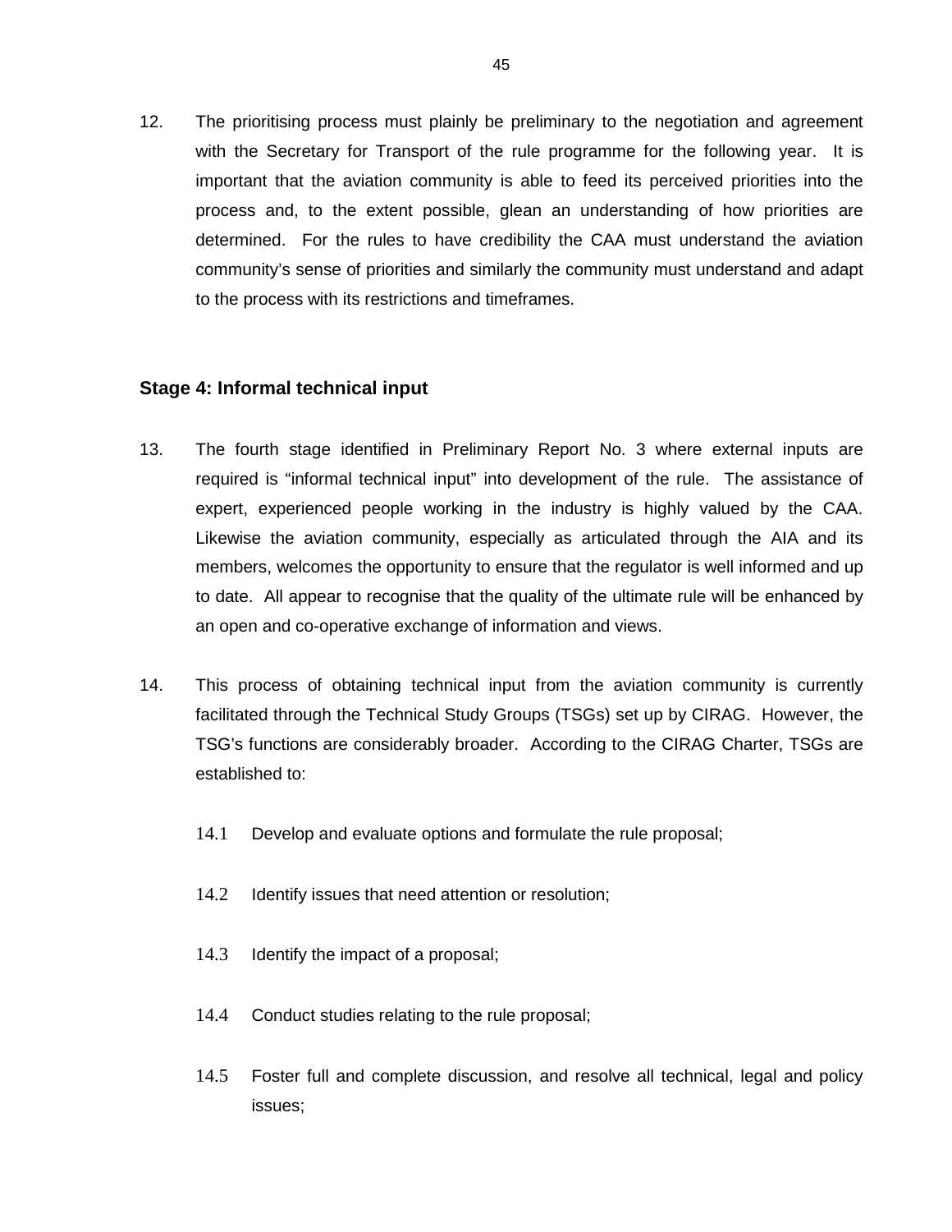12. The prioritising process must plainly be preliminary to the negotiation and agreement with the Secretary for Transport of the rule programme for the following year. It is important that the aviation community is able to feed its perceived priorities into the process and, to the extent possible, glean an understanding of how priorities are determined. For the rules to have credibility the CAA must understand the aviation community's sense of priorities and similarly the community must understand and adapt to the process with its restrictions and timeframes.

### Stage 4: Informal technical input

13. The fourth stage identified in Preliminary Report No. 3 where external inputs are required is "informal technical input" into development of the rule. The assistance of expert, experienced people working in the industry is highly valued by the CAA. Likewise the aviation community, especially as articulated through the AIA and its members, welcomes the opportunity to ensure that the regulator is well informed and up to date. All appear to recognise that the quality of the ultimate rule will be enhanced by an open and co-operative exchange of information and views.

14. This process of obtaining technical input from the aviation community is currently facilitated through the Technical Study Groups (TSGs) set up by CIRAG. However, the TSG's functions are considerably broader. According to the CIRAG Charter, TSGs are established to:

    14.1 Develop and evaluate options and formulate the rule proposal;

    14.2 Identify issues that need attention or resolution;

    14.3 Identify the impact of a proposal;

    14.4 Conduct studies relating to the rule proposal;

    14.5 Foster full and complete discussion, and resolve all technical, legal and policy issues;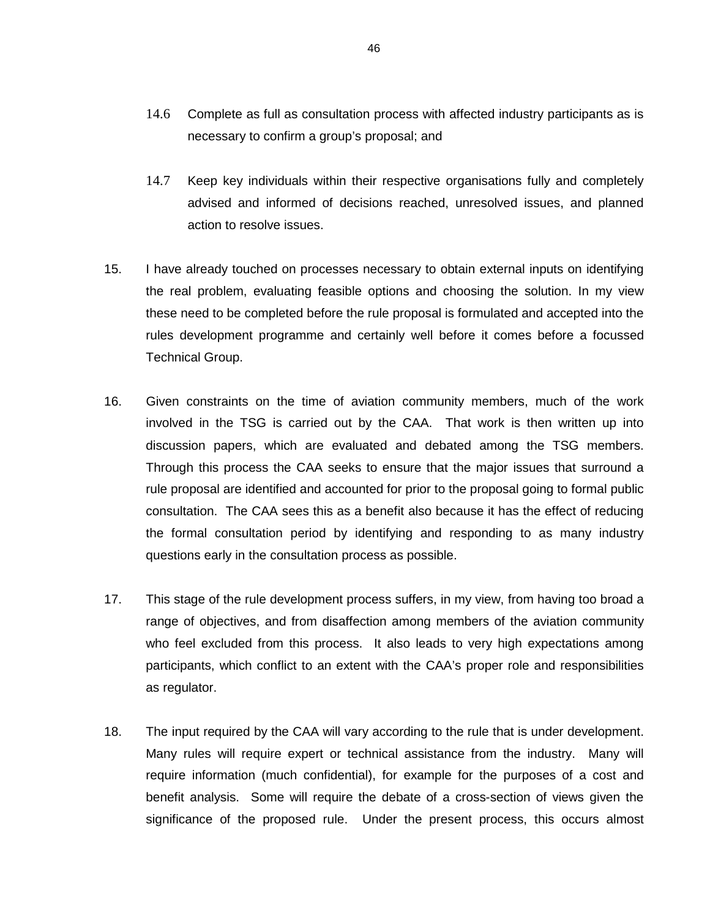14.6 Complete as full as consultation process with affected industry participants as is necessary to confirm a group's proposal; and

14.7 Keep key individuals within their respective organisations fully and completely advised and informed of decisions reached, unresolved issues, and planned action to resolve issues.

15. I have already touched on processes necessary to obtain external inputs on identifying the real problem, evaluating feasible options and choosing the solution. In my view these need to be completed before the rule proposal is formulated and accepted into the rules development programme and certainly well before it comes before a focussed Technical Group.

16. Given constraints on the time of aviation community members, much of the work involved in the TSG is carried out by the CAA. That work is then written up into discussion papers, which are evaluated and debated among the TSG members. Through this process the CAA seeks to ensure that the major issues that surround a rule proposal are identified and accounted for prior to the proposal going to formal public consultation. The CAA sees this as a benefit also because it has the effect of reducing the formal consultation period by identifying and responding to as many industry questions early in the consultation process as possible.

17. This stage of the rule development process suffers, in my view, from having too broad a range of objectives, and from disaffection among members of the aviation community who feel excluded from this process. It also leads to very high expectations among participants, which conflict to an extent with the CAA's proper role and responsibilities as regulator.

18. The input required by the CAA will vary according to the rule that is under development. Many rules will require expert or technical assistance from the industry. Many will require information (much confidential), for example for the purposes of a cost and benefit analysis. Some will require the debate of a cross-section of views given the significance of the proposed rule. Under the present process, this occurs almost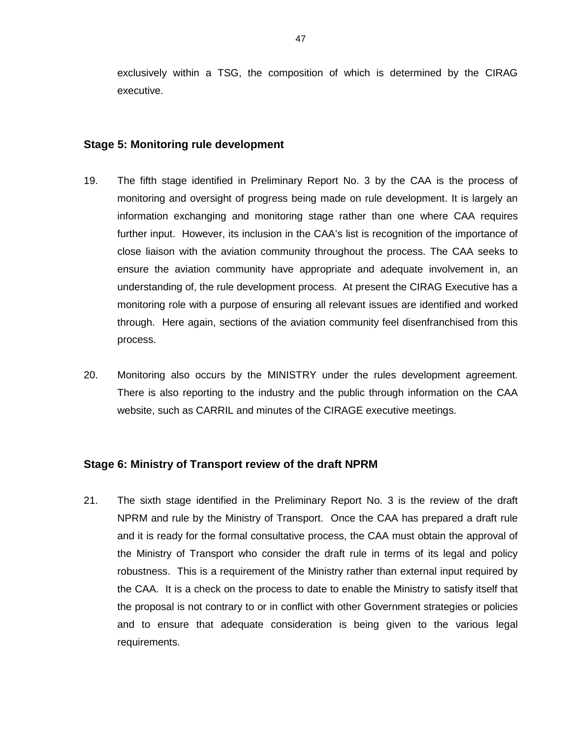exclusively within a TSG, the composition of which is determined by the CIRAG executive.

### Stage 5: Monitoring rule development

19. The fifth stage identified in Preliminary Report No. 3 by the CAA is the process of monitoring and oversight of progress being made on rule development. It is largely an information exchanging and monitoring stage rather than one where CAA requires further input. However, its inclusion in the CAA's list is recognition of the importance of close liaison with the aviation community throughout the process. The CAA seeks to ensure the aviation community have appropriate and adequate involvement in, an understanding of, the rule development process. At present the CIRAG Executive has a monitoring role with a purpose of ensuring all relevant issues are identified and worked through. Here again, sections of the aviation community feel disenfranchised from this process.

20. Monitoring also occurs by the MINISTRY under the rules development agreement. There is also reporting to the industry and the public through information on the CAA website, such as CARRIL and minutes of the CIRAGE executive meetings.

### Stage 6: Ministry of Transport review of the draft NPRM

21. The sixth stage identified in the Preliminary Report No. 3 is the review of the draft NPRM and rule by the Ministry of Transport. Once the CAA has prepared a draft rule and it is ready for the formal consultative process, the CAA must obtain the approval of the Ministry of Transport who consider the draft rule in terms of its legal and policy robustness. This is a requirement of the Ministry rather than external input required by the CAA. It is a check on the process to date to enable the Ministry to satisfy itself that the proposal is not contrary to or in conflict with other Government strategies or policies and to ensure that adequate consideration is being given to the various legal requirements.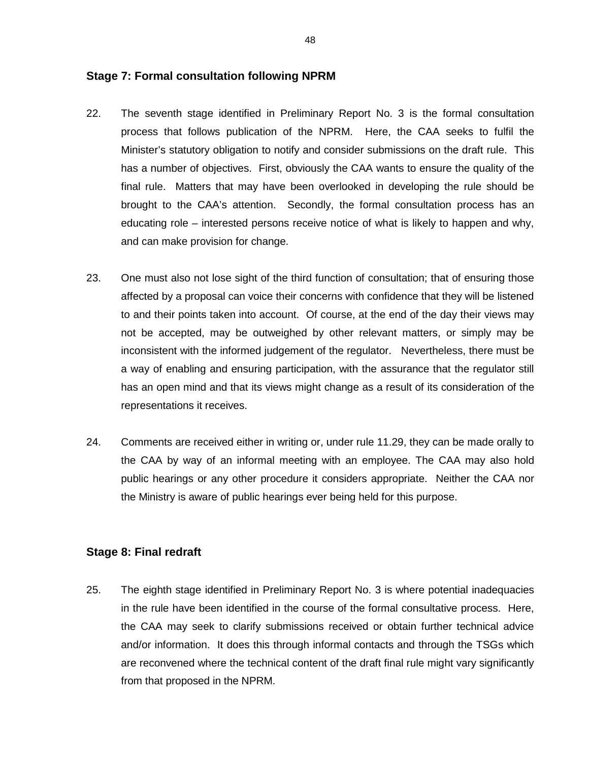### Stage 7: Formal consultation following NPRM

22. The seventh stage identified in Preliminary Report No. 3 is the formal consultation process that follows publication of the NPRM. Here, the CAA seeks to fulfil the Minister's statutory obligation to notify and consider submissions on the draft rule. This has a number of objectives. First, obviously the CAA wants to ensure the quality of the final rule. Matters that may have been overlooked in developing the rule should be brought to the CAA's attention. Secondly, the formal consultation process has an educating role – interested persons receive notice of what is likely to happen and why, and can make provision for change.

23. One must also not lose sight of the third function of consultation; that of ensuring those affected by a proposal can voice their concerns with confidence that they will be listened to and their points taken into account. Of course, at the end of the day their views may not be accepted, may be outweighed by other relevant matters, or simply may be inconsistent with the informed judgement of the regulator. Nevertheless, there must be a way of enabling and ensuring participation, with the assurance that the regulator still has an open mind and that its views might change as a result of its consideration of the representations it receives.

24. Comments are received either in writing or, under rule 11.29, they can be made orally to the CAA by way of an informal meeting with an employee. The CAA may also hold public hearings or any other procedure it considers appropriate. Neither the CAA nor the Ministry is aware of public hearings ever being held for this purpose.

### Stage 8: Final redraft

25. The eighth stage identified in Preliminary Report No. 3 is where potential inadequacies in the rule have been identified in the course of the formal consultative process. Here, the CAA may seek to clarify submissions received or obtain further technical advice and/or information. It does this through informal contacts and through the TSGs which are reconvened where the technical content of the draft final rule might vary significantly from that proposed in the NPRM.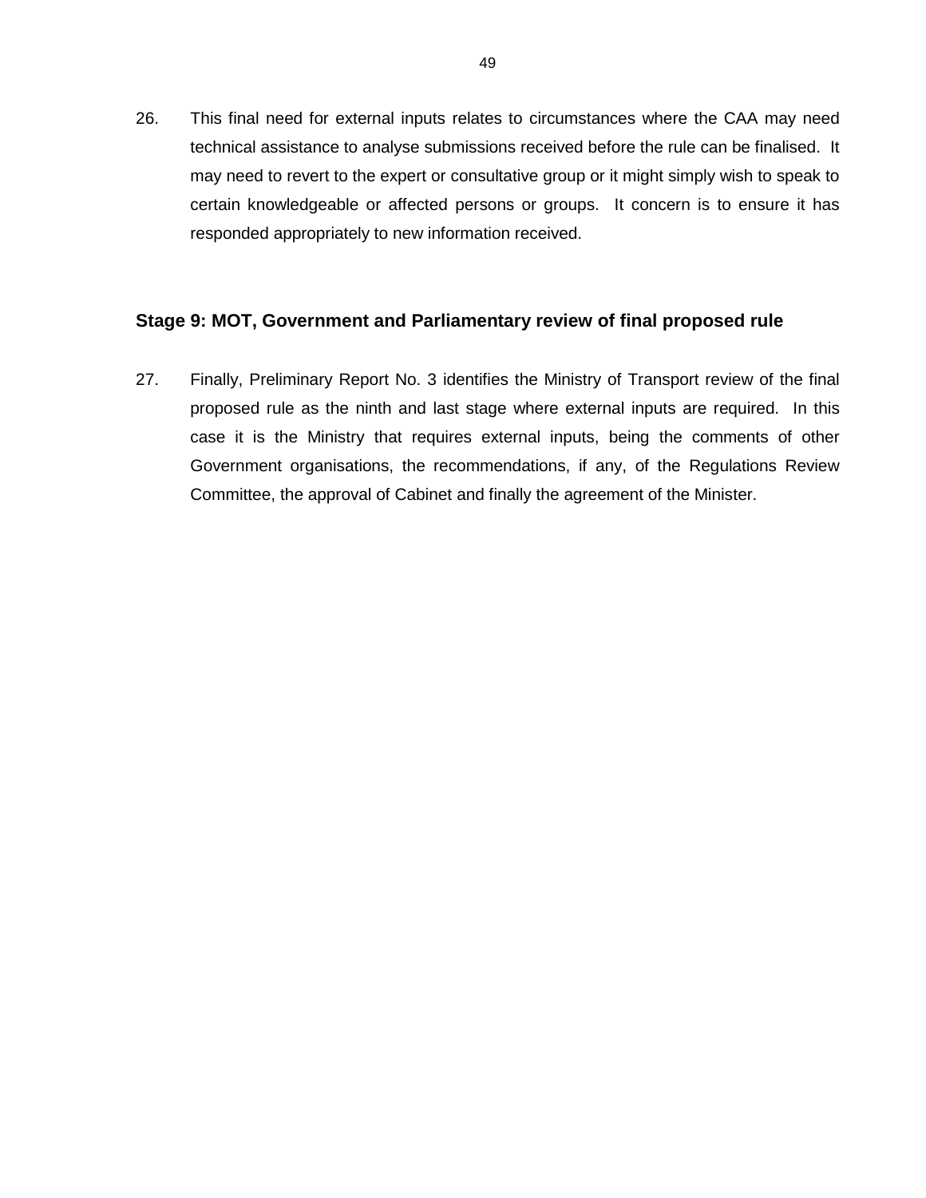26. This final need for external inputs relates to circumstances where the CAA may need technical assistance to analyse submissions received before the rule can be finalised. It may need to revert to the expert or consultative group or it might simply wish to speak to certain knowledgeable or affected persons or groups. It concern is to ensure it has responded appropriately to new information received.

### Stage 9: MOT, Government and Parliamentary review of final proposed rule

27. Finally, Preliminary Report No. 3 identifies the Ministry of Transport review of the final proposed rule as the ninth and last stage where external inputs are required. In this case it is the Ministry that requires external inputs, being the comments of other Government organisations, the recommendations, if any, of the Regulations Review Committee, the approval of Cabinet and finally the agreement of the Minister.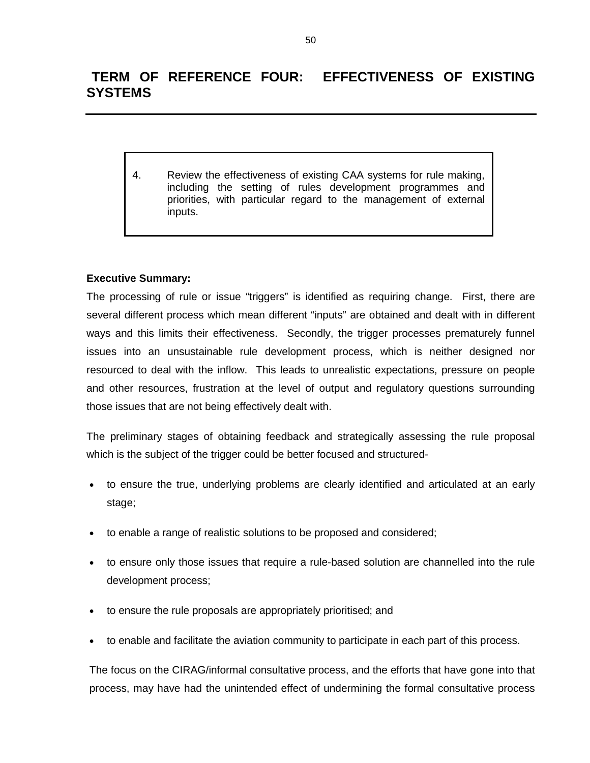## TERM OF REFERENCE FOUR: EFFECTIVENESS OF EXISTING SYSTEMS

> 4. Review the effectiveness of existing CAA systems for rule making, including the setting of rules development programmes and priorities, with particular regard to the management of external inputs.

**Executive Summary:**

The processing of rule or issue "triggers" is identified as requiring change. First, there are several different process which mean different "inputs" are obtained and dealt with in different ways and this limits their effectiveness. Secondly, the trigger processes prematurely funnel issues into an unsustainable rule development process, which is neither designed nor resourced to deal with the inflow. This leads to unrealistic expectations, pressure on people and other resources, frustration at the level of output and regulatory questions surrounding those issues that are not being effectively dealt with.

The preliminary stages of obtaining feedback and strategically assessing the rule proposal which is the subject of the trigger could be better focused and structured-

- to ensure the true, underlying problems are clearly identified and articulated at an early stage;
- to enable a range of realistic solutions to be proposed and considered;
- to ensure only those issues that require a rule-based solution are channelled into the rule development process;
- to ensure the rule proposals are appropriately prioritised; and
- to enable and facilitate the aviation community to participate in each part of this process.

The focus on the CIRAG/informal consultative process, and the efforts that have gone into that process, may have had the unintended effect of undermining the formal consultative process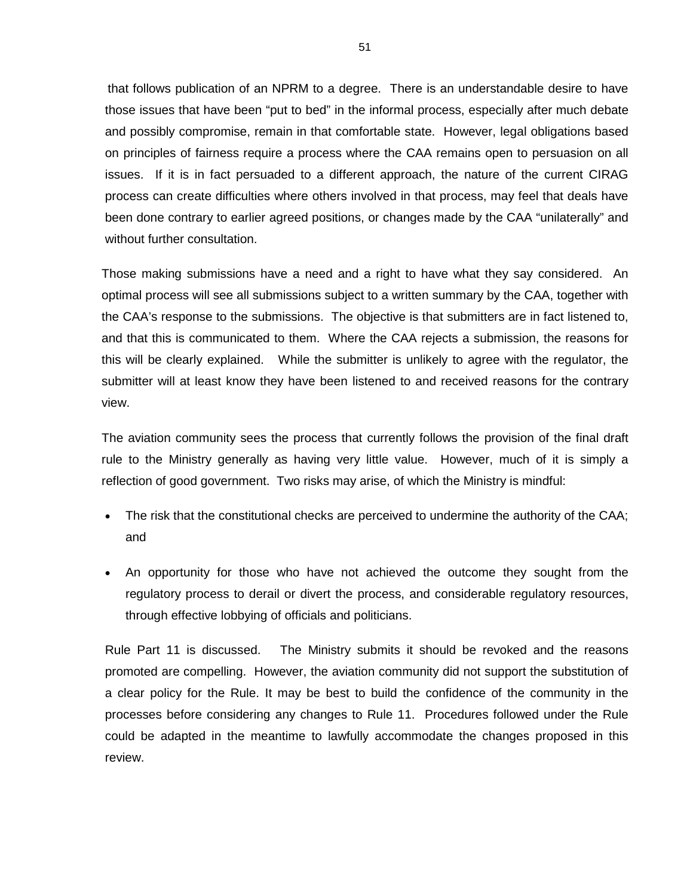that follows publication of an NPRM to a degree. There is an understandable desire to have those issues that have been "put to bed" in the informal process, especially after much debate and possibly compromise, remain in that comfortable state. However, legal obligations based on principles of fairness require a process where the CAA remains open to persuasion on all issues. If it is in fact persuaded to a different approach, the nature of the current CIRAG process can create difficulties where others involved in that process, may feel that deals have been done contrary to earlier agreed positions, or changes made by the CAA "unilaterally" and without further consultation.

Those making submissions have a need and a right to have what they say considered. An optimal process will see all submissions subject to a written summary by the CAA, together with the CAA's response to the submissions. The objective is that submitters are in fact listened to, and that this is communicated to them. Where the CAA rejects a submission, the reasons for this will be clearly explained. While the submitter is unlikely to agree with the regulator, the submitter will at least know they have been listened to and received reasons for the contrary view.

The aviation community sees the process that currently follows the provision of the final draft rule to the Ministry generally as having very little value. However, much of it is simply a reflection of good government. Two risks may arise, of which the Ministry is mindful:

- The risk that the constitutional checks are perceived to undermine the authority of the CAA; and
- An opportunity for those who have not achieved the outcome they sought from the regulatory process to derail or divert the process, and considerable regulatory resources, through effective lobbying of officials and politicians.

Rule Part 11 is discussed. The Ministry submits it should be revoked and the reasons promoted are compelling. However, the aviation community did not support the substitution of a clear policy for the Rule. It may be best to build the confidence of the community in the processes before considering any changes to Rule 11. Procedures followed under the Rule could be adapted in the meantime to lawfully accommodate the changes proposed in this review.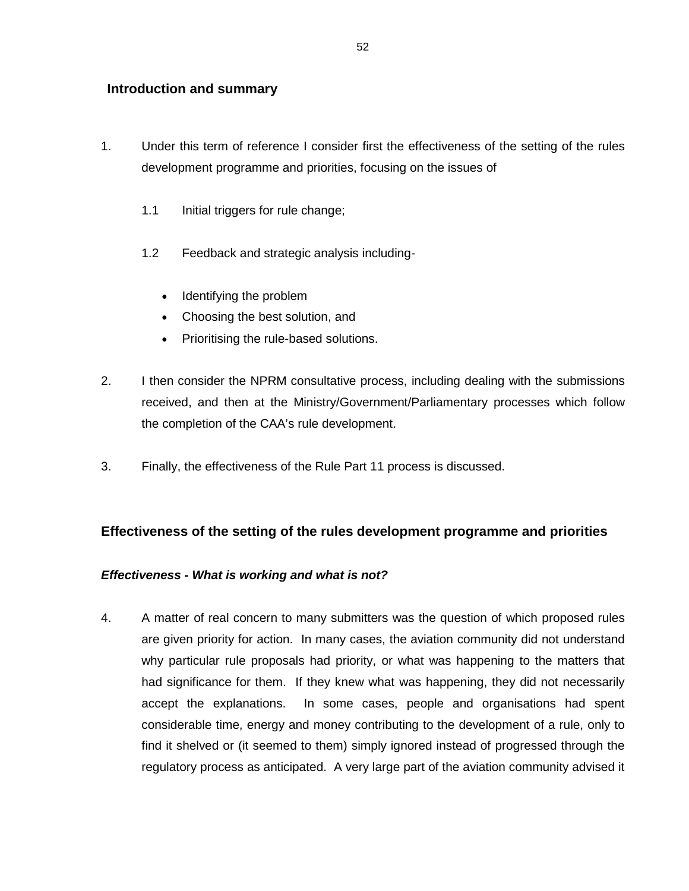## Introduction and summary

1. Under this term of reference I consider first the effectiveness of the setting of the rules development programme and priorities, focusing on the issues of

   1.1 Initial triggers for rule change;

   1.2 Feedback and strategic analysis including-

   - Identifying the problem
   - Choosing the best solution, and
   - Prioritising the rule-based solutions.

2. I then consider the NPRM consultative process, including dealing with the submissions received, and then at the Ministry/Government/Parliamentary processes which follow the completion of the CAA's rule development.

3. Finally, the effectiveness of the Rule Part 11 process is discussed.

## Effectiveness of the setting of the rules development programme and priorities

### *Effectiveness - What is working and what is not?*

4. A matter of real concern to many submitters was the question of which proposed rules are given priority for action. In many cases, the aviation community did not understand why particular rule proposals had priority, or what was happening to the matters that had significance for them. If they knew what was happening, they did not necessarily accept the explanations. In some cases, people and organisations had spent considerable time, energy and money contributing to the development of a rule, only to find it shelved or (it seemed to them) simply ignored instead of progressed through the regulatory process as anticipated. A very large part of the aviation community advised it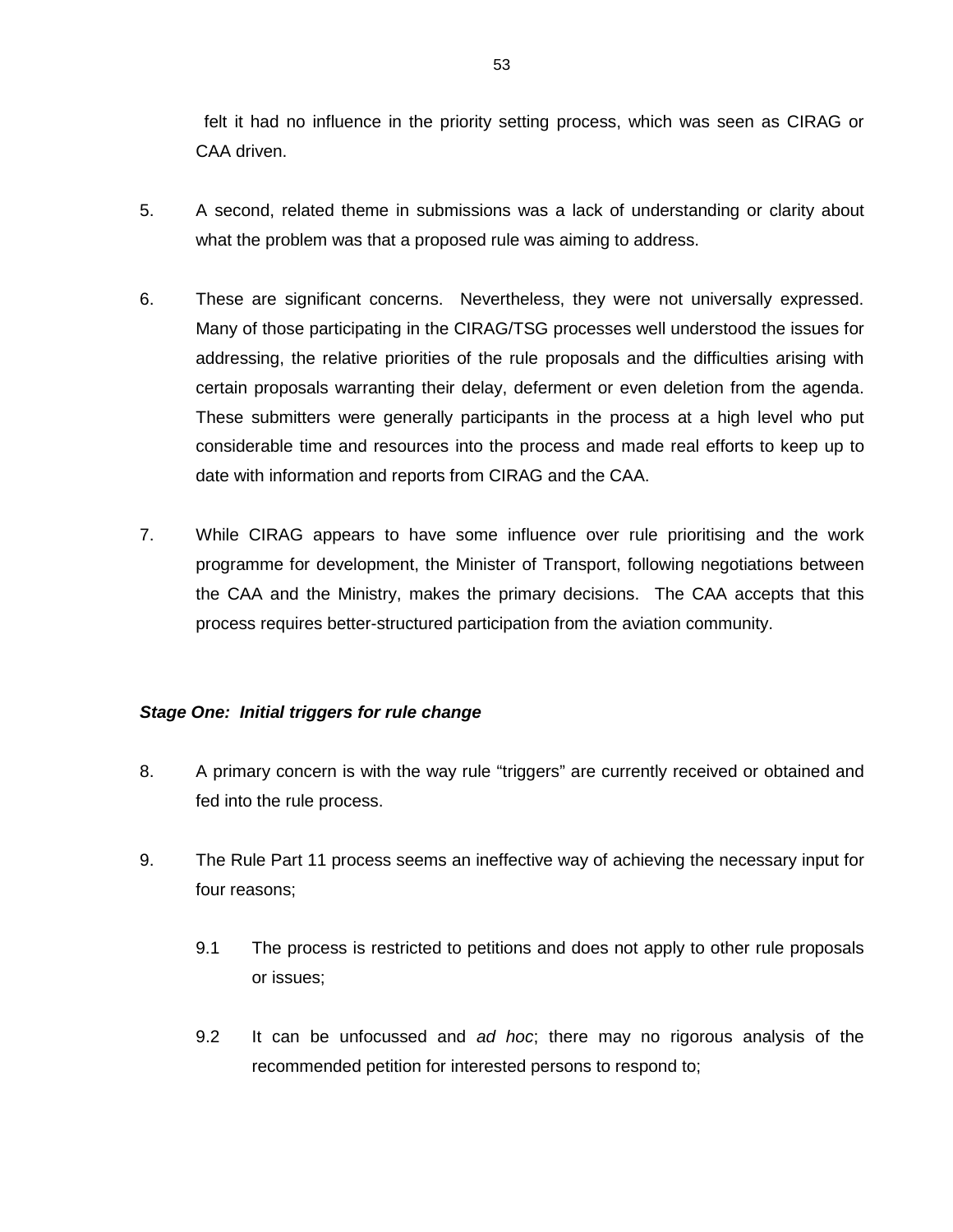felt it had no influence in the priority setting process, which was seen as CIRAG or CAA driven.

5. A second, related theme in submissions was a lack of understanding or clarity about what the problem was that a proposed rule was aiming to address.

6. These are significant concerns. Nevertheless, they were not universally expressed. Many of those participating in the CIRAG/TSG processes well understood the issues for addressing, the relative priorities of the rule proposals and the difficulties arising with certain proposals warranting their delay, deferment or even deletion from the agenda. These submitters were generally participants in the process at a high level who put considerable time and resources into the process and made real efforts to keep up to date with information and reports from CIRAG and the CAA.

7. While CIRAG appears to have some influence over rule prioritising and the work programme for development, the Minister of Transport, following negotiations between the CAA and the Ministry, makes the primary decisions. The CAA accepts that this process requires better-structured participation from the aviation community.

***Stage One: Initial triggers for rule change***

8. A primary concern is with the way rule "triggers" are currently received or obtained and fed into the rule process.

9. The Rule Part 11 process seems an ineffective way of achieving the necessary input for four reasons;

   9.1 The process is restricted to petitions and does not apply to other rule proposals or issues;

   9.2 It can be unfocussed and *ad hoc*; there may no rigorous analysis of the recommended petition for interested persons to respond to;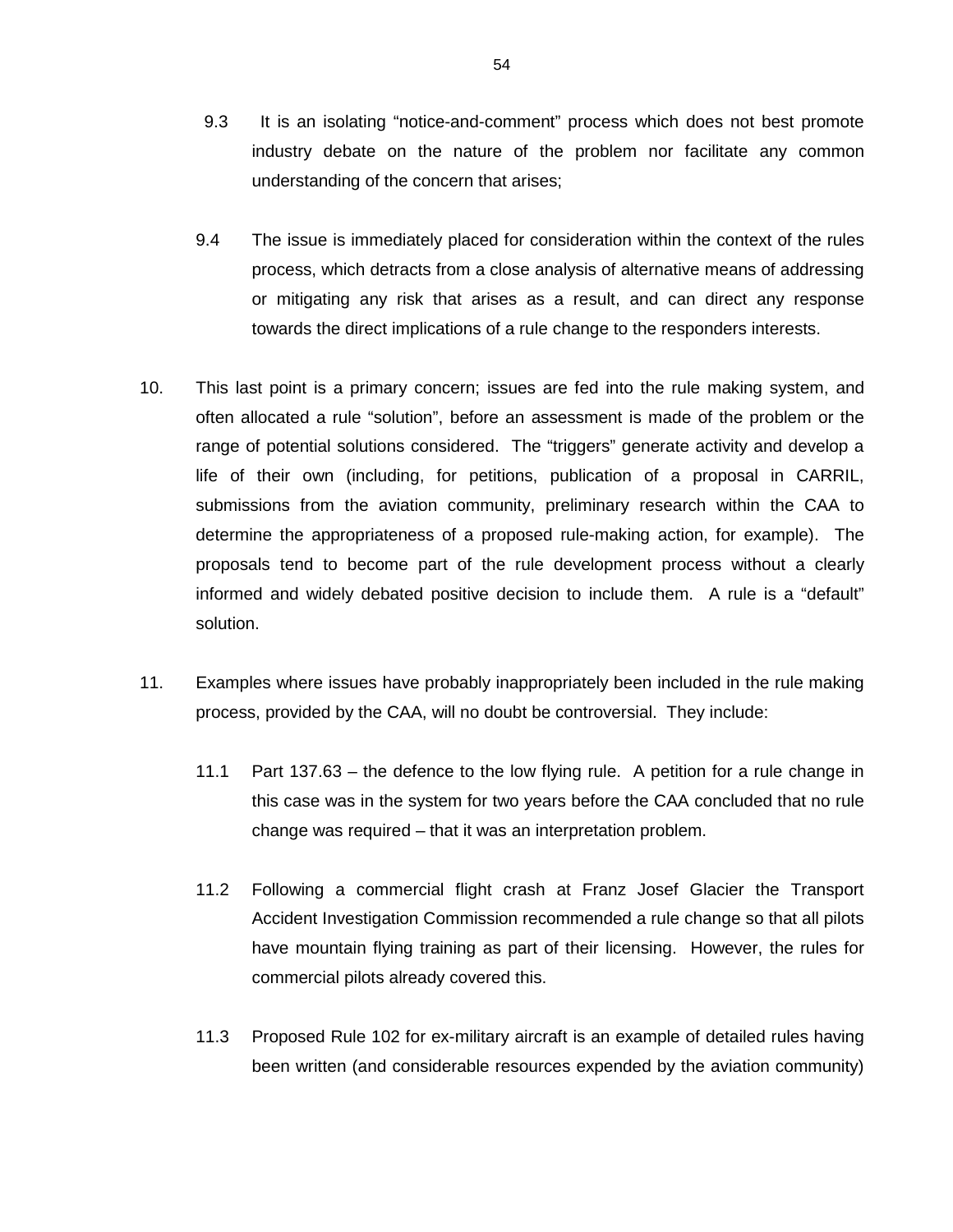9.3 It is an isolating "notice-and-comment" process which does not best promote industry debate on the nature of the problem nor facilitate any common understanding of the concern that arises;

9.4 The issue is immediately placed for consideration within the context of the rules process, which detracts from a close analysis of alternative means of addressing or mitigating any risk that arises as a result, and can direct any response towards the direct implications of a rule change to the responders interests.

10. This last point is a primary concern; issues are fed into the rule making system, and often allocated a rule "solution", before an assessment is made of the problem or the range of potential solutions considered. The "triggers" generate activity and develop a life of their own (including, for petitions, publication of a proposal in CARRIL, submissions from the aviation community, preliminary research within the CAA to determine the appropriateness of a proposed rule-making action, for example). The proposals tend to become part of the rule development process without a clearly informed and widely debated positive decision to include them. A rule is a "default" solution.

11. Examples where issues have probably inappropriately been included in the rule making process, provided by the CAA, will no doubt be controversial. They include:

11.1 Part 137.63 – the defence to the low flying rule. A petition for a rule change in this case was in the system for two years before the CAA concluded that no rule change was required – that it was an interpretation problem.

11.2 Following a commercial flight crash at Franz Josef Glacier the Transport Accident Investigation Commission recommended a rule change so that all pilots have mountain flying training as part of their licensing. However, the rules for commercial pilots already covered this.

11.3 Proposed Rule 102 for ex-military aircraft is an example of detailed rules having been written (and considerable resources expended by the aviation community)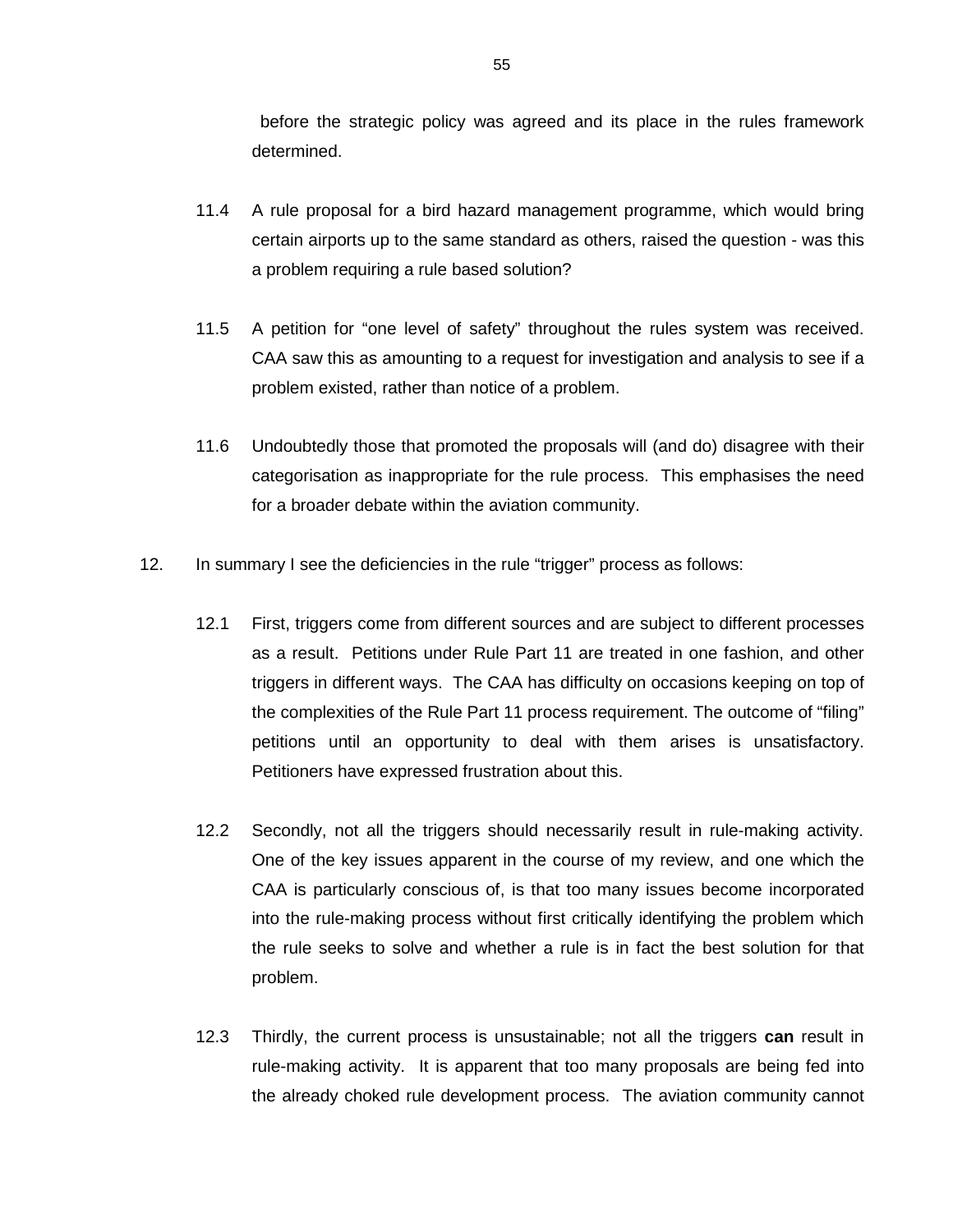before the strategic policy was agreed and its place in the rules framework determined.

11.4 A rule proposal for a bird hazard management programme, which would bring certain airports up to the same standard as others, raised the question - was this a problem requiring a rule based solution?

11.5 A petition for "one level of safety" throughout the rules system was received. CAA saw this as amounting to a request for investigation and analysis to see if a problem existed, rather than notice of a problem.

11.6 Undoubtedly those that promoted the proposals will (and do) disagree with their categorisation as inappropriate for the rule process. This emphasises the need for a broader debate within the aviation community.

12. In summary I see the deficiencies in the rule "trigger" process as follows:

12.1 First, triggers come from different sources and are subject to different processes as a result. Petitions under Rule Part 11 are treated in one fashion, and other triggers in different ways. The CAA has difficulty on occasions keeping on top of the complexities of the Rule Part 11 process requirement. The outcome of "filing" petitions until an opportunity to deal with them arises is unsatisfactory. Petitioners have expressed frustration about this.

12.2 Secondly, not all the triggers should necessarily result in rule-making activity. One of the key issues apparent in the course of my review, and one which the CAA is particularly conscious of, is that too many issues become incorporated into the rule-making process without first critically identifying the problem which the rule seeks to solve and whether a rule is in fact the best solution for that problem.

12.3 Thirdly, the current process is unsustainable; not all the triggers **can** result in rule-making activity. It is apparent that too many proposals are being fed into the already choked rule development process. The aviation community cannot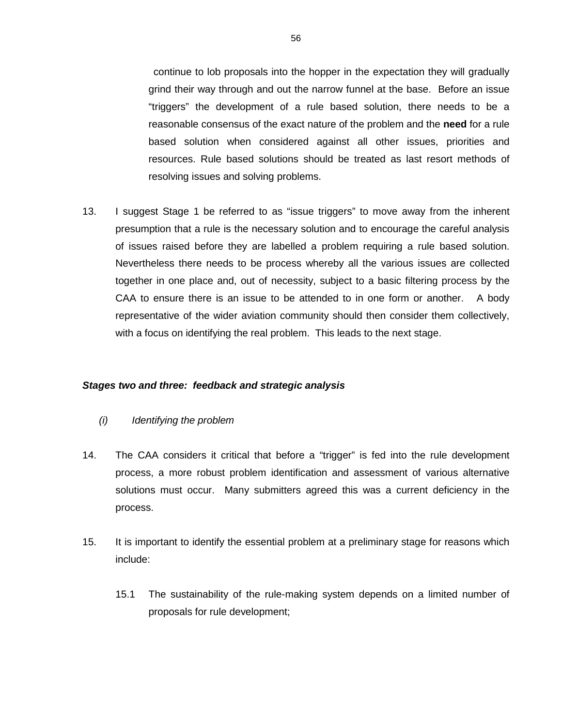continue to lob proposals into the hopper in the expectation they will gradually grind their way through and out the narrow funnel at the base. Before an issue "triggers" the development of a rule based solution, there needs to be a reasonable consensus of the exact nature of the problem and the **need** for a rule based solution when considered against all other issues, priorities and resources. Rule based solutions should be treated as last resort methods of resolving issues and solving problems.

13. I suggest Stage 1 be referred to as "issue triggers" to move away from the inherent presumption that a rule is the necessary solution and to encourage the careful analysis of issues raised before they are labelled a problem requiring a rule based solution. Nevertheless there needs to be process whereby all the various issues are collected together in one place and, out of necessity, subject to a basic filtering process by the CAA to ensure there is an issue to be attended to in one form or another. A body representative of the wider aviation community should then consider them collectively, with a focus on identifying the real problem. This leads to the next stage.

***Stages two and three: feedback and strategic analysis***

*(i) Identifying the problem*

14. The CAA considers it critical that before a "trigger" is fed into the rule development process, a more robust problem identification and assessment of various alternative solutions must occur. Many submitters agreed this was a current deficiency in the process.

15. It is important to identify the essential problem at a preliminary stage for reasons which include:

    15.1 The sustainability of the rule-making system depends on a limited number of proposals for rule development;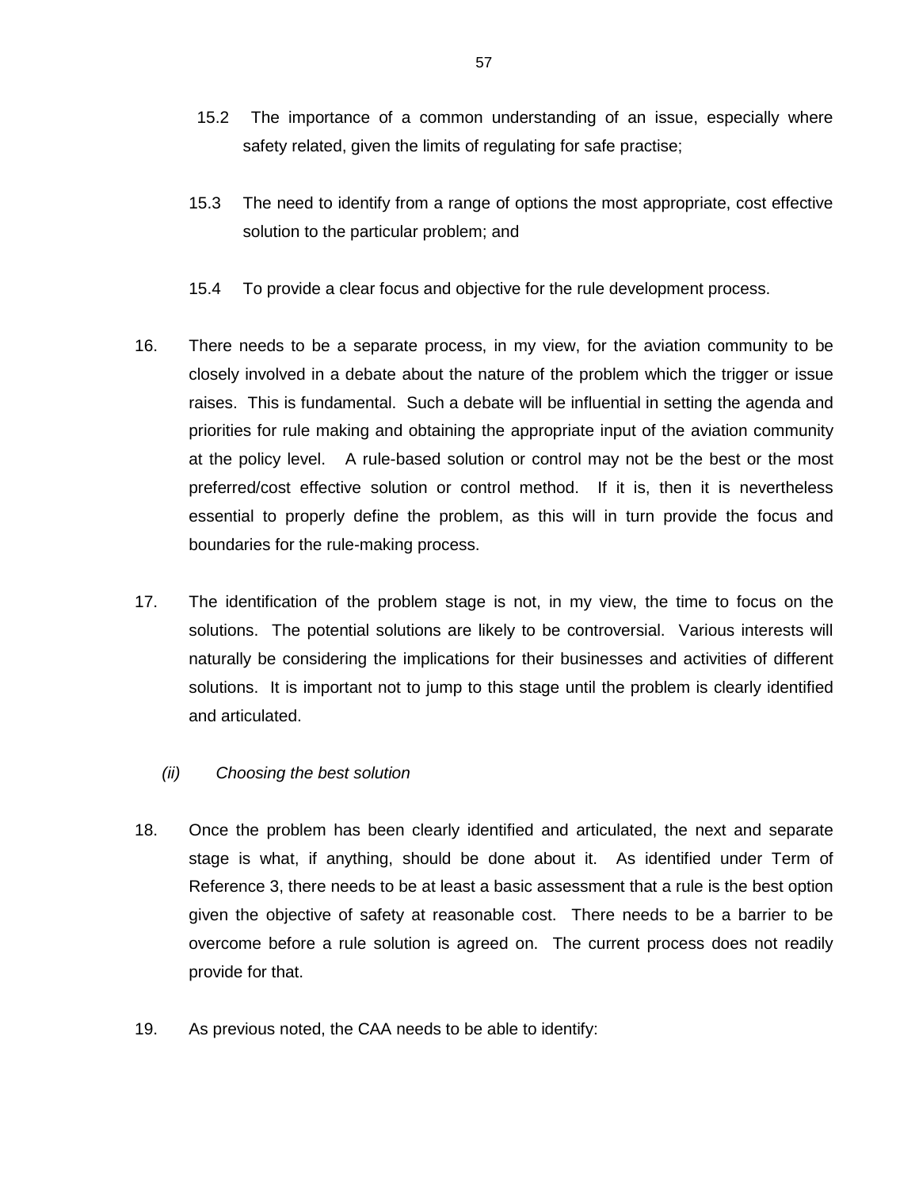15.2 The importance of a common understanding of an issue, especially where safety related, given the limits of regulating for safe practise;

15.3 The need to identify from a range of options the most appropriate, cost effective solution to the particular problem; and

15.4 To provide a clear focus and objective for the rule development process.

16. There needs to be a separate process, in my view, for the aviation community to be closely involved in a debate about the nature of the problem which the trigger or issue raises. This is fundamental. Such a debate will be influential in setting the agenda and priorities for rule making and obtaining the appropriate input of the aviation community at the policy level. A rule-based solution or control may not be the best or the most preferred/cost effective solution or control method. If it is, then it is nevertheless essential to properly define the problem, as this will in turn provide the focus and boundaries for the rule-making process.

17. The identification of the problem stage is not, in my view, the time to focus on the solutions. The potential solutions are likely to be controversial. Various interests will naturally be considering the implications for their businesses and activities of different solutions. It is important not to jump to this stage until the problem is clearly identified and articulated.

*(ii) Choosing the best solution*

18. Once the problem has been clearly identified and articulated, the next and separate stage is what, if anything, should be done about it. As identified under Term of Reference 3, there needs to be at least a basic assessment that a rule is the best option given the objective of safety at reasonable cost. There needs to be a barrier to be overcome before a rule solution is agreed on. The current process does not readily provide for that.

19. As previous noted, the CAA needs to be able to identify: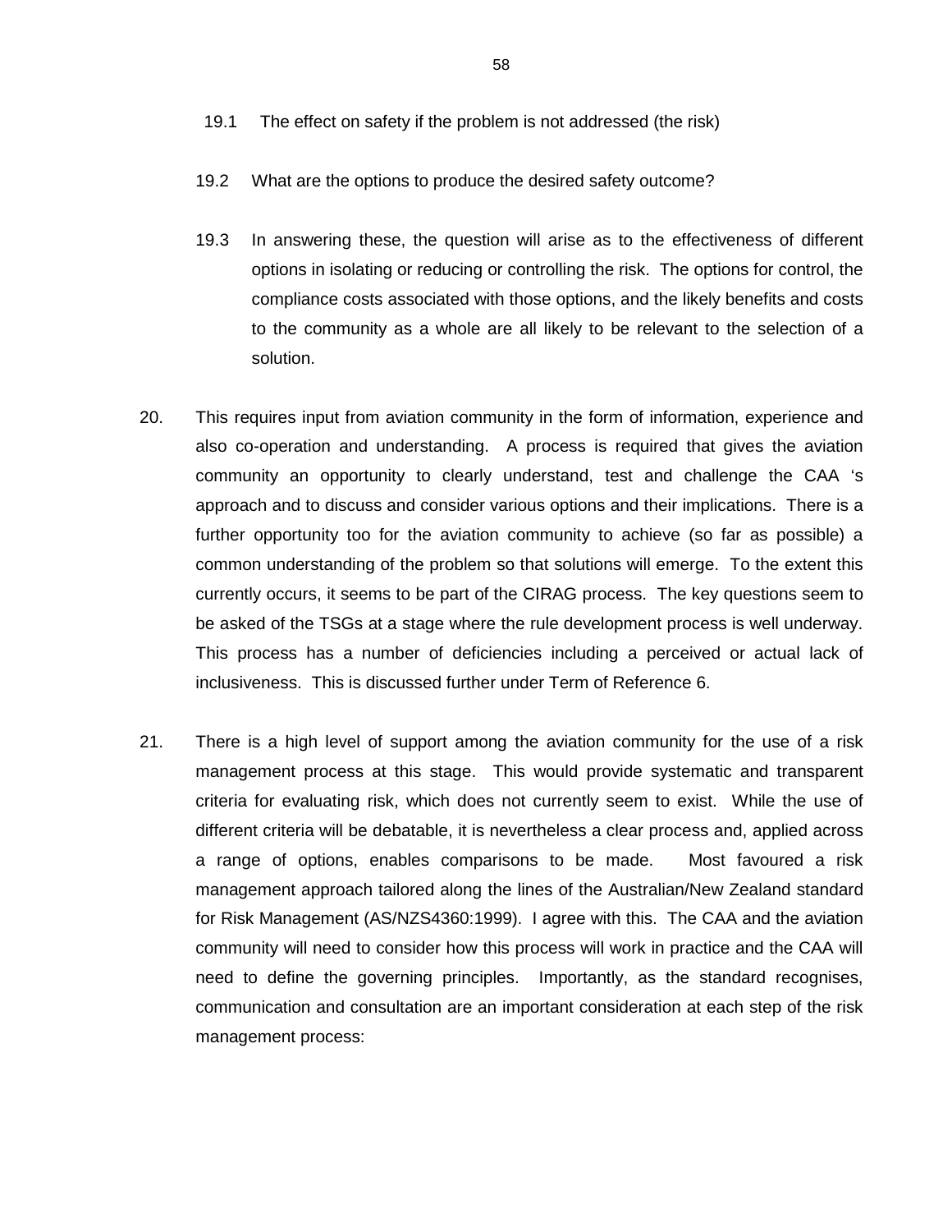19.1 The effect on safety if the problem is not addressed (the risk)

19.2 What are the options to produce the desired safety outcome?

19.3 In answering these, the question will arise as to the effectiveness of different options in isolating or reducing or controlling the risk. The options for control, the compliance costs associated with those options, and the likely benefits and costs to the community as a whole are all likely to be relevant to the selection of a solution.

20. This requires input from aviation community in the form of information, experience and also co-operation and understanding. A process is required that gives the aviation community an opportunity to clearly understand, test and challenge the CAA 's approach and to discuss and consider various options and their implications. There is a further opportunity too for the aviation community to achieve (so far as possible) a common understanding of the problem so that solutions will emerge. To the extent this currently occurs, it seems to be part of the CIRAG process. The key questions seem to be asked of the TSGs at a stage where the rule development process is well underway. This process has a number of deficiencies including a perceived or actual lack of inclusiveness. This is discussed further under Term of Reference 6.

21. There is a high level of support among the aviation community for the use of a risk management process at this stage. This would provide systematic and transparent criteria for evaluating risk, which does not currently seem to exist. While the use of different criteria will be debatable, it is nevertheless a clear process and, applied across a range of options, enables comparisons to be made. Most favoured a risk management approach tailored along the lines of the Australian/New Zealand standard for Risk Management (AS/NZS4360:1999). I agree with this. The CAA and the aviation community will need to consider how this process will work in practice and the CAA will need to define the governing principles. Importantly, as the standard recognises, communication and consultation are an important consideration at each step of the risk management process: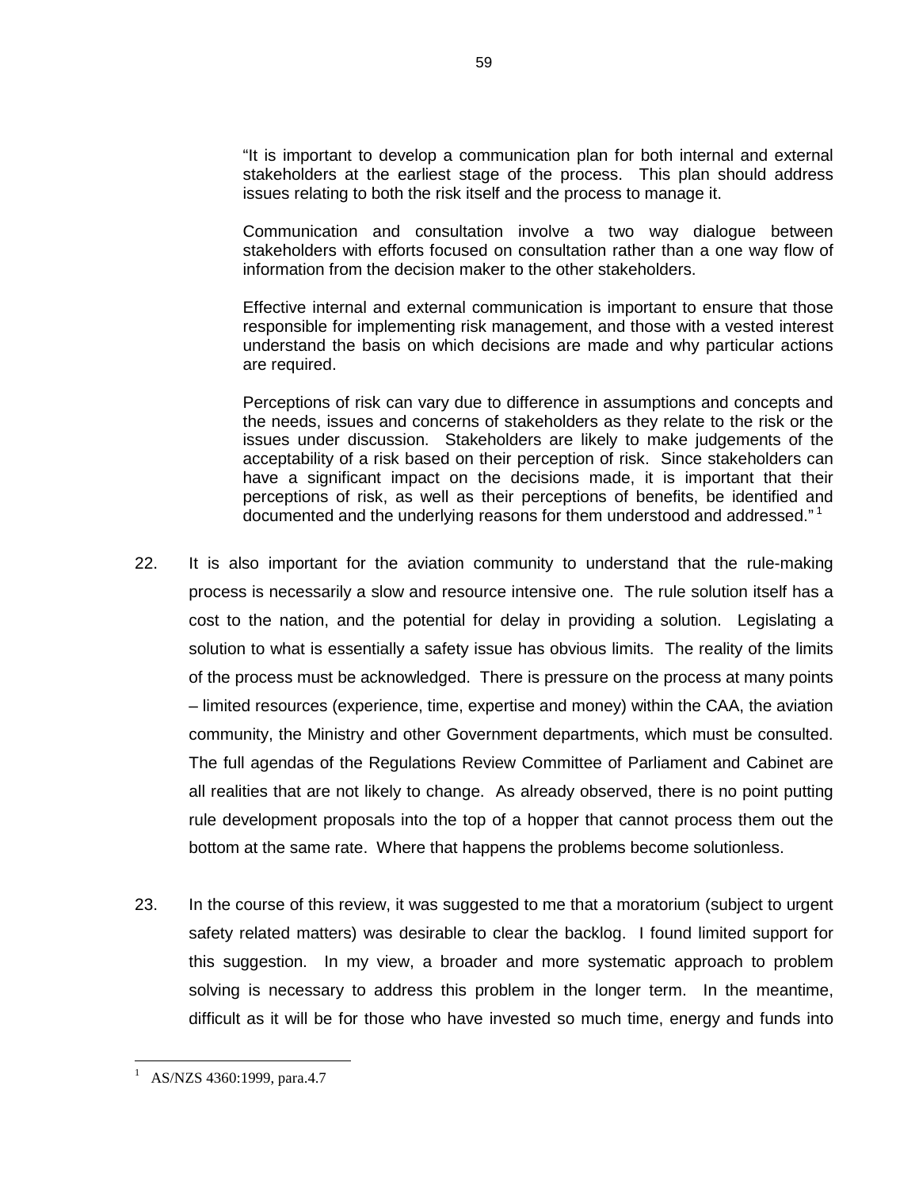> "It is important to develop a communication plan for both internal and external stakeholders at the earliest stage of the process. This plan should address issues relating to both the risk itself and the process to manage it.
>
> Communication and consultation involve a two way dialogue between stakeholders with efforts focused on consultation rather than a one way flow of information from the decision maker to the other stakeholders.
>
> Effective internal and external communication is important to ensure that those responsible for implementing risk management, and those with a vested interest understand the basis on which decisions are made and why particular actions are required.
>
> Perceptions of risk can vary due to difference in assumptions and concepts and the needs, issues and concerns of stakeholders as they relate to the risk or the issues under discussion. Stakeholders are likely to make judgements of the acceptability of a risk based on their perception of risk. Since stakeholders can have a significant impact on the decisions made, it is important that their perceptions of risk, as well as their perceptions of benefits, be identified and documented and the underlying reasons for them understood and addressed." [1]

22. It is also important for the aviation community to understand that the rule-making process is necessarily a slow and resource intensive one. The rule solution itself has a cost to the nation, and the potential for delay in providing a solution. Legislating a solution to what is essentially a safety issue has obvious limits. The reality of the limits of the process must be acknowledged. There is pressure on the process at many points – limited resources (experience, time, expertise and money) within the CAA, the aviation community, the Ministry and other Government departments, which must be consulted. The full agendas of the Regulations Review Committee of Parliament and Cabinet are all realities that are not likely to change. As already observed, there is no point putting rule development proposals into the top of a hopper that cannot process them out the bottom at the same rate. Where that happens the problems become solutionless.

23. In the course of this review, it was suggested to me that a moratorium (subject to urgent safety related matters) was desirable to clear the backlog. I found limited support for this suggestion. In my view, a broader and more systematic approach to problem solving is necessary to address this problem in the longer term. In the meantime, difficult as it will be for those who have invested so much time, energy and funds into

---

[1] AS/NZS 4360:1999, para.4.7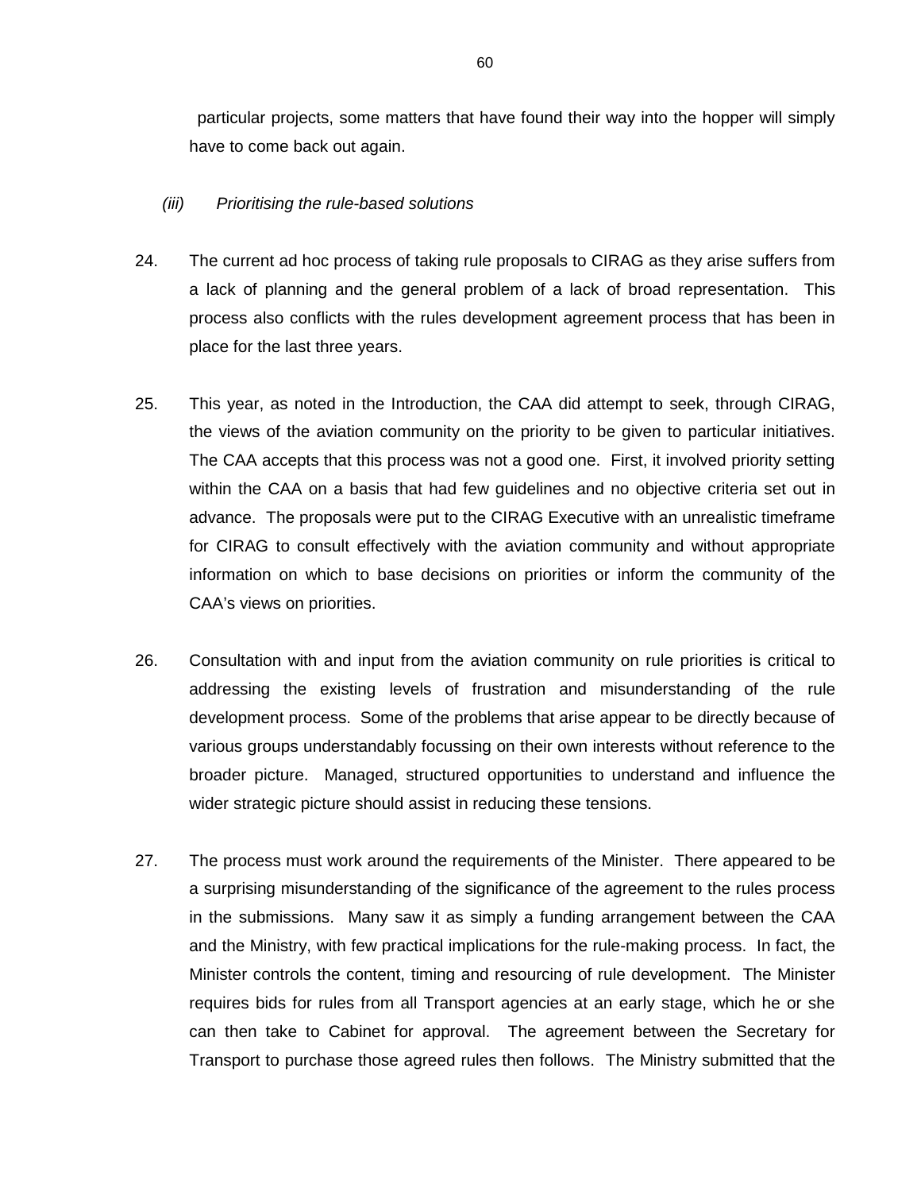particular projects, some matters that have found their way into the hopper will simply have to come back out again.

*(iii) Prioritising the rule-based solutions*

24. The current ad hoc process of taking rule proposals to CIRAG as they arise suffers from a lack of planning and the general problem of a lack of broad representation. This process also conflicts with the rules development agreement process that has been in place for the last three years.

25. This year, as noted in the Introduction, the CAA did attempt to seek, through CIRAG, the views of the aviation community on the priority to be given to particular initiatives. The CAA accepts that this process was not a good one. First, it involved priority setting within the CAA on a basis that had few guidelines and no objective criteria set out in advance. The proposals were put to the CIRAG Executive with an unrealistic timeframe for CIRAG to consult effectively with the aviation community and without appropriate information on which to base decisions on priorities or inform the community of the CAA's views on priorities.

26. Consultation with and input from the aviation community on rule priorities is critical to addressing the existing levels of frustration and misunderstanding of the rule development process. Some of the problems that arise appear to be directly because of various groups understandably focussing on their own interests without reference to the broader picture. Managed, structured opportunities to understand and influence the wider strategic picture should assist in reducing these tensions.

27. The process must work around the requirements of the Minister. There appeared to be a surprising misunderstanding of the significance of the agreement to the rules process in the submissions. Many saw it as simply a funding arrangement between the CAA and the Ministry, with few practical implications for the rule-making process. In fact, the Minister controls the content, timing and resourcing of rule development. The Minister requires bids for rules from all Transport agencies at an early stage, which he or she can then take to Cabinet for approval. The agreement between the Secretary for Transport to purchase those agreed rules then follows. The Ministry submitted that the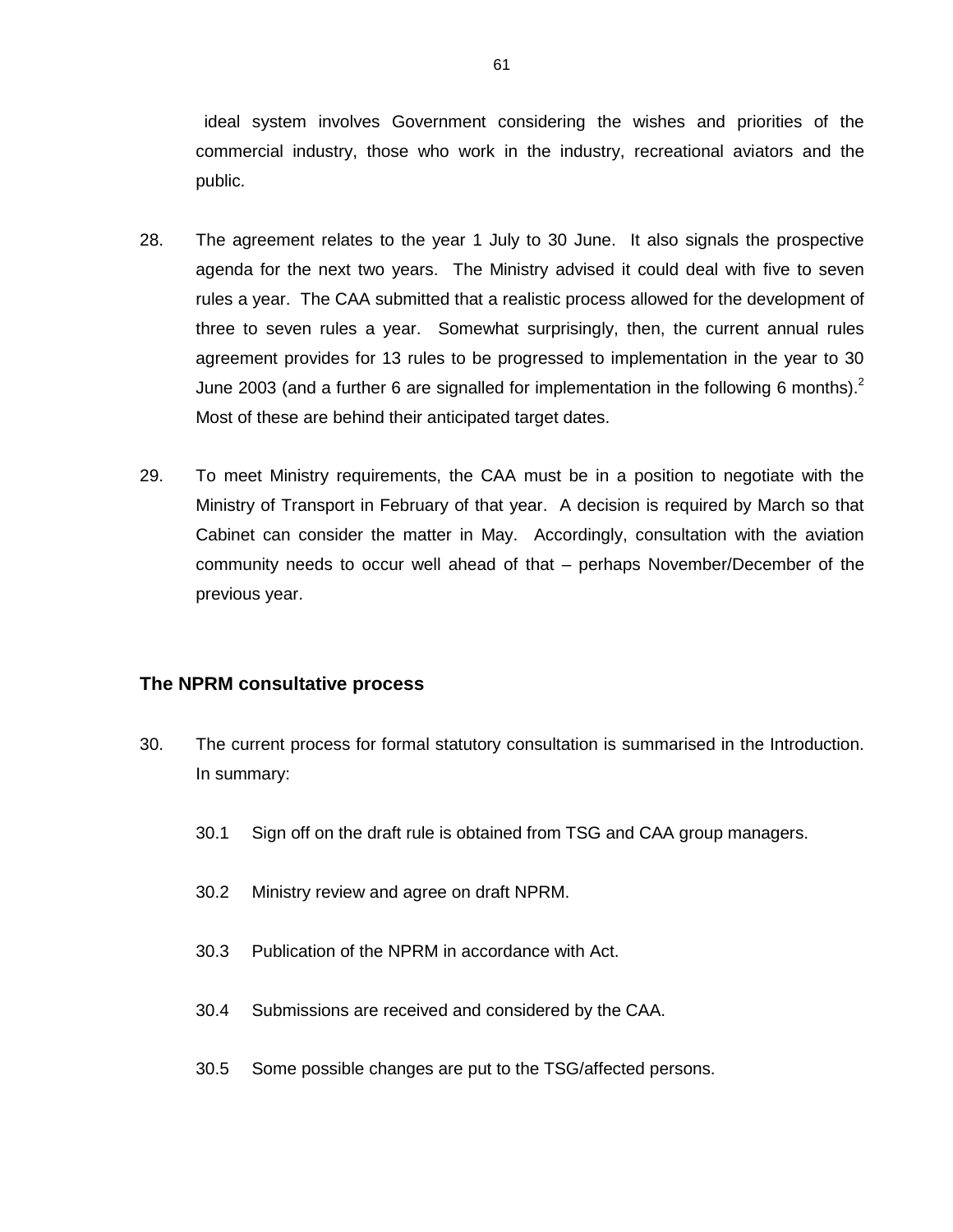ideal system involves Government considering the wishes and priorities of the commercial industry, those who work in the industry, recreational aviators and the public.

28. The agreement relates to the year 1 July to 30 June. It also signals the prospective agenda for the next two years. The Ministry advised it could deal with five to seven rules a year. The CAA submitted that a realistic process allowed for the development of three to seven rules a year. Somewhat surprisingly, then, the current annual rules agreement provides for 13 rules to be progressed to implementation in the year to 30 June 2003 (and a further 6 are signalled for implementation in the following 6 months).[2] Most of these are behind their anticipated target dates.

29. To meet Ministry requirements, the CAA must be in a position to negotiate with the Ministry of Transport in February of that year. A decision is required by March so that Cabinet can consider the matter in May. Accordingly, consultation with the aviation community needs to occur well ahead of that – perhaps November/December of the previous year.

### The NPRM consultative process

30. The current process for formal statutory consultation is summarised in the Introduction. In summary:

    30.1 Sign off on the draft rule is obtained from TSG and CAA group managers.

    30.2 Ministry review and agree on draft NPRM.

    30.3 Publication of the NPRM in accordance with Act.

    30.4 Submissions are received and considered by the CAA.

    30.5 Some possible changes are put to the TSG/affected persons.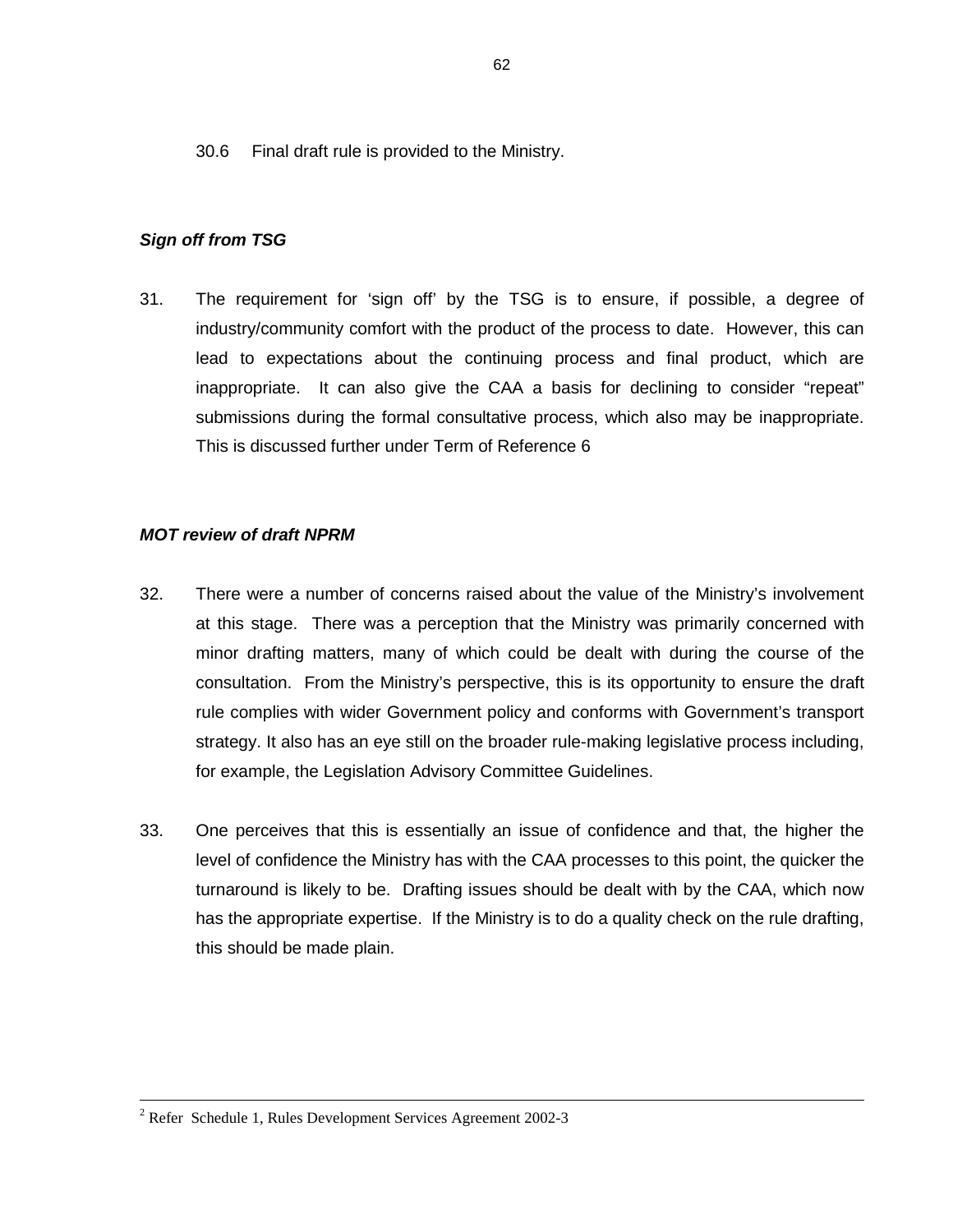30.6 Final draft rule is provided to the Ministry.

***Sign off from TSG***

31. The requirement for 'sign off' by the TSG is to ensure, if possible, a degree of industry/community comfort with the product of the process to date. However, this can lead to expectations about the continuing process and final product, which are inappropriate. It can also give the CAA a basis for declining to consider "repeat" submissions during the formal consultative process, which also may be inappropriate. This is discussed further under Term of Reference 6

***MOT review of draft NPRM***

32. There were a number of concerns raised about the value of the Ministry's involvement at this stage. There was a perception that the Ministry was primarily concerned with minor drafting matters, many of which could be dealt with during the course of the consultation. From the Ministry's perspective, this is its opportunity to ensure the draft rule complies with wider Government policy and conforms with Government's transport strategy. It also has an eye still on the broader rule-making legislative process including, for example, the Legislation Advisory Committee Guidelines.

33. One perceives that this is essentially an issue of confidence and that, the higher the level of confidence the Ministry has with the CAA processes to this point, the quicker the turnaround is likely to be. Drafting issues should be dealt with by the CAA, which now has the appropriate expertise. If the Ministry is to do a quality check on the rule drafting, this should be made plain.

---

[2] Refer Schedule 1, Rules Development Services Agreement 2002-3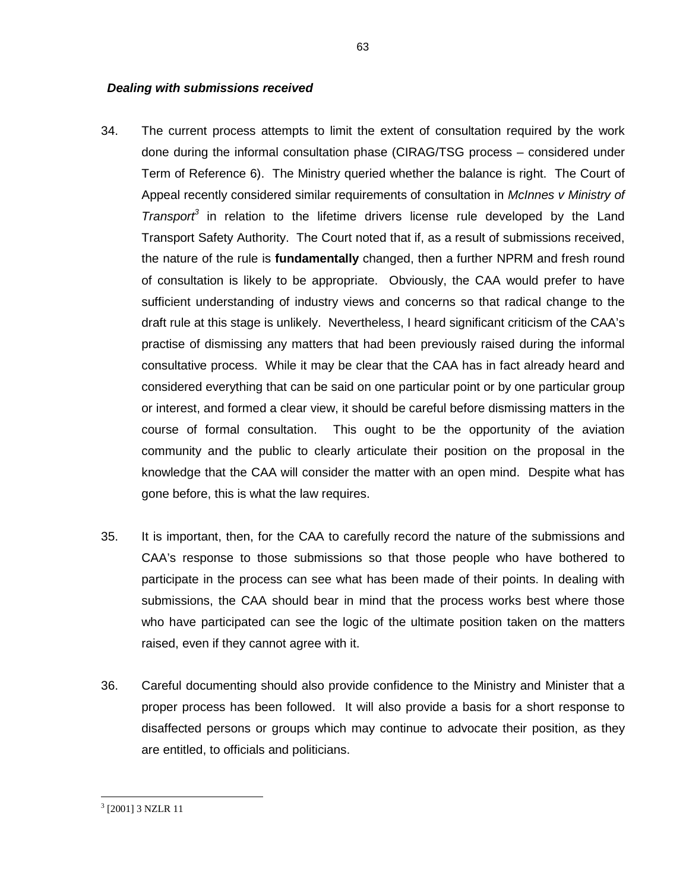***Dealing with submissions received***

34. The current process attempts to limit the extent of consultation required by the work done during the informal consultation phase (CIRAG/TSG process – considered under Term of Reference 6). The Ministry queried whether the balance is right. The Court of Appeal recently considered similar requirements of consultation in *McInnes v Ministry of Transport*[3] in relation to the lifetime drivers license rule developed by the Land Transport Safety Authority. The Court noted that if, as a result of submissions received, the nature of the rule is **fundamentally** changed, then a further NPRM and fresh round of consultation is likely to be appropriate. Obviously, the CAA would prefer to have sufficient understanding of industry views and concerns so that radical change to the draft rule at this stage is unlikely. Nevertheless, I heard significant criticism of the CAA's practise of dismissing any matters that had been previously raised during the informal consultative process. While it may be clear that the CAA has in fact already heard and considered everything that can be said on one particular point or by one particular group or interest, and formed a clear view, it should be careful before dismissing matters in the course of formal consultation. This ought to be the opportunity of the aviation community and the public to clearly articulate their position on the proposal in the knowledge that the CAA will consider the matter with an open mind. Despite what has gone before, this is what the law requires.

35. It is important, then, for the CAA to carefully record the nature of the submissions and CAA's response to those submissions so that those people who have bothered to participate in the process can see what has been made of their points. In dealing with submissions, the CAA should bear in mind that the process works best where those who have participated can see the logic of the ultimate position taken on the matters raised, even if they cannot agree with it.

36. Careful documenting should also provide confidence to the Ministry and Minister that a proper process has been followed. It will also provide a basis for a short response to disaffected persons or groups which may continue to advocate their position, as they are entitled, to officials and politicians.

---

[3] [2001] 3 NZLR 11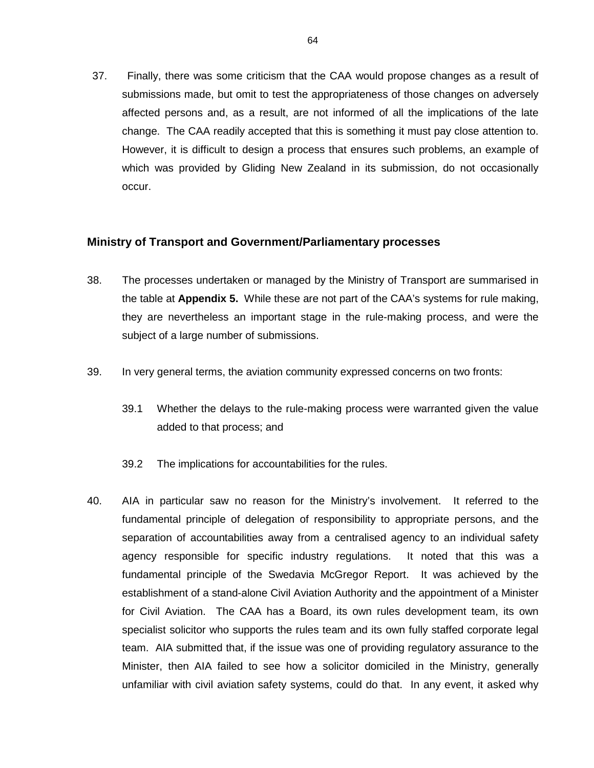37. Finally, there was some criticism that the CAA would propose changes as a result of submissions made, but omit to test the appropriateness of those changes on adversely affected persons and, as a result, are not informed of all the implications of the late change. The CAA readily accepted that this is something it must pay close attention to. However, it is difficult to design a process that ensures such problems, an example of which was provided by Gliding New Zealand in its submission, do not occasionally occur.

## Ministry of Transport and Government/Parliamentary processes

38. The processes undertaken or managed by the Ministry of Transport are summarised in the table at **Appendix 5.** While these are not part of the CAA's systems for rule making, they are nevertheless an important stage in the rule-making process, and were the subject of a large number of submissions.

39. In very general terms, the aviation community expressed concerns on two fronts:

    39.1 Whether the delays to the rule-making process were warranted given the value added to that process; and

    39.2 The implications for accountabilities for the rules.

40. AIA in particular saw no reason for the Ministry's involvement. It referred to the fundamental principle of delegation of responsibility to appropriate persons, and the separation of accountabilities away from a centralised agency to an individual safety agency responsible for specific industry regulations. It noted that this was a fundamental principle of the Swedavia McGregor Report. It was achieved by the establishment of a stand-alone Civil Aviation Authority and the appointment of a Minister for Civil Aviation. The CAA has a Board, its own rules development team, its own specialist solicitor who supports the rules team and its own fully staffed corporate legal team. AIA submitted that, if the issue was one of providing regulatory assurance to the Minister, then AIA failed to see how a solicitor domiciled in the Ministry, generally unfamiliar with civil aviation safety systems, could do that. In any event, it asked why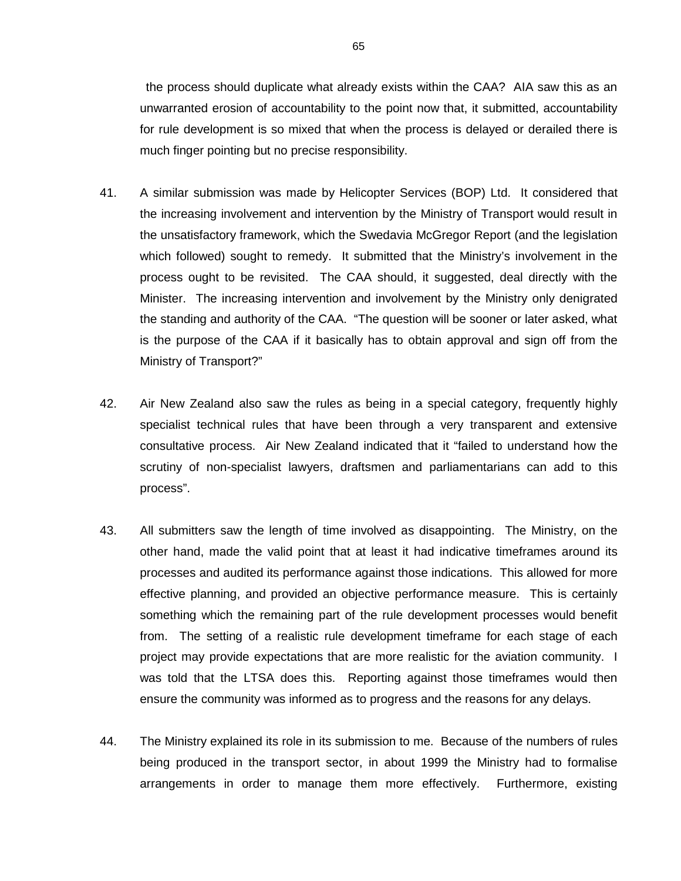the process should duplicate what already exists within the CAA? AIA saw this as an unwarranted erosion of accountability to the point now that, it submitted, accountability for rule development is so mixed that when the process is delayed or derailed there is much finger pointing but no precise responsibility.

41. A similar submission was made by Helicopter Services (BOP) Ltd. It considered that the increasing involvement and intervention by the Ministry of Transport would result in the unsatisfactory framework, which the Swedavia McGregor Report (and the legislation which followed) sought to remedy. It submitted that the Ministry's involvement in the process ought to be revisited. The CAA should, it suggested, deal directly with the Minister. The increasing intervention and involvement by the Ministry only denigrated the standing and authority of the CAA. "The question will be sooner or later asked, what is the purpose of the CAA if it basically has to obtain approval and sign off from the Ministry of Transport?"

42. Air New Zealand also saw the rules as being in a special category, frequently highly specialist technical rules that have been through a very transparent and extensive consultative process. Air New Zealand indicated that it "failed to understand how the scrutiny of non-specialist lawyers, draftsmen and parliamentarians can add to this process".

43. All submitters saw the length of time involved as disappointing. The Ministry, on the other hand, made the valid point that at least it had indicative timeframes around its processes and audited its performance against those indications. This allowed for more effective planning, and provided an objective performance measure. This is certainly something which the remaining part of the rule development processes would benefit from. The setting of a realistic rule development timeframe for each stage of each project may provide expectations that are more realistic for the aviation community. I was told that the LTSA does this. Reporting against those timeframes would then ensure the community was informed as to progress and the reasons for any delays.

44. The Ministry explained its role in its submission to me. Because of the numbers of rules being produced in the transport sector, in about 1999 the Ministry had to formalise arrangements in order to manage them more effectively. Furthermore, existing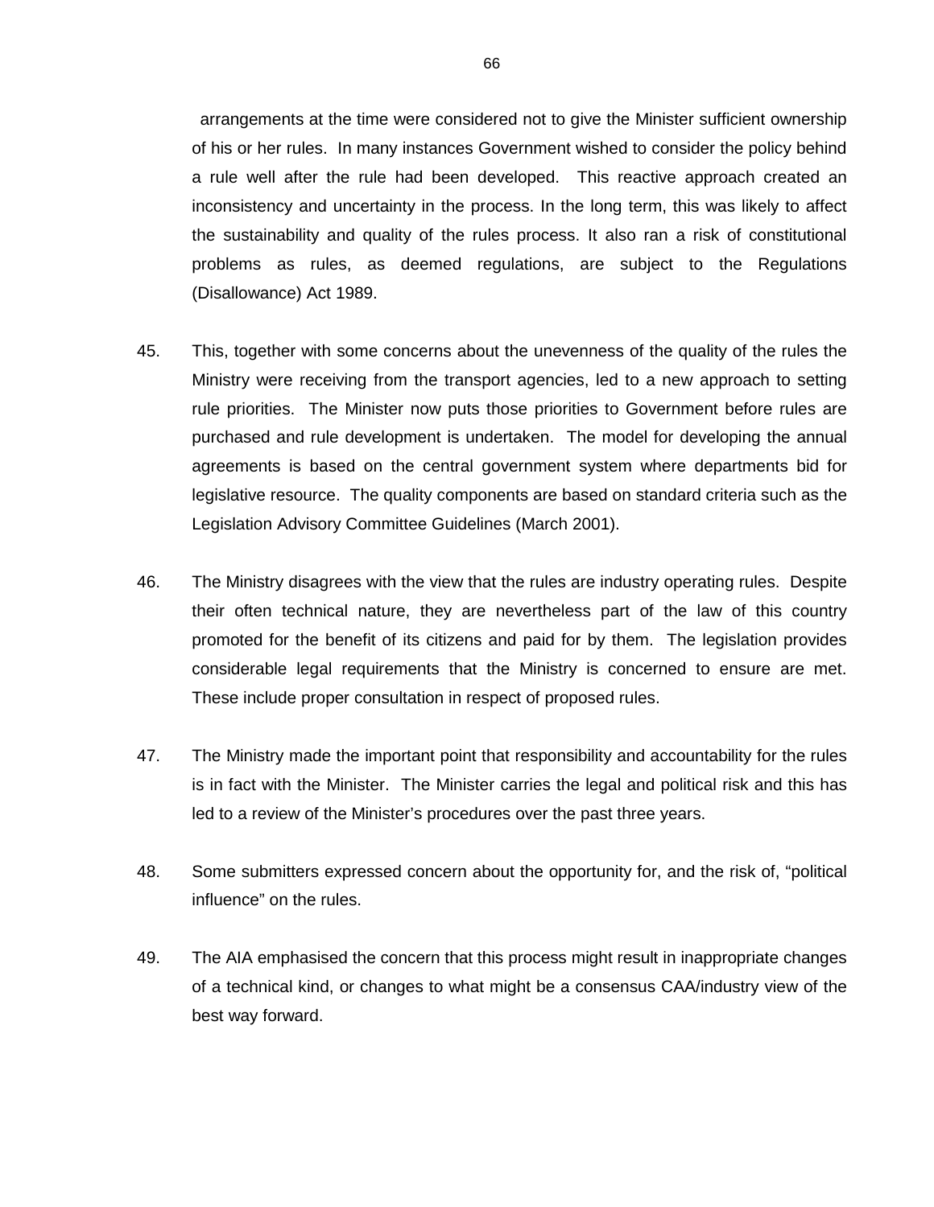arrangements at the time were considered not to give the Minister sufficient ownership of his or her rules. In many instances Government wished to consider the policy behind a rule well after the rule had been developed. This reactive approach created an inconsistency and uncertainty in the process. In the long term, this was likely to affect the sustainability and quality of the rules process. It also ran a risk of constitutional problems as rules, as deemed regulations, are subject to the Regulations (Disallowance) Act 1989.

45. This, together with some concerns about the unevenness of the quality of the rules the Ministry were receiving from the transport agencies, led to a new approach to setting rule priorities. The Minister now puts those priorities to Government before rules are purchased and rule development is undertaken. The model for developing the annual agreements is based on the central government system where departments bid for legislative resource. The quality components are based on standard criteria such as the Legislation Advisory Committee Guidelines (March 2001).

46. The Ministry disagrees with the view that the rules are industry operating rules. Despite their often technical nature, they are nevertheless part of the law of this country promoted for the benefit of its citizens and paid for by them. The legislation provides considerable legal requirements that the Ministry is concerned to ensure are met. These include proper consultation in respect of proposed rules.

47. The Ministry made the important point that responsibility and accountability for the rules is in fact with the Minister. The Minister carries the legal and political risk and this has led to a review of the Minister's procedures over the past three years.

48. Some submitters expressed concern about the opportunity for, and the risk of, "political influence" on the rules.

49. The AIA emphasised the concern that this process might result in inappropriate changes of a technical kind, or changes to what might be a consensus CAA/industry view of the best way forward.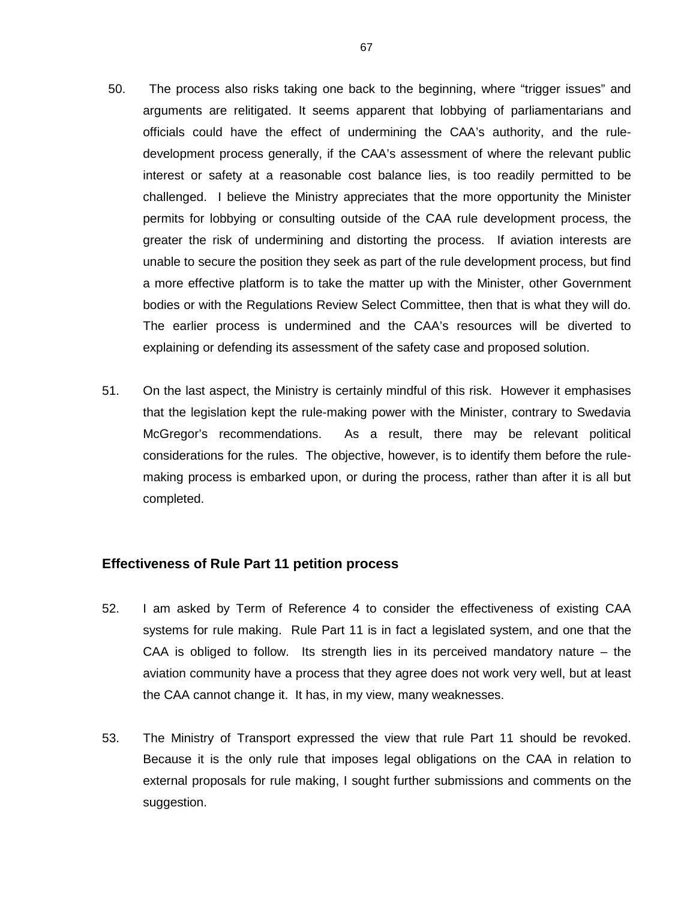50. The process also risks taking one back to the beginning, where "trigger issues" and arguments are relitigated. It seems apparent that lobbying of parliamentarians and officials could have the effect of undermining the CAA's authority, and the rule-development process generally, if the CAA's assessment of where the relevant public interest or safety at a reasonable cost balance lies, is too readily permitted to be challenged. I believe the Ministry appreciates that the more opportunity the Minister permits for lobbying or consulting outside of the CAA rule development process, the greater the risk of undermining and distorting the process. If aviation interests are unable to secure the position they seek as part of the rule development process, but find a more effective platform is to take the matter up with the Minister, other Government bodies or with the Regulations Review Select Committee, then that is what they will do. The earlier process is undermined and the CAA's resources will be diverted to explaining or defending its assessment of the safety case and proposed solution.

51. On the last aspect, the Ministry is certainly mindful of this risk. However it emphasises that the legislation kept the rule-making power with the Minister, contrary to Swedavia McGregor's recommendations. As a result, there may be relevant political considerations for the rules. The objective, however, is to identify them before the rule-making process is embarked upon, or during the process, rather than after it is all but completed.

### Effectiveness of Rule Part 11 petition process

52. I am asked by Term of Reference 4 to consider the effectiveness of existing CAA systems for rule making. Rule Part 11 is in fact a legislated system, and one that the CAA is obliged to follow. Its strength lies in its perceived mandatory nature – the aviation community have a process that they agree does not work very well, but at least the CAA cannot change it. It has, in my view, many weaknesses.

53. The Ministry of Transport expressed the view that rule Part 11 should be revoked. Because it is the only rule that imposes legal obligations on the CAA in relation to external proposals for rule making, I sought further submissions and comments on the suggestion.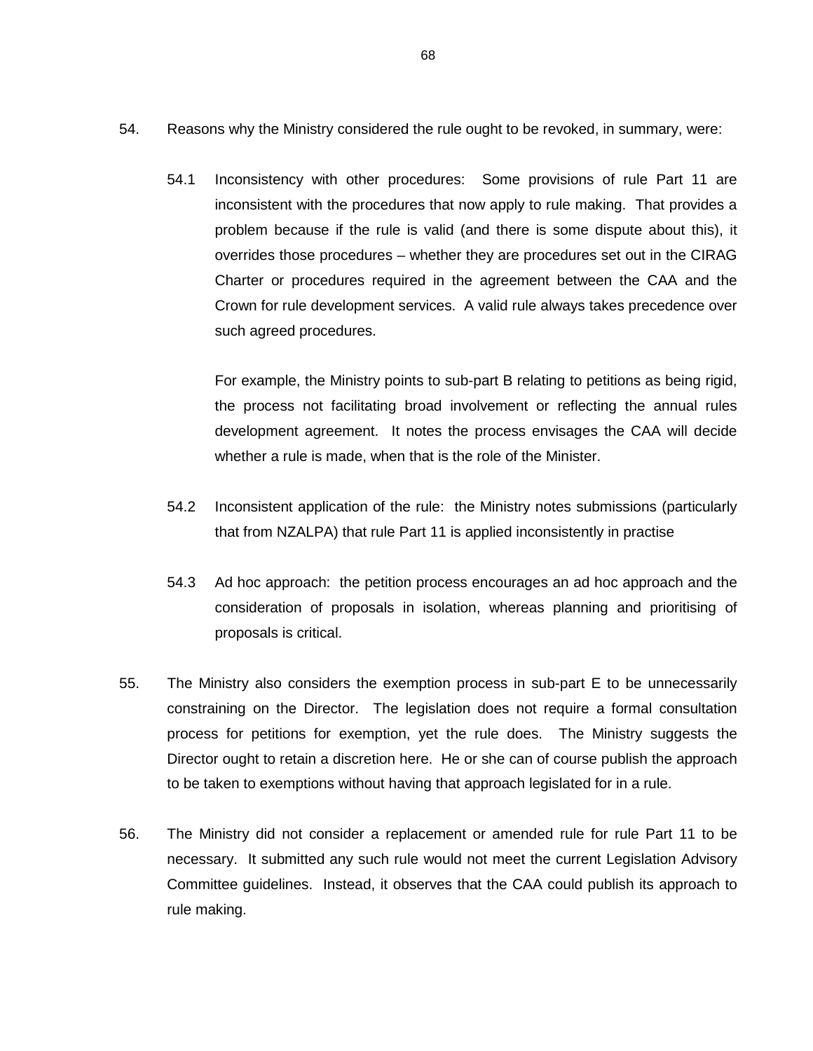54. Reasons why the Ministry considered the rule ought to be revoked, in summary, were:

54.1 Inconsistency with other procedures: Some provisions of rule Part 11 are inconsistent with the procedures that now apply to rule making. That provides a problem because if the rule is valid (and there is some dispute about this), it overrides those procedures – whether they are procedures set out in the CIRAG Charter or procedures required in the agreement between the CAA and the Crown for rule development services. A valid rule always takes precedence over such agreed procedures.

For example, the Ministry points to sub-part B relating to petitions as being rigid, the process not facilitating broad involvement or reflecting the annual rules development agreement. It notes the process envisages the CAA will decide whether a rule is made, when that is the role of the Minister.

54.2 Inconsistent application of the rule: the Ministry notes submissions (particularly that from NZALPA) that rule Part 11 is applied inconsistently in practise

54.3 Ad hoc approach: the petition process encourages an ad hoc approach and the consideration of proposals in isolation, whereas planning and prioritising of proposals is critical.

55. The Ministry also considers the exemption process in sub-part E to be unnecessarily constraining on the Director. The legislation does not require a formal consultation process for petitions for exemption, yet the rule does. The Ministry suggests the Director ought to retain a discretion here. He or she can of course publish the approach to be taken to exemptions without having that approach legislated for in a rule.

56. The Ministry did not consider a replacement or amended rule for rule Part 11 to be necessary. It submitted any such rule would not meet the current Legislation Advisory Committee guidelines. Instead, it observes that the CAA could publish its approach to rule making.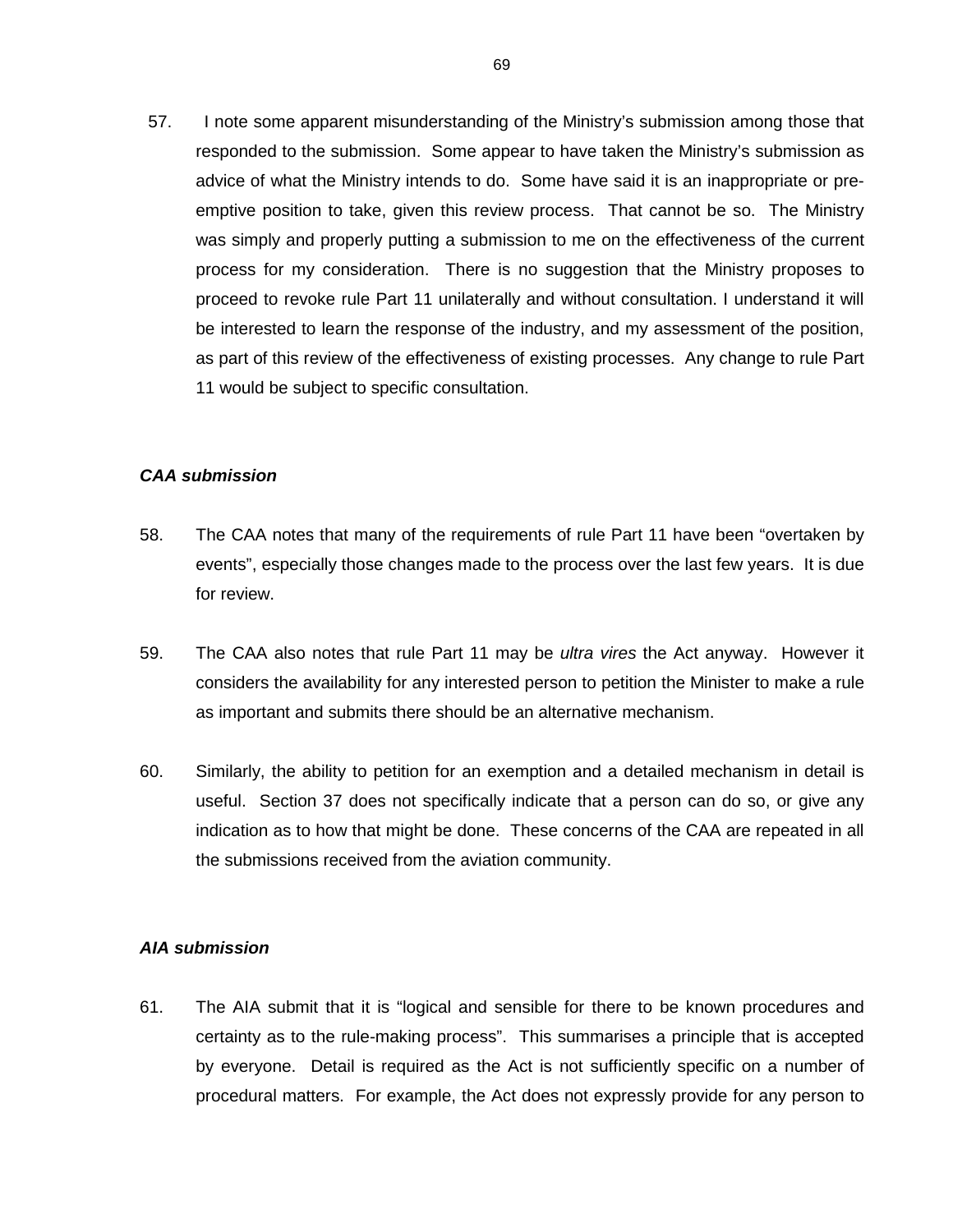57. I note some apparent misunderstanding of the Ministry's submission among those that responded to the submission. Some appear to have taken the Ministry's submission as advice of what the Ministry intends to do. Some have said it is an inappropriate or pre-emptive position to take, given this review process. That cannot be so. The Ministry was simply and properly putting a submission to me on the effectiveness of the current process for my consideration. There is no suggestion that the Ministry proposes to proceed to revoke rule Part 11 unilaterally and without consultation. I understand it will be interested to learn the response of the industry, and my assessment of the position, as part of this review of the effectiveness of existing processes. Any change to rule Part 11 would be subject to specific consultation.

***CAA submission***

58. The CAA notes that many of the requirements of rule Part 11 have been "overtaken by events", especially those changes made to the process over the last few years. It is due for review.

59. The CAA also notes that rule Part 11 may be *ultra vires* the Act anyway. However it considers the availability for any interested person to petition the Minister to make a rule as important and submits there should be an alternative mechanism.

60. Similarly, the ability to petition for an exemption and a detailed mechanism in detail is useful. Section 37 does not specifically indicate that a person can do so, or give any indication as to how that might be done. These concerns of the CAA are repeated in all the submissions received from the aviation community.

***AIA submission***

61. The AIA submit that it is "logical and sensible for there to be known procedures and certainty as to the rule-making process". This summarises a principle that is accepted by everyone. Detail is required as the Act is not sufficiently specific on a number of procedural matters. For example, the Act does not expressly provide for any person to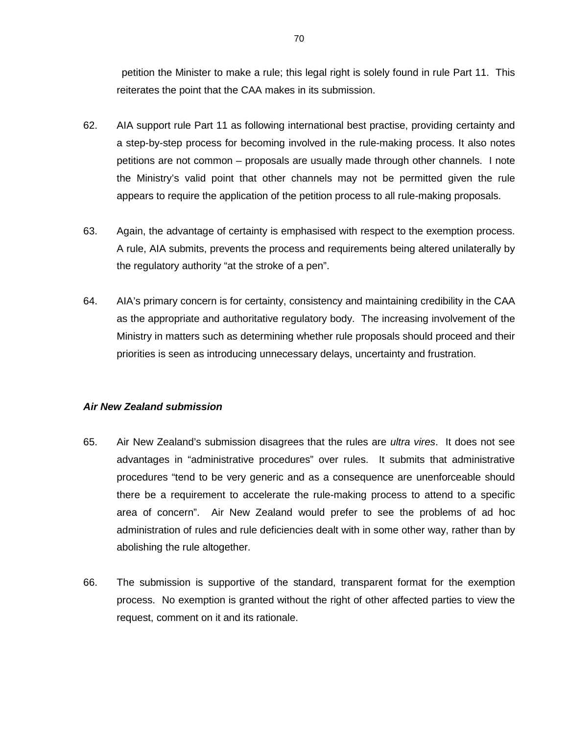petition the Minister to make a rule; this legal right is solely found in rule Part 11. This reiterates the point that the CAA makes in its submission.

62. AIA support rule Part 11 as following international best practise, providing certainty and a step-by-step process for becoming involved in the rule-making process. It also notes petitions are not common – proposals are usually made through other channels. I note the Ministry's valid point that other channels may not be permitted given the rule appears to require the application of the petition process to all rule-making proposals.

63. Again, the advantage of certainty is emphasised with respect to the exemption process. A rule, AIA submits, prevents the process and requirements being altered unilaterally by the regulatory authority "at the stroke of a pen".

64. AIA's primary concern is for certainty, consistency and maintaining credibility in the CAA as the appropriate and authoritative regulatory body. The increasing involvement of the Ministry in matters such as determining whether rule proposals should proceed and their priorities is seen as introducing unnecessary delays, uncertainty and frustration.

### *Air New Zealand submission*

65. Air New Zealand's submission disagrees that the rules are *ultra vires*. It does not see advantages in "administrative procedures" over rules. It submits that administrative procedures "tend to be very generic and as a consequence are unenforceable should there be a requirement to accelerate the rule-making process to attend to a specific area of concern". Air New Zealand would prefer to see the problems of ad hoc administration of rules and rule deficiencies dealt with in some other way, rather than by abolishing the rule altogether.

66. The submission is supportive of the standard, transparent format for the exemption process. No exemption is granted without the right of other affected parties to view the request, comment on it and its rationale.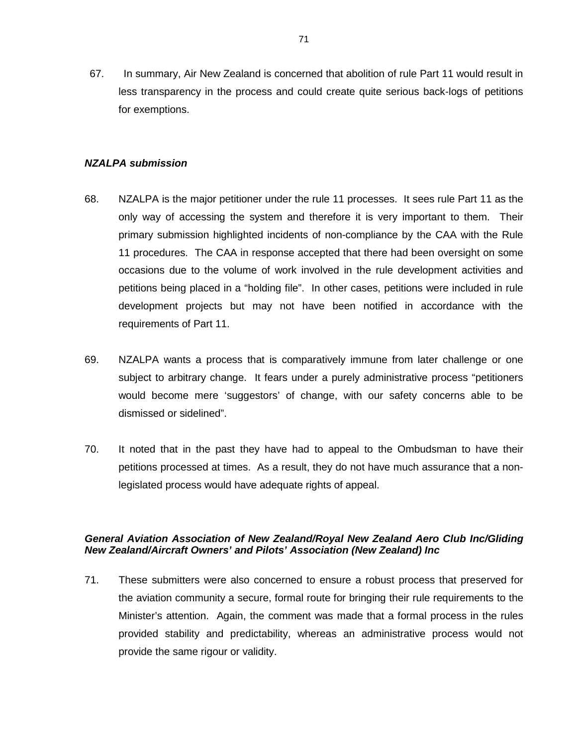67. In summary, Air New Zealand is concerned that abolition of rule Part 11 would result in less transparency in the process and could create quite serious back-logs of petitions for exemptions.

### *NZALPA submission*

68. NZALPA is the major petitioner under the rule 11 processes. It sees rule Part 11 as the only way of accessing the system and therefore it is very important to them. Their primary submission highlighted incidents of non-compliance by the CAA with the Rule 11 procedures. The CAA in response accepted that there had been oversight on some occasions due to the volume of work involved in the rule development activities and petitions being placed in a "holding file". In other cases, petitions were included in rule development projects but may not have been notified in accordance with the requirements of Part 11.

69. NZALPA wants a process that is comparatively immune from later challenge or one subject to arbitrary change. It fears under a purely administrative process "petitioners would become mere 'suggestors' of change, with our safety concerns able to be dismissed or sidelined".

70. It noted that in the past they have had to appeal to the Ombudsman to have their petitions processed at times. As a result, they do not have much assurance that a non-legislated process would have adequate rights of appeal.

### *General Aviation Association of New Zealand/Royal New Zealand Aero Club Inc/Gliding New Zealand/Aircraft Owners' and Pilots' Association (New Zealand) Inc*

71. These submitters were also concerned to ensure a robust process that preserved for the aviation community a secure, formal route for bringing their rule requirements to the Minister's attention. Again, the comment was made that a formal process in the rules provided stability and predictability, whereas an administrative process would not provide the same rigour or validity.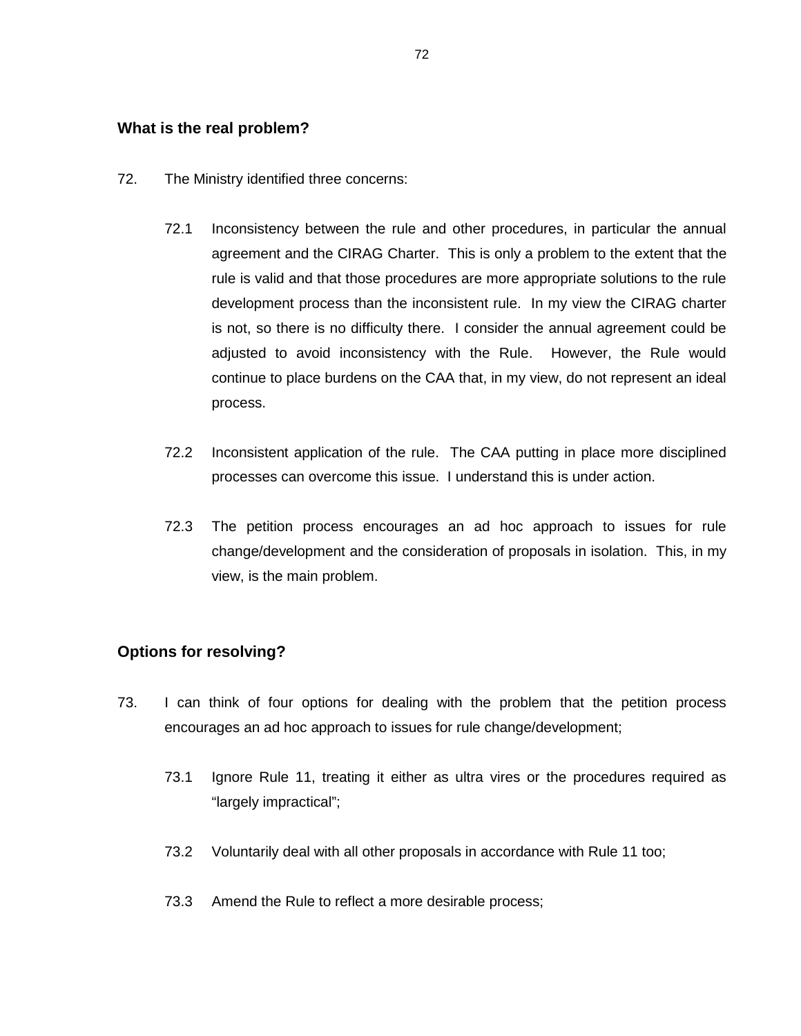### What is the real problem?

72. The Ministry identified three concerns:

    72.1 Inconsistency between the rule and other procedures, in particular the annual agreement and the CIRAG Charter. This is only a problem to the extent that the rule is valid and that those procedures are more appropriate solutions to the rule development process than the inconsistent rule. In my view the CIRAG charter is not, so there is no difficulty there. I consider the annual agreement could be adjusted to avoid inconsistency with the Rule. However, the Rule would continue to place burdens on the CAA that, in my view, do not represent an ideal process.

    72.2 Inconsistent application of the rule. The CAA putting in place more disciplined processes can overcome this issue. I understand this is under action.

    72.3 The petition process encourages an ad hoc approach to issues for rule change/development and the consideration of proposals in isolation. This, in my view, is the main problem.

### Options for resolving?

73. I can think of four options for dealing with the problem that the petition process encourages an ad hoc approach to issues for rule change/development;

    73.1 Ignore Rule 11, treating it either as ultra vires or the procedures required as "largely impractical";

    73.2 Voluntarily deal with all other proposals in accordance with Rule 11 too;

    73.3 Amend the Rule to reflect a more desirable process;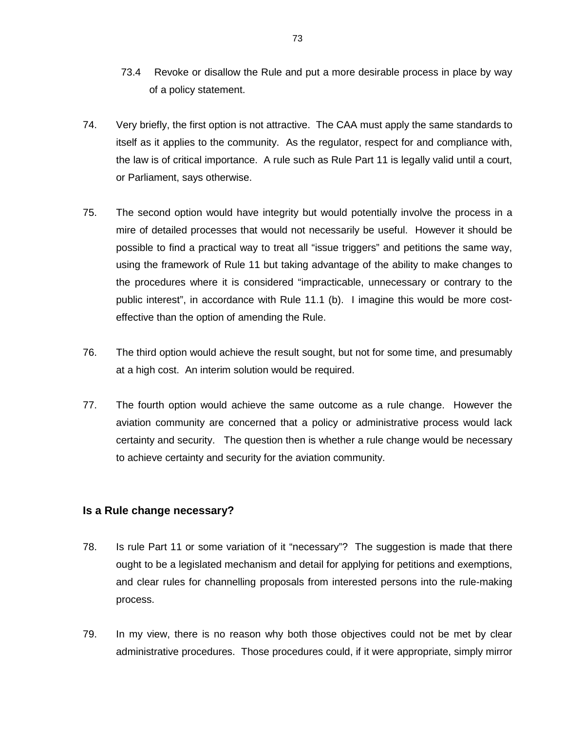73.4 Revoke or disallow the Rule and put a more desirable process in place by way of a policy statement.

74. Very briefly, the first option is not attractive. The CAA must apply the same standards to itself as it applies to the community. As the regulator, respect for and compliance with, the law is of critical importance. A rule such as Rule Part 11 is legally valid until a court, or Parliament, says otherwise.

75. The second option would have integrity but would potentially involve the process in a mire of detailed processes that would not necessarily be useful. However it should be possible to find a practical way to treat all "issue triggers" and petitions the same way, using the framework of Rule 11 but taking advantage of the ability to make changes to the procedures where it is considered "impracticable, unnecessary or contrary to the public interest", in accordance with Rule 11.1 (b). I imagine this would be more cost-effective than the option of amending the Rule.

76. The third option would achieve the result sought, but not for some time, and presumably at a high cost. An interim solution would be required.

77. The fourth option would achieve the same outcome as a rule change. However the aviation community are concerned that a policy or administrative process would lack certainty and security. The question then is whether a rule change would be necessary to achieve certainty and security for the aviation community.

### Is a Rule change necessary?

78. Is rule Part 11 or some variation of it "necessary"? The suggestion is made that there ought to be a legislated mechanism and detail for applying for petitions and exemptions, and clear rules for channelling proposals from interested persons into the rule-making process.

79. In my view, there is no reason why both those objectives could not be met by clear administrative procedures. Those procedures could, if it were appropriate, simply mirror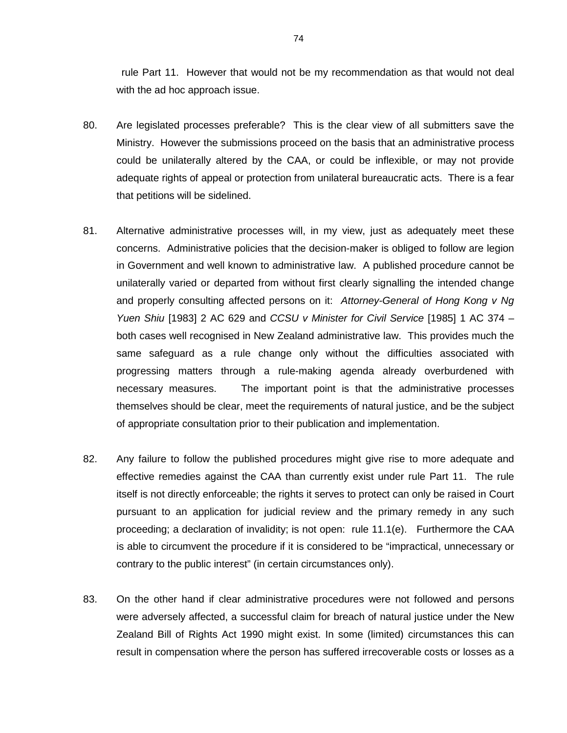rule Part 11. However that would not be my recommendation as that would not deal with the ad hoc approach issue.

80. Are legislated processes preferable? This is the clear view of all submitters save the Ministry. However the submissions proceed on the basis that an administrative process could be unilaterally altered by the CAA, or could be inflexible, or may not provide adequate rights of appeal or protection from unilateral bureaucratic acts. There is a fear that petitions will be sidelined.

81. Alternative administrative processes will, in my view, just as adequately meet these concerns. Administrative policies that the decision-maker is obliged to follow are legion in Government and well known to administrative law. A published procedure cannot be unilaterally varied or departed from without first clearly signalling the intended change and properly consulting affected persons on it: *Attorney-General of Hong Kong v Ng Yuen Shiu* [1983] 2 AC 629 and *CCSU v Minister for Civil Service* [1985] 1 AC 374 – both cases well recognised in New Zealand administrative law. This provides much the same safeguard as a rule change only without the difficulties associated with progressing matters through a rule-making agenda already overburdened with necessary measures. The important point is that the administrative processes themselves should be clear, meet the requirements of natural justice, and be the subject of appropriate consultation prior to their publication and implementation.

82. Any failure to follow the published procedures might give rise to more adequate and effective remedies against the CAA than currently exist under rule Part 11. The rule itself is not directly enforceable; the rights it serves to protect can only be raised in Court pursuant to an application for judicial review and the primary remedy in any such proceeding; a declaration of invalidity; is not open: rule 11.1(e). Furthermore the CAA is able to circumvent the procedure if it is considered to be "impractical, unnecessary or contrary to the public interest" (in certain circumstances only).

83. On the other hand if clear administrative procedures were not followed and persons were adversely affected, a successful claim for breach of natural justice under the New Zealand Bill of Rights Act 1990 might exist. In some (limited) circumstances this can result in compensation where the person has suffered irrecoverable costs or losses as a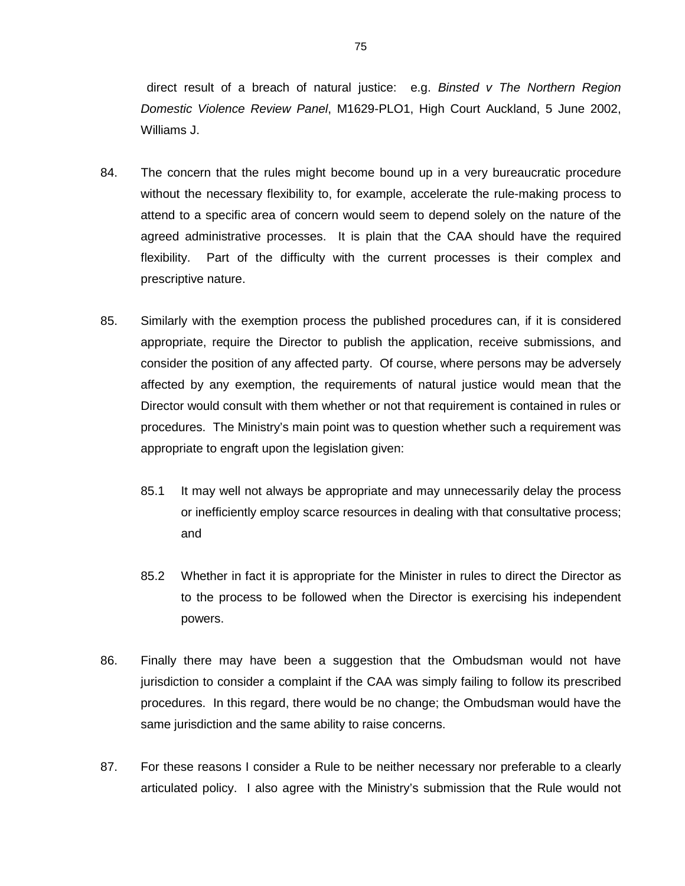direct result of a breach of natural justice: e.g. *Binsted v The Northern Region Domestic Violence Review Panel*, M1629-PLO1, High Court Auckland, 5 June 2002, Williams J.

84. The concern that the rules might become bound up in a very bureaucratic procedure without the necessary flexibility to, for example, accelerate the rule-making process to attend to a specific area of concern would seem to depend solely on the nature of the agreed administrative processes. It is plain that the CAA should have the required flexibility. Part of the difficulty with the current processes is their complex and prescriptive nature.

85. Similarly with the exemption process the published procedures can, if it is considered appropriate, require the Director to publish the application, receive submissions, and consider the position of any affected party. Of course, where persons may be adversely affected by any exemption, the requirements of natural justice would mean that the Director would consult with them whether or not that requirement is contained in rules or procedures. The Ministry's main point was to question whether such a requirement was appropriate to engraft upon the legislation given:

    85.1 It may well not always be appropriate and may unnecessarily delay the process or inefficiently employ scarce resources in dealing with that consultative process; and

    85.2 Whether in fact it is appropriate for the Minister in rules to direct the Director as to the process to be followed when the Director is exercising his independent powers.

86. Finally there may have been a suggestion that the Ombudsman would not have jurisdiction to consider a complaint if the CAA was simply failing to follow its prescribed procedures. In this regard, there would be no change; the Ombudsman would have the same jurisdiction and the same ability to raise concerns.

87. For these reasons I consider a Rule to be neither necessary nor preferable to a clearly articulated policy. I also agree with the Ministry's submission that the Rule would not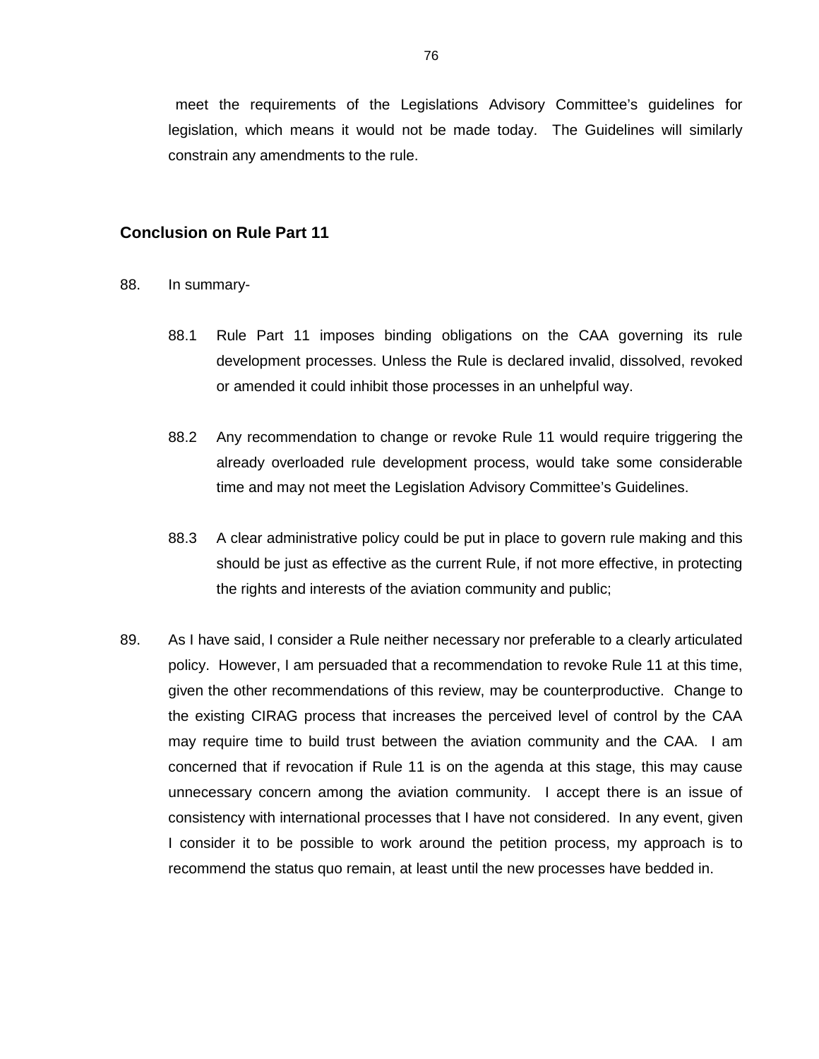meet the requirements of the Legislations Advisory Committee's guidelines for legislation, which means it would not be made today. The Guidelines will similarly constrain any amendments to the rule.

## Conclusion on Rule Part 11

88. In summary-

    88.1 Rule Part 11 imposes binding obligations on the CAA governing its rule development processes. Unless the Rule is declared invalid, dissolved, revoked or amended it could inhibit those processes in an unhelpful way.

    88.2 Any recommendation to change or revoke Rule 11 would require triggering the already overloaded rule development process, would take some considerable time and may not meet the Legislation Advisory Committee's Guidelines.

    88.3 A clear administrative policy could be put in place to govern rule making and this should be just as effective as the current Rule, if not more effective, in protecting the rights and interests of the aviation community and public;

89. As I have said, I consider a Rule neither necessary nor preferable to a clearly articulated policy. However, I am persuaded that a recommendation to revoke Rule 11 at this time, given the other recommendations of this review, may be counterproductive. Change to the existing CIRAG process that increases the perceived level of control by the CAA may require time to build trust between the aviation community and the CAA. I am concerned that if revocation if Rule 11 is on the agenda at this stage, this may cause unnecessary concern among the aviation community. I accept there is an issue of consistency with international processes that I have not considered. In any event, given I consider it to be possible to work around the petition process, my approach is to recommend the status quo remain, at least until the new processes have bedded in.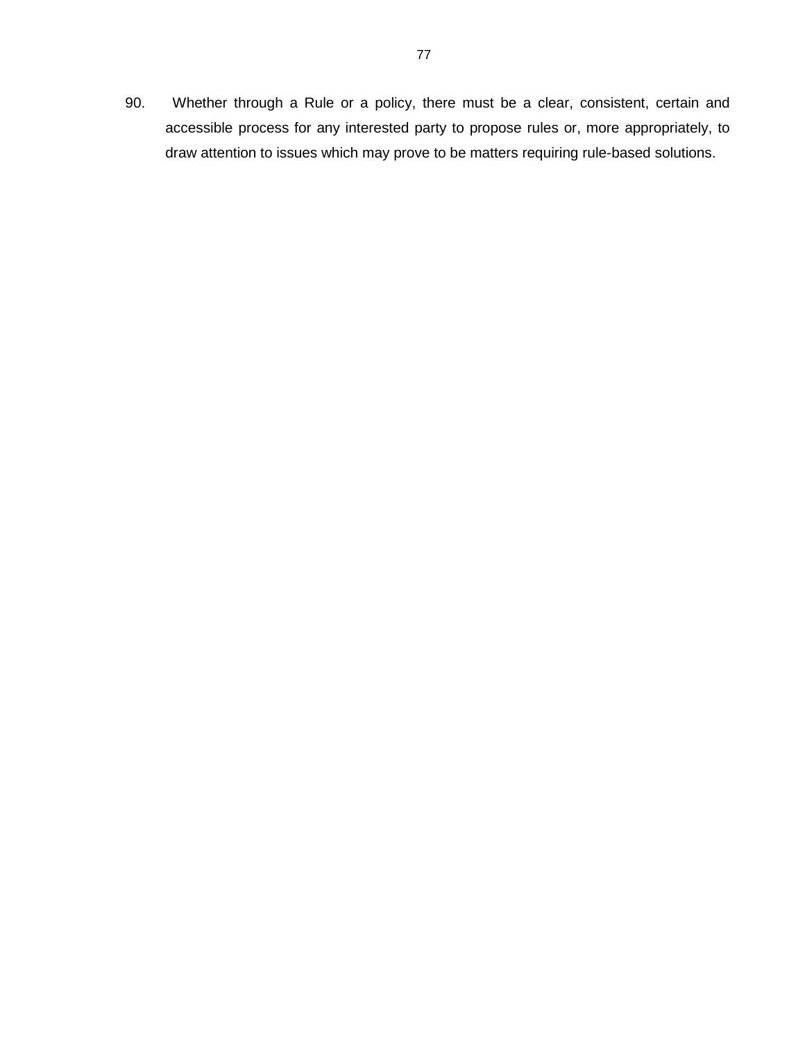90. Whether through a Rule or a policy, there must be a clear, consistent, certain and accessible process for any interested party to propose rules or, more appropriately, to draw attention to issues which may prove to be matters requiring rule-based solutions.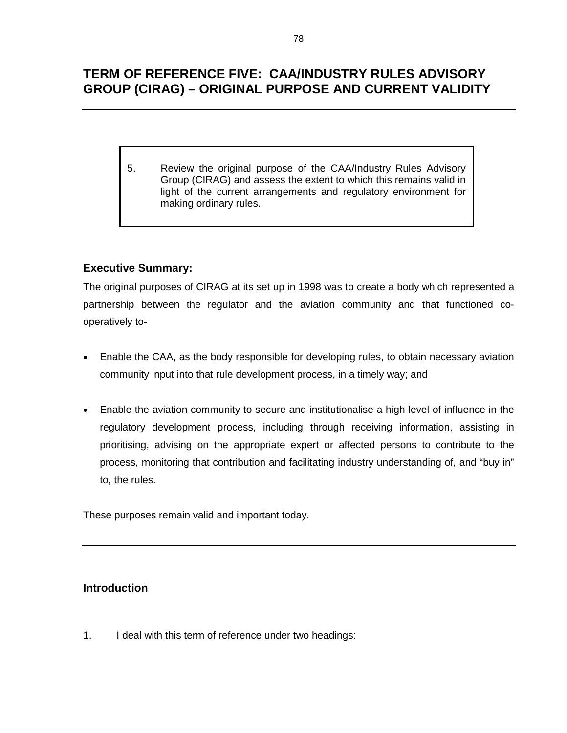# TERM OF REFERENCE FIVE: CAA/INDUSTRY RULES ADVISORY GROUP (CIRAG) – ORIGINAL PURPOSE AND CURRENT VALIDITY

> 5. Review the original purpose of the CAA/Industry Rules Advisory Group (CIRAG) and assess the extent to which this remains valid in light of the current arrangements and regulatory environment for making ordinary rules.

### Executive Summary:

The original purposes of CIRAG at its set up in 1998 was to create a body which represented a partnership between the regulator and the aviation community and that functioned co-operatively to-

- Enable the CAA, as the body responsible for developing rules, to obtain necessary aviation community input into that rule development process, in a timely way; and
- Enable the aviation community to secure and institutionalise a high level of influence in the regulatory development process, including through receiving information, assisting in prioritising, advising on the appropriate expert or affected persons to contribute to the process, monitoring that contribution and facilitating industry understanding of, and "buy in" to, the rules.

These purposes remain valid and important today.

---

### Introduction

1. I deal with this term of reference under two headings: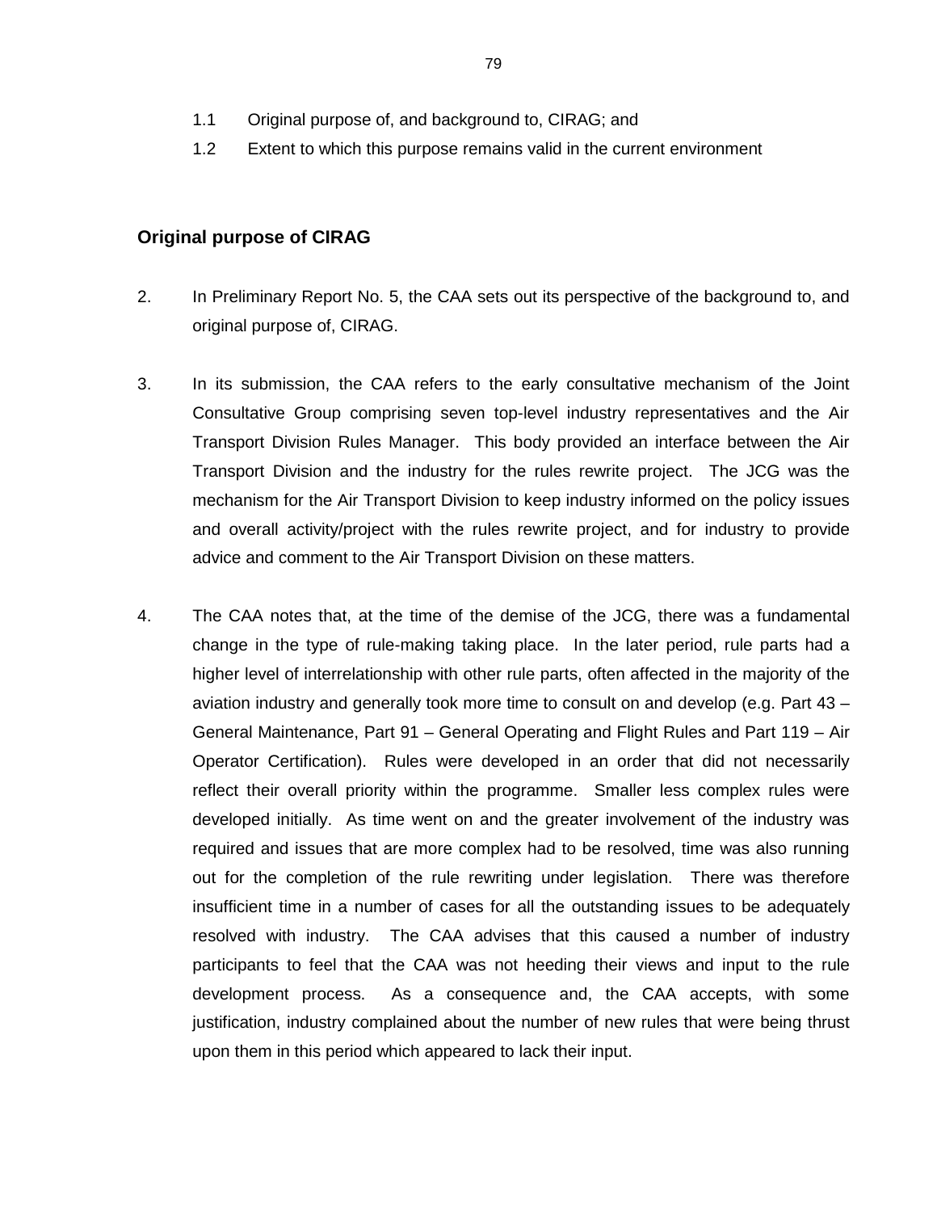1.1 Original purpose of, and background to, CIRAG; and

1.2 Extent to which this purpose remains valid in the current environment

## Original purpose of CIRAG

2. In Preliminary Report No. 5, the CAA sets out its perspective of the background to, and original purpose of, CIRAG.

3. In its submission, the CAA refers to the early consultative mechanism of the Joint Consultative Group comprising seven top-level industry representatives and the Air Transport Division Rules Manager. This body provided an interface between the Air Transport Division and the industry for the rules rewrite project. The JCG was the mechanism for the Air Transport Division to keep industry informed on the policy issues and overall activity/project with the rules rewrite project, and for industry to provide advice and comment to the Air Transport Division on these matters.

4. The CAA notes that, at the time of the demise of the JCG, there was a fundamental change in the type of rule-making taking place. In the later period, rule parts had a higher level of interrelationship with other rule parts, often affected in the majority of the aviation industry and generally took more time to consult on and develop (e.g. Part 43 – General Maintenance, Part 91 – General Operating and Flight Rules and Part 119 – Air Operator Certification). Rules were developed in an order that did not necessarily reflect their overall priority within the programme. Smaller less complex rules were developed initially. As time went on and the greater involvement of the industry was required and issues that are more complex had to be resolved, time was also running out for the completion of the rule rewriting under legislation. There was therefore insufficient time in a number of cases for all the outstanding issues to be adequately resolved with industry. The CAA advises that this caused a number of industry participants to feel that the CAA was not heeding their views and input to the rule development process. As a consequence and, the CAA accepts, with some justification, industry complained about the number of new rules that were being thrust upon them in this period which appeared to lack their input.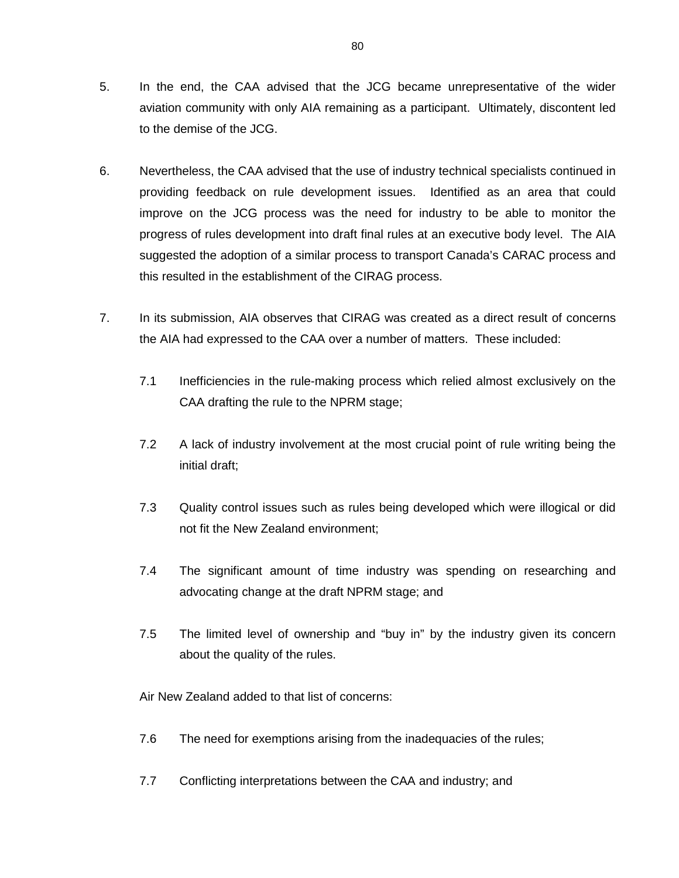5. In the end, the CAA advised that the JCG became unrepresentative of the wider aviation community with only AIA remaining as a participant. Ultimately, discontent led to the demise of the JCG.

6. Nevertheless, the CAA advised that the use of industry technical specialists continued in providing feedback on rule development issues. Identified as an area that could improve on the JCG process was the need for industry to be able to monitor the progress of rules development into draft final rules at an executive body level. The AIA suggested the adoption of a similar process to transport Canada's CARAC process and this resulted in the establishment of the CIRAG process.

7. In its submission, AIA observes that CIRAG was created as a direct result of concerns the AIA had expressed to the CAA over a number of matters. These included:

   7.1 Inefficiencies in the rule-making process which relied almost exclusively on the CAA drafting the rule to the NPRM stage;

   7.2 A lack of industry involvement at the most crucial point of rule writing being the initial draft;

   7.3 Quality control issues such as rules being developed which were illogical or did not fit the New Zealand environment;

   7.4 The significant amount of time industry was spending on researching and advocating change at the draft NPRM stage; and

   7.5 The limited level of ownership and "buy in" by the industry given its concern about the quality of the rules.

   Air New Zealand added to that list of concerns:

   7.6 The need for exemptions arising from the inadequacies of the rules;

   7.7 Conflicting interpretations between the CAA and industry; and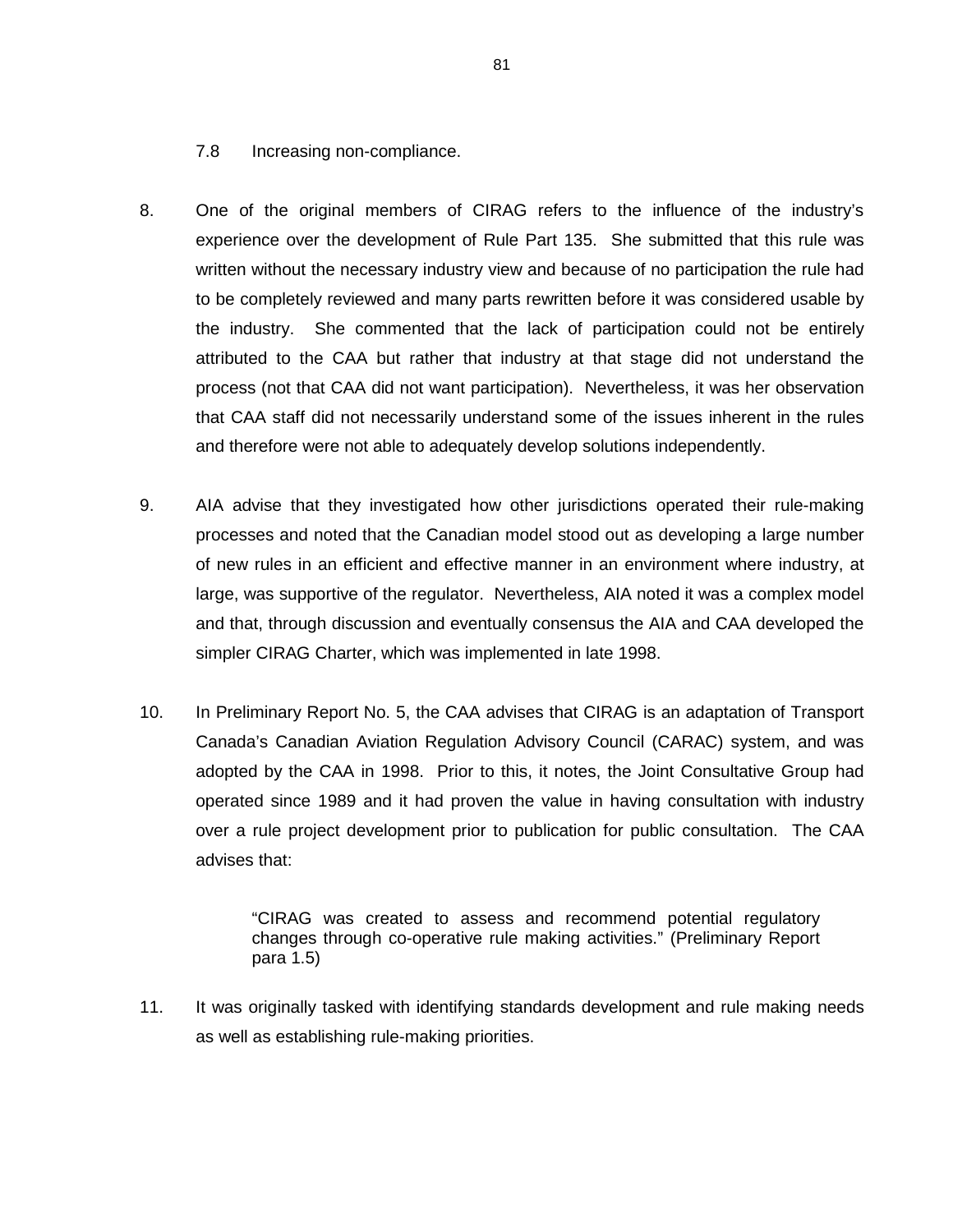7.8 Increasing non-compliance.

8. One of the original members of CIRAG refers to the influence of the industry's experience over the development of Rule Part 135. She submitted that this rule was written without the necessary industry view and because of no participation the rule had to be completely reviewed and many parts rewritten before it was considered usable by the industry. She commented that the lack of participation could not be entirely attributed to the CAA but rather that industry at that stage did not understand the process (not that CAA did not want participation). Nevertheless, it was her observation that CAA staff did not necessarily understand some of the issues inherent in the rules and therefore were not able to adequately develop solutions independently.

9. AIA advise that they investigated how other jurisdictions operated their rule-making processes and noted that the Canadian model stood out as developing a large number of new rules in an efficient and effective manner in an environment where industry, at large, was supportive of the regulator. Nevertheless, AIA noted it was a complex model and that, through discussion and eventually consensus the AIA and CAA developed the simpler CIRAG Charter, which was implemented in late 1998.

10. In Preliminary Report No. 5, the CAA advises that CIRAG is an adaptation of Transport Canada's Canadian Aviation Regulation Advisory Council (CARAC) system, and was adopted by the CAA in 1998. Prior to this, it notes, the Joint Consultative Group had operated since 1989 and it had proven the value in having consultation with industry over a rule project development prior to publication for public consultation. The CAA advises that:

> "CIRAG was created to assess and recommend potential regulatory changes through co-operative rule making activities." (Preliminary Report para 1.5)

11. It was originally tasked with identifying standards development and rule making needs as well as establishing rule-making priorities.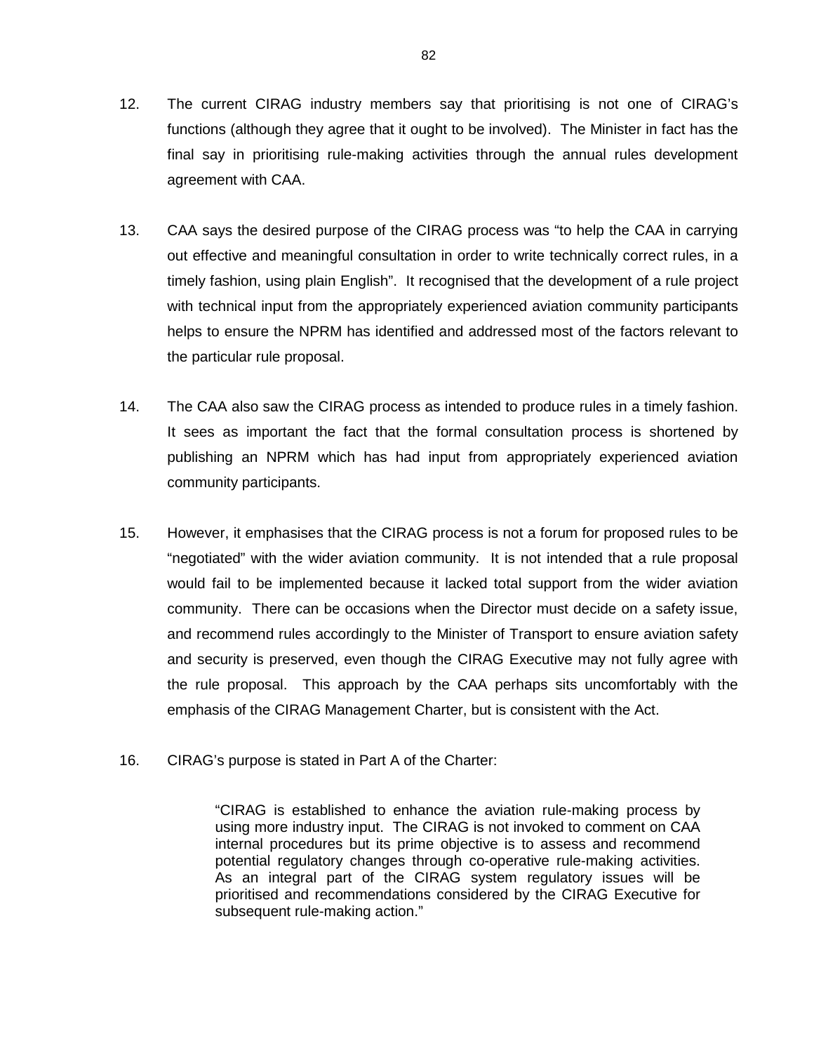12. The current CIRAG industry members say that prioritising is not one of CIRAG's functions (although they agree that it ought to be involved). The Minister in fact has the final say in prioritising rule-making activities through the annual rules development agreement with CAA.

13. CAA says the desired purpose of the CIRAG process was "to help the CAA in carrying out effective and meaningful consultation in order to write technically correct rules, in a timely fashion, using plain English". It recognised that the development of a rule project with technical input from the appropriately experienced aviation community participants helps to ensure the NPRM has identified and addressed most of the factors relevant to the particular rule proposal.

14. The CAA also saw the CIRAG process as intended to produce rules in a timely fashion. It sees as important the fact that the formal consultation process is shortened by publishing an NPRM which has had input from appropriately experienced aviation community participants.

15. However, it emphasises that the CIRAG process is not a forum for proposed rules to be "negotiated" with the wider aviation community. It is not intended that a rule proposal would fail to be implemented because it lacked total support from the wider aviation community. There can be occasions when the Director must decide on a safety issue, and recommend rules accordingly to the Minister of Transport to ensure aviation safety and security is preserved, even though the CIRAG Executive may not fully agree with the rule proposal. This approach by the CAA perhaps sits uncomfortably with the emphasis of the CIRAG Management Charter, but is consistent with the Act.

16. CIRAG's purpose is stated in Part A of the Charter:

> "CIRAG is established to enhance the aviation rule-making process by using more industry input. The CIRAG is not invoked to comment on CAA internal procedures but its prime objective is to assess and recommend potential regulatory changes through co-operative rule-making activities. As an integral part of the CIRAG system regulatory issues will be prioritised and recommendations considered by the CIRAG Executive for subsequent rule-making action."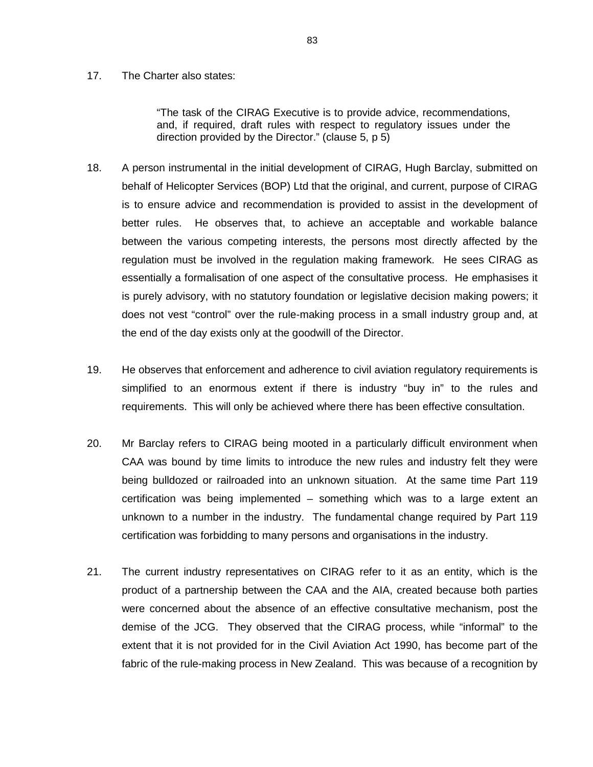17. The Charter also states:

> "The task of the CIRAG Executive is to provide advice, recommendations, and, if required, draft rules with respect to regulatory issues under the direction provided by the Director." (clause 5, p 5)

18. A person instrumental in the initial development of CIRAG, Hugh Barclay, submitted on behalf of Helicopter Services (BOP) Ltd that the original, and current, purpose of CIRAG is to ensure advice and recommendation is provided to assist in the development of better rules. He observes that, to achieve an acceptable and workable balance between the various competing interests, the persons most directly affected by the regulation must be involved in the regulation making framework. He sees CIRAG as essentially a formalisation of one aspect of the consultative process. He emphasises it is purely advisory, with no statutory foundation or legislative decision making powers; it does not vest "control" over the rule-making process in a small industry group and, at the end of the day exists only at the goodwill of the Director.

19. He observes that enforcement and adherence to civil aviation regulatory requirements is simplified to an enormous extent if there is industry "buy in" to the rules and requirements. This will only be achieved where there has been effective consultation.

20. Mr Barclay refers to CIRAG being mooted in a particularly difficult environment when CAA was bound by time limits to introduce the new rules and industry felt they were being bulldozed or railroaded into an unknown situation. At the same time Part 119 certification was being implemented – something which was to a large extent an unknown to a number in the industry. The fundamental change required by Part 119 certification was forbidding to many persons and organisations in the industry.

21. The current industry representatives on CIRAG refer to it as an entity, which is the product of a partnership between the CAA and the AIA, created because both parties were concerned about the absence of an effective consultative mechanism, post the demise of the JCG. They observed that the CIRAG process, while "informal" to the extent that it is not provided for in the Civil Aviation Act 1990, has become part of the fabric of the rule-making process in New Zealand. This was because of a recognition by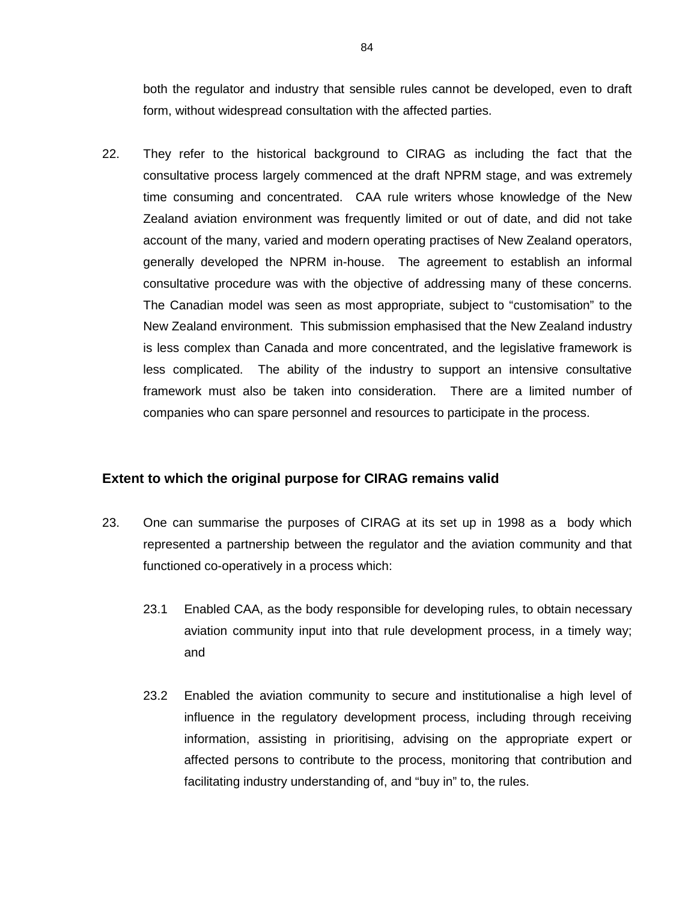both the regulator and industry that sensible rules cannot be developed, even to draft form, without widespread consultation with the affected parties.

22. They refer to the historical background to CIRAG as including the fact that the consultative process largely commenced at the draft NPRM stage, and was extremely time consuming and concentrated. CAA rule writers whose knowledge of the New Zealand aviation environment was frequently limited or out of date, and did not take account of the many, varied and modern operating practises of New Zealand operators, generally developed the NPRM in-house. The agreement to establish an informal consultative procedure was with the objective of addressing many of these concerns. The Canadian model was seen as most appropriate, subject to "customisation" to the New Zealand environment. This submission emphasised that the New Zealand industry is less complex than Canada and more concentrated, and the legislative framework is less complicated. The ability of the industry to support an intensive consultative framework must also be taken into consideration. There are a limited number of companies who can spare personnel and resources to participate in the process.

### Extent to which the original purpose for CIRAG remains valid

23. One can summarise the purposes of CIRAG at its set up in 1998 as a body which represented a partnership between the regulator and the aviation community and that functioned co-operatively in a process which:

    23.1 Enabled CAA, as the body responsible for developing rules, to obtain necessary aviation community input into that rule development process, in a timely way; and

    23.2 Enabled the aviation community to secure and institutionalise a high level of influence in the regulatory development process, including through receiving information, assisting in prioritising, advising on the appropriate expert or affected persons to contribute to the process, monitoring that contribution and facilitating industry understanding of, and "buy in" to, the rules.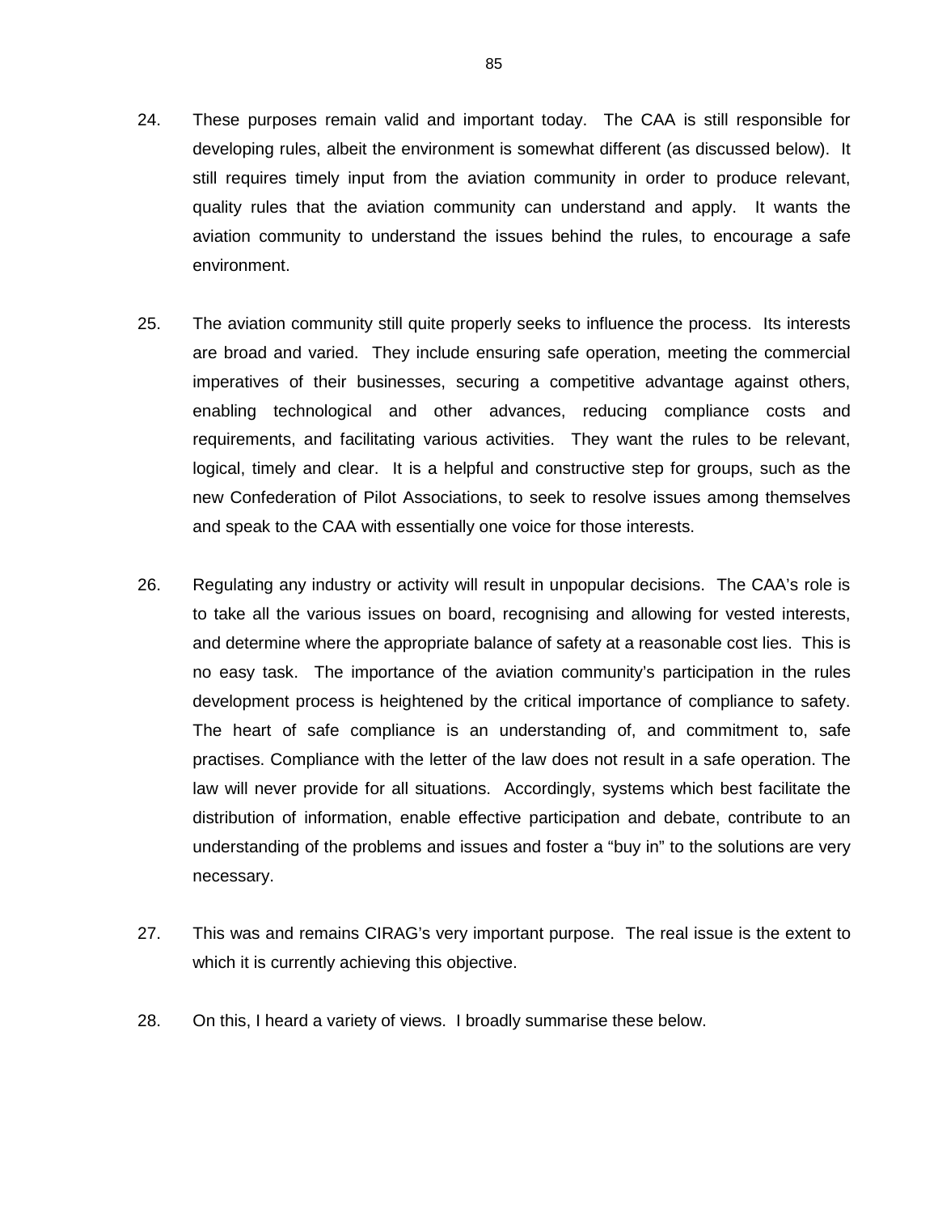24. These purposes remain valid and important today. The CAA is still responsible for developing rules, albeit the environment is somewhat different (as discussed below). It still requires timely input from the aviation community in order to produce relevant, quality rules that the aviation community can understand and apply. It wants the aviation community to understand the issues behind the rules, to encourage a safe environment.

25. The aviation community still quite properly seeks to influence the process. Its interests are broad and varied. They include ensuring safe operation, meeting the commercial imperatives of their businesses, securing a competitive advantage against others, enabling technological and other advances, reducing compliance costs and requirements, and facilitating various activities. They want the rules to be relevant, logical, timely and clear. It is a helpful and constructive step for groups, such as the new Confederation of Pilot Associations, to seek to resolve issues among themselves and speak to the CAA with essentially one voice for those interests.

26. Regulating any industry or activity will result in unpopular decisions. The CAA's role is to take all the various issues on board, recognising and allowing for vested interests, and determine where the appropriate balance of safety at a reasonable cost lies. This is no easy task. The importance of the aviation community's participation in the rules development process is heightened by the critical importance of compliance to safety. The heart of safe compliance is an understanding of, and commitment to, safe practises. Compliance with the letter of the law does not result in a safe operation. The law will never provide for all situations. Accordingly, systems which best facilitate the distribution of information, enable effective participation and debate, contribute to an understanding of the problems and issues and foster a "buy in" to the solutions are very necessary.

27. This was and remains CIRAG's very important purpose. The real issue is the extent to which it is currently achieving this objective.

28. On this, I heard a variety of views. I broadly summarise these below.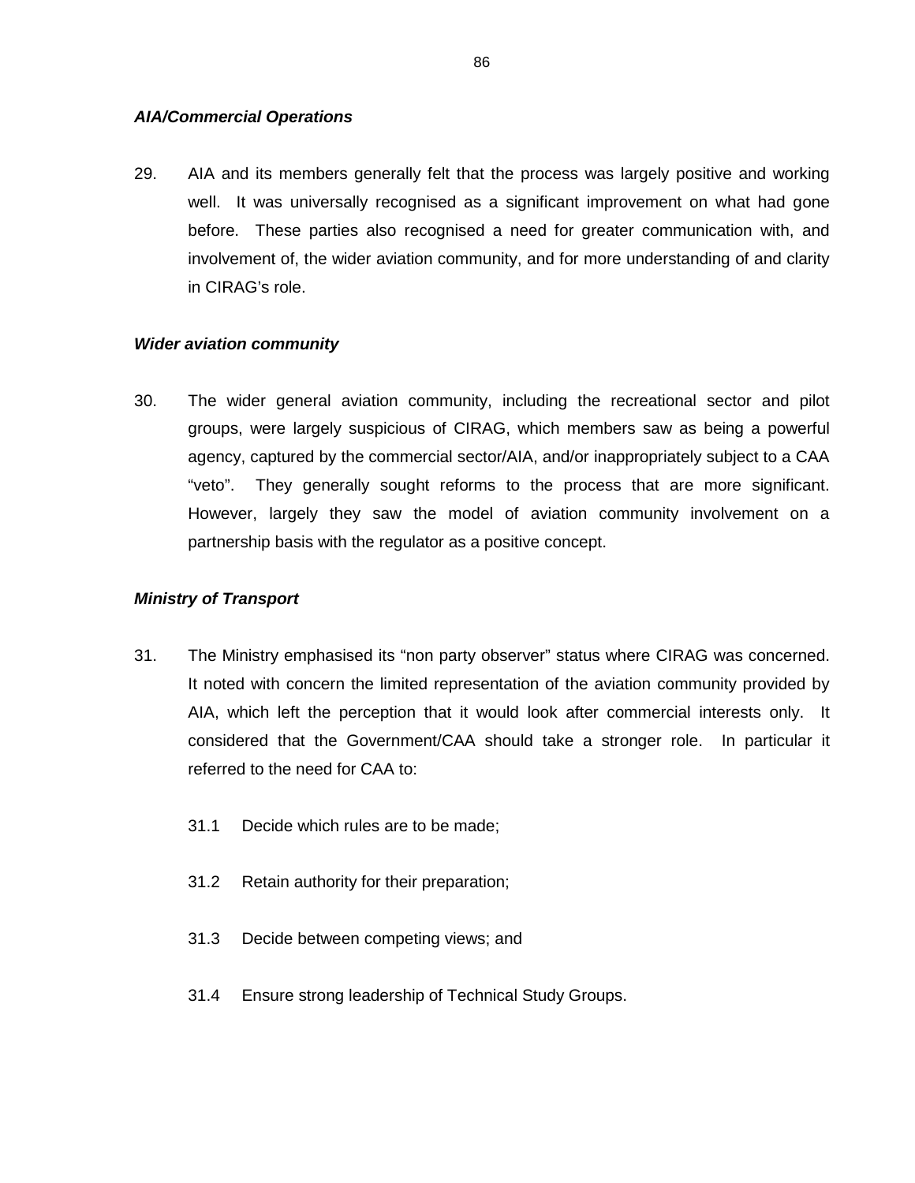***AIA/Commercial Operations***

29. AIA and its members generally felt that the process was largely positive and working well. It was universally recognised as a significant improvement on what had gone before. These parties also recognised a need for greater communication with, and involvement of, the wider aviation community, and for more understanding of and clarity in CIRAG's role.

***Wider aviation community***

30. The wider general aviation community, including the recreational sector and pilot groups, were largely suspicious of CIRAG, which members saw as being a powerful agency, captured by the commercial sector/AIA, and/or inappropriately subject to a CAA "veto". They generally sought reforms to the process that are more significant. However, largely they saw the model of aviation community involvement on a partnership basis with the regulator as a positive concept.

***Ministry of Transport***

31. The Ministry emphasised its "non party observer" status where CIRAG was concerned. It noted with concern the limited representation of the aviation community provided by AIA, which left the perception that it would look after commercial interests only. It considered that the Government/CAA should take a stronger role. In particular it referred to the need for CAA to:

    31.1 Decide which rules are to be made;

    31.2 Retain authority for their preparation;

    31.3 Decide between competing views; and

    31.4 Ensure strong leadership of Technical Study Groups.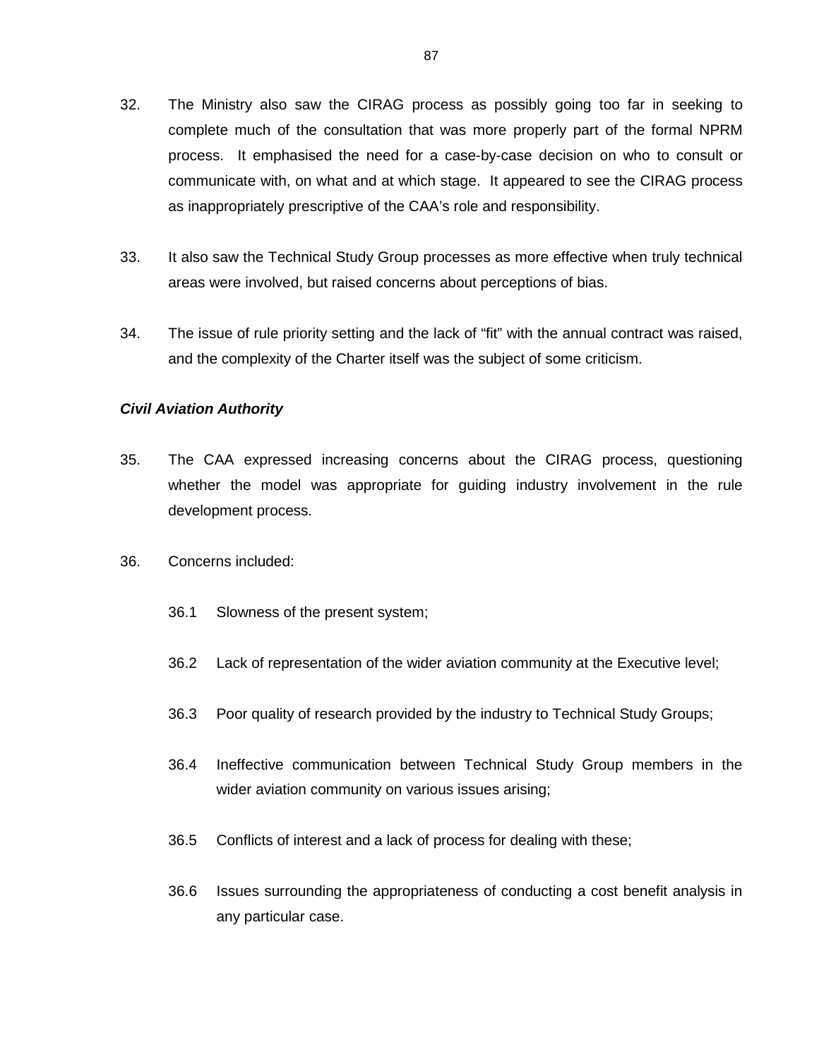32. The Ministry also saw the CIRAG process as possibly going too far in seeking to complete much of the consultation that was more properly part of the formal NPRM process. It emphasised the need for a case-by-case decision on who to consult or communicate with, on what and at which stage. It appeared to see the CIRAG process as inappropriately prescriptive of the CAA's role and responsibility.

33. It also saw the Technical Study Group processes as more effective when truly technical areas were involved, but raised concerns about perceptions of bias.

34. The issue of rule priority setting and the lack of "fit" with the annual contract was raised, and the complexity of the Charter itself was the subject of some criticism.

***Civil Aviation Authority***

35. The CAA expressed increasing concerns about the CIRAG process, questioning whether the model was appropriate for guiding industry involvement in the rule development process.

36. Concerns included:

    36.1 Slowness of the present system;

    36.2 Lack of representation of the wider aviation community at the Executive level;

    36.3 Poor quality of research provided by the industry to Technical Study Groups;

    36.4 Ineffective communication between Technical Study Group members in the wider aviation community on various issues arising;

    36.5 Conflicts of interest and a lack of process for dealing with these;

    36.6 Issues surrounding the appropriateness of conducting a cost benefit analysis in any particular case.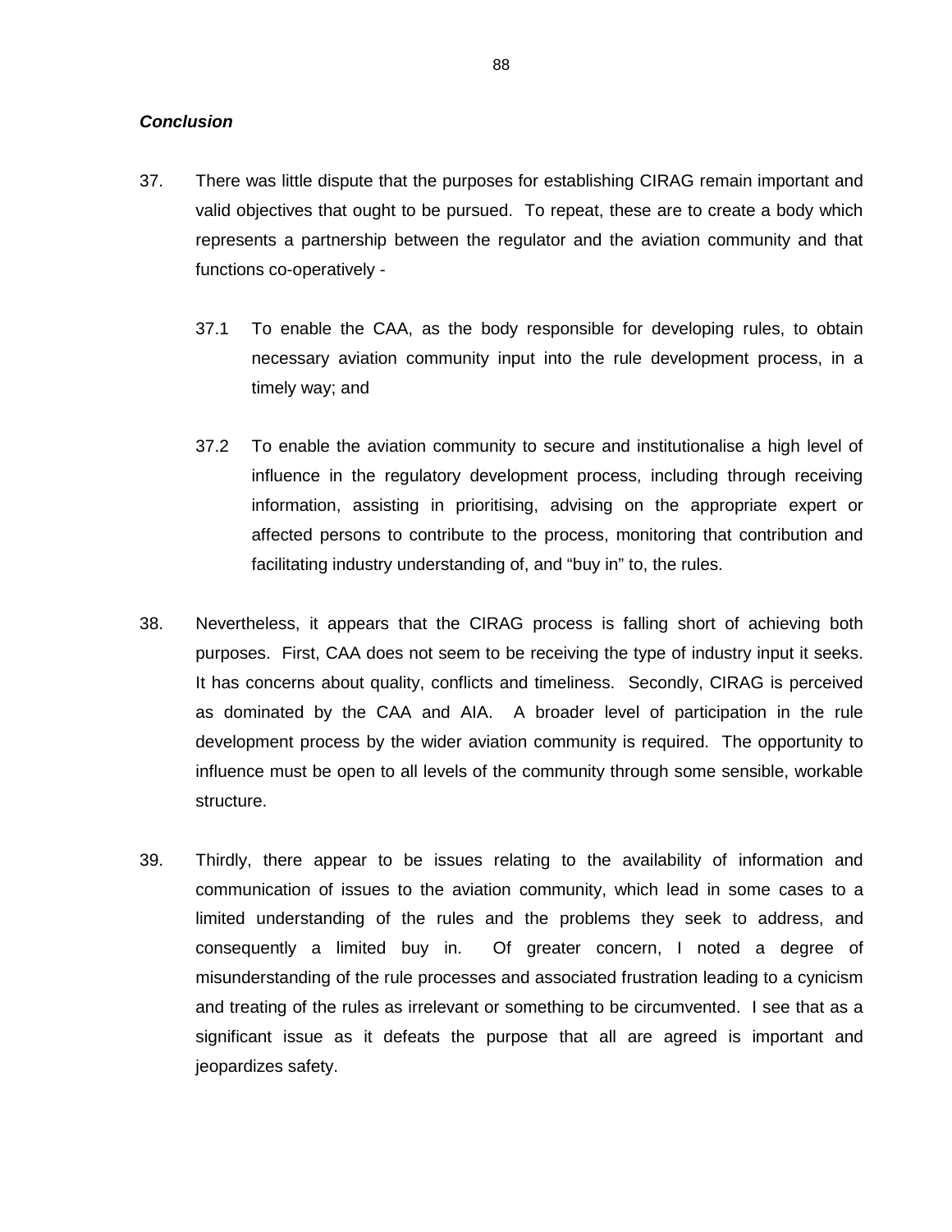***Conclusion***

37. There was little dispute that the purposes for establishing CIRAG remain important and valid objectives that ought to be pursued. To repeat, these are to create a body which represents a partnership between the regulator and the aviation community and that functions co-operatively -

    37.1 To enable the CAA, as the body responsible for developing rules, to obtain necessary aviation community input into the rule development process, in a timely way; and

    37.2 To enable the aviation community to secure and institutionalise a high level of influence in the regulatory development process, including through receiving information, assisting in prioritising, advising on the appropriate expert or affected persons to contribute to the process, monitoring that contribution and facilitating industry understanding of, and "buy in" to, the rules.

38. Nevertheless, it appears that the CIRAG process is falling short of achieving both purposes. First, CAA does not seem to be receiving the type of industry input it seeks. It has concerns about quality, conflicts and timeliness. Secondly, CIRAG is perceived as dominated by the CAA and AIA. A broader level of participation in the rule development process by the wider aviation community is required. The opportunity to influence must be open to all levels of the community through some sensible, workable structure.

39. Thirdly, there appear to be issues relating to the availability of information and communication of issues to the aviation community, which lead in some cases to a limited understanding of the rules and the problems they seek to address, and consequently a limited buy in. Of greater concern, I noted a degree of misunderstanding of the rule processes and associated frustration leading to a cynicism and treating of the rules as irrelevant or something to be circumvented. I see that as a significant issue as it defeats the purpose that all are agreed is important and jeopardizes safety.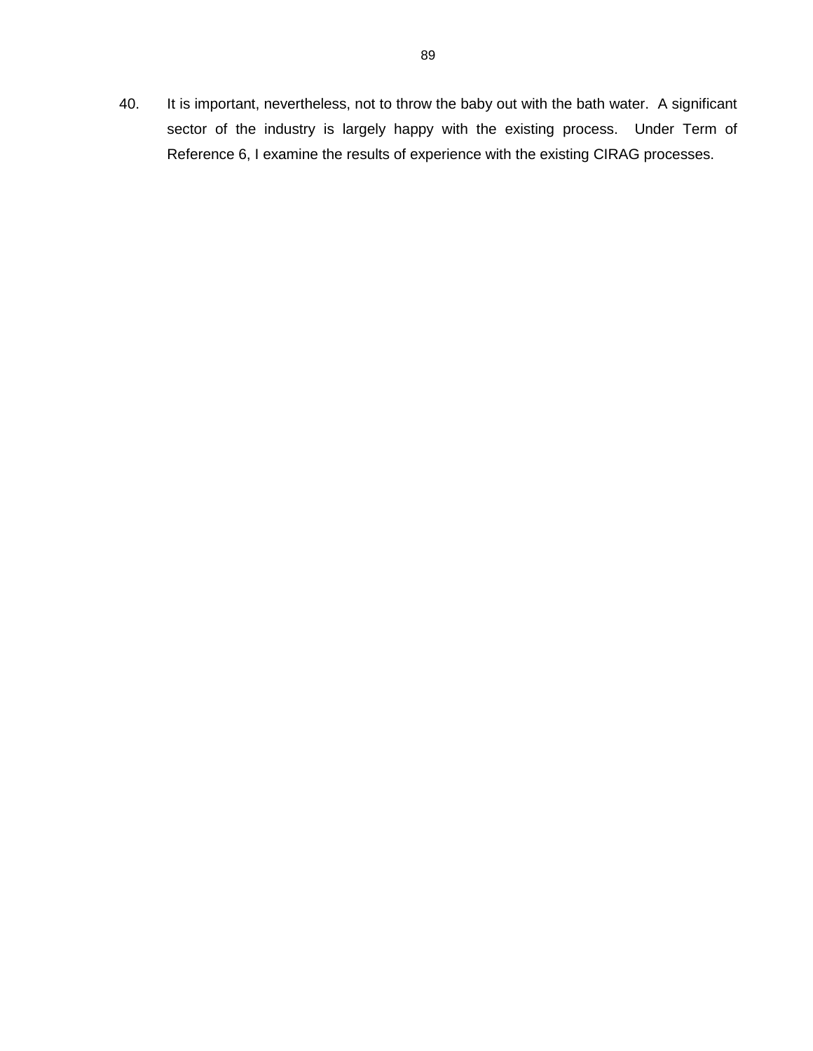40. It is important, nevertheless, not to throw the baby out with the bath water. A significant sector of the industry is largely happy with the existing process. Under Term of Reference 6, I examine the results of experience with the existing CIRAG processes.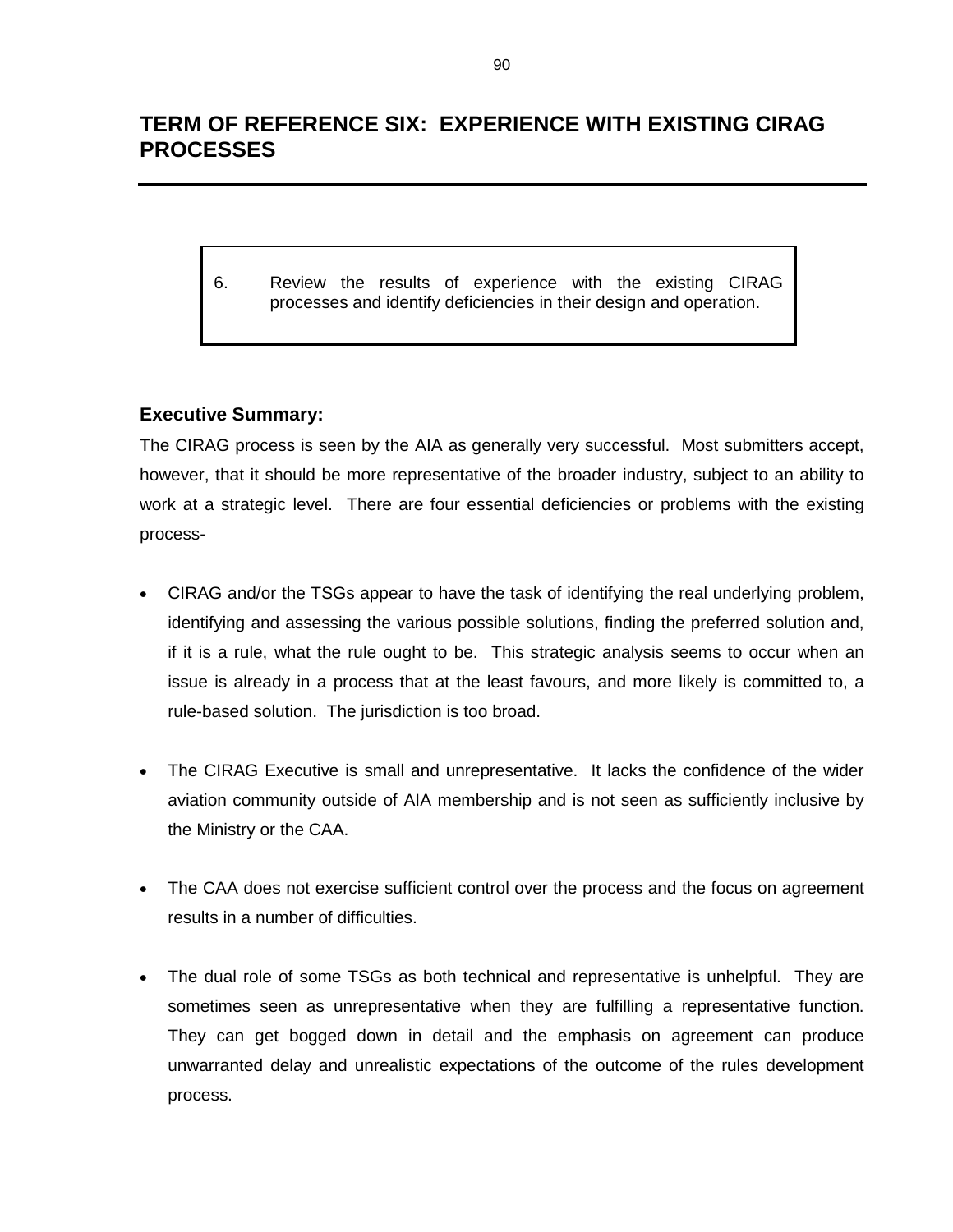## TERM OF REFERENCE SIX: EXPERIENCE WITH EXISTING CIRAG PROCESSES

> 6. Review the results of experience with the existing CIRAG processes and identify deficiencies in their design and operation.

### Executive Summary:

The CIRAG process is seen by the AIA as generally very successful. Most submitters accept, however, that it should be more representative of the broader industry, subject to an ability to work at a strategic level. There are four essential deficiencies or problems with the existing process-

- CIRAG and/or the TSGs appear to have the task of identifying the real underlying problem, identifying and assessing the various possible solutions, finding the preferred solution and, if it is a rule, what the rule ought to be. This strategic analysis seems to occur when an issue is already in a process that at the least favours, and more likely is committed to, a rule-based solution. The jurisdiction is too broad.

- The CIRAG Executive is small and unrepresentative. It lacks the confidence of the wider aviation community outside of AIA membership and is not seen as sufficiently inclusive by the Ministry or the CAA.

- The CAA does not exercise sufficient control over the process and the focus on agreement results in a number of difficulties.

- The dual role of some TSGs as both technical and representative is unhelpful. They are sometimes seen as unrepresentative when they are fulfilling a representative function. They can get bogged down in detail and the emphasis on agreement can produce unwarranted delay and unrealistic expectations of the outcome of the rules development process.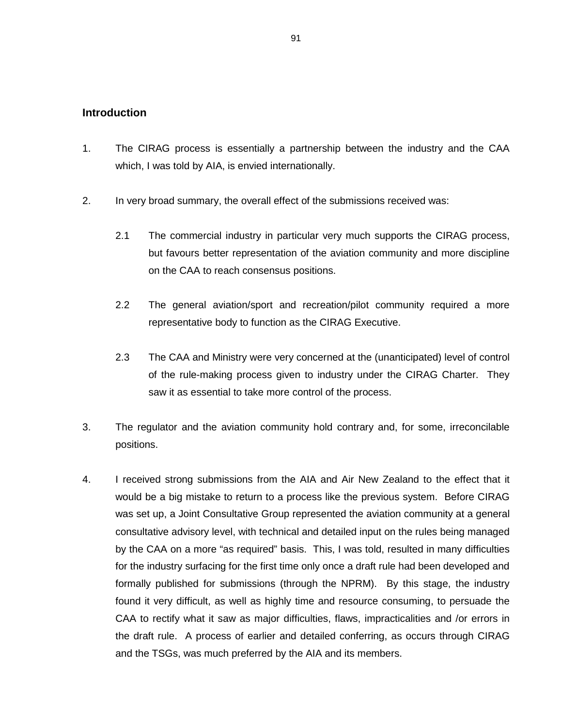## Introduction

1. The CIRAG process is essentially a partnership between the industry and the CAA which, I was told by AIA, is envied internationally.

2. In very broad summary, the overall effect of the submissions received was:

   2.1 The commercial industry in particular very much supports the CIRAG process, but favours better representation of the aviation community and more discipline on the CAA to reach consensus positions.

   2.2 The general aviation/sport and recreation/pilot community required a more representative body to function as the CIRAG Executive.

   2.3 The CAA and Ministry were very concerned at the (unanticipated) level of control of the rule-making process given to industry under the CIRAG Charter. They saw it as essential to take more control of the process.

3. The regulator and the aviation community hold contrary and, for some, irreconcilable positions.

4. I received strong submissions from the AIA and Air New Zealand to the effect that it would be a big mistake to return to a process like the previous system. Before CIRAG was set up, a Joint Consultative Group represented the aviation community at a general consultative advisory level, with technical and detailed input on the rules being managed by the CAA on a more "as required" basis. This, I was told, resulted in many difficulties for the industry surfacing for the first time only once a draft rule had been developed and formally published for submissions (through the NPRM). By this stage, the industry found it very difficult, as well as highly time and resource consuming, to persuade the CAA to rectify what it saw as major difficulties, flaws, impracticalities and /or errors in the draft rule. A process of earlier and detailed conferring, as occurs through CIRAG and the TSGs, was much preferred by the AIA and its members.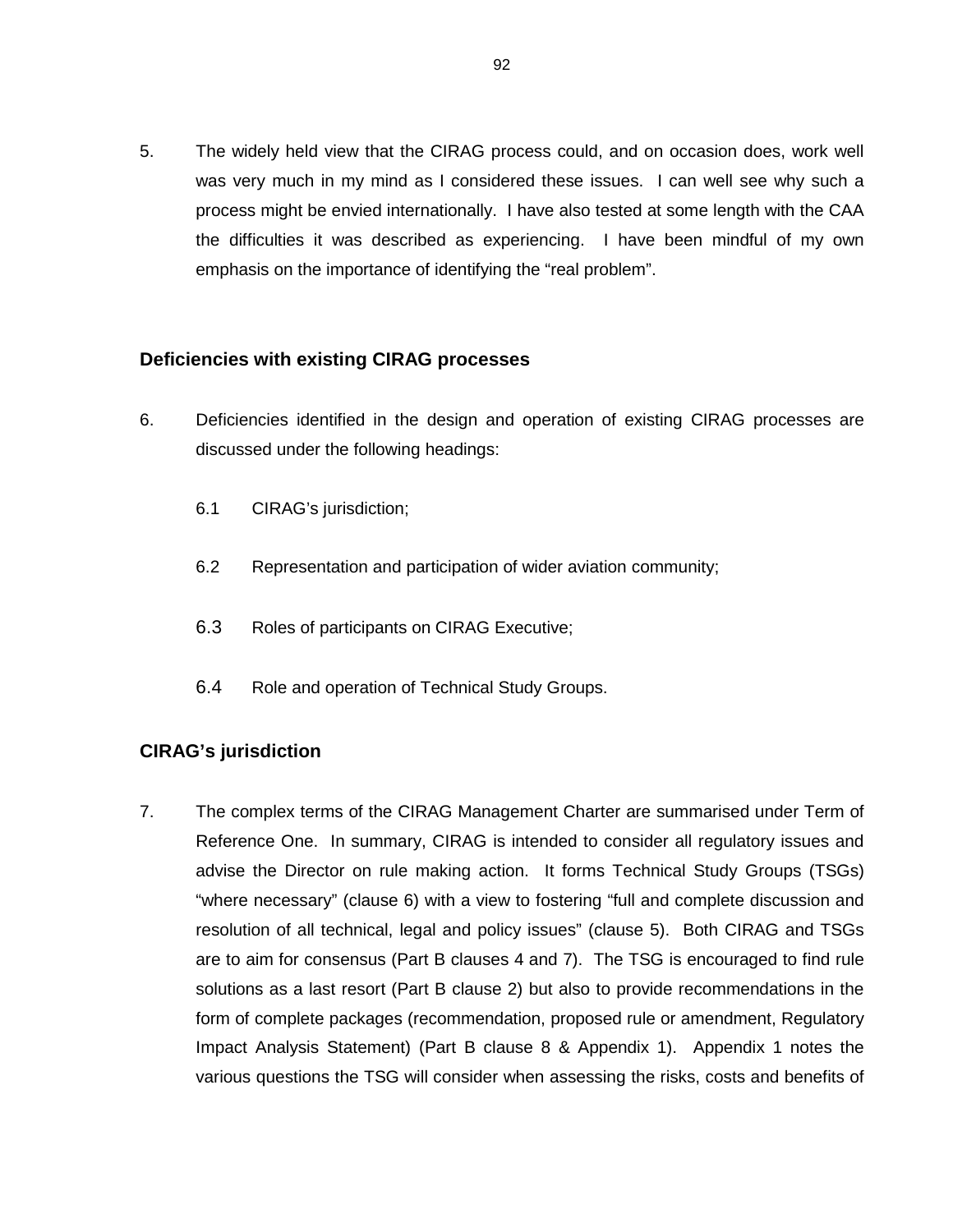5. The widely held view that the CIRAG process could, and on occasion does, work well was very much in my mind as I considered these issues. I can well see why such a process might be envied internationally. I have also tested at some length with the CAA the difficulties it was described as experiencing. I have been mindful of my own emphasis on the importance of identifying the "real problem".

## Deficiencies with existing CIRAG processes

6. Deficiencies identified in the design and operation of existing CIRAG processes are discussed under the following headings:

   6.1 CIRAG's jurisdiction;

   6.2 Representation and participation of wider aviation community;

   6.3 Roles of participants on CIRAG Executive;

   6.4 Role and operation of Technical Study Groups.

## CIRAG's jurisdiction

7. The complex terms of the CIRAG Management Charter are summarised under Term of Reference One. In summary, CIRAG is intended to consider all regulatory issues and advise the Director on rule making action. It forms Technical Study Groups (TSGs) "where necessary" (clause 6) with a view to fostering "full and complete discussion and resolution of all technical, legal and policy issues" (clause 5). Both CIRAG and TSGs are to aim for consensus (Part B clauses 4 and 7). The TSG is encouraged to find rule solutions as a last resort (Part B clause 2) but also to provide recommendations in the form of complete packages (recommendation, proposed rule or amendment, Regulatory Impact Analysis Statement) (Part B clause 8 & Appendix 1). Appendix 1 notes the various questions the TSG will consider when assessing the risks, costs and benefits of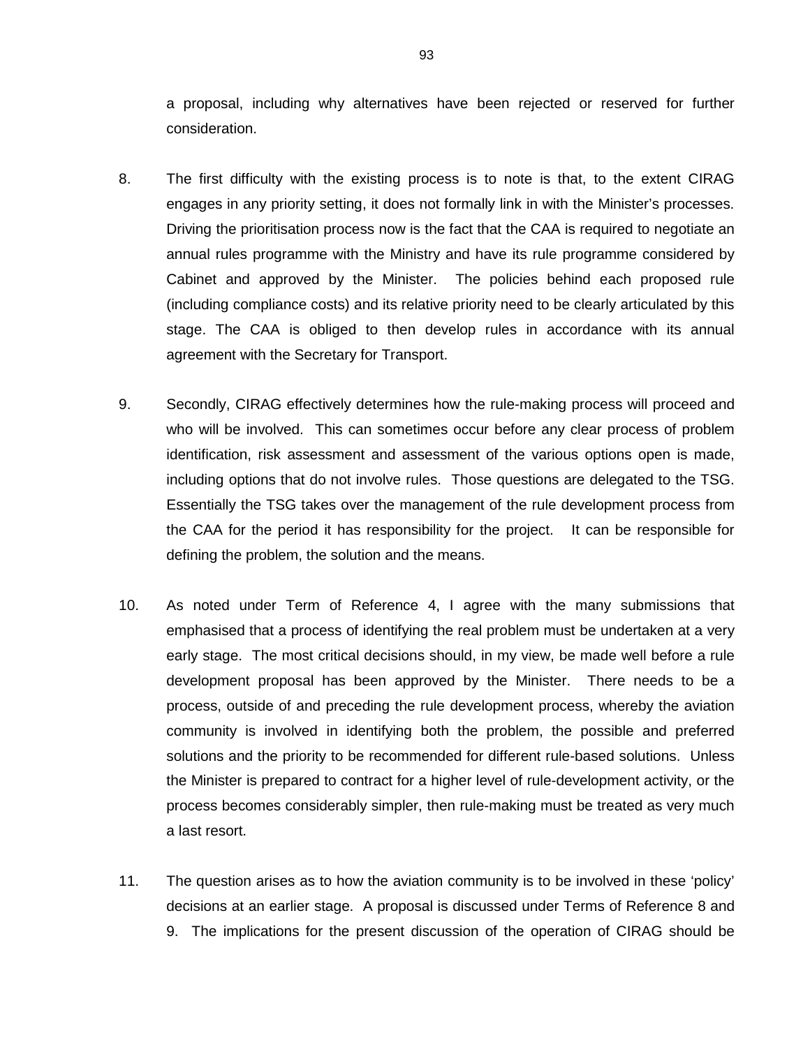a proposal, including why alternatives have been rejected or reserved for further consideration.

8. The first difficulty with the existing process is to note is that, to the extent CIRAG engages in any priority setting, it does not formally link in with the Minister's processes. Driving the prioritisation process now is the fact that the CAA is required to negotiate an annual rules programme with the Ministry and have its rule programme considered by Cabinet and approved by the Minister. The policies behind each proposed rule (including compliance costs) and its relative priority need to be clearly articulated by this stage. The CAA is obliged to then develop rules in accordance with its annual agreement with the Secretary for Transport.

9. Secondly, CIRAG effectively determines how the rule-making process will proceed and who will be involved. This can sometimes occur before any clear process of problem identification, risk assessment and assessment of the various options open is made, including options that do not involve rules. Those questions are delegated to the TSG. Essentially the TSG takes over the management of the rule development process from the CAA for the period it has responsibility for the project. It can be responsible for defining the problem, the solution and the means.

10. As noted under Term of Reference 4, I agree with the many submissions that emphasised that a process of identifying the real problem must be undertaken at a very early stage. The most critical decisions should, in my view, be made well before a rule development proposal has been approved by the Minister. There needs to be a process, outside of and preceding the rule development process, whereby the aviation community is involved in identifying both the problem, the possible and preferred solutions and the priority to be recommended for different rule-based solutions. Unless the Minister is prepared to contract for a higher level of rule-development activity, or the process becomes considerably simpler, then rule-making must be treated as very much a last resort.

11. The question arises as to how the aviation community is to be involved in these 'policy' decisions at an earlier stage. A proposal is discussed under Terms of Reference 8 and 9. The implications for the present discussion of the operation of CIRAG should be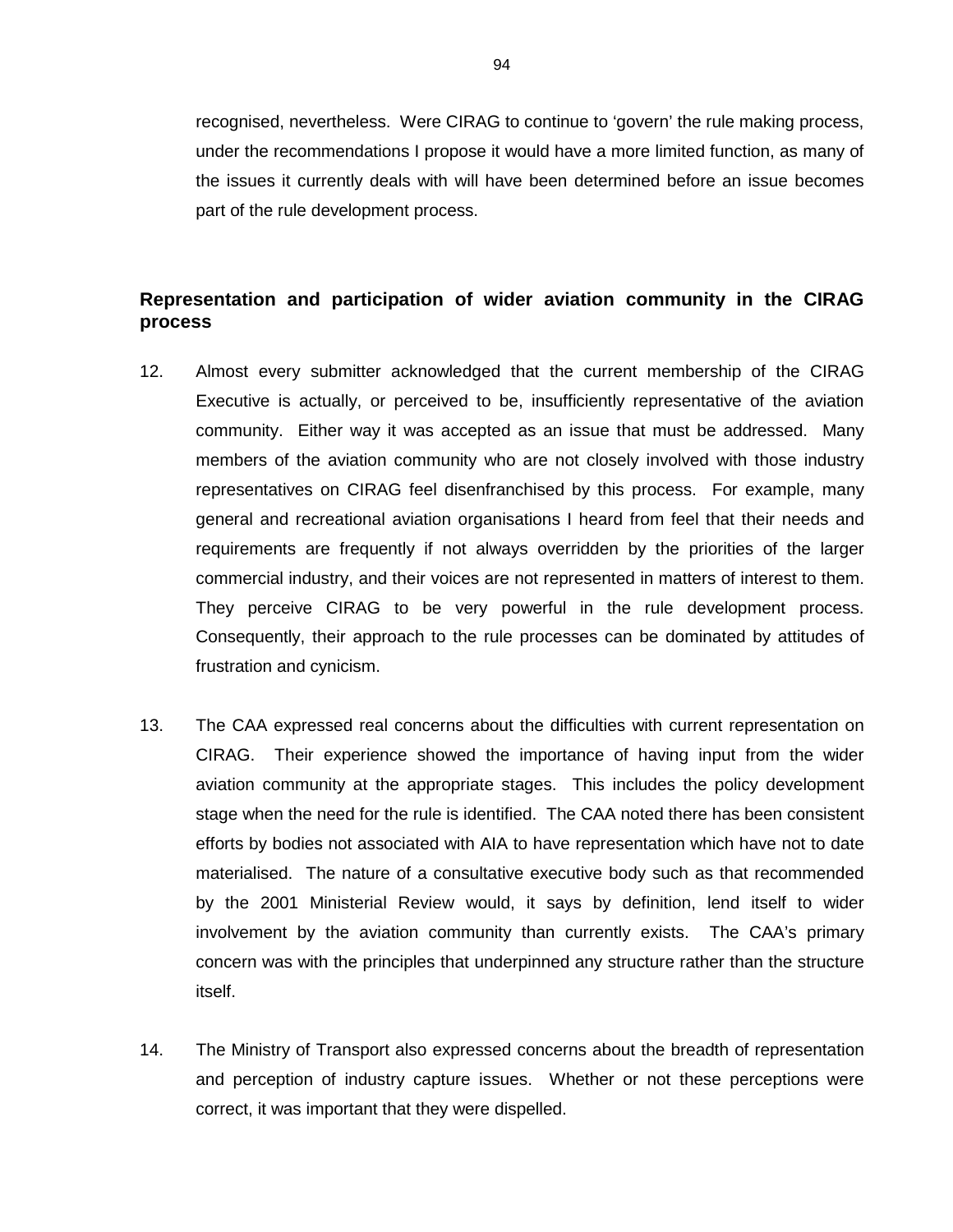recognised, nevertheless. Were CIRAG to continue to 'govern' the rule making process, under the recommendations I propose it would have a more limited function, as many of the issues it currently deals with will have been determined before an issue becomes part of the rule development process.

## Representation and participation of wider aviation community in the CIRAG process

12. Almost every submitter acknowledged that the current membership of the CIRAG Executive is actually, or perceived to be, insufficiently representative of the aviation community. Either way it was accepted as an issue that must be addressed. Many members of the aviation community who are not closely involved with those industry representatives on CIRAG feel disenfranchised by this process. For example, many general and recreational aviation organisations I heard from feel that their needs and requirements are frequently if not always overridden by the priorities of the larger commercial industry, and their voices are not represented in matters of interest to them. They perceive CIRAG to be very powerful in the rule development process. Consequently, their approach to the rule processes can be dominated by attitudes of frustration and cynicism.

13. The CAA expressed real concerns about the difficulties with current representation on CIRAG. Their experience showed the importance of having input from the wider aviation community at the appropriate stages. This includes the policy development stage when the need for the rule is identified. The CAA noted there has been consistent efforts by bodies not associated with AIA to have representation which have not to date materialised. The nature of a consultative executive body such as that recommended by the 2001 Ministerial Review would, it says by definition, lend itself to wider involvement by the aviation community than currently exists. The CAA's primary concern was with the principles that underpinned any structure rather than the structure itself.

14. The Ministry of Transport also expressed concerns about the breadth of representation and perception of industry capture issues. Whether or not these perceptions were correct, it was important that they were dispelled.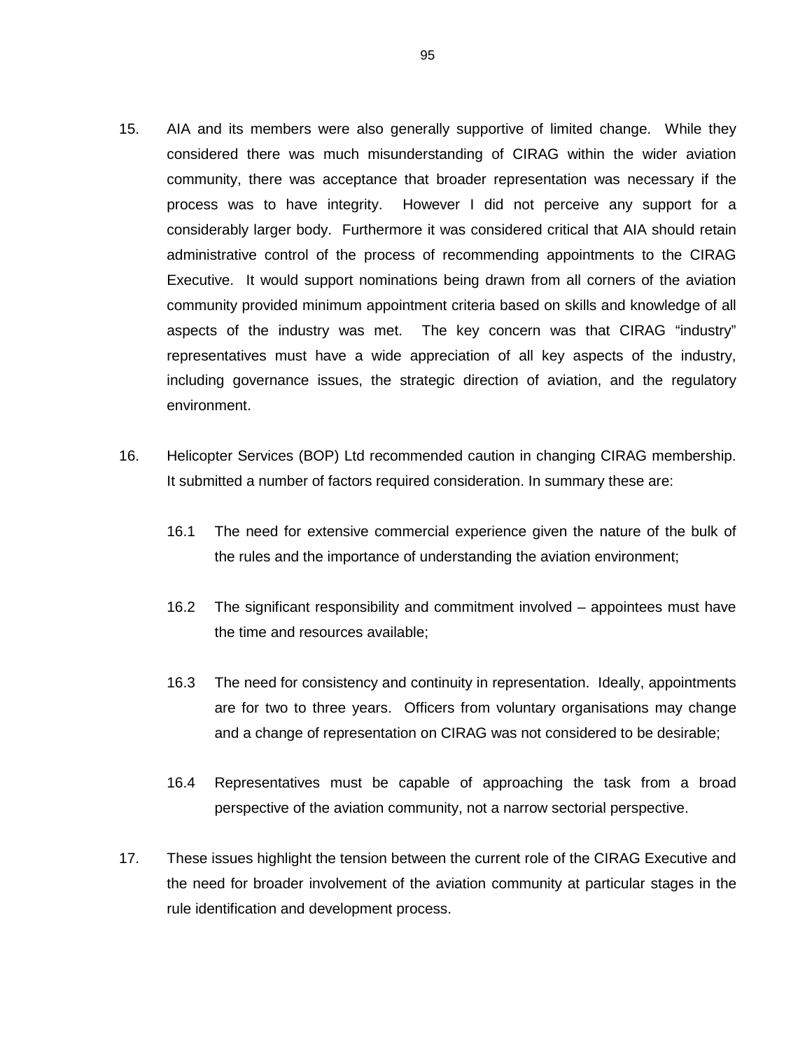15. AIA and its members were also generally supportive of limited change. While they considered there was much misunderstanding of CIRAG within the wider aviation community, there was acceptance that broader representation was necessary if the process was to have integrity. However I did not perceive any support for a considerably larger body. Furthermore it was considered critical that AIA should retain administrative control of the process of recommending appointments to the CIRAG Executive. It would support nominations being drawn from all corners of the aviation community provided minimum appointment criteria based on skills and knowledge of all aspects of the industry was met. The key concern was that CIRAG "industry" representatives must have a wide appreciation of all key aspects of the industry, including governance issues, the strategic direction of aviation, and the regulatory environment.

16. Helicopter Services (BOP) Ltd recommended caution in changing CIRAG membership. It submitted a number of factors required consideration. In summary these are:

    16.1 The need for extensive commercial experience given the nature of the bulk of the rules and the importance of understanding the aviation environment;

    16.2 The significant responsibility and commitment involved – appointees must have the time and resources available;

    16.3 The need for consistency and continuity in representation. Ideally, appointments are for two to three years. Officers from voluntary organisations may change and a change of representation on CIRAG was not considered to be desirable;

    16.4 Representatives must be capable of approaching the task from a broad perspective of the aviation community, not a narrow sectorial perspective.

17. These issues highlight the tension between the current role of the CIRAG Executive and the need for broader involvement of the aviation community at particular stages in the rule identification and development process.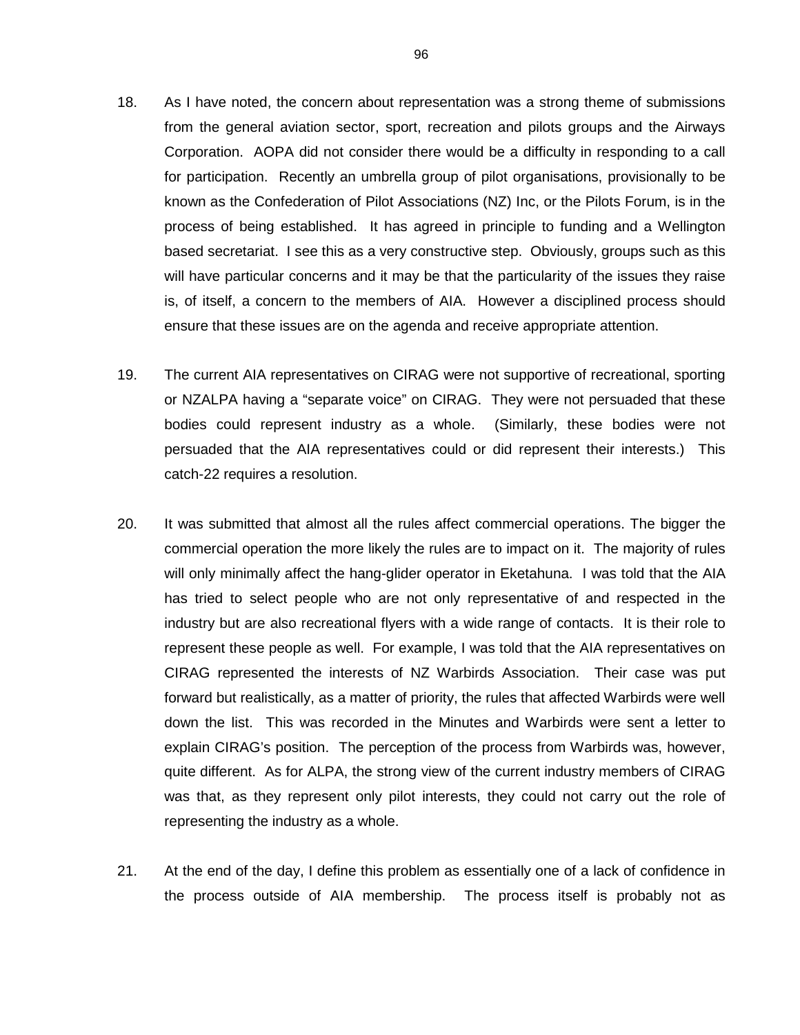18. As I have noted, the concern about representation was a strong theme of submissions from the general aviation sector, sport, recreation and pilots groups and the Airways Corporation. AOPA did not consider there would be a difficulty in responding to a call for participation. Recently an umbrella group of pilot organisations, provisionally to be known as the Confederation of Pilot Associations (NZ) Inc, or the Pilots Forum, is in the process of being established. It has agreed in principle to funding and a Wellington based secretariat. I see this as a very constructive step. Obviously, groups such as this will have particular concerns and it may be that the particularity of the issues they raise is, of itself, a concern to the members of AIA. However a disciplined process should ensure that these issues are on the agenda and receive appropriate attention.

19. The current AIA representatives on CIRAG were not supportive of recreational, sporting or NZALPA having a "separate voice" on CIRAG. They were not persuaded that these bodies could represent industry as a whole. (Similarly, these bodies were not persuaded that the AIA representatives could or did represent their interests.) This catch-22 requires a resolution.

20. It was submitted that almost all the rules affect commercial operations. The bigger the commercial operation the more likely the rules are to impact on it. The majority of rules will only minimally affect the hang-glider operator in Eketahuna. I was told that the AIA has tried to select people who are not only representative of and respected in the industry but are also recreational flyers with a wide range of contacts. It is their role to represent these people as well. For example, I was told that the AIA representatives on CIRAG represented the interests of NZ Warbirds Association. Their case was put forward but realistically, as a matter of priority, the rules that affected Warbirds were well down the list. This was recorded in the Minutes and Warbirds were sent a letter to explain CIRAG's position. The perception of the process from Warbirds was, however, quite different. As for ALPA, the strong view of the current industry members of CIRAG was that, as they represent only pilot interests, they could not carry out the role of representing the industry as a whole.

21. At the end of the day, I define this problem as essentially one of a lack of confidence in the process outside of AIA membership. The process itself is probably not as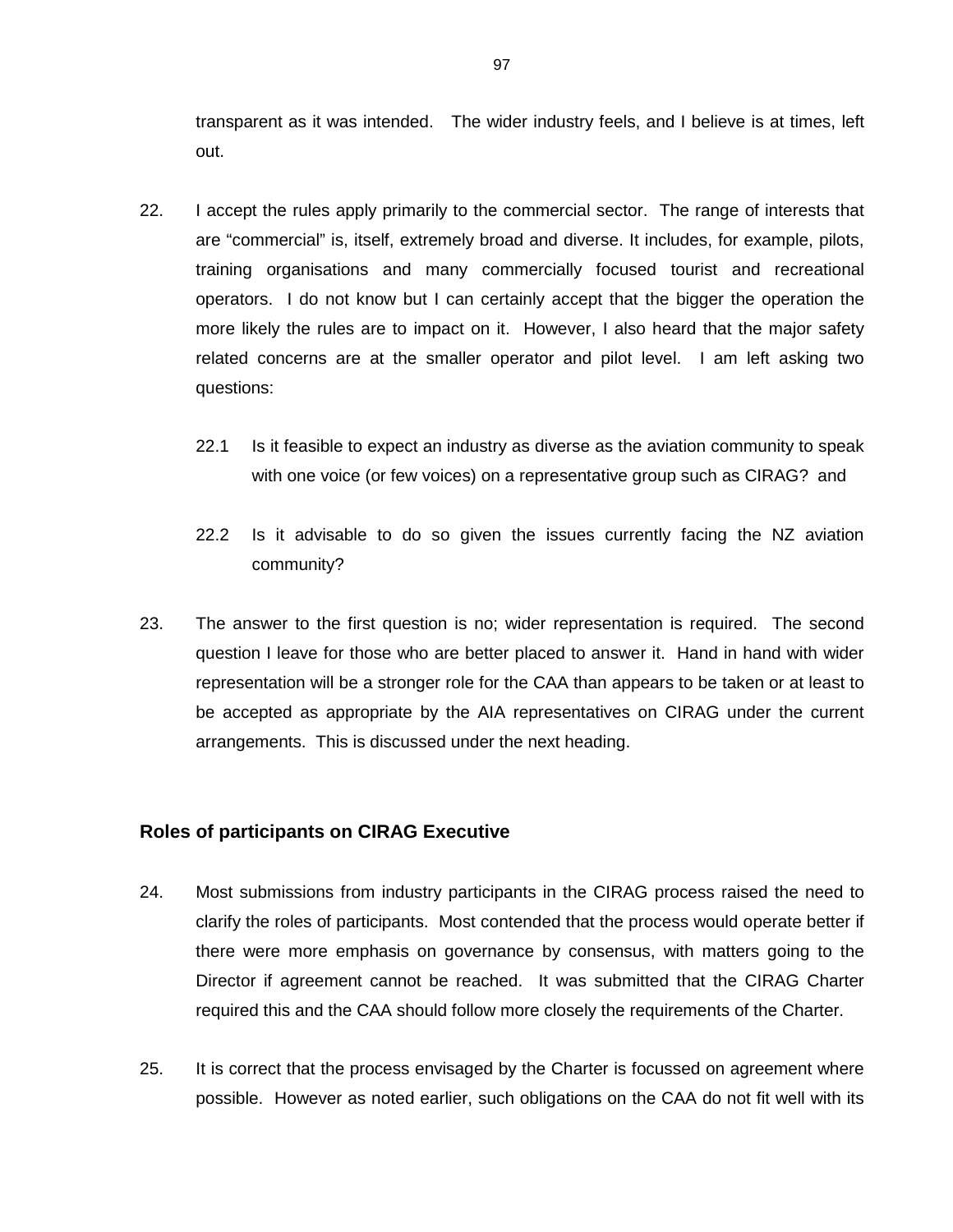transparent as it was intended. The wider industry feels, and I believe is at times, left out.

22. I accept the rules apply primarily to the commercial sector. The range of interests that are "commercial" is, itself, extremely broad and diverse. It includes, for example, pilots, training organisations and many commercially focused tourist and recreational operators. I do not know but I can certainly accept that the bigger the operation the more likely the rules are to impact on it. However, I also heard that the major safety related concerns are at the smaller operator and pilot level. I am left asking two questions:

    22.1 Is it feasible to expect an industry as diverse as the aviation community to speak with one voice (or few voices) on a representative group such as CIRAG? and

    22.2 Is it advisable to do so given the issues currently facing the NZ aviation community?

23. The answer to the first question is no; wider representation is required. The second question I leave for those who are better placed to answer it. Hand in hand with wider representation will be a stronger role for the CAA than appears to be taken or at least to be accepted as appropriate by the AIA representatives on CIRAG under the current arrangements. This is discussed under the next heading.

## Roles of participants on CIRAG Executive

24. Most submissions from industry participants in the CIRAG process raised the need to clarify the roles of participants. Most contended that the process would operate better if there were more emphasis on governance by consensus, with matters going to the Director if agreement cannot be reached. It was submitted that the CIRAG Charter required this and the CAA should follow more closely the requirements of the Charter.

25. It is correct that the process envisaged by the Charter is focussed on agreement where possible. However as noted earlier, such obligations on the CAA do not fit well with its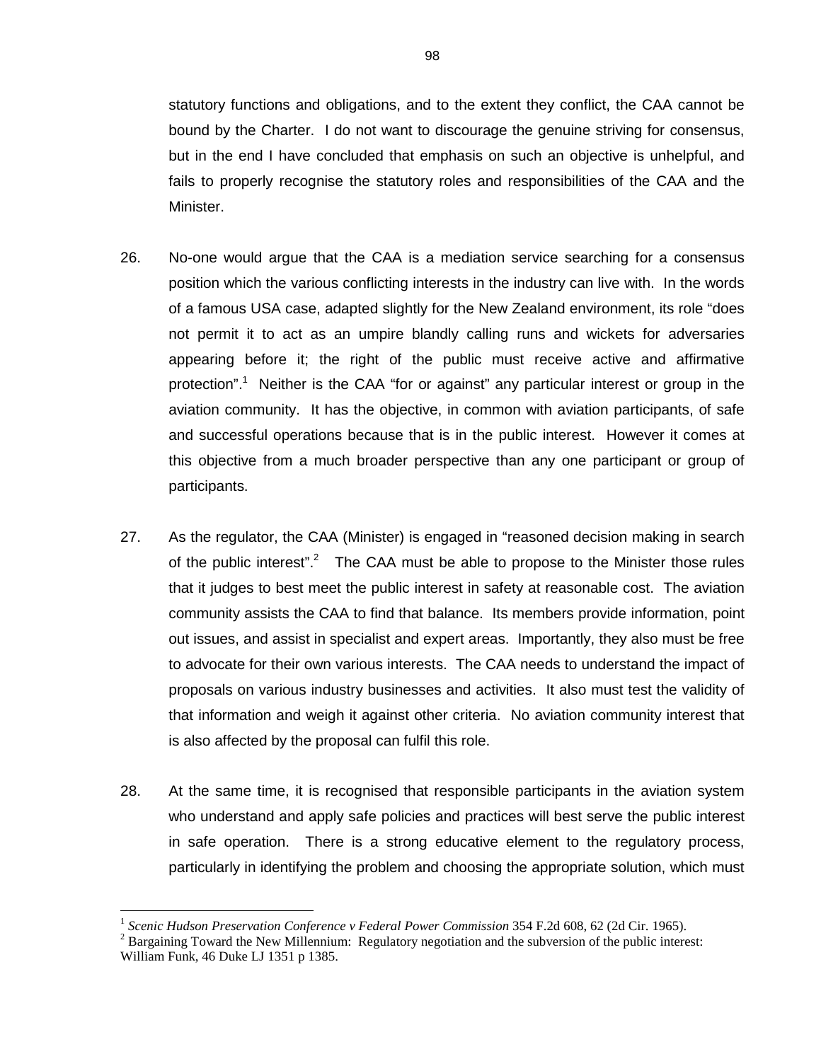statutory functions and obligations, and to the extent they conflict, the CAA cannot be bound by the Charter. I do not want to discourage the genuine striving for consensus, but in the end I have concluded that emphasis on such an objective is unhelpful, and fails to properly recognise the statutory roles and responsibilities of the CAA and the Minister.

26. No-one would argue that the CAA is a mediation service searching for a consensus position which the various conflicting interests in the industry can live with. In the words of a famous USA case, adapted slightly for the New Zealand environment, its role "does not permit it to act as an umpire blandly calling runs and wickets for adversaries appearing before it; the right of the public must receive active and affirmative protection".[1] Neither is the CAA "for or against" any particular interest or group in the aviation community. It has the objective, in common with aviation participants, of safe and successful operations because that is in the public interest. However it comes at this objective from a much broader perspective than any one participant or group of participants.

27. As the regulator, the CAA (Minister) is engaged in "reasoned decision making in search of the public interest".[2] The CAA must be able to propose to the Minister those rules that it judges to best meet the public interest in safety at reasonable cost. The aviation community assists the CAA to find that balance. Its members provide information, point out issues, and assist in specialist and expert areas. Importantly, they also must be free to advocate for their own various interests. The CAA needs to understand the impact of proposals on various industry businesses and activities. It also must test the validity of that information and weigh it against other criteria. No aviation community interest that is also affected by the proposal can fulfil this role.

28. At the same time, it is recognised that responsible participants in the aviation system who understand and apply safe policies and practices will best serve the public interest in safe operation. There is a strong educative element to the regulatory process, particularly in identifying the problem and choosing the appropriate solution, which must

---

[1] *Scenic Hudson Preservation Conference v Federal Power Commission* 354 F.2d 608, 62 (2d Cir. 1965).

[2] Bargaining Toward the New Millennium: Regulatory negotiation and the subversion of the public interest: William Funk, 46 Duke LJ 1351 p 1385.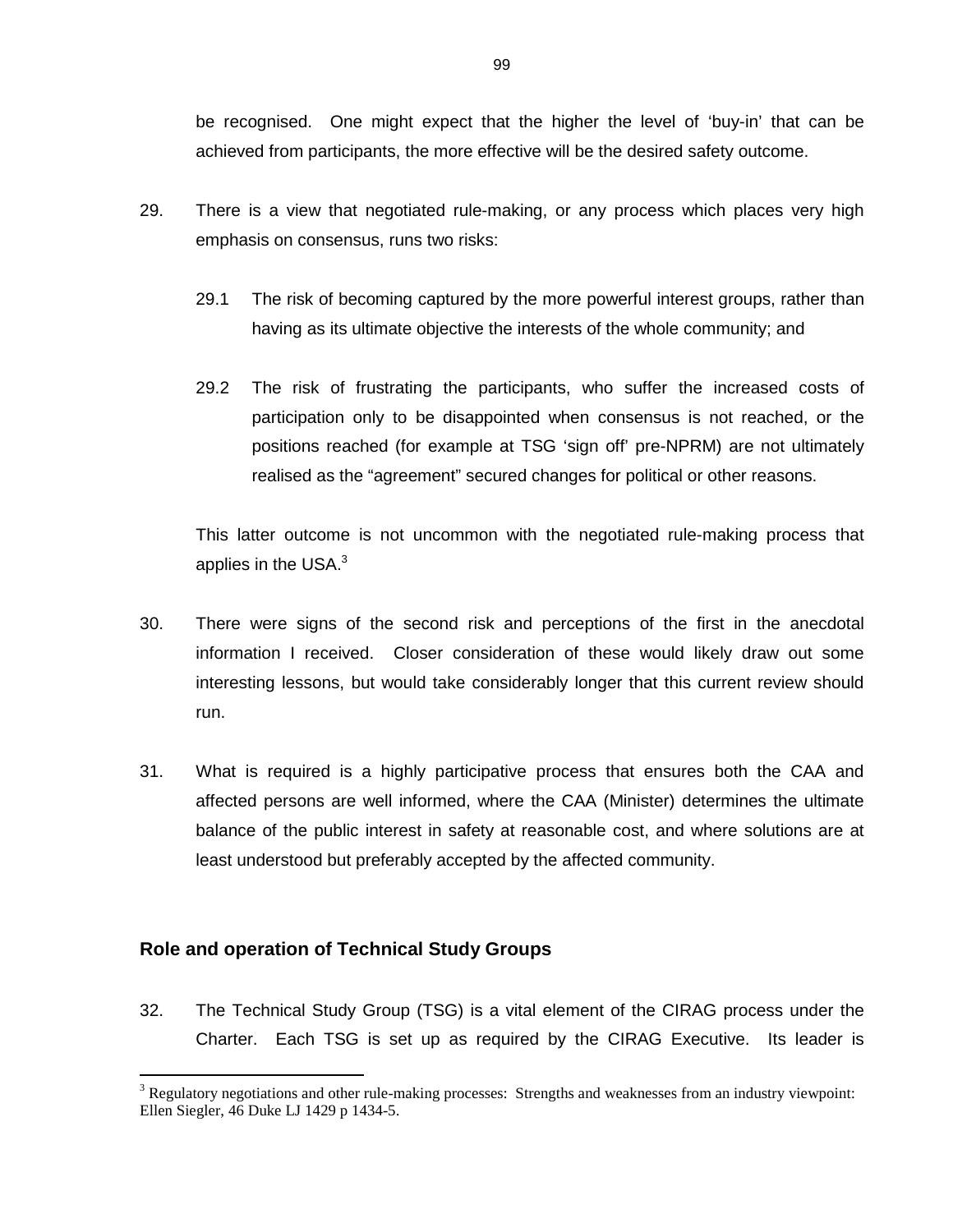be recognised. One might expect that the higher the level of 'buy-in' that can be achieved from participants, the more effective will be the desired safety outcome.

29. There is a view that negotiated rule-making, or any process which places very high emphasis on consensus, runs two risks:

    29.1 The risk of becoming captured by the more powerful interest groups, rather than having as its ultimate objective the interests of the whole community; and

    29.2 The risk of frustrating the participants, who suffer the increased costs of participation only to be disappointed when consensus is not reached, or the positions reached (for example at TSG 'sign off' pre-NPRM) are not ultimately realised as the "agreement" secured changes for political or other reasons.

    This latter outcome is not uncommon with the negotiated rule-making process that applies in the USA.[3]

30. There were signs of the second risk and perceptions of the first in the anecdotal information I received. Closer consideration of these would likely draw out some interesting lessons, but would take considerably longer that this current review should run.

31. What is required is a highly participative process that ensures both the CAA and affected persons are well informed, where the CAA (Minister) determines the ultimate balance of the public interest in safety at reasonable cost, and where solutions are at least understood but preferably accepted by the affected community.

## Role and operation of Technical Study Groups

32. The Technical Study Group (TSG) is a vital element of the CIRAG process under the Charter. Each TSG is set up as required by the CIRAG Executive. Its leader is

---

[3] Regulatory negotiations and other rule-making processes: Strengths and weaknesses from an industry viewpoint: Ellen Siegler, 46 Duke LJ 1429 p 1434-5.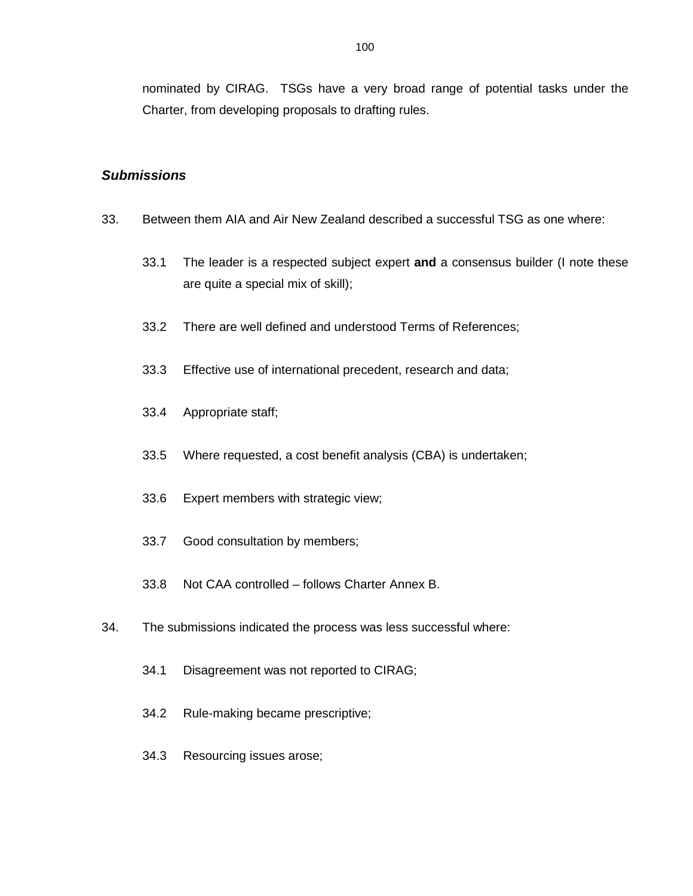nominated by CIRAG. TSGs have a very broad range of potential tasks under the Charter, from developing proposals to drafting rules.

### *Submissions*

33. Between them AIA and Air New Zealand described a successful TSG as one where:

    33.1 The leader is a respected subject expert **and** a consensus builder (I note these are quite a special mix of skill);

    33.2 There are well defined and understood Terms of References;

    33.3 Effective use of international precedent, research and data;

    33.4 Appropriate staff;

    33.5 Where requested, a cost benefit analysis (CBA) is undertaken;

    33.6 Expert members with strategic view;

    33.7 Good consultation by members;

    33.8 Not CAA controlled – follows Charter Annex B.

34. The submissions indicated the process was less successful where:

    34.1 Disagreement was not reported to CIRAG;

    34.2 Rule-making became prescriptive;

    34.3 Resourcing issues arose;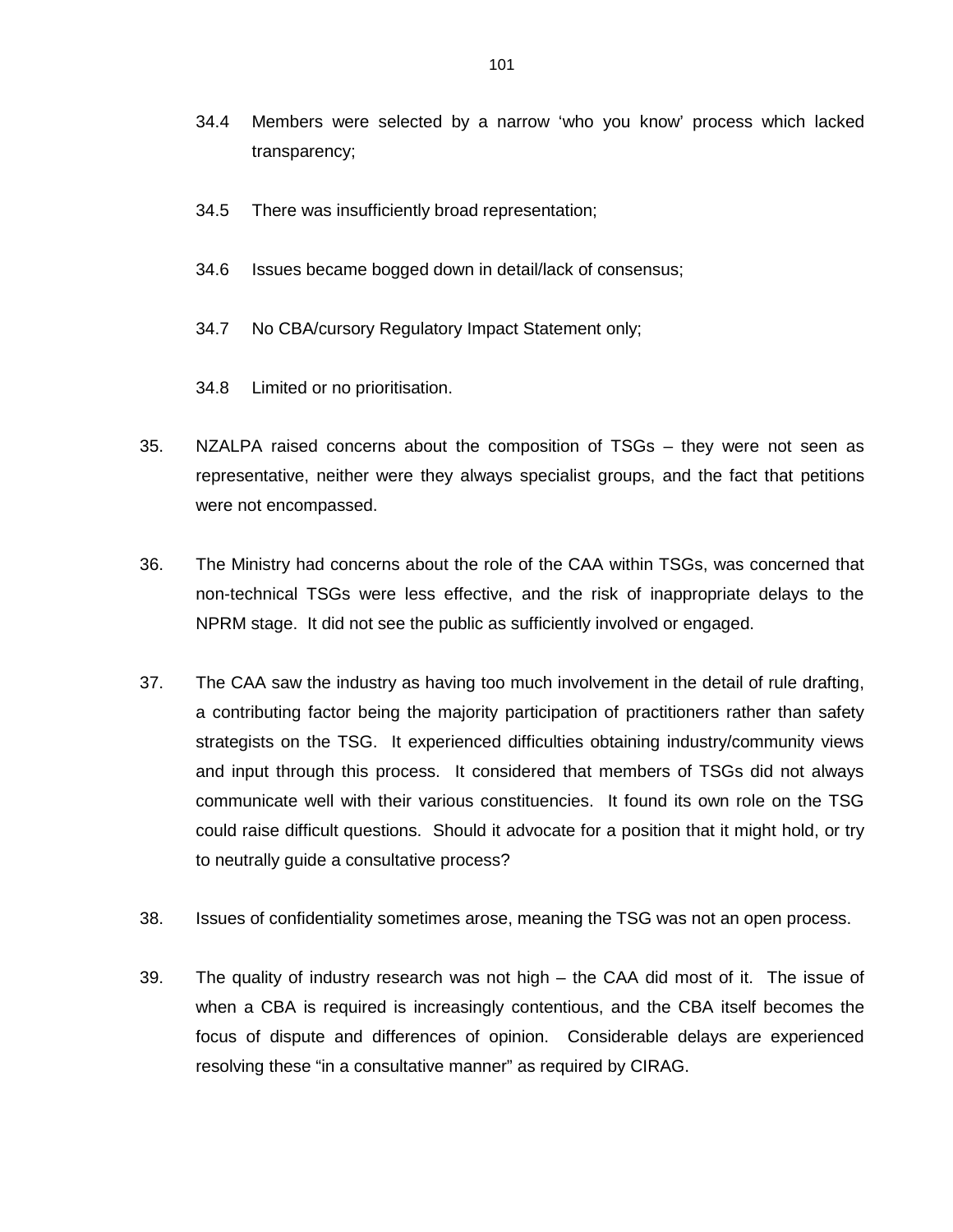34.4 Members were selected by a narrow 'who you know' process which lacked transparency;

34.5 There was insufficiently broad representation;

34.6 Issues became bogged down in detail/lack of consensus;

34.7 No CBA/cursory Regulatory Impact Statement only;

34.8 Limited or no prioritisation.

35. NZALPA raised concerns about the composition of TSGs – they were not seen as representative, neither were they always specialist groups, and the fact that petitions were not encompassed.

36. The Ministry had concerns about the role of the CAA within TSGs, was concerned that non-technical TSGs were less effective, and the risk of inappropriate delays to the NPRM stage. It did not see the public as sufficiently involved or engaged.

37. The CAA saw the industry as having too much involvement in the detail of rule drafting, a contributing factor being the majority participation of practitioners rather than safety strategists on the TSG. It experienced difficulties obtaining industry/community views and input through this process. It considered that members of TSGs did not always communicate well with their various constituencies. It found its own role on the TSG could raise difficult questions. Should it advocate for a position that it might hold, or try to neutrally guide a consultative process?

38. Issues of confidentiality sometimes arose, meaning the TSG was not an open process.

39. The quality of industry research was not high – the CAA did most of it. The issue of when a CBA is required is increasingly contentious, and the CBA itself becomes the focus of dispute and differences of opinion. Considerable delays are experienced resolving these "in a consultative manner" as required by CIRAG.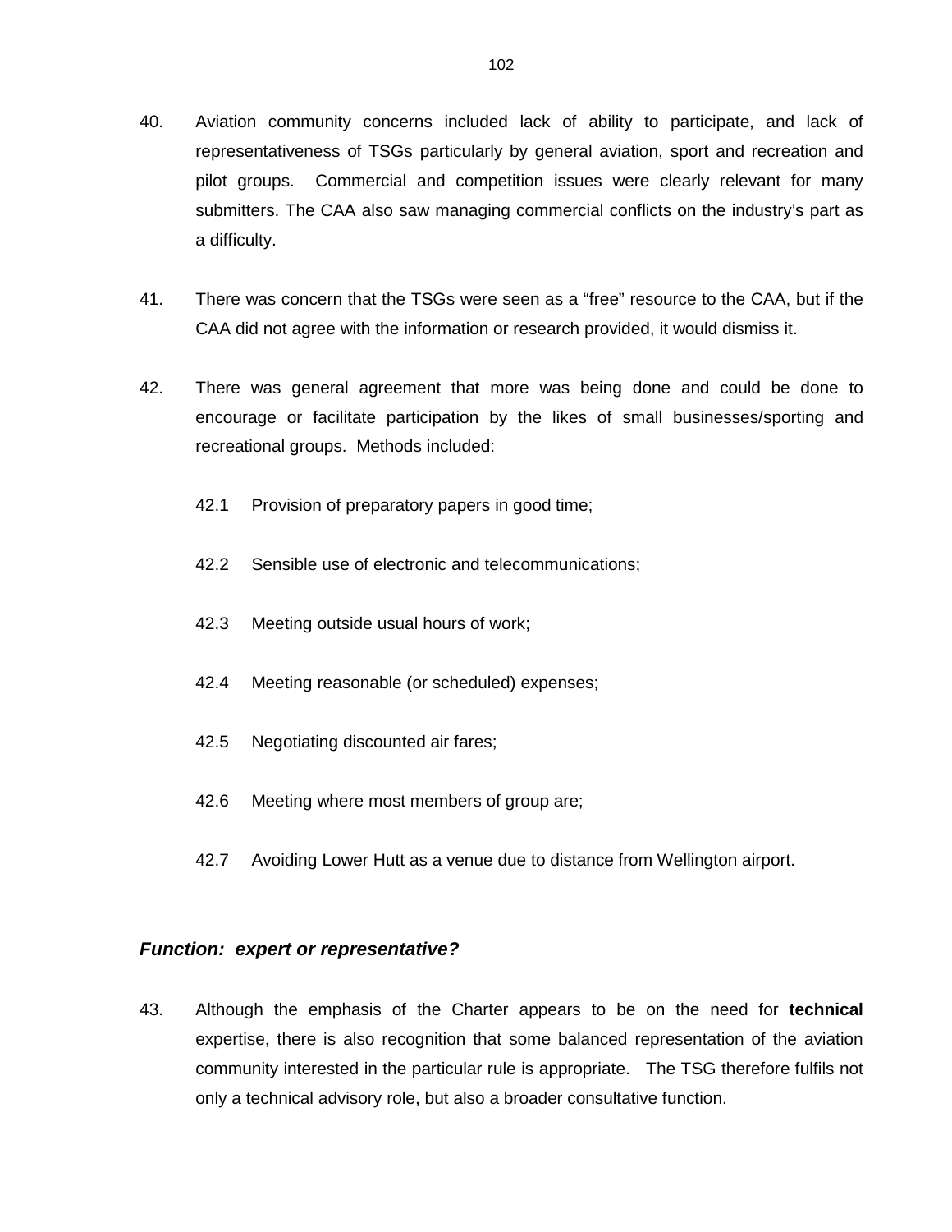40. Aviation community concerns included lack of ability to participate, and lack of representativeness of TSGs particularly by general aviation, sport and recreation and pilot groups. Commercial and competition issues were clearly relevant for many submitters. The CAA also saw managing commercial conflicts on the industry's part as a difficulty.

41. There was concern that the TSGs were seen as a "free" resource to the CAA, but if the CAA did not agree with the information or research provided, it would dismiss it.

42. There was general agreement that more was being done and could be done to encourage or facilitate participation by the likes of small businesses/sporting and recreational groups. Methods included:

    42.1 Provision of preparatory papers in good time;

    42.2 Sensible use of electronic and telecommunications;

    42.3 Meeting outside usual hours of work;

    42.4 Meeting reasonable (or scheduled) expenses;

    42.5 Negotiating discounted air fares;

    42.6 Meeting where most members of group are;

    42.7 Avoiding Lower Hutt as a venue due to distance from Wellington airport.

### *Function: expert or representative?*

43. Although the emphasis of the Charter appears to be on the need for **technical** expertise, there is also recognition that some balanced representation of the aviation community interested in the particular rule is appropriate. The TSG therefore fulfils not only a technical advisory role, but also a broader consultative function.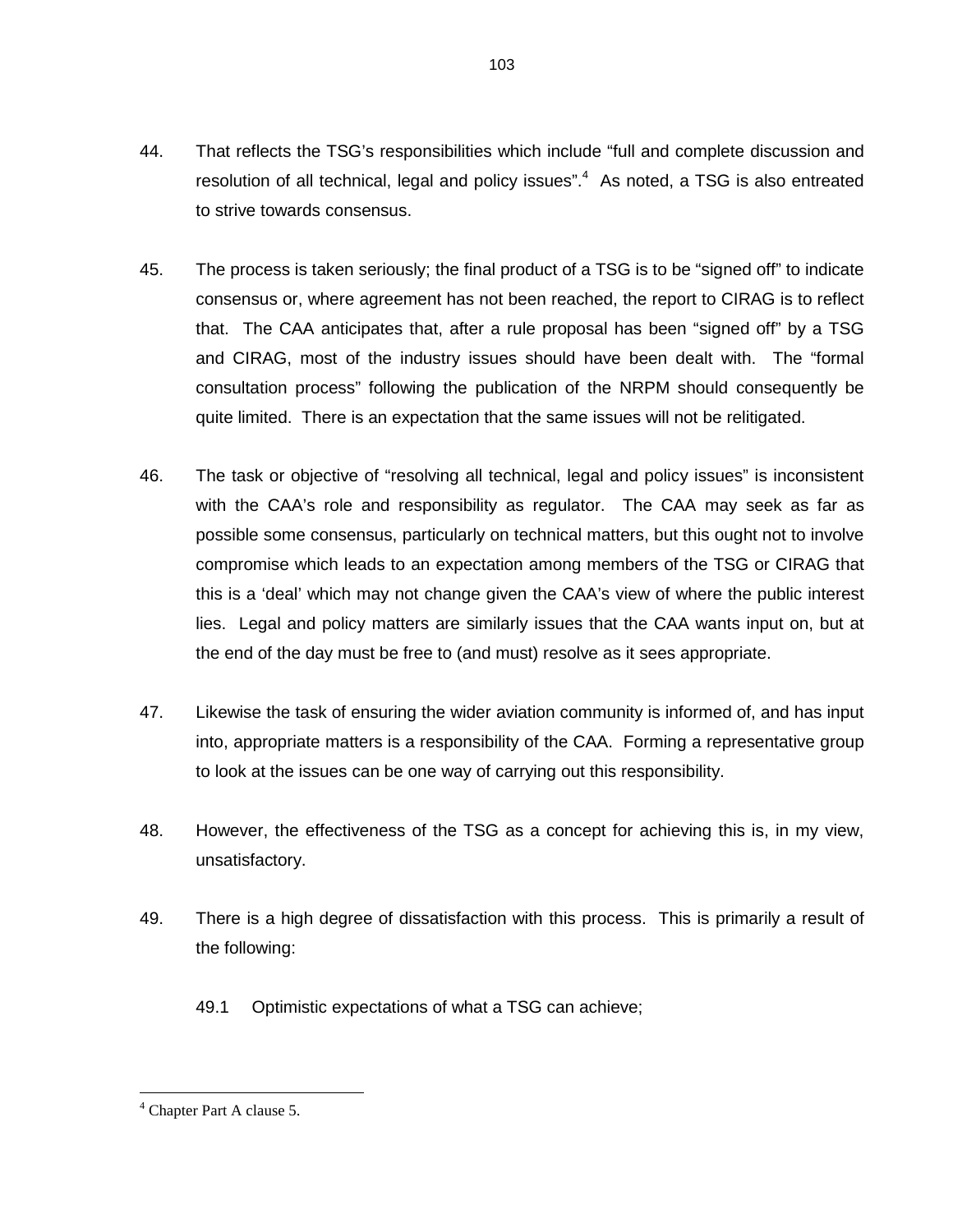44. That reflects the TSG's responsibilities which include "full and complete discussion and resolution of all technical, legal and policy issues".[4] As noted, a TSG is also entreated to strive towards consensus.

45. The process is taken seriously; the final product of a TSG is to be "signed off" to indicate consensus or, where agreement has not been reached, the report to CIRAG is to reflect that. The CAA anticipates that, after a rule proposal has been "signed off" by a TSG and CIRAG, most of the industry issues should have been dealt with. The "formal consultation process" following the publication of the NRPM should consequently be quite limited. There is an expectation that the same issues will not be relitigated.

46. The task or objective of "resolving all technical, legal and policy issues" is inconsistent with the CAA's role and responsibility as regulator. The CAA may seek as far as possible some consensus, particularly on technical matters, but this ought not to involve compromise which leads to an expectation among members of the TSG or CIRAG that this is a 'deal' which may not change given the CAA's view of where the public interest lies. Legal and policy matters are similarly issues that the CAA wants input on, but at the end of the day must be free to (and must) resolve as it sees appropriate.

47. Likewise the task of ensuring the wider aviation community is informed of, and has input into, appropriate matters is a responsibility of the CAA. Forming a representative group to look at the issues can be one way of carrying out this responsibility.

48. However, the effectiveness of the TSG as a concept for achieving this is, in my view, unsatisfactory.

49. There is a high degree of dissatisfaction with this process. This is primarily a result of the following:

    49.1 Optimistic expectations of what a TSG can achieve;

---

[4] Chapter Part A clause 5.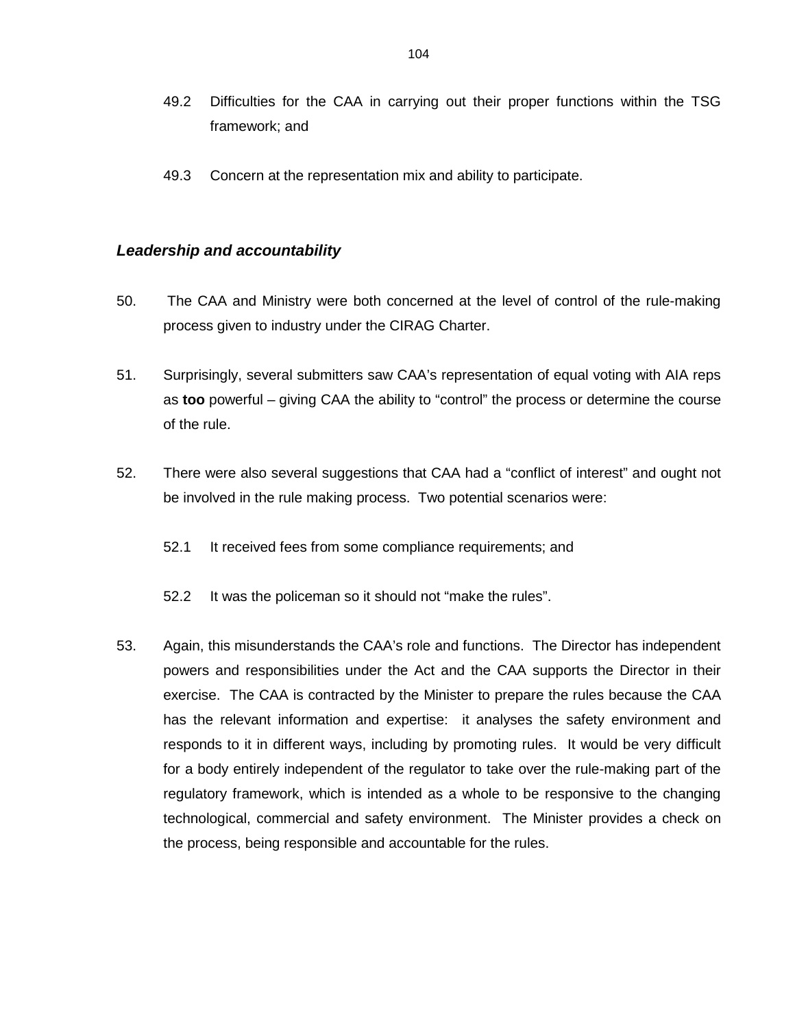49.2 Difficulties for the CAA in carrying out their proper functions within the TSG framework; and

49.3 Concern at the representation mix and ability to participate.

### ***Leadership and accountability***

50. The CAA and Ministry were both concerned at the level of control of the rule-making process given to industry under the CIRAG Charter.

51. Surprisingly, several submitters saw CAA's representation of equal voting with AIA reps as **too** powerful – giving CAA the ability to "control" the process or determine the course of the rule.

52. There were also several suggestions that CAA had a "conflict of interest" and ought not be involved in the rule making process. Two potential scenarios were:

    52.1 It received fees from some compliance requirements; and

    52.2 It was the policeman so it should not "make the rules".

53. Again, this misunderstands the CAA's role and functions. The Director has independent powers and responsibilities under the Act and the CAA supports the Director in their exercise. The CAA is contracted by the Minister to prepare the rules because the CAA has the relevant information and expertise: it analyses the safety environment and responds to it in different ways, including by promoting rules. It would be very difficult for a body entirely independent of the regulator to take over the rule-making part of the regulatory framework, which is intended as a whole to be responsive to the changing technological, commercial and safety environment. The Minister provides a check on the process, being responsible and accountable for the rules.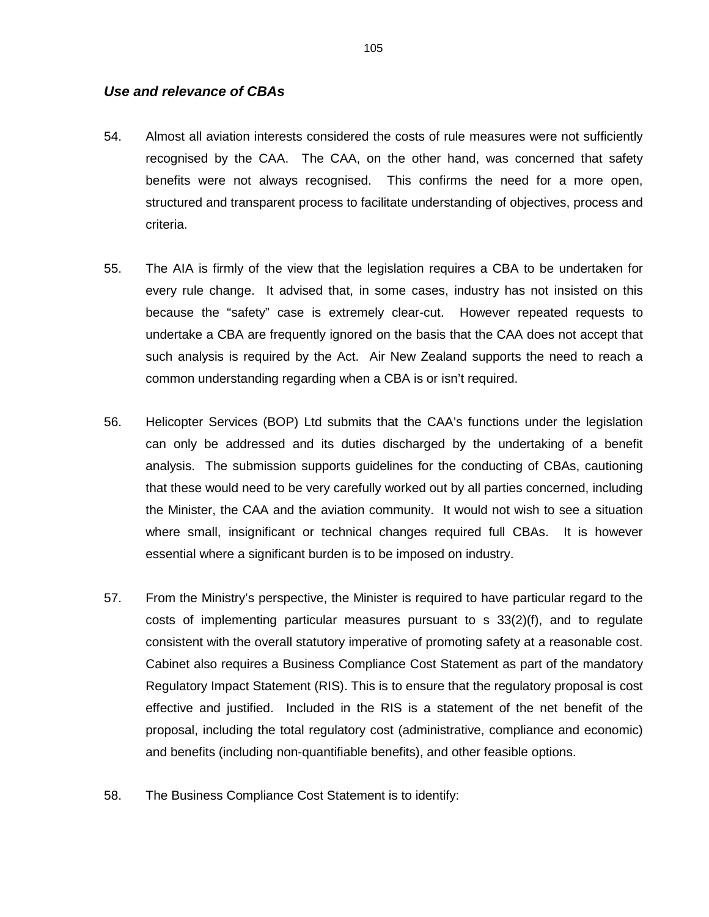### *Use and relevance of CBAs*

54. Almost all aviation interests considered the costs of rule measures were not sufficiently recognised by the CAA. The CAA, on the other hand, was concerned that safety benefits were not always recognised. This confirms the need for a more open, structured and transparent process to facilitate understanding of objectives, process and criteria.

55. The AIA is firmly of the view that the legislation requires a CBA to be undertaken for every rule change. It advised that, in some cases, industry has not insisted on this because the "safety" case is extremely clear-cut. However repeated requests to undertake a CBA are frequently ignored on the basis that the CAA does not accept that such analysis is required by the Act. Air New Zealand supports the need to reach a common understanding regarding when a CBA is or isn't required.

56. Helicopter Services (BOP) Ltd submits that the CAA's functions under the legislation can only be addressed and its duties discharged by the undertaking of a benefit analysis. The submission supports guidelines for the conducting of CBAs, cautioning that these would need to be very carefully worked out by all parties concerned, including the Minister, the CAA and the aviation community. It would not wish to see a situation where small, insignificant or technical changes required full CBAs. It is however essential where a significant burden is to be imposed on industry.

57. From the Ministry's perspective, the Minister is required to have particular regard to the costs of implementing particular measures pursuant to s 33(2)(f), and to regulate consistent with the overall statutory imperative of promoting safety at a reasonable cost. Cabinet also requires a Business Compliance Cost Statement as part of the mandatory Regulatory Impact Statement (RIS). This is to ensure that the regulatory proposal is cost effective and justified. Included in the RIS is a statement of the net benefit of the proposal, including the total regulatory cost (administrative, compliance and economic) and benefits (including non-quantifiable benefits), and other feasible options.

58. The Business Compliance Cost Statement is to identify: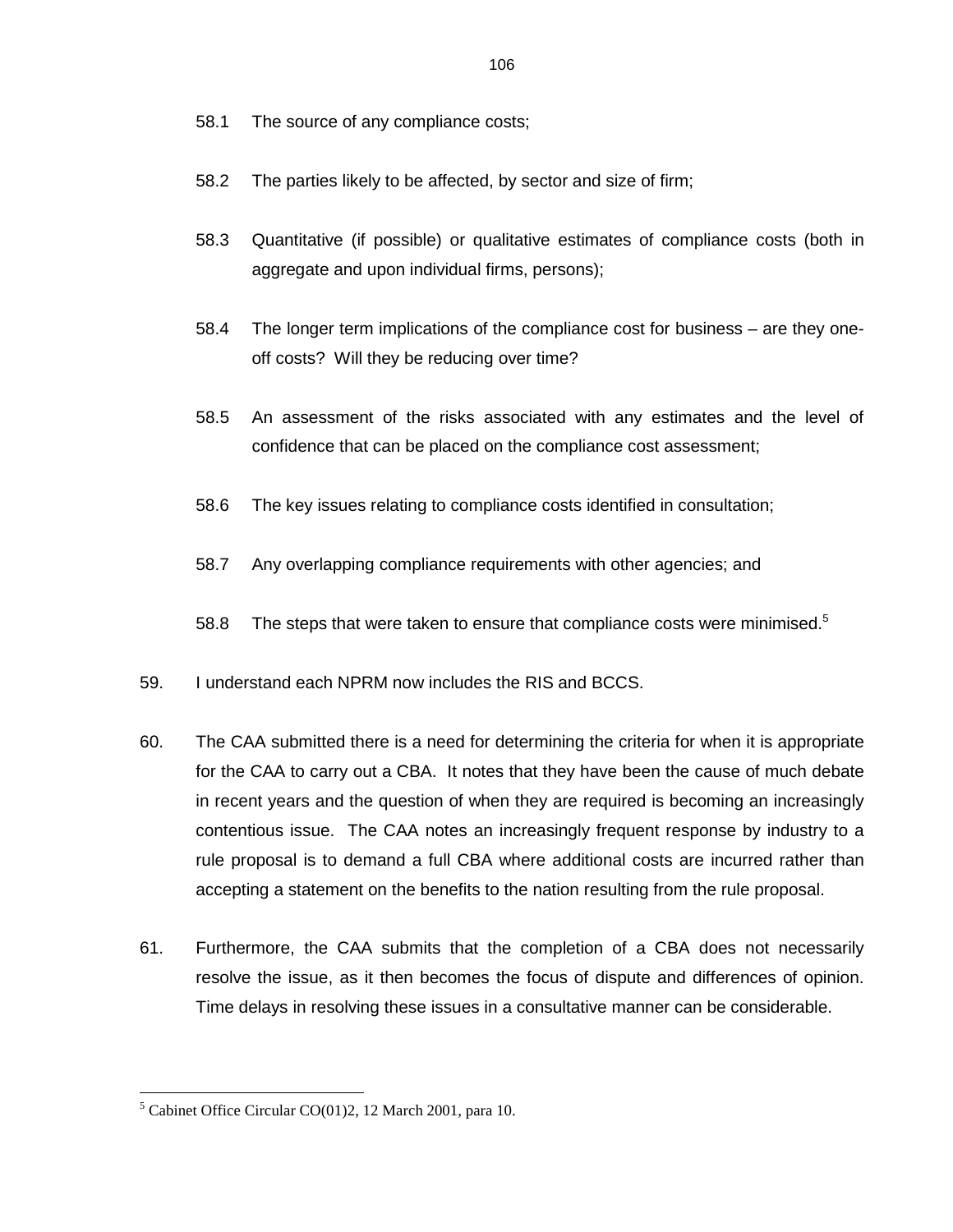58.1 The source of any compliance costs;

58.2 The parties likely to be affected, by sector and size of firm;

58.3 Quantitative (if possible) or qualitative estimates of compliance costs (both in aggregate and upon individual firms, persons);

58.4 The longer term implications of the compliance cost for business – are they one-off costs? Will they be reducing over time?

58.5 An assessment of the risks associated with any estimates and the level of confidence that can be placed on the compliance cost assessment;

58.6 The key issues relating to compliance costs identified in consultation;

58.7 Any overlapping compliance requirements with other agencies; and

58.8 The steps that were taken to ensure that compliance costs were minimised.[5]

59. I understand each NPRM now includes the RIS and BCCS.

60. The CAA submitted there is a need for determining the criteria for when it is appropriate for the CAA to carry out a CBA. It notes that they have been the cause of much debate in recent years and the question of when they are required is becoming an increasingly contentious issue. The CAA notes an increasingly frequent response by industry to a rule proposal is to demand a full CBA where additional costs are incurred rather than accepting a statement on the benefits to the nation resulting from the rule proposal.

61. Furthermore, the CAA submits that the completion of a CBA does not necessarily resolve the issue, as it then becomes the focus of dispute and differences of opinion. Time delays in resolving these issues in a consultative manner can be considerable.

---

[5] Cabinet Office Circular CO(01)2, 12 March 2001, para 10.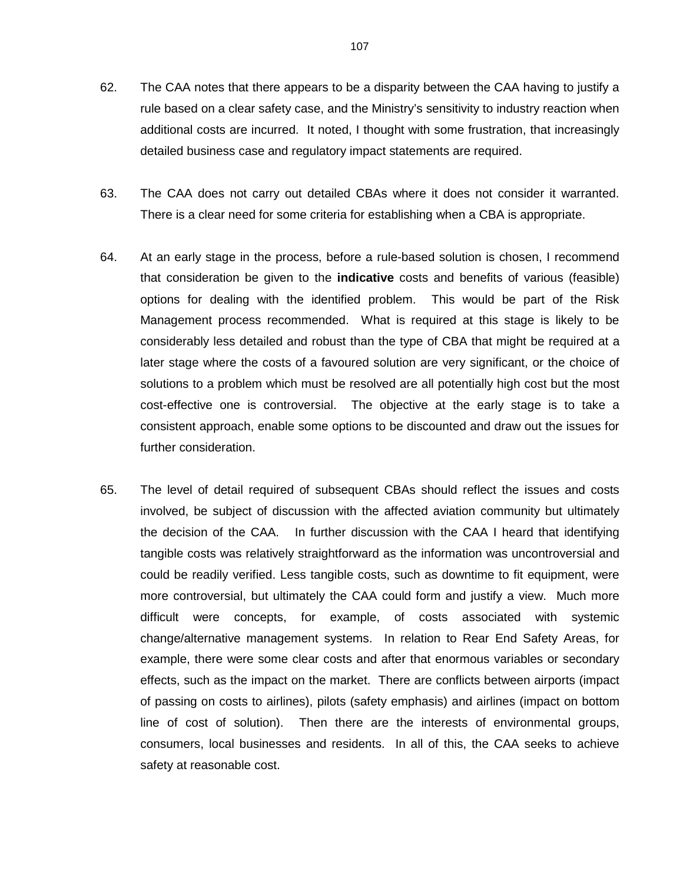62. The CAA notes that there appears to be a disparity between the CAA having to justify a rule based on a clear safety case, and the Ministry's sensitivity to industry reaction when additional costs are incurred. It noted, I thought with some frustration, that increasingly detailed business case and regulatory impact statements are required.

63. The CAA does not carry out detailed CBAs where it does not consider it warranted. There is a clear need for some criteria for establishing when a CBA is appropriate.

64. At an early stage in the process, before a rule-based solution is chosen, I recommend that consideration be given to the **indicative** costs and benefits of various (feasible) options for dealing with the identified problem. This would be part of the Risk Management process recommended. What is required at this stage is likely to be considerably less detailed and robust than the type of CBA that might be required at a later stage where the costs of a favoured solution are very significant, or the choice of solutions to a problem which must be resolved are all potentially high cost but the most cost-effective one is controversial. The objective at the early stage is to take a consistent approach, enable some options to be discounted and draw out the issues for further consideration.

65. The level of detail required of subsequent CBAs should reflect the issues and costs involved, be subject of discussion with the affected aviation community but ultimately the decision of the CAA. In further discussion with the CAA I heard that identifying tangible costs was relatively straightforward as the information was uncontroversial and could be readily verified. Less tangible costs, such as downtime to fit equipment, were more controversial, but ultimately the CAA could form and justify a view. Much more difficult were concepts, for example, of costs associated with systemic change/alternative management systems. In relation to Rear End Safety Areas, for example, there were some clear costs and after that enormous variables or secondary effects, such as the impact on the market. There are conflicts between airports (impact of passing on costs to airlines), pilots (safety emphasis) and airlines (impact on bottom line of cost of solution). Then there are the interests of environmental groups, consumers, local businesses and residents. In all of this, the CAA seeks to achieve safety at reasonable cost.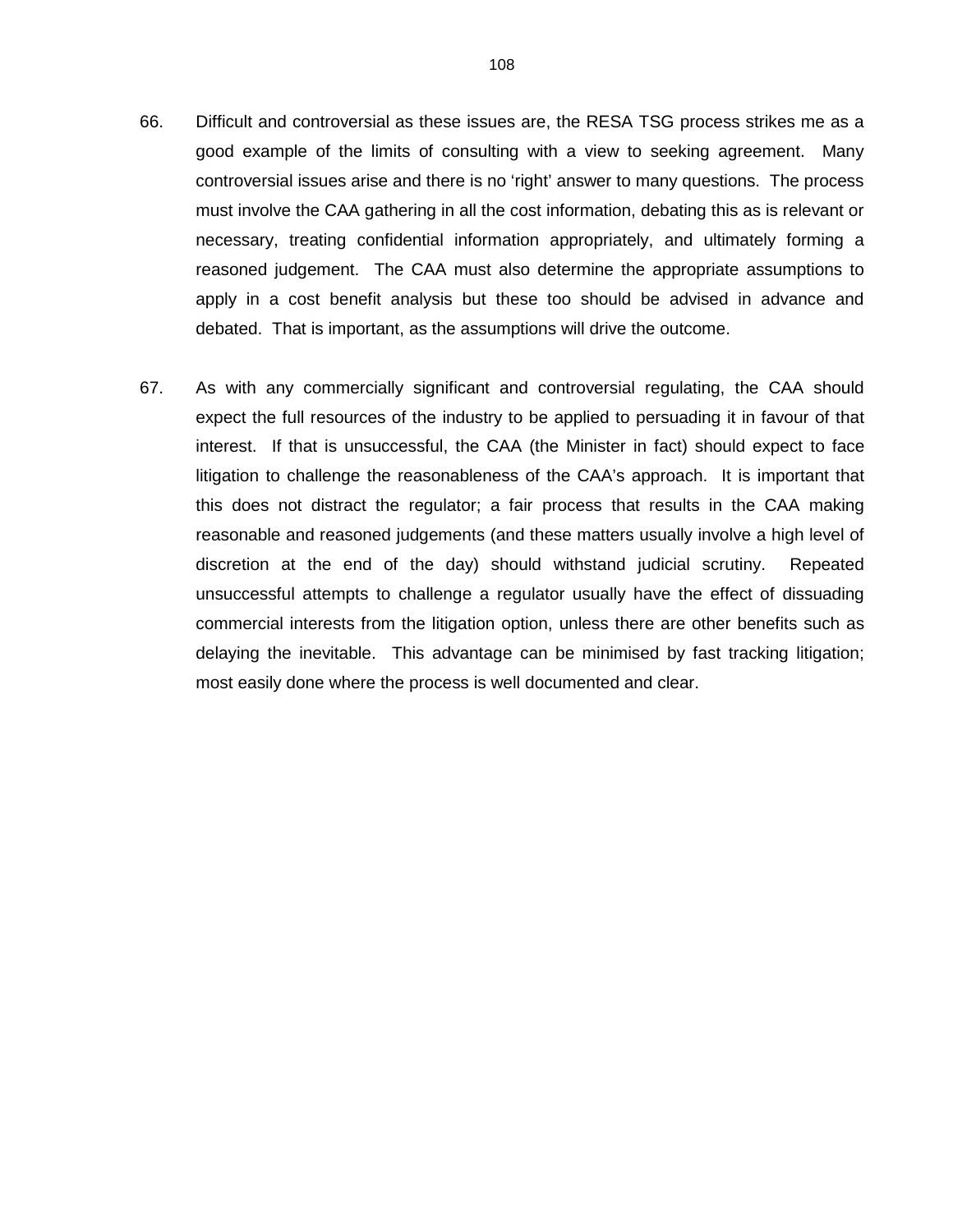66. Difficult and controversial as these issues are, the RESA TSG process strikes me as a good example of the limits of consulting with a view to seeking agreement. Many controversial issues arise and there is no 'right' answer to many questions. The process must involve the CAA gathering in all the cost information, debating this as is relevant or necessary, treating confidential information appropriately, and ultimately forming a reasoned judgement. The CAA must also determine the appropriate assumptions to apply in a cost benefit analysis but these too should be advised in advance and debated. That is important, as the assumptions will drive the outcome.

67. As with any commercially significant and controversial regulating, the CAA should expect the full resources of the industry to be applied to persuading it in favour of that interest. If that is unsuccessful, the CAA (the Minister in fact) should expect to face litigation to challenge the reasonableness of the CAA's approach. It is important that this does not distract the regulator; a fair process that results in the CAA making reasonable and reasoned judgements (and these matters usually involve a high level of discretion at the end of the day) should withstand judicial scrutiny. Repeated unsuccessful attempts to challenge a regulator usually have the effect of dissuading commercial interests from the litigation option, unless there are other benefits such as delaying the inevitable. This advantage can be minimised by fast tracking litigation; most easily done where the process is well documented and clear.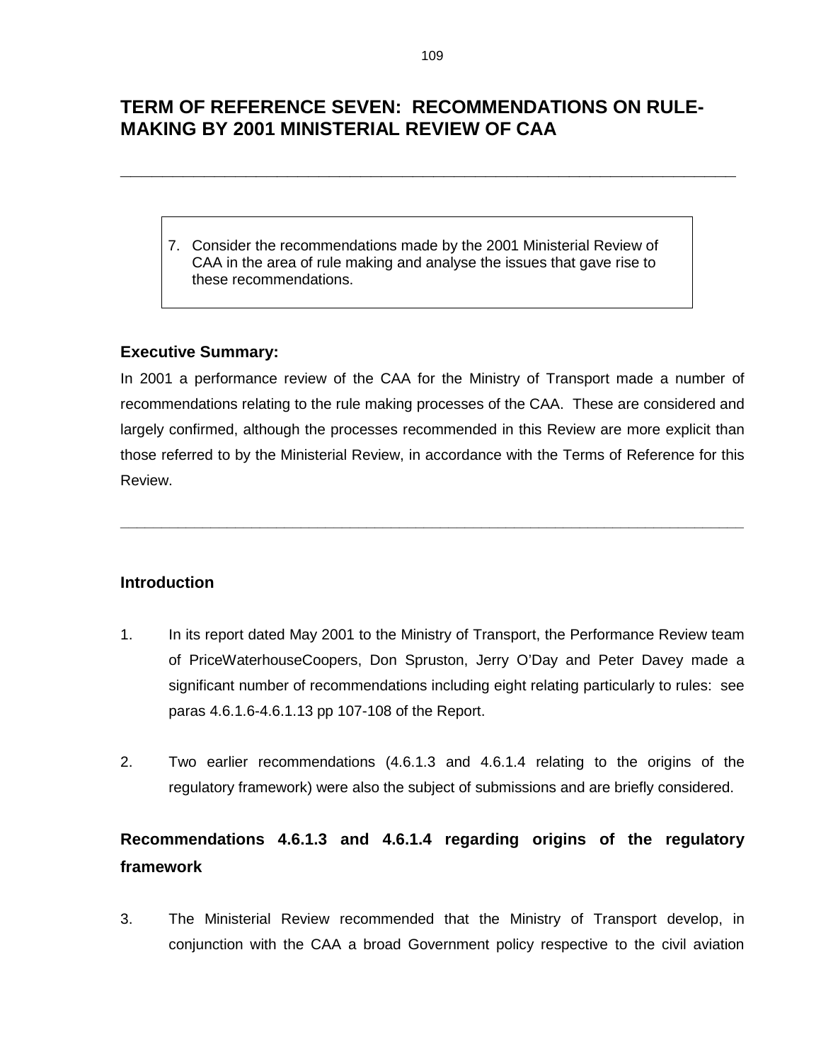# TERM OF REFERENCE SEVEN: RECOMMENDATIONS ON RULE-MAKING BY 2001 MINISTERIAL REVIEW OF CAA

---

> 7. Consider the recommendations made by the 2001 Ministerial Review of CAA in the area of rule making and analyse the issues that gave rise to these recommendations.

### Executive Summary:

In 2001 a performance review of the CAA for the Ministry of Transport made a number of recommendations relating to the rule making processes of the CAA. These are considered and largely confirmed, although the processes recommended in this Review are more explicit than those referred to by the Ministerial Review, in accordance with the Terms of Reference for this Review.

---

### Introduction

1. In its report dated May 2001 to the Ministry of Transport, the Performance Review team of PriceWaterhouseCoopers, Don Spruston, Jerry O'Day and Peter Davey made a significant number of recommendations including eight relating particularly to rules: see paras 4.6.1.6-4.6.1.13 pp 107-108 of the Report.

2. Two earlier recommendations (4.6.1.3 and 4.6.1.4 relating to the origins of the regulatory framework) were also the subject of submissions and are briefly considered.

## Recommendations 4.6.1.3 and 4.6.1.4 regarding origins of the regulatory framework

3. The Ministerial Review recommended that the Ministry of Transport develop, in conjunction with the CAA a broad Government policy respective to the civil aviation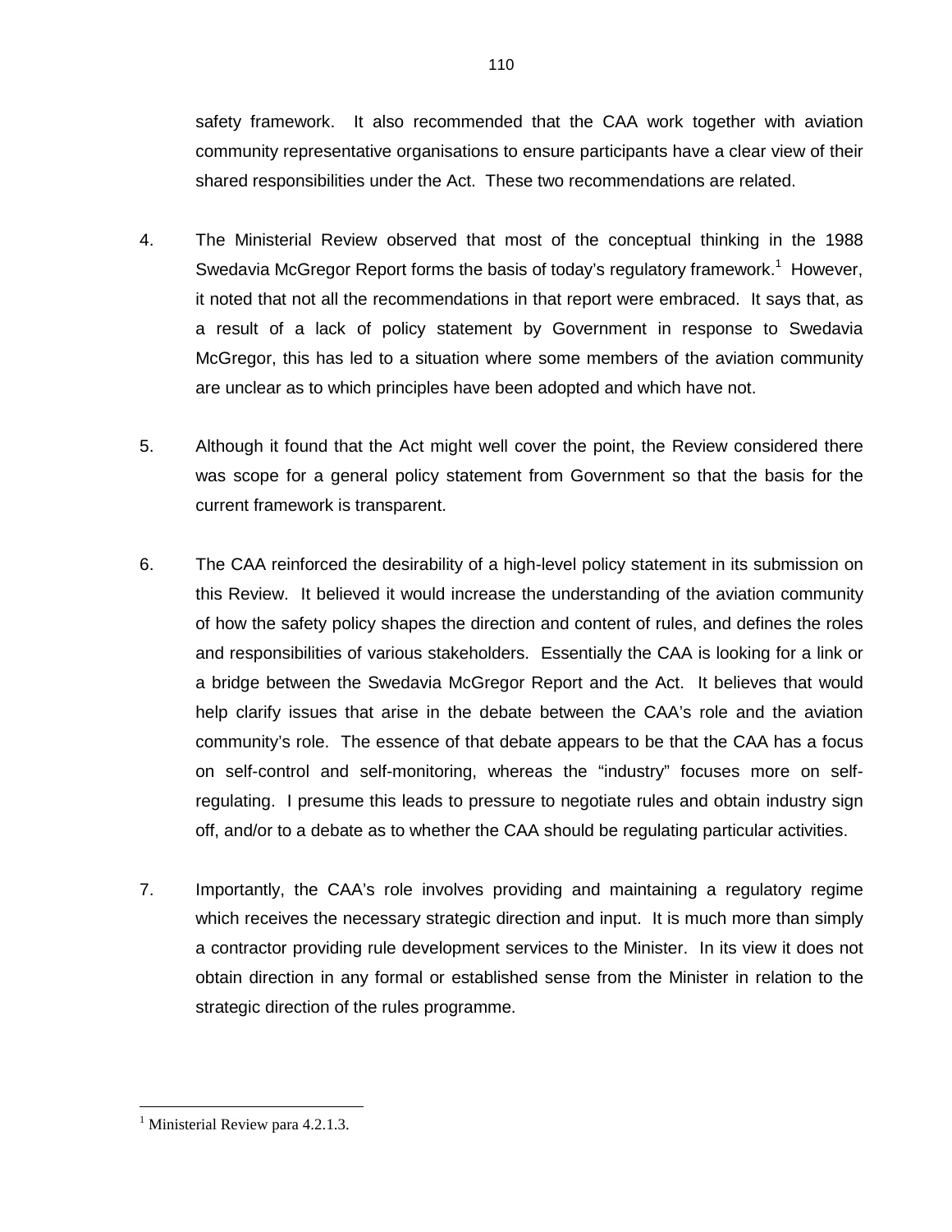safety framework. It also recommended that the CAA work together with aviation community representative organisations to ensure participants have a clear view of their shared responsibilities under the Act. These two recommendations are related.

4. The Ministerial Review observed that most of the conceptual thinking in the 1988 Swedavia McGregor Report forms the basis of today's regulatory framework.[1] However, it noted that not all the recommendations in that report were embraced. It says that, as a result of a lack of policy statement by Government in response to Swedavia McGregor, this has led to a situation where some members of the aviation community are unclear as to which principles have been adopted and which have not.

5. Although it found that the Act might well cover the point, the Review considered there was scope for a general policy statement from Government so that the basis for the current framework is transparent.

6. The CAA reinforced the desirability of a high-level policy statement in its submission on this Review. It believed it would increase the understanding of the aviation community of how the safety policy shapes the direction and content of rules, and defines the roles and responsibilities of various stakeholders. Essentially the CAA is looking for a link or a bridge between the Swedavia McGregor Report and the Act. It believes that would help clarify issues that arise in the debate between the CAA's role and the aviation community's role. The essence of that debate appears to be that the CAA has a focus on self-control and self-monitoring, whereas the "industry" focuses more on self-regulating. I presume this leads to pressure to negotiate rules and obtain industry sign off, and/or to a debate as to whether the CAA should be regulating particular activities.

7. Importantly, the CAA's role involves providing and maintaining a regulatory regime which receives the necessary strategic direction and input. It is much more than simply a contractor providing rule development services to the Minister. In its view it does not obtain direction in any formal or established sense from the Minister in relation to the strategic direction of the rules programme.

---

[1] Ministerial Review para 4.2.1.3.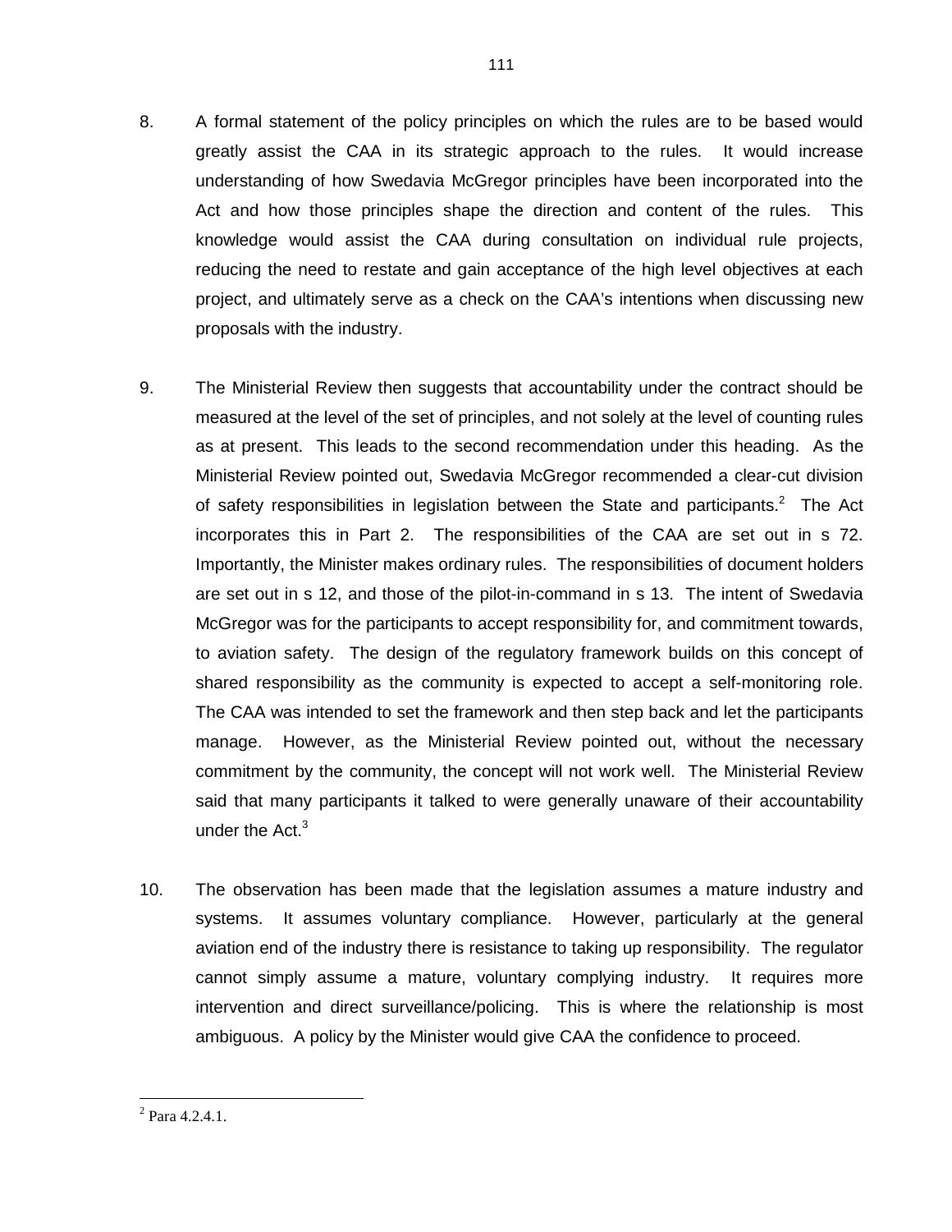8. A formal statement of the policy principles on which the rules are to be based would greatly assist the CAA in its strategic approach to the rules. It would increase understanding of how Swedavia McGregor principles have been incorporated into the Act and how those principles shape the direction and content of the rules. This knowledge would assist the CAA during consultation on individual rule projects, reducing the need to restate and gain acceptance of the high level objectives at each project, and ultimately serve as a check on the CAA's intentions when discussing new proposals with the industry.

9. The Ministerial Review then suggests that accountability under the contract should be measured at the level of the set of principles, and not solely at the level of counting rules as at present. This leads to the second recommendation under this heading. As the Ministerial Review pointed out, Swedavia McGregor recommended a clear-cut division of safety responsibilities in legislation between the State and participants.[2] The Act incorporates this in Part 2. The responsibilities of the CAA are set out in s 72. Importantly, the Minister makes ordinary rules. The responsibilities of document holders are set out in s 12, and those of the pilot-in-command in s 13. The intent of Swedavia McGregor was for the participants to accept responsibility for, and commitment towards, to aviation safety. The design of the regulatory framework builds on this concept of shared responsibility as the community is expected to accept a self-monitoring role. The CAA was intended to set the framework and then step back and let the participants manage. However, as the Ministerial Review pointed out, without the necessary commitment by the community, the concept will not work well. The Ministerial Review said that many participants it talked to were generally unaware of their accountability under the Act.[3]

10. The observation has been made that the legislation assumes a mature industry and systems. It assumes voluntary compliance. However, particularly at the general aviation end of the industry there is resistance to taking up responsibility. The regulator cannot simply assume a mature, voluntary complying industry. It requires more intervention and direct surveillance/policing. This is where the relationship is most ambiguous. A policy by the Minister would give CAA the confidence to proceed.

---

[2] Para 4.2.4.1.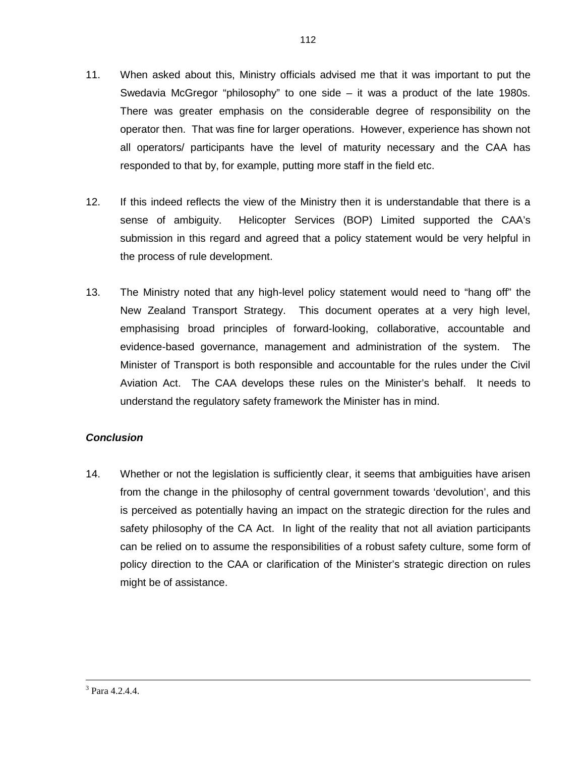11. When asked about this, Ministry officials advised me that it was important to put the Swedavia McGregor "philosophy" to one side – it was a product of the late 1980s. There was greater emphasis on the considerable degree of responsibility on the operator then. That was fine for larger operations. However, experience has shown not all operators/ participants have the level of maturity necessary and the CAA has responded to that by, for example, putting more staff in the field etc.

12. If this indeed reflects the view of the Ministry then it is understandable that there is a sense of ambiguity. Helicopter Services (BOP) Limited supported the CAA's submission in this regard and agreed that a policy statement would be very helpful in the process of rule development.

13. The Ministry noted that any high-level policy statement would need to "hang off" the New Zealand Transport Strategy. This document operates at a very high level, emphasising broad principles of forward-looking, collaborative, accountable and evidence-based governance, management and administration of the system. The Minister of Transport is both responsible and accountable for the rules under the Civil Aviation Act. The CAA develops these rules on the Minister's behalf. It needs to understand the regulatory safety framework the Minister has in mind.

***Conclusion***

14. Whether or not the legislation is sufficiently clear, it seems that ambiguities have arisen from the change in the philosophy of central government towards 'devolution', and this is perceived as potentially having an impact on the strategic direction for the rules and safety philosophy of the CA Act. In light of the reality that not all aviation participants can be relied on to assume the responsibilities of a robust safety culture, some form of policy direction to the CAA or clarification of the Minister's strategic direction on rules might be of assistance.

---

[3] Para 4.2.4.4.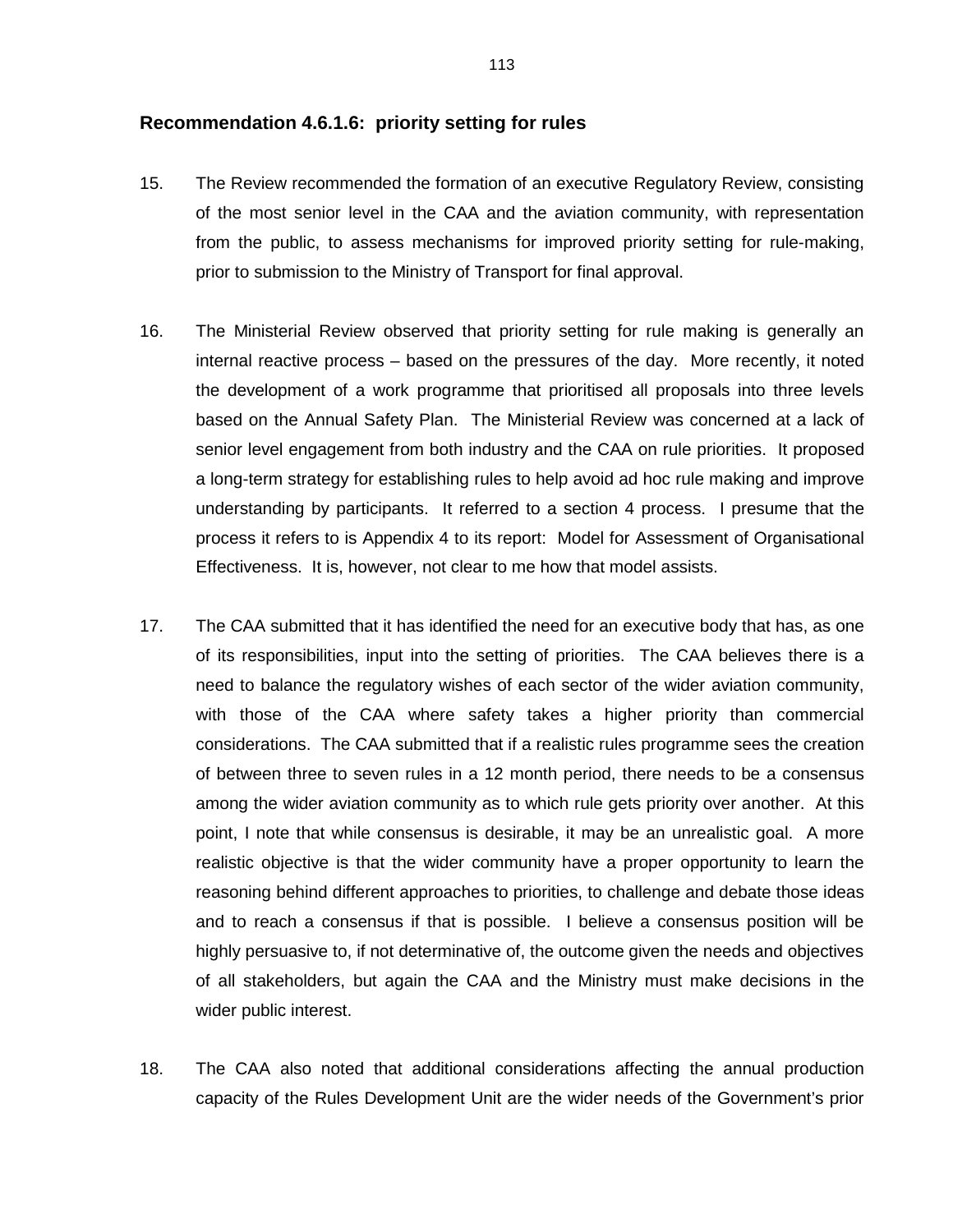### Recommendation 4.6.1.6: priority setting for rules

15. The Review recommended the formation of an executive Regulatory Review, consisting of the most senior level in the CAA and the aviation community, with representation from the public, to assess mechanisms for improved priority setting for rule-making, prior to submission to the Ministry of Transport for final approval.

16. The Ministerial Review observed that priority setting for rule making is generally an internal reactive process – based on the pressures of the day. More recently, it noted the development of a work programme that prioritised all proposals into three levels based on the Annual Safety Plan. The Ministerial Review was concerned at a lack of senior level engagement from both industry and the CAA on rule priorities. It proposed a long-term strategy for establishing rules to help avoid ad hoc rule making and improve understanding by participants. It referred to a section 4 process. I presume that the process it refers to is Appendix 4 to its report: Model for Assessment of Organisational Effectiveness. It is, however, not clear to me how that model assists.

17. The CAA submitted that it has identified the need for an executive body that has, as one of its responsibilities, input into the setting of priorities. The CAA believes there is a need to balance the regulatory wishes of each sector of the wider aviation community, with those of the CAA where safety takes a higher priority than commercial considerations. The CAA submitted that if a realistic rules programme sees the creation of between three to seven rules in a 12 month period, there needs to be a consensus among the wider aviation community as to which rule gets priority over another. At this point, I note that while consensus is desirable, it may be an unrealistic goal. A more realistic objective is that the wider community have a proper opportunity to learn the reasoning behind different approaches to priorities, to challenge and debate those ideas and to reach a consensus if that is possible. I believe a consensus position will be highly persuasive to, if not determinative of, the outcome given the needs and objectives of all stakeholders, but again the CAA and the Ministry must make decisions in the wider public interest.

18. The CAA also noted that additional considerations affecting the annual production capacity of the Rules Development Unit are the wider needs of the Government's prior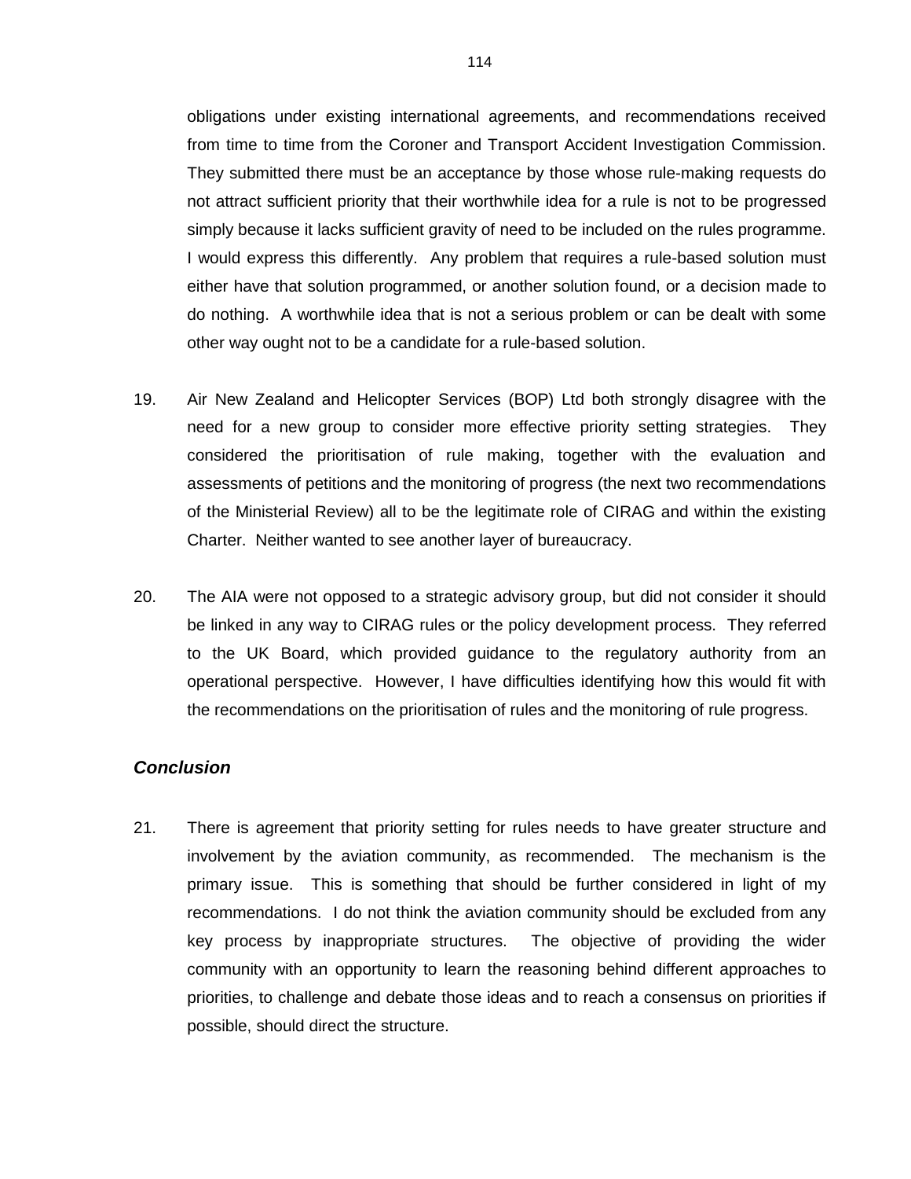obligations under existing international agreements, and recommendations received from time to time from the Coroner and Transport Accident Investigation Commission. They submitted there must be an acceptance by those whose rule-making requests do not attract sufficient priority that their worthwhile idea for a rule is not to be progressed simply because it lacks sufficient gravity of need to be included on the rules programme. I would express this differently. Any problem that requires a rule-based solution must either have that solution programmed, or another solution found, or a decision made to do nothing. A worthwhile idea that is not a serious problem or can be dealt with some other way ought not to be a candidate for a rule-based solution.

19. Air New Zealand and Helicopter Services (BOP) Ltd both strongly disagree with the need for a new group to consider more effective priority setting strategies. They considered the prioritisation of rule making, together with the evaluation and assessments of petitions and the monitoring of progress (the next two recommendations of the Ministerial Review) all to be the legitimate role of CIRAG and within the existing Charter. Neither wanted to see another layer of bureaucracy.

20. The AIA were not opposed to a strategic advisory group, but did not consider it should be linked in any way to CIRAG rules or the policy development process. They referred to the UK Board, which provided guidance to the regulatory authority from an operational perspective. However, I have difficulties identifying how this would fit with the recommendations on the prioritisation of rules and the monitoring of rule progress.

### *Conclusion*

21. There is agreement that priority setting for rules needs to have greater structure and involvement by the aviation community, as recommended. The mechanism is the primary issue. This is something that should be further considered in light of my recommendations. I do not think the aviation community should be excluded from any key process by inappropriate structures. The objective of providing the wider community with an opportunity to learn the reasoning behind different approaches to priorities, to challenge and debate those ideas and to reach a consensus on priorities if possible, should direct the structure.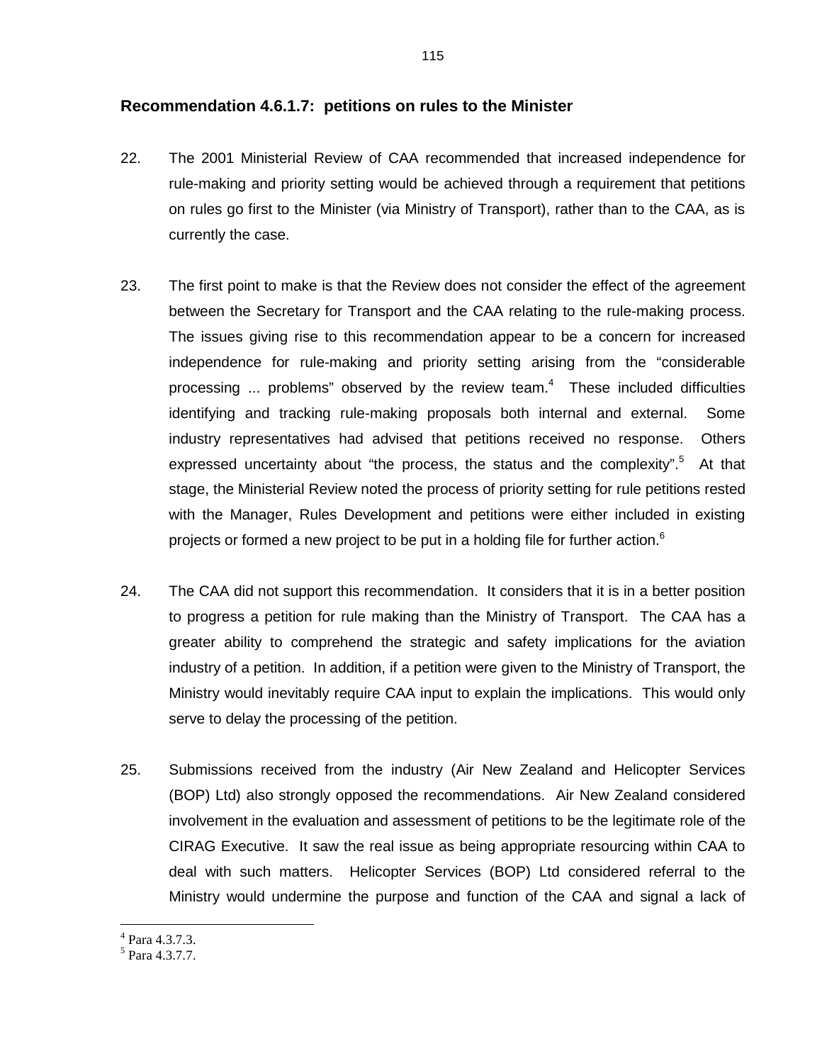### Recommendation 4.6.1.7: petitions on rules to the Minister

22. The 2001 Ministerial Review of CAA recommended that increased independence for rule-making and priority setting would be achieved through a requirement that petitions on rules go first to the Minister (via Ministry of Transport), rather than to the CAA, as is currently the case.

23. The first point to make is that the Review does not consider the effect of the agreement between the Secretary for Transport and the CAA relating to the rule-making process. The issues giving rise to this recommendation appear to be a concern for increased independence for rule-making and priority setting arising from the "considerable processing ... problems" observed by the review team.[4] These included difficulties identifying and tracking rule-making proposals both internal and external. Some industry representatives had advised that petitions received no response. Others expressed uncertainty about "the process, the status and the complexity".[5] At that stage, the Ministerial Review noted the process of priority setting for rule petitions rested with the Manager, Rules Development and petitions were either included in existing projects or formed a new project to be put in a holding file for further action.[6]

24. The CAA did not support this recommendation. It considers that it is in a better position to progress a petition for rule making than the Ministry of Transport. The CAA has a greater ability to comprehend the strategic and safety implications for the aviation industry of a petition. In addition, if a petition were given to the Ministry of Transport, the Ministry would inevitably require CAA input to explain the implications. This would only serve to delay the processing of the petition.

25. Submissions received from the industry (Air New Zealand and Helicopter Services (BOP) Ltd) also strongly opposed the recommendations. Air New Zealand considered involvement in the evaluation and assessment of petitions to be the legitimate role of the CIRAG Executive. It saw the real issue as being appropriate resourcing within CAA to deal with such matters. Helicopter Services (BOP) Ltd considered referral to the Ministry would undermine the purpose and function of the CAA and signal a lack of

---

[4] Para 4.3.7.3.

[5] Para 4.3.7.7.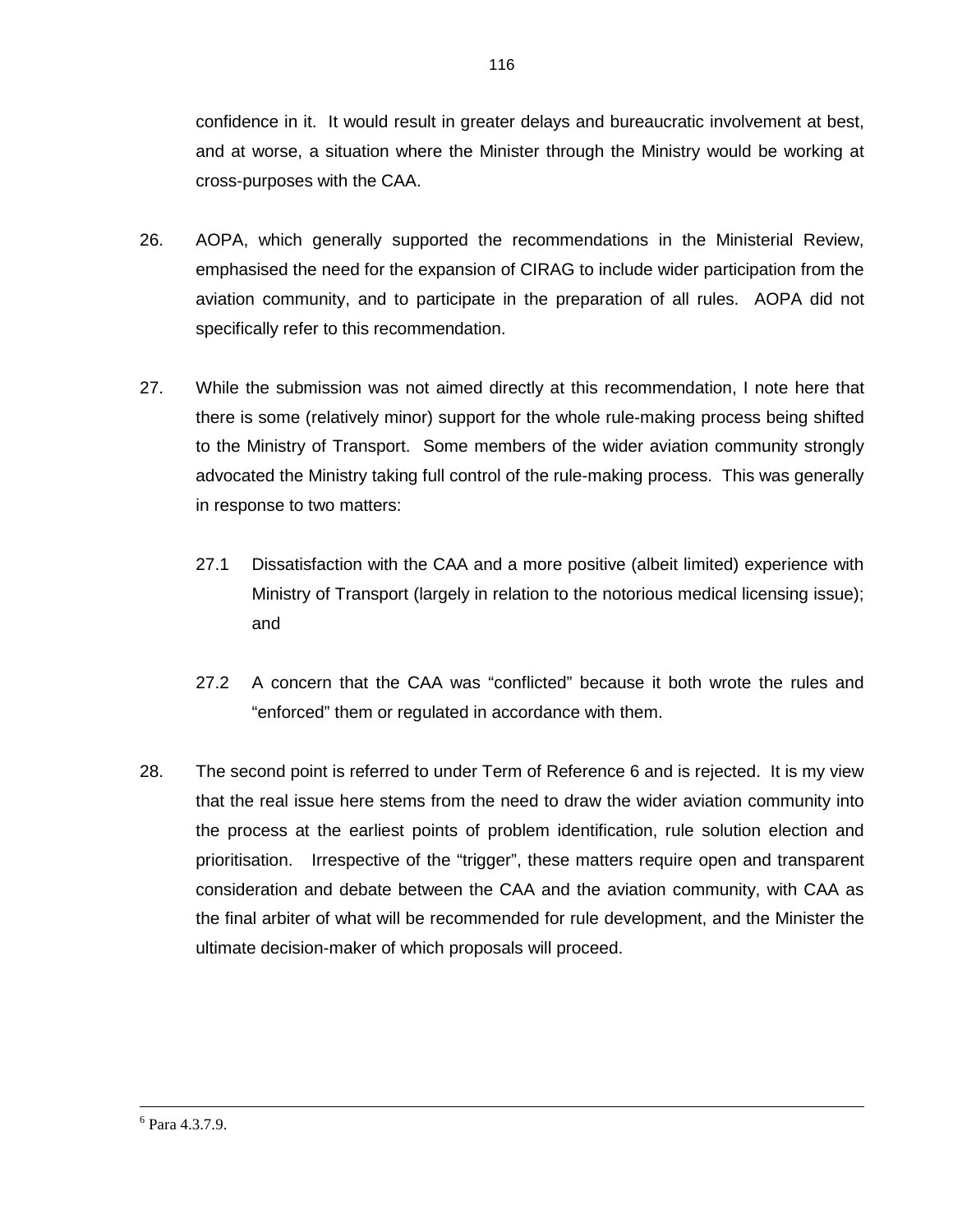confidence in it. It would result in greater delays and bureaucratic involvement at best, and at worse, a situation where the Minister through the Ministry would be working at cross-purposes with the CAA.

26. AOPA, which generally supported the recommendations in the Ministerial Review, emphasised the need for the expansion of CIRAG to include wider participation from the aviation community, and to participate in the preparation of all rules. AOPA did not specifically refer to this recommendation.

27. While the submission was not aimed directly at this recommendation, I note here that there is some (relatively minor) support for the whole rule-making process being shifted to the Ministry of Transport. Some members of the wider aviation community strongly advocated the Ministry taking full control of the rule-making process. This was generally in response to two matters:

    27.1 Dissatisfaction with the CAA and a more positive (albeit limited) experience with Ministry of Transport (largely in relation to the notorious medical licensing issue); and

    27.2 A concern that the CAA was "conflicted" because it both wrote the rules and "enforced" them or regulated in accordance with them.

28. The second point is referred to under Term of Reference 6 and is rejected. It is my view that the real issue here stems from the need to draw the wider aviation community into the process at the earliest points of problem identification, rule solution election and prioritisation. Irrespective of the "trigger", these matters require open and transparent consideration and debate between the CAA and the aviation community, with CAA as the final arbiter of what will be recommended for rule development, and the Minister the ultimate decision-maker of which proposals will proceed.

---

[6] Para 4.3.7.9.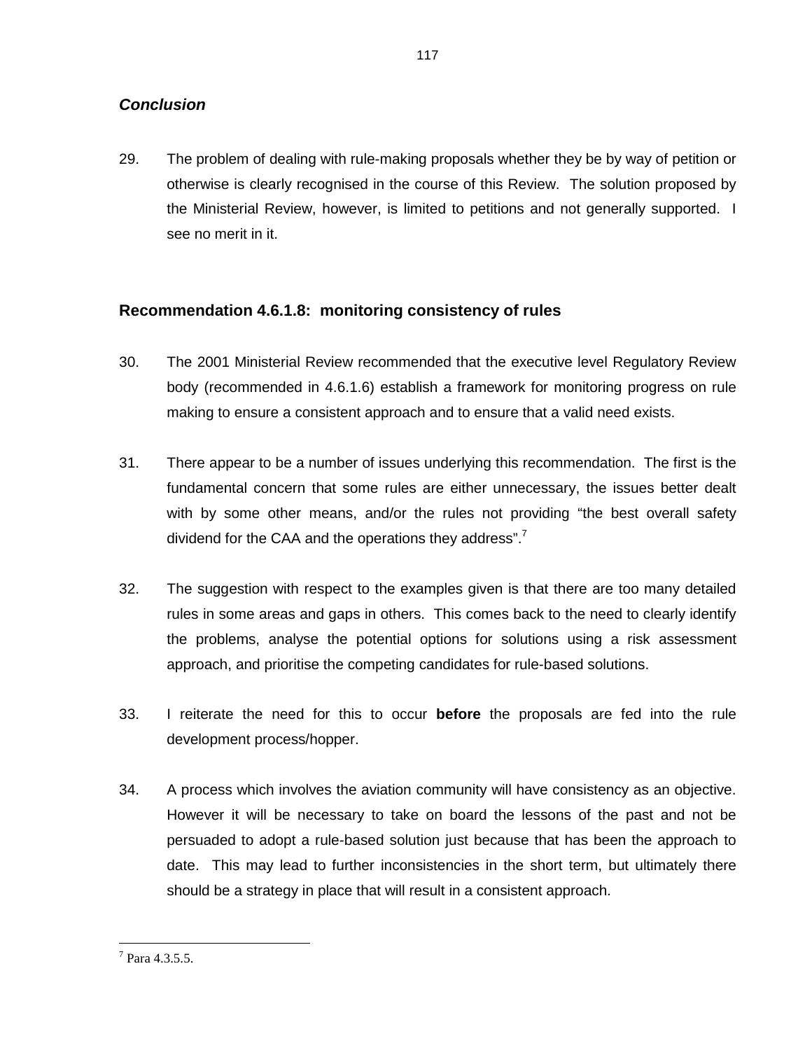### *Conclusion*

29. The problem of dealing with rule-making proposals whether they be by way of petition or otherwise is clearly recognised in the course of this Review. The solution proposed by the Ministerial Review, however, is limited to petitions and not generally supported. I see no merit in it.

### Recommendation 4.6.1.8: monitoring consistency of rules

30. The 2001 Ministerial Review recommended that the executive level Regulatory Review body (recommended in 4.6.1.6) establish a framework for monitoring progress on rule making to ensure a consistent approach and to ensure that a valid need exists.

31. There appear to be a number of issues underlying this recommendation. The first is the fundamental concern that some rules are either unnecessary, the issues better dealt with by some other means, and/or the rules not providing "the best overall safety dividend for the CAA and the operations they address".[7]

32. The suggestion with respect to the examples given is that there are too many detailed rules in some areas and gaps in others. This comes back to the need to clearly identify the problems, analyse the potential options for solutions using a risk assessment approach, and prioritise the competing candidates for rule-based solutions.

33. I reiterate the need for this to occur **before** the proposals are fed into the rule development process/hopper.

34. A process which involves the aviation community will have consistency as an objective. However it will be necessary to take on board the lessons of the past and not be persuaded to adopt a rule-based solution just because that has been the approach to date. This may lead to further inconsistencies in the short term, but ultimately there should be a strategy in place that will result in a consistent approach.

---

[7] Para 4.3.5.5.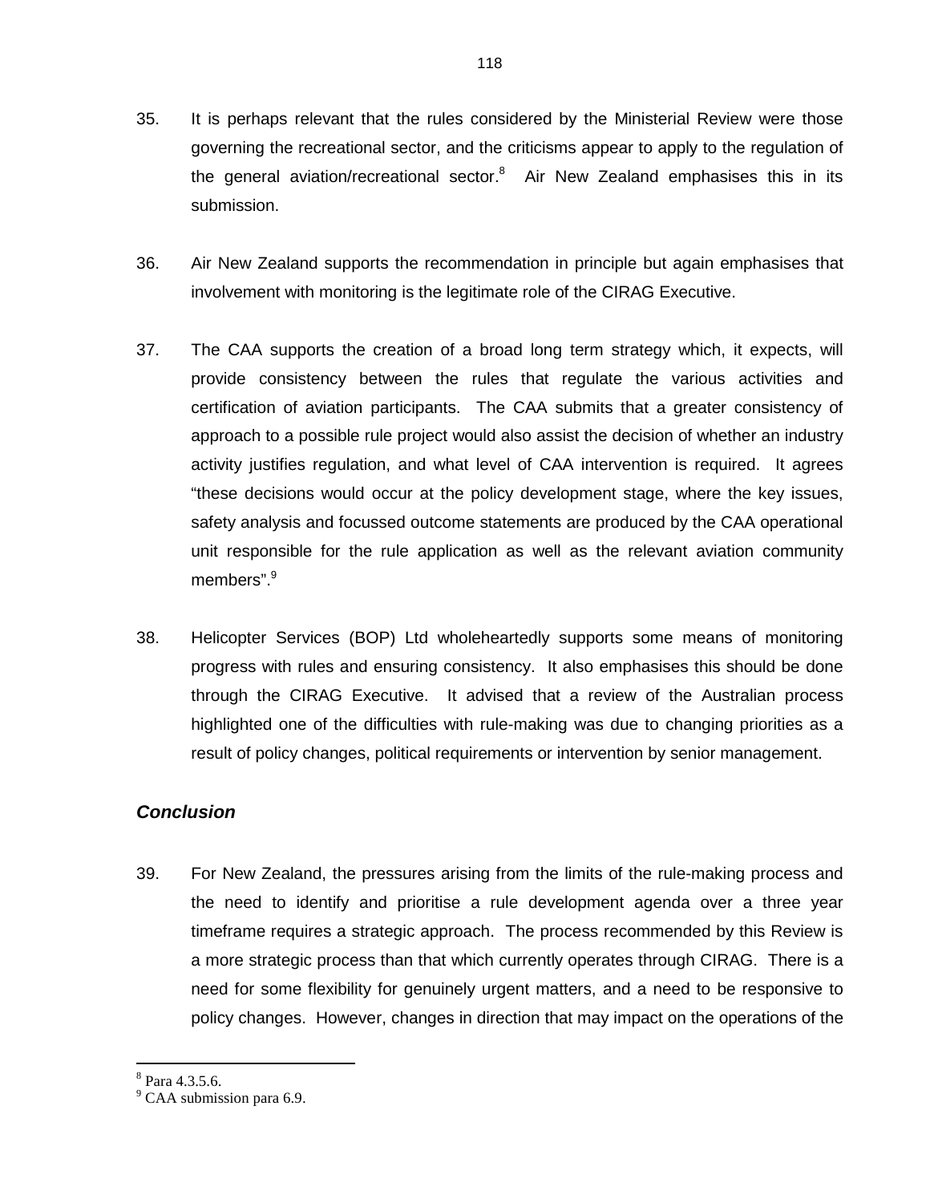35. It is perhaps relevant that the rules considered by the Ministerial Review were those governing the recreational sector, and the criticisms appear to apply to the regulation of the general aviation/recreational sector.[8] Air New Zealand emphasises this in its submission.

36. Air New Zealand supports the recommendation in principle but again emphasises that involvement with monitoring is the legitimate role of the CIRAG Executive.

37. The CAA supports the creation of a broad long term strategy which, it expects, will provide consistency between the rules that regulate the various activities and certification of aviation participants. The CAA submits that a greater consistency of approach to a possible rule project would also assist the decision of whether an industry activity justifies regulation, and what level of CAA intervention is required. It agrees "these decisions would occur at the policy development stage, where the key issues, safety analysis and focussed outcome statements are produced by the CAA operational unit responsible for the rule application as well as the relevant aviation community members".[9]

38. Helicopter Services (BOP) Ltd wholeheartedly supports some means of monitoring progress with rules and ensuring consistency. It also emphasises this should be done through the CIRAG Executive. It advised that a review of the Australian process highlighted one of the difficulties with rule-making was due to changing priorities as a result of policy changes, political requirements or intervention by senior management.

### *Conclusion*

39. For New Zealand, the pressures arising from the limits of the rule-making process and the need to identify and prioritise a rule development agenda over a three year timeframe requires a strategic approach. The process recommended by this Review is a more strategic process than that which currently operates through CIRAG. There is a need for some flexibility for genuinely urgent matters, and a need to be responsive to policy changes. However, changes in direction that may impact on the operations of the

---

[8] Para 4.3.5.6.

[9] CAA submission para 6.9.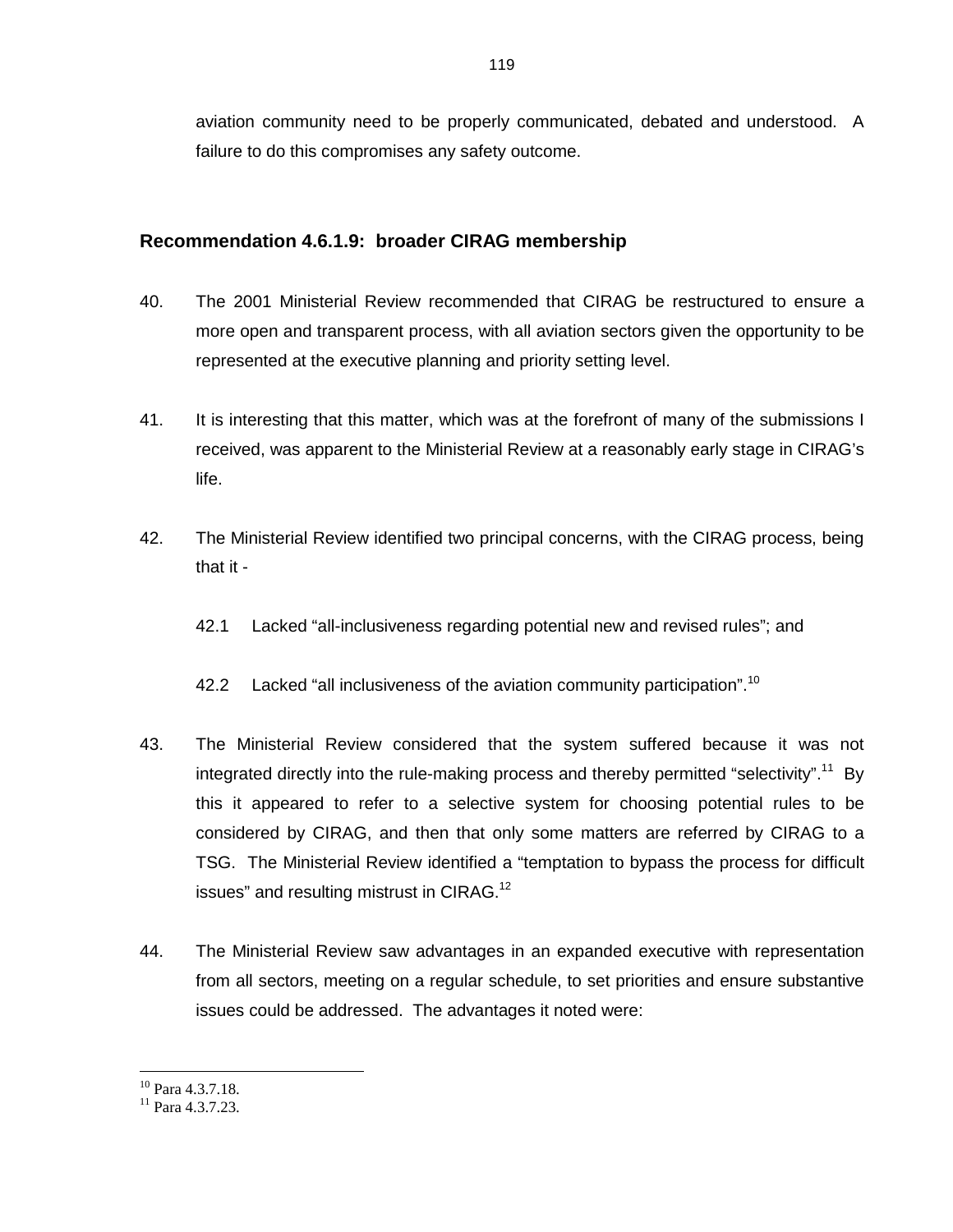aviation community need to be properly communicated, debated and understood. A failure to do this compromises any safety outcome.

### Recommendation 4.6.1.9: broader CIRAG membership

40. The 2001 Ministerial Review recommended that CIRAG be restructured to ensure a more open and transparent process, with all aviation sectors given the opportunity to be represented at the executive planning and priority setting level.

41. It is interesting that this matter, which was at the forefront of many of the submissions I received, was apparent to the Ministerial Review at a reasonably early stage in CIRAG's life.

42. The Ministerial Review identified two principal concerns, with the CIRAG process, being that it -

    42.1 Lacked "all-inclusiveness regarding potential new and revised rules"; and

    42.2 Lacked "all inclusiveness of the aviation community participation".[10]

43. The Ministerial Review considered that the system suffered because it was not integrated directly into the rule-making process and thereby permitted "selectivity".[11] By this it appeared to refer to a selective system for choosing potential rules to be considered by CIRAG, and then that only some matters are referred by CIRAG to a TSG. The Ministerial Review identified a "temptation to bypass the process for difficult issues" and resulting mistrust in CIRAG.[12]

44. The Ministerial Review saw advantages in an expanded executive with representation from all sectors, meeting on a regular schedule, to set priorities and ensure substantive issues could be addressed. The advantages it noted were:

---

[10] Para 4.3.7.18.
[11] Para 4.3.7.23.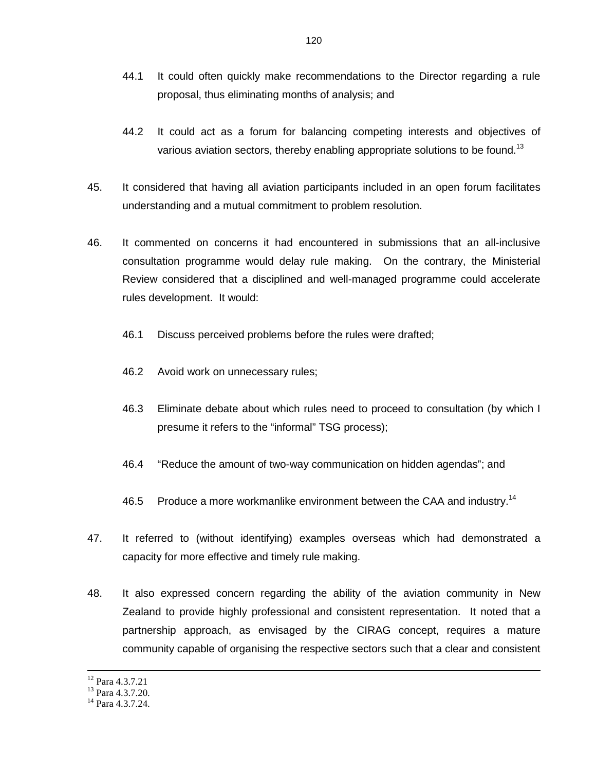44.1 It could often quickly make recommendations to the Director regarding a rule proposal, thus eliminating months of analysis; and

44.2 It could act as a forum for balancing competing interests and objectives of various aviation sectors, thereby enabling appropriate solutions to be found.[13]

45. It considered that having all aviation participants included in an open forum facilitates understanding and a mutual commitment to problem resolution.

46. It commented on concerns it had encountered in submissions that an all-inclusive consultation programme would delay rule making. On the contrary, the Ministerial Review considered that a disciplined and well-managed programme could accelerate rules development. It would:

46.1 Discuss perceived problems before the rules were drafted;

46.2 Avoid work on unnecessary rules;

46.3 Eliminate debate about which rules need to proceed to consultation (by which I presume it refers to the "informal" TSG process);

46.4 "Reduce the amount of two-way communication on hidden agendas"; and

46.5 Produce a more workmanlike environment between the CAA and industry.[14]

47. It referred to (without identifying) examples overseas which had demonstrated a capacity for more effective and timely rule making.

48. It also expressed concern regarding the ability of the aviation community in New Zealand to provide highly professional and consistent representation. It noted that a partnership approach, as envisaged by the CIRAG concept, requires a mature community capable of organising the respective sectors such that a clear and consistent

---

[12] Para 4.3.7.21

[13] Para 4.3.7.20.

[14] Para 4.3.7.24.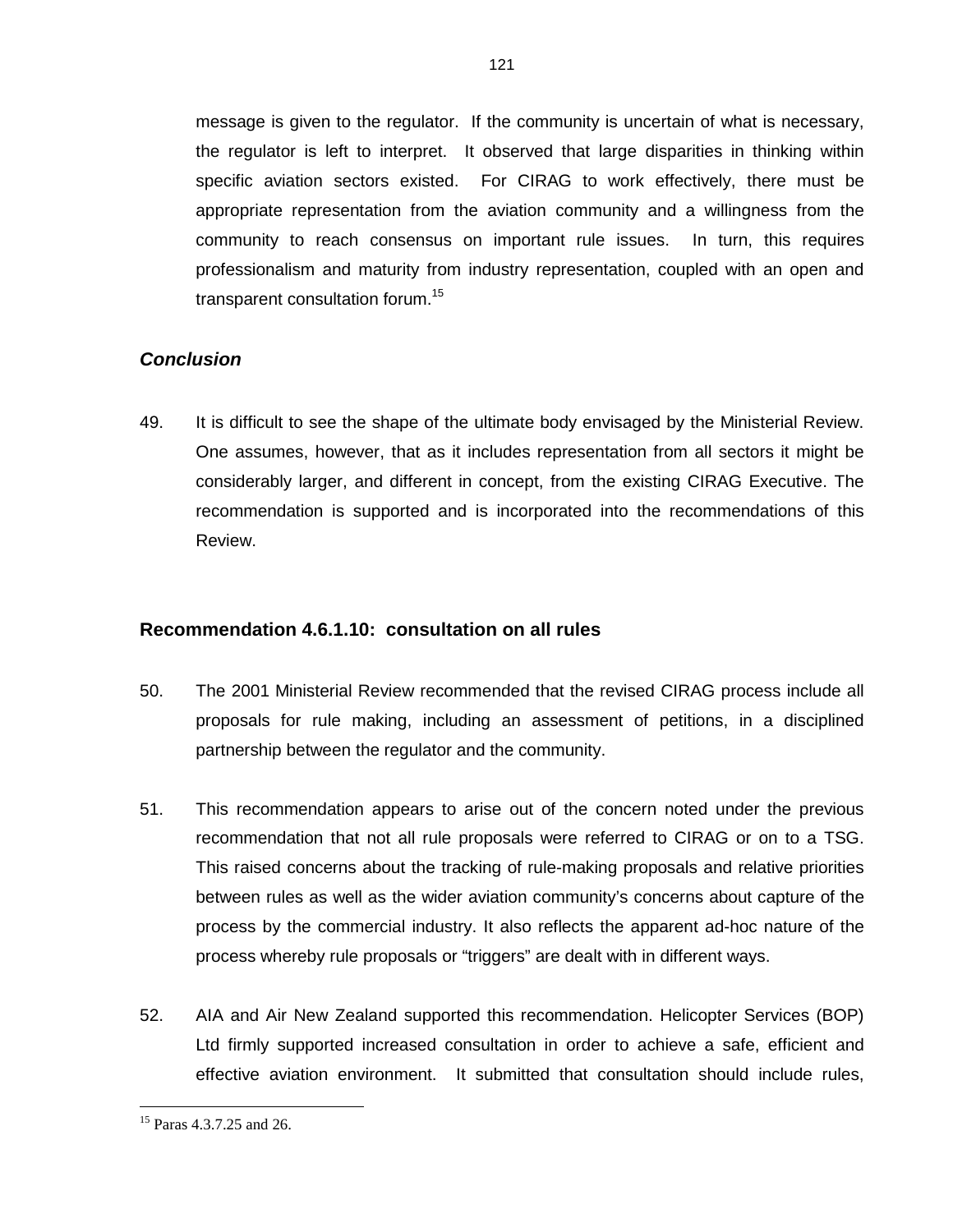message is given to the regulator. If the community is uncertain of what is necessary, the regulator is left to interpret. It observed that large disparities in thinking within specific aviation sectors existed. For CIRAG to work effectively, there must be appropriate representation from the aviation community and a willingness from the community to reach consensus on important rule issues. In turn, this requires professionalism and maturity from industry representation, coupled with an open and transparent consultation forum.[15]

### *Conclusion*

49. It is difficult to see the shape of the ultimate body envisaged by the Ministerial Review. One assumes, however, that as it includes representation from all sectors it might be considerably larger, and different in concept, from the existing CIRAG Executive. The recommendation is supported and is incorporated into the recommendations of this Review.

### Recommendation 4.6.1.10: consultation on all rules

50. The 2001 Ministerial Review recommended that the revised CIRAG process include all proposals for rule making, including an assessment of petitions, in a disciplined partnership between the regulator and the community.

51. This recommendation appears to arise out of the concern noted under the previous recommendation that not all rule proposals were referred to CIRAG or on to a TSG. This raised concerns about the tracking of rule-making proposals and relative priorities between rules as well as the wider aviation community's concerns about capture of the process by the commercial industry. It also reflects the apparent ad-hoc nature of the process whereby rule proposals or "triggers" are dealt with in different ways.

52. AIA and Air New Zealand supported this recommendation. Helicopter Services (BOP) Ltd firmly supported increased consultation in order to achieve a safe, efficient and effective aviation environment. It submitted that consultation should include rules,

[15] Paras 4.3.7.25 and 26.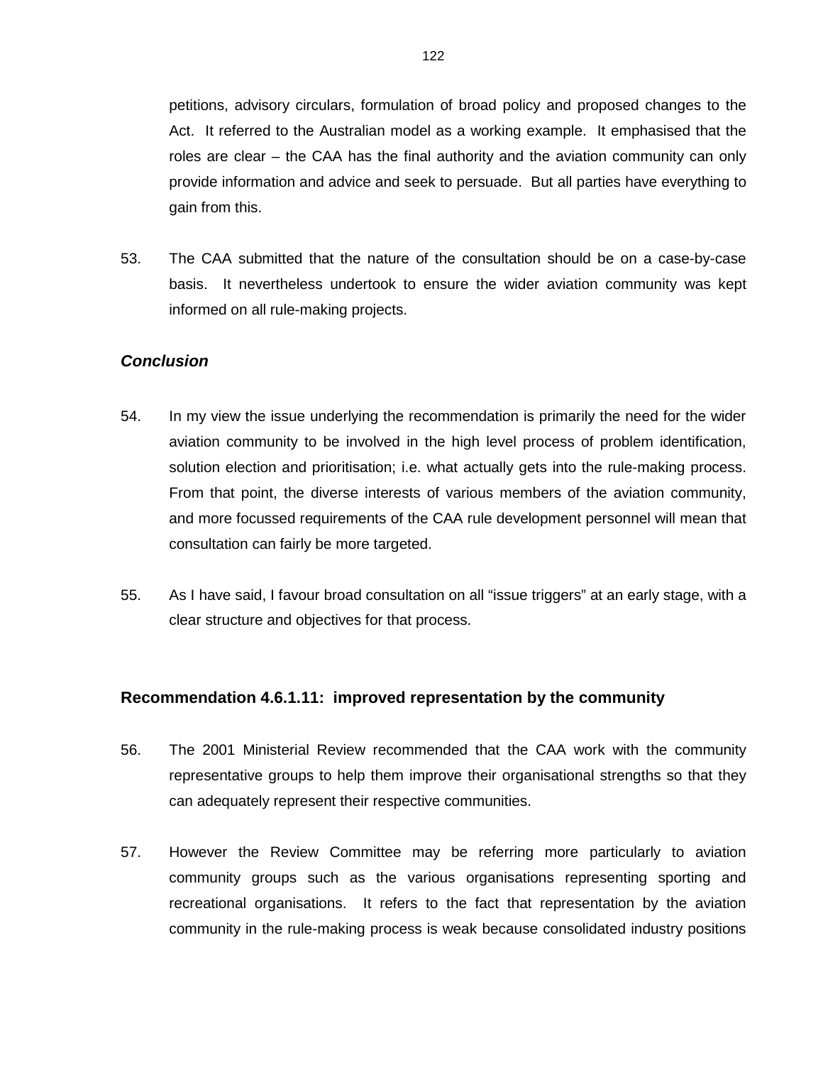petitions, advisory circulars, formulation of broad policy and proposed changes to the Act. It referred to the Australian model as a working example. It emphasised that the roles are clear – the CAA has the final authority and the aviation community can only provide information and advice and seek to persuade. But all parties have everything to gain from this.

53. The CAA submitted that the nature of the consultation should be on a case-by-case basis. It nevertheless undertook to ensure the wider aviation community was kept informed on all rule-making projects.

### *Conclusion*

54. In my view the issue underlying the recommendation is primarily the need for the wider aviation community to be involved in the high level process of problem identification, solution election and prioritisation; i.e. what actually gets into the rule-making process. From that point, the diverse interests of various members of the aviation community, and more focussed requirements of the CAA rule development personnel will mean that consultation can fairly be more targeted.

55. As I have said, I favour broad consultation on all "issue triggers" at an early stage, with a clear structure and objectives for that process.

## Recommendation 4.6.1.11: improved representation by the community

56. The 2001 Ministerial Review recommended that the CAA work with the community representative groups to help them improve their organisational strengths so that they can adequately represent their respective communities.

57. However the Review Committee may be referring more particularly to aviation community groups such as the various organisations representing sporting and recreational organisations. It refers to the fact that representation by the aviation community in the rule-making process is weak because consolidated industry positions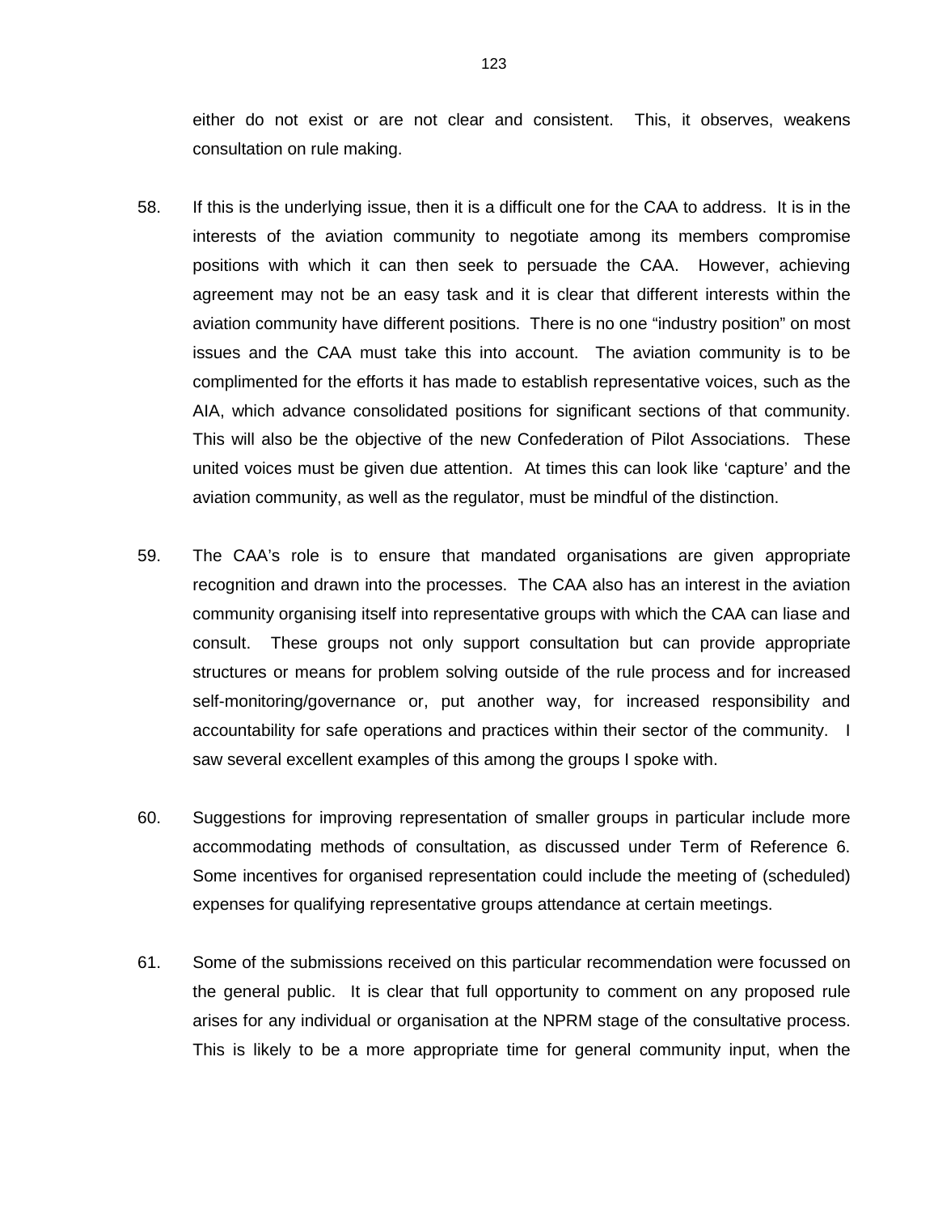either do not exist or are not clear and consistent. This, it observes, weakens consultation on rule making.

58. If this is the underlying issue, then it is a difficult one for the CAA to address. It is in the interests of the aviation community to negotiate among its members compromise positions with which it can then seek to persuade the CAA. However, achieving agreement may not be an easy task and it is clear that different interests within the aviation community have different positions. There is no one "industry position" on most issues and the CAA must take this into account. The aviation community is to be complimented for the efforts it has made to establish representative voices, such as the AIA, which advance consolidated positions for significant sections of that community. This will also be the objective of the new Confederation of Pilot Associations. These united voices must be given due attention. At times this can look like 'capture' and the aviation community, as well as the regulator, must be mindful of the distinction.

59. The CAA's role is to ensure that mandated organisations are given appropriate recognition and drawn into the processes. The CAA also has an interest in the aviation community organising itself into representative groups with which the CAA can liase and consult. These groups not only support consultation but can provide appropriate structures or means for problem solving outside of the rule process and for increased self-monitoring/governance or, put another way, for increased responsibility and accountability for safe operations and practices within their sector of the community. I saw several excellent examples of this among the groups I spoke with.

60. Suggestions for improving representation of smaller groups in particular include more accommodating methods of consultation, as discussed under Term of Reference 6. Some incentives for organised representation could include the meeting of (scheduled) expenses for qualifying representative groups attendance at certain meetings.

61. Some of the submissions received on this particular recommendation were focussed on the general public. It is clear that full opportunity to comment on any proposed rule arises for any individual or organisation at the NPRM stage of the consultative process. This is likely to be a more appropriate time for general community input, when the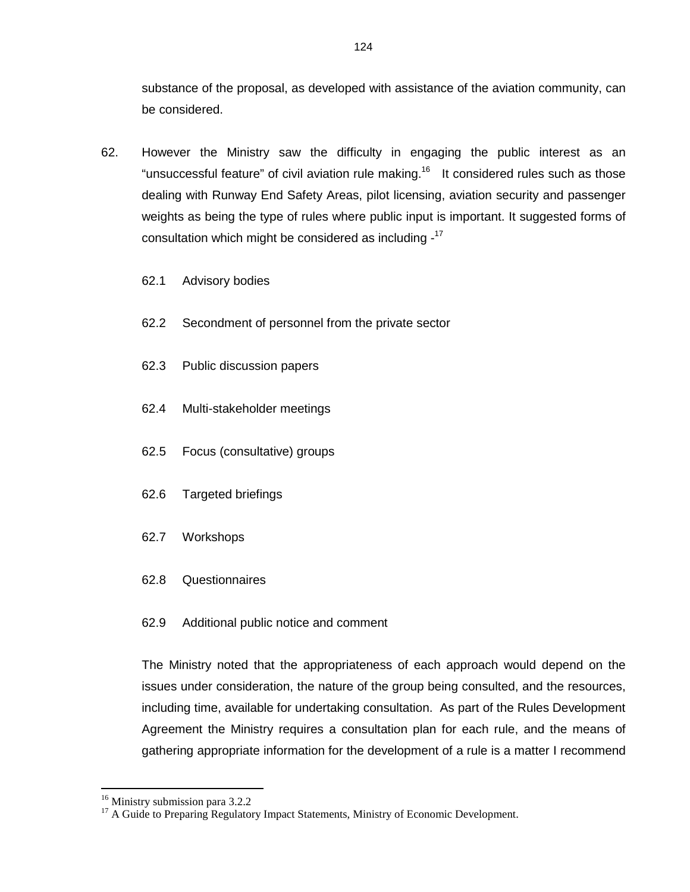substance of the proposal, as developed with assistance of the aviation community, can be considered.

62. However the Ministry saw the difficulty in engaging the public interest as an "unsuccessful feature" of civil aviation rule making.[16] It considered rules such as those dealing with Runway End Safety Areas, pilot licensing, aviation security and passenger weights as being the type of rules where public input is important. It suggested forms of consultation which might be considered as including -[17]

    62.1 Advisory bodies

    62.2 Secondment of personnel from the private sector

    62.3 Public discussion papers

    62.4 Multi-stakeholder meetings

    62.5 Focus (consultative) groups

    62.6 Targeted briefings

    62.7 Workshops

    62.8 Questionnaires

    62.9 Additional public notice and comment

    The Ministry noted that the appropriateness of each approach would depend on the issues under consideration, the nature of the group being consulted, and the resources, including time, available for undertaking consultation. As part of the Rules Development Agreement the Ministry requires a consultation plan for each rule, and the means of gathering appropriate information for the development of a rule is a matter I recommend

---

[16] Ministry submission para 3.2.2

[17] A Guide to Preparing Regulatory Impact Statements, Ministry of Economic Development.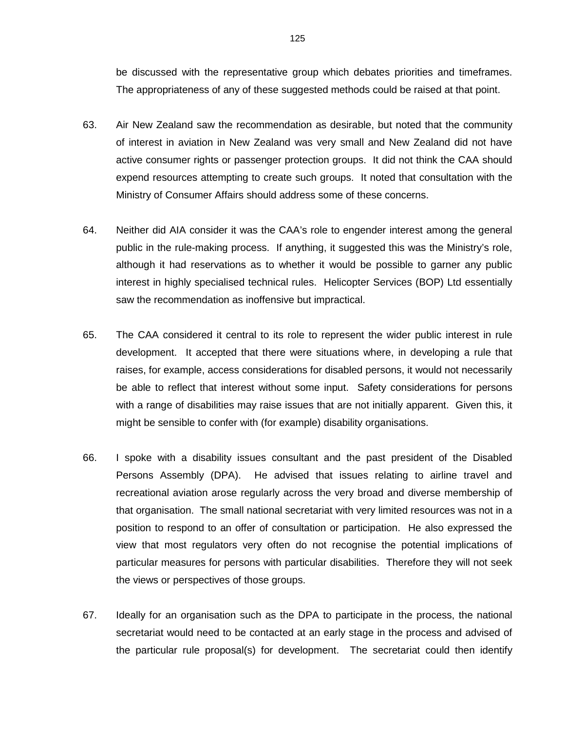be discussed with the representative group which debates priorities and timeframes. The appropriateness of any of these suggested methods could be raised at that point.

63. Air New Zealand saw the recommendation as desirable, but noted that the community of interest in aviation in New Zealand was very small and New Zealand did not have active consumer rights or passenger protection groups. It did not think the CAA should expend resources attempting to create such groups. It noted that consultation with the Ministry of Consumer Affairs should address some of these concerns.

64. Neither did AIA consider it was the CAA's role to engender interest among the general public in the rule-making process. If anything, it suggested this was the Ministry's role, although it had reservations as to whether it would be possible to garner any public interest in highly specialised technical rules. Helicopter Services (BOP) Ltd essentially saw the recommendation as inoffensive but impractical.

65. The CAA considered it central to its role to represent the wider public interest in rule development. It accepted that there were situations where, in developing a rule that raises, for example, access considerations for disabled persons, it would not necessarily be able to reflect that interest without some input. Safety considerations for persons with a range of disabilities may raise issues that are not initially apparent. Given this, it might be sensible to confer with (for example) disability organisations.

66. I spoke with a disability issues consultant and the past president of the Disabled Persons Assembly (DPA). He advised that issues relating to airline travel and recreational aviation arose regularly across the very broad and diverse membership of that organisation. The small national secretariat with very limited resources was not in a position to respond to an offer of consultation or participation. He also expressed the view that most regulators very often do not recognise the potential implications of particular measures for persons with particular disabilities. Therefore they will not seek the views or perspectives of those groups.

67. Ideally for an organisation such as the DPA to participate in the process, the national secretariat would need to be contacted at an early stage in the process and advised of the particular rule proposal(s) for development. The secretariat could then identify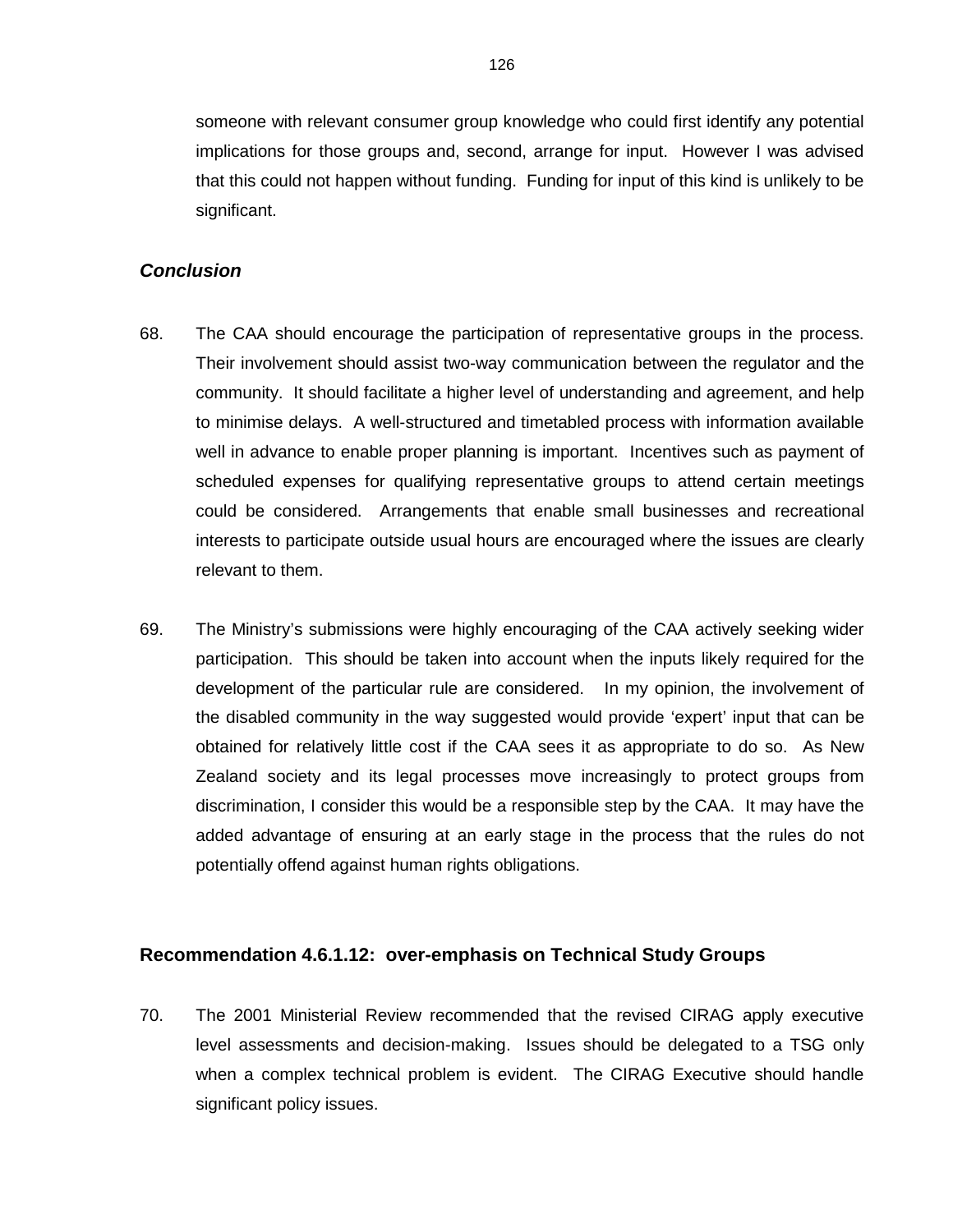someone with relevant consumer group knowledge who could first identify any potential implications for those groups and, second, arrange for input. However I was advised that this could not happen without funding. Funding for input of this kind is unlikely to be significant.

### *Conclusion*

68. The CAA should encourage the participation of representative groups in the process. Their involvement should assist two-way communication between the regulator and the community. It should facilitate a higher level of understanding and agreement, and help to minimise delays. A well-structured and timetabled process with information available well in advance to enable proper planning is important. Incentives such as payment of scheduled expenses for qualifying representative groups to attend certain meetings could be considered. Arrangements that enable small businesses and recreational interests to participate outside usual hours are encouraged where the issues are clearly relevant to them.

69. The Ministry's submissions were highly encouraging of the CAA actively seeking wider participation. This should be taken into account when the inputs likely required for the development of the particular rule are considered. In my opinion, the involvement of the disabled community in the way suggested would provide 'expert' input that can be obtained for relatively little cost if the CAA sees it as appropriate to do so. As New Zealand society and its legal processes move increasingly to protect groups from discrimination, I consider this would be a responsible step by the CAA. It may have the added advantage of ensuring at an early stage in the process that the rules do not potentially offend against human rights obligations.

## Recommendation 4.6.1.12: over-emphasis on Technical Study Groups

70. The 2001 Ministerial Review recommended that the revised CIRAG apply executive level assessments and decision-making. Issues should be delegated to a TSG only when a complex technical problem is evident. The CIRAG Executive should handle significant policy issues.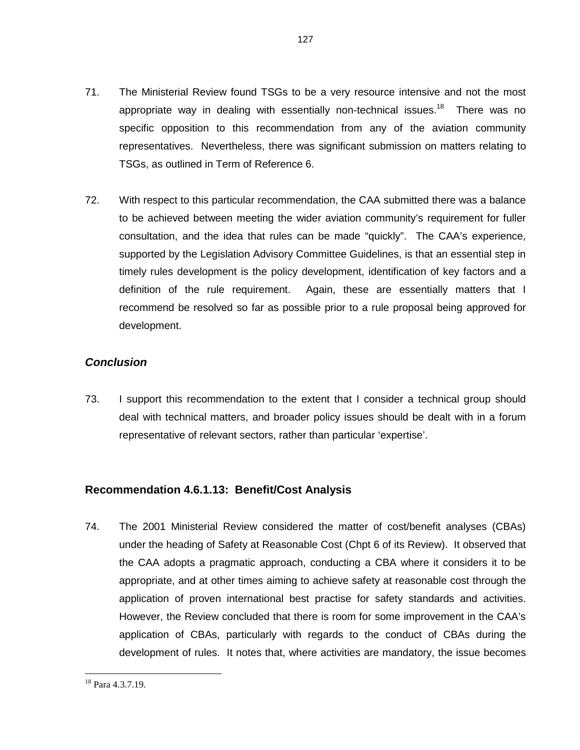71. The Ministerial Review found TSGs to be a very resource intensive and not the most appropriate way in dealing with essentially non-technical issues.[18] There was no specific opposition to this recommendation from any of the aviation community representatives. Nevertheless, there was significant submission on matters relating to TSGs, as outlined in Term of Reference 6.

72. With respect to this particular recommendation, the CAA submitted there was a balance to be achieved between meeting the wider aviation community's requirement for fuller consultation, and the idea that rules can be made "quickly". The CAA's experience, supported by the Legislation Advisory Committee Guidelines, is that an essential step in timely rules development is the policy development, identification of key factors and a definition of the rule requirement. Again, these are essentially matters that I recommend be resolved so far as possible prior to a rule proposal being approved for development.

### *Conclusion*

73. I support this recommendation to the extent that I consider a technical group should deal with technical matters, and broader policy issues should be dealt with in a forum representative of relevant sectors, rather than particular 'expertise'.

## Recommendation 4.6.1.13: Benefit/Cost Analysis

74. The 2001 Ministerial Review considered the matter of cost/benefit analyses (CBAs) under the heading of Safety at Reasonable Cost (Chpt 6 of its Review). It observed that the CAA adopts a pragmatic approach, conducting a CBA where it considers it to be appropriate, and at other times aiming to achieve safety at reasonable cost through the application of proven international best practise for safety standards and activities. However, the Review concluded that there is room for some improvement in the CAA's application of CBAs, particularly with regards to the conduct of CBAs during the development of rules. It notes that, where activities are mandatory, the issue becomes

[18] Para 4.3.7.19.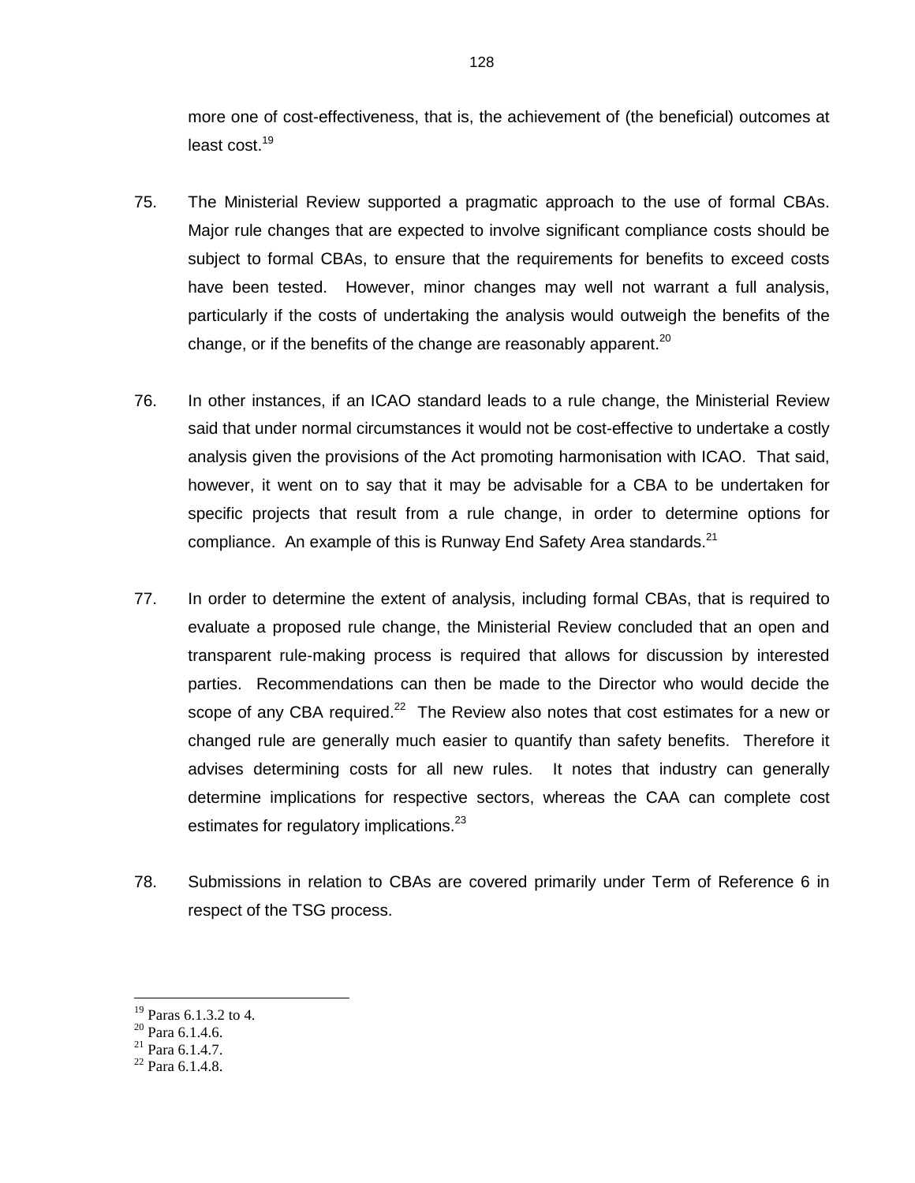more one of cost-effectiveness, that is, the achievement of (the beneficial) outcomes at least cost.[19]

75. The Ministerial Review supported a pragmatic approach to the use of formal CBAs. Major rule changes that are expected to involve significant compliance costs should be subject to formal CBAs, to ensure that the requirements for benefits to exceed costs have been tested. However, minor changes may well not warrant a full analysis, particularly if the costs of undertaking the analysis would outweigh the benefits of the change, or if the benefits of the change are reasonably apparent.[20]

76. In other instances, if an ICAO standard leads to a rule change, the Ministerial Review said that under normal circumstances it would not be cost-effective to undertake a costly analysis given the provisions of the Act promoting harmonisation with ICAO. That said, however, it went on to say that it may be advisable for a CBA to be undertaken for specific projects that result from a rule change, in order to determine options for compliance. An example of this is Runway End Safety Area standards.[21]

77. In order to determine the extent of analysis, including formal CBAs, that is required to evaluate a proposed rule change, the Ministerial Review concluded that an open and transparent rule-making process is required that allows for discussion by interested parties. Recommendations can then be made to the Director who would decide the scope of any CBA required.[22] The Review also notes that cost estimates for a new or changed rule are generally much easier to quantify than safety benefits. Therefore it advises determining costs for all new rules. It notes that industry can generally determine implications for respective sectors, whereas the CAA can complete cost estimates for regulatory implications.[23]

78. Submissions in relation to CBAs are covered primarily under Term of Reference 6 in respect of the TSG process.

[19] Paras 6.1.3.2 to 4.
[20] Para 6.1.4.6.
[21] Para 6.1.4.7.
[22] Para 6.1.4.8.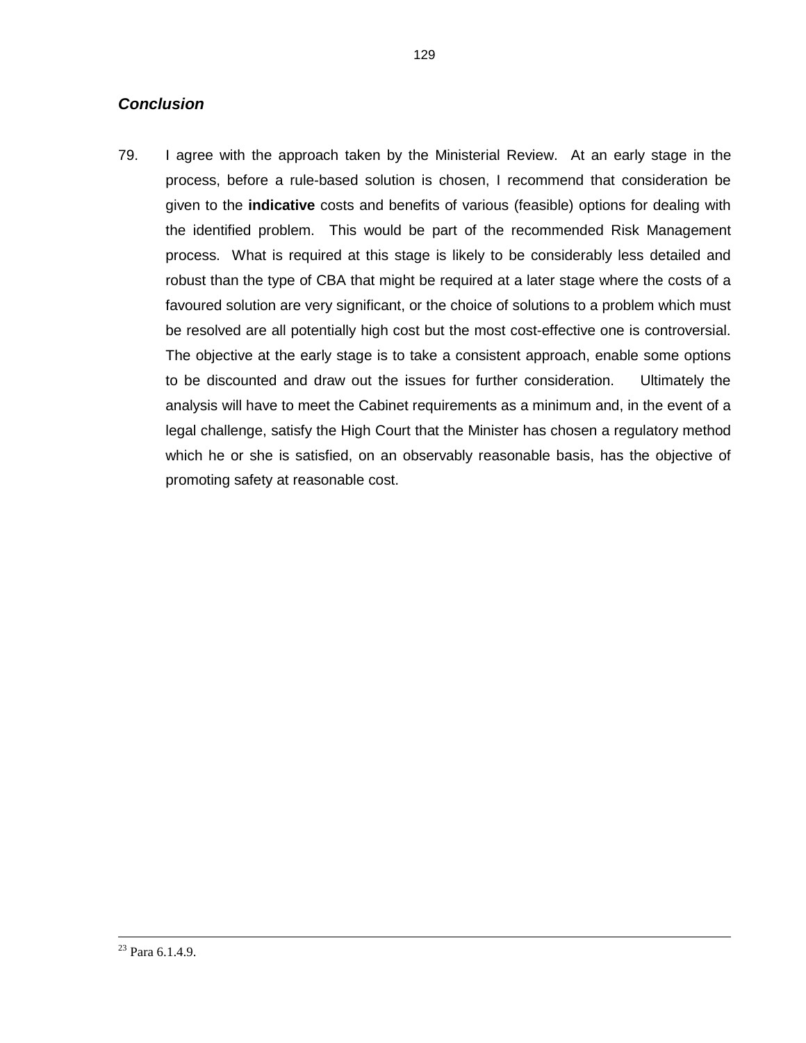### *Conclusion*

79. I agree with the approach taken by the Ministerial Review. At an early stage in the process, before a rule-based solution is chosen, I recommend that consideration be given to the **indicative** costs and benefits of various (feasible) options for dealing with the identified problem. This would be part of the recommended Risk Management process. What is required at this stage is likely to be considerably less detailed and robust than the type of CBA that might be required at a later stage where the costs of a favoured solution are very significant, or the choice of solutions to a problem which must be resolved are all potentially high cost but the most cost-effective one is controversial. The objective at the early stage is to take a consistent approach, enable some options to be discounted and draw out the issues for further consideration. Ultimately the analysis will have to meet the Cabinet requirements as a minimum and, in the event of a legal challenge, satisfy the High Court that the Minister has chosen a regulatory method which he or she is satisfied, on an observably reasonable basis, has the objective of promoting safety at reasonable cost.

---

[23] Para 6.1.4.9.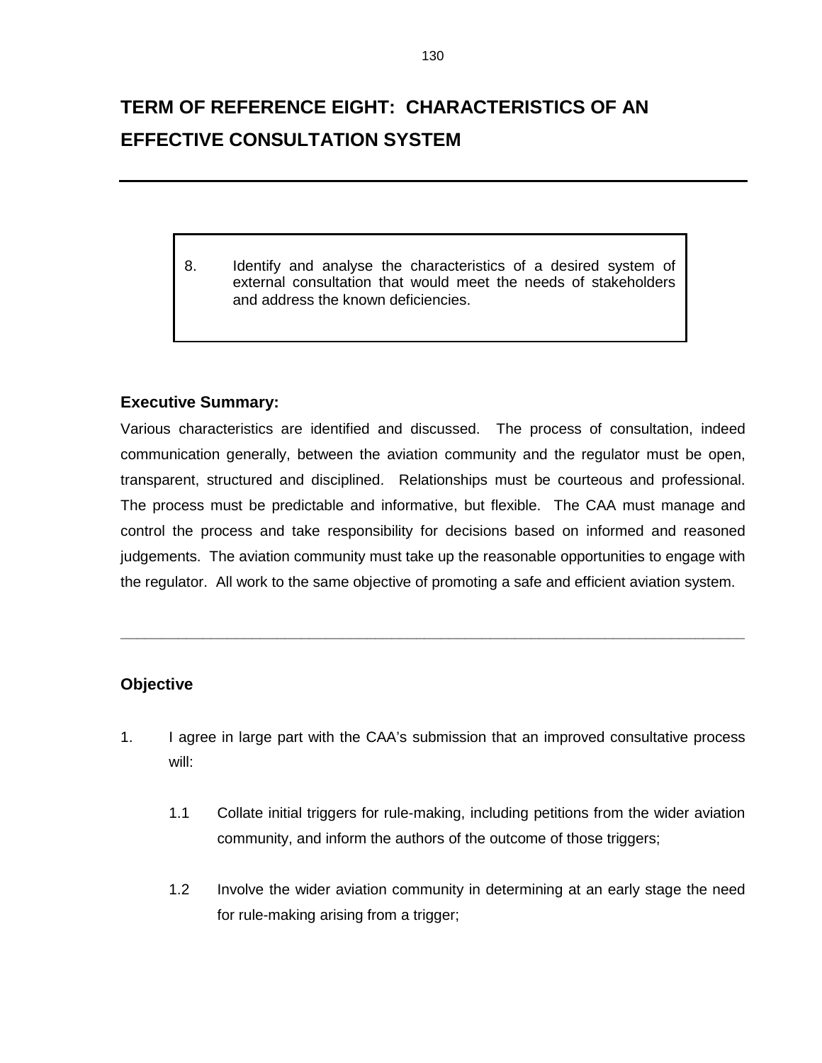# TERM OF REFERENCE EIGHT: CHARACTERISTICS OF AN EFFECTIVE CONSULTATION SYSTEM

> 8. Identify and analyse the characteristics of a desired system of external consultation that would meet the needs of stakeholders and address the known deficiencies.

### Executive Summary:

Various characteristics are identified and discussed. The process of consultation, indeed communication generally, between the aviation community and the regulator must be open, transparent, structured and disciplined. Relationships must be courteous and professional. The process must be predictable and informative, but flexible. The CAA must manage and control the process and take responsibility for decisions based on informed and reasoned judgements. The aviation community must take up the reasonable opportunities to engage with the regulator. All work to the same objective of promoting a safe and efficient aviation system.

---

### Objective

1. I agree in large part with the CAA's submission that an improved consultative process will:

    1.1 Collate initial triggers for rule-making, including petitions from the wider aviation community, and inform the authors of the outcome of those triggers;

    1.2 Involve the wider aviation community in determining at an early stage the need for rule-making arising from a trigger;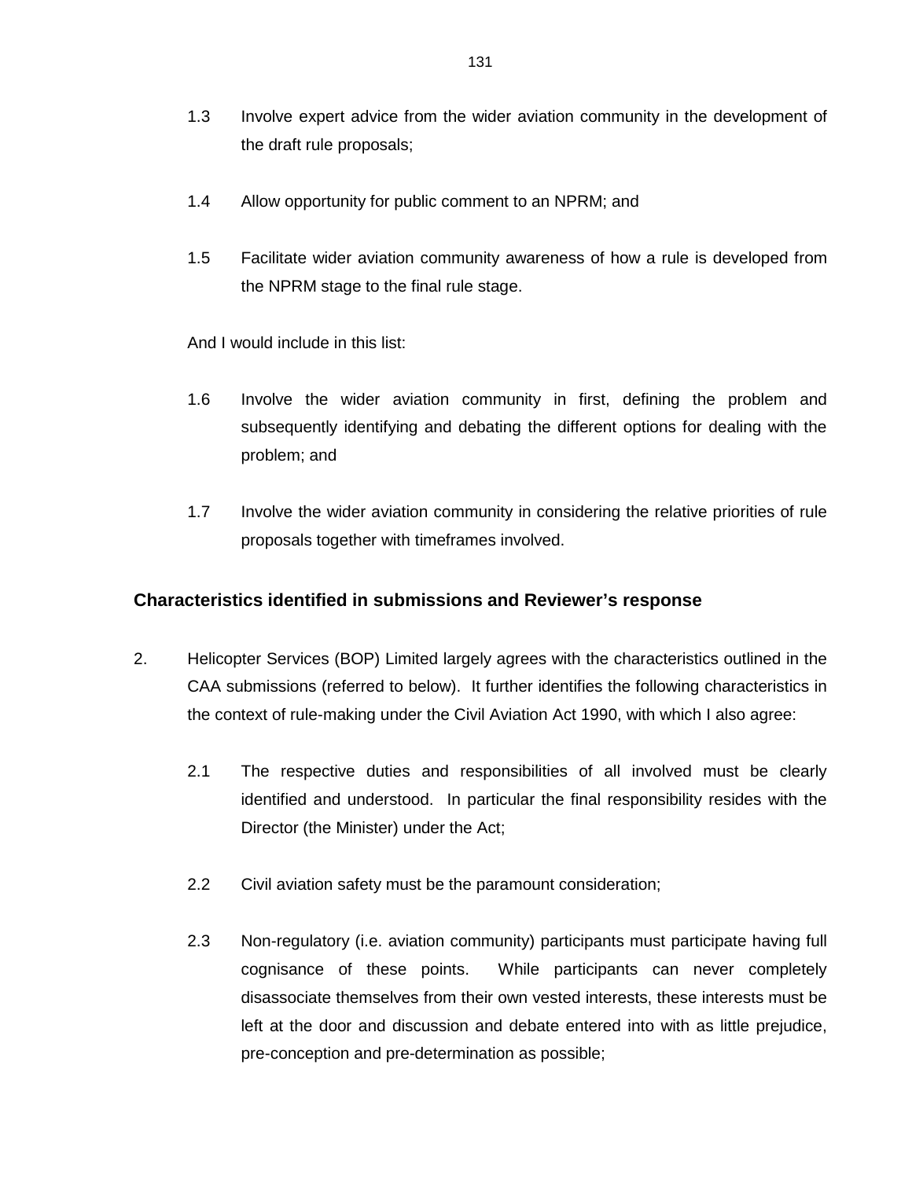1.3 Involve expert advice from the wider aviation community in the development of the draft rule proposals;

1.4 Allow opportunity for public comment to an NPRM; and

1.5 Facilitate wider aviation community awareness of how a rule is developed from the NPRM stage to the final rule stage.

And I would include in this list:

1.6 Involve the wider aviation community in first, defining the problem and subsequently identifying and debating the different options for dealing with the problem; and

1.7 Involve the wider aviation community in considering the relative priorities of rule proposals together with timeframes involved.

## Characteristics identified in submissions and Reviewer's response

2. Helicopter Services (BOP) Limited largely agrees with the characteristics outlined in the CAA submissions (referred to below). It further identifies the following characteristics in the context of rule-making under the Civil Aviation Act 1990, with which I also agree:

   2.1 The respective duties and responsibilities of all involved must be clearly identified and understood. In particular the final responsibility resides with the Director (the Minister) under the Act;

   2.2 Civil aviation safety must be the paramount consideration;

   2.3 Non-regulatory (i.e. aviation community) participants must participate having full cognisance of these points. While participants can never completely disassociate themselves from their own vested interests, these interests must be left at the door and discussion and debate entered into with as little prejudice, pre-conception and pre-determination as possible;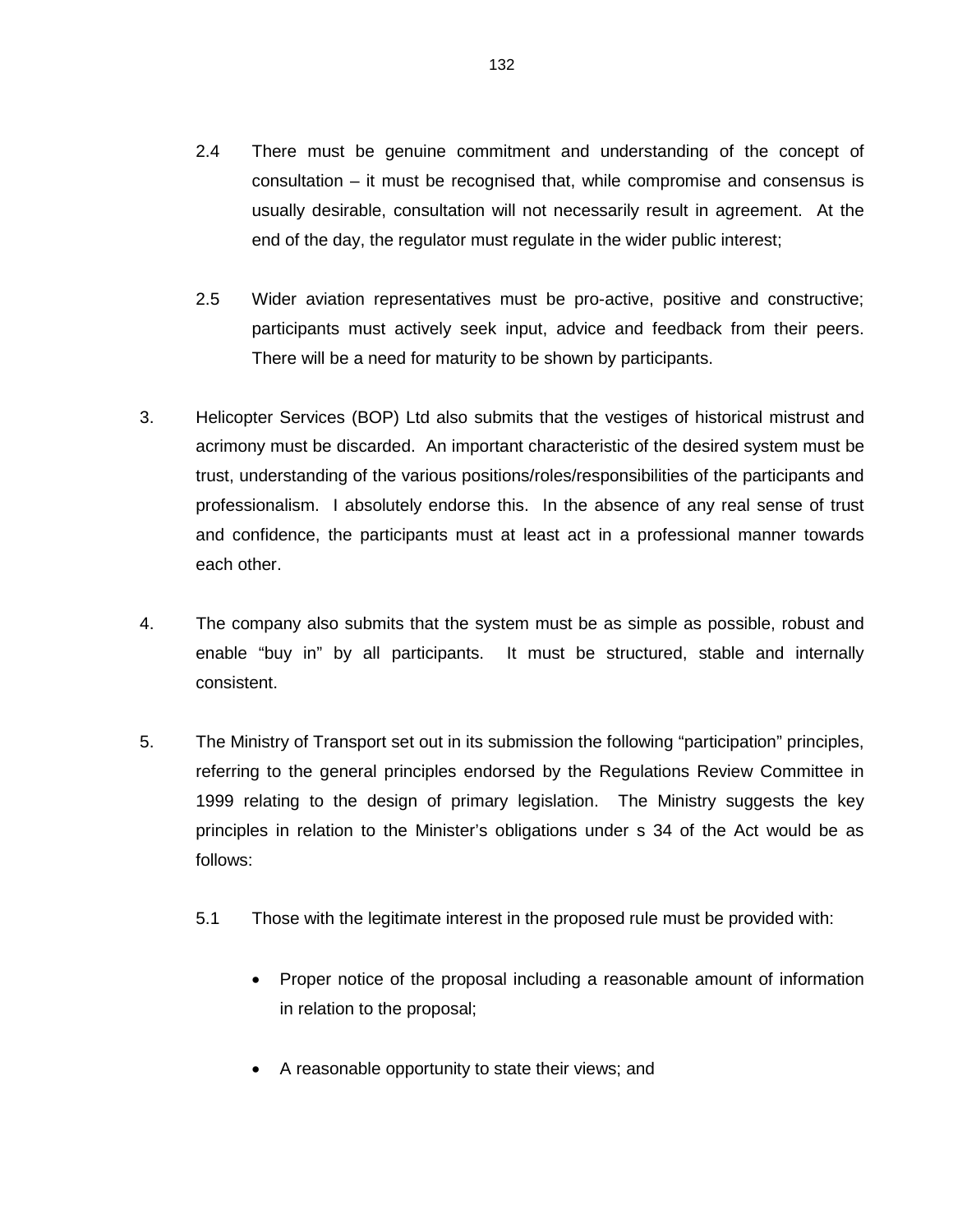2.4 There must be genuine commitment and understanding of the concept of consultation – it must be recognised that, while compromise and consensus is usually desirable, consultation will not necessarily result in agreement. At the end of the day, the regulator must regulate in the wider public interest;

2.5 Wider aviation representatives must be pro-active, positive and constructive; participants must actively seek input, advice and feedback from their peers. There will be a need for maturity to be shown by participants.

3. Helicopter Services (BOP) Ltd also submits that the vestiges of historical mistrust and acrimony must be discarded. An important characteristic of the desired system must be trust, understanding of the various positions/roles/responsibilities of the participants and professionalism. I absolutely endorse this. In the absence of any real sense of trust and confidence, the participants must at least act in a professional manner towards each other.

4. The company also submits that the system must be as simple as possible, robust and enable "buy in" by all participants. It must be structured, stable and internally consistent.

5. The Ministry of Transport set out in its submission the following "participation" principles, referring to the general principles endorsed by the Regulations Review Committee in 1999 relating to the design of primary legislation. The Ministry suggests the key principles in relation to the Minister's obligations under s 34 of the Act would be as follows:

5.1 Those with the legitimate interest in the proposed rule must be provided with:

- Proper notice of the proposal including a reasonable amount of information in relation to the proposal;
- A reasonable opportunity to state their views; and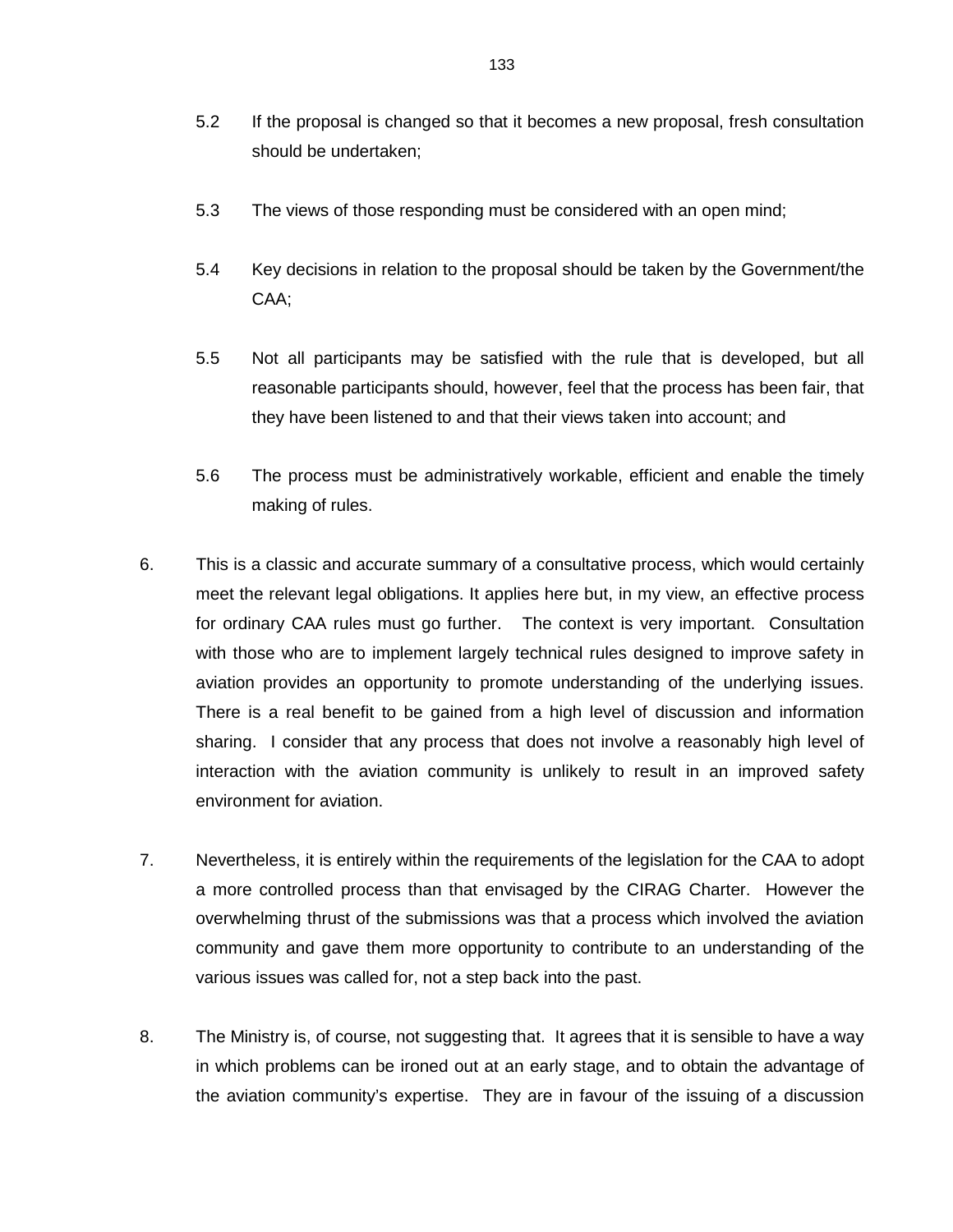5.2 If the proposal is changed so that it becomes a new proposal, fresh consultation should be undertaken;

5.3 The views of those responding must be considered with an open mind;

5.4 Key decisions in relation to the proposal should be taken by the Government/the CAA;

5.5 Not all participants may be satisfied with the rule that is developed, but all reasonable participants should, however, feel that the process has been fair, that they have been listened to and that their views taken into account; and

5.6 The process must be administratively workable, efficient and enable the timely making of rules.

6. This is a classic and accurate summary of a consultative process, which would certainly meet the relevant legal obligations. It applies here but, in my view, an effective process for ordinary CAA rules must go further. The context is very important. Consultation with those who are to implement largely technical rules designed to improve safety in aviation provides an opportunity to promote understanding of the underlying issues. There is a real benefit to be gained from a high level of discussion and information sharing. I consider that any process that does not involve a reasonably high level of interaction with the aviation community is unlikely to result in an improved safety environment for aviation.

7. Nevertheless, it is entirely within the requirements of the legislation for the CAA to adopt a more controlled process than that envisaged by the CIRAG Charter. However the overwhelming thrust of the submissions was that a process which involved the aviation community and gave them more opportunity to contribute to an understanding of the various issues was called for, not a step back into the past.

8. The Ministry is, of course, not suggesting that. It agrees that it is sensible to have a way in which problems can be ironed out at an early stage, and to obtain the advantage of the aviation community's expertise. They are in favour of the issuing of a discussion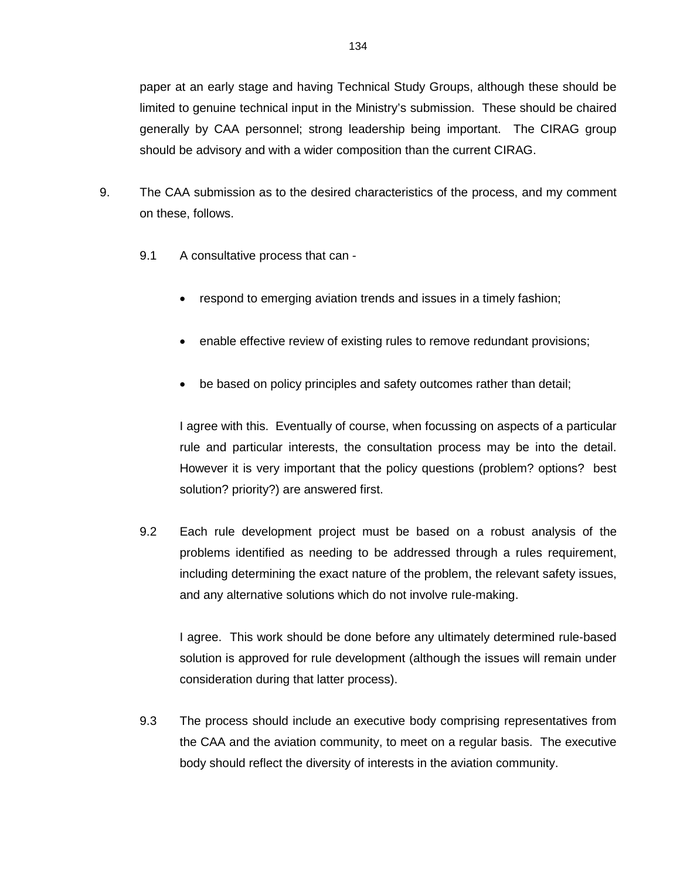paper at an early stage and having Technical Study Groups, although these should be limited to genuine technical input in the Ministry's submission. These should be chaired generally by CAA personnel; strong leadership being important. The CIRAG group should be advisory and with a wider composition than the current CIRAG.

9. The CAA submission as to the desired characteristics of the process, and my comment on these, follows.

   9.1 A consultative process that can -

   - respond to emerging aviation trends and issues in a timely fashion;
   - enable effective review of existing rules to remove redundant provisions;
   - be based on policy principles and safety outcomes rather than detail;

   I agree with this. Eventually of course, when focussing on aspects of a particular rule and particular interests, the consultation process may be into the detail. However it is very important that the policy questions (problem? options? best solution? priority?) are answered first.

   9.2 Each rule development project must be based on a robust analysis of the problems identified as needing to be addressed through a rules requirement, including determining the exact nature of the problem, the relevant safety issues, and any alternative solutions which do not involve rule-making.

   I agree. This work should be done before any ultimately determined rule-based solution is approved for rule development (although the issues will remain under consideration during that latter process).

   9.3 The process should include an executive body comprising representatives from the CAA and the aviation community, to meet on a regular basis. The executive body should reflect the diversity of interests in the aviation community.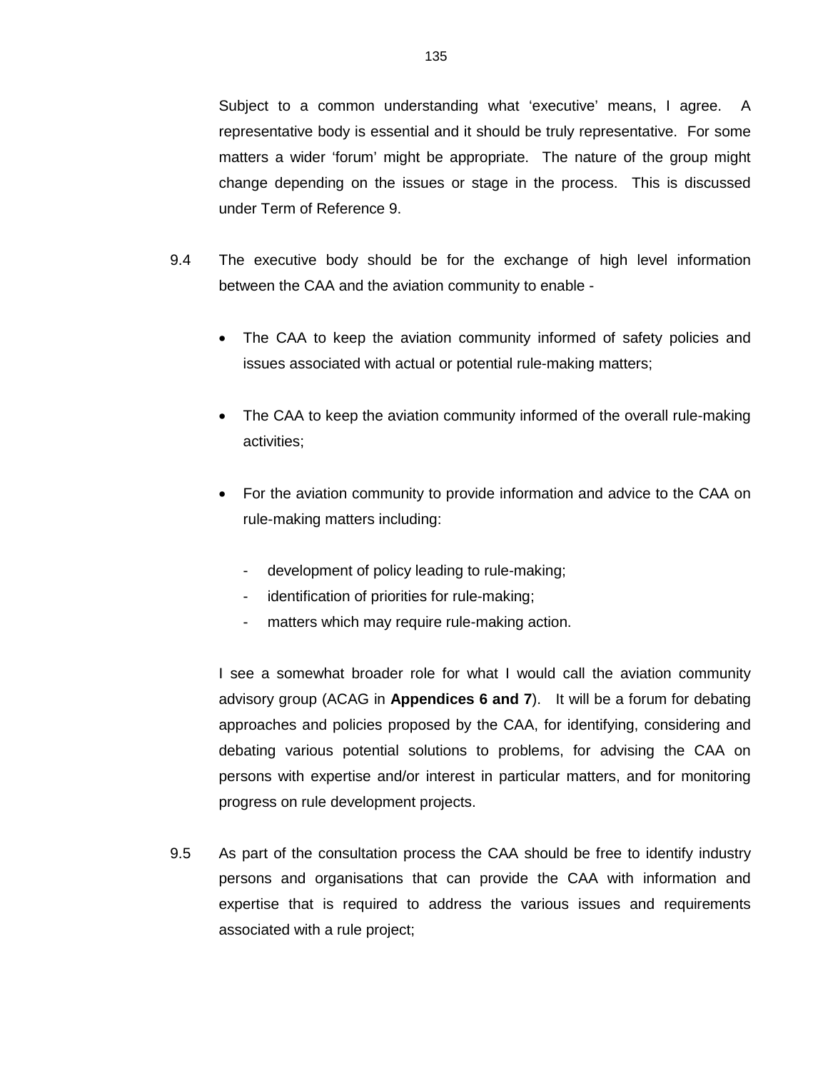Subject to a common understanding what ‘executive’ means, I agree. A representative body is essential and it should be truly representative. For some matters a wider ‘forum’ might be appropriate. The nature of the group might change depending on the issues or stage in the process. This is discussed under Term of Reference 9.

9.4 The executive body should be for the exchange of high level information between the CAA and the aviation community to enable -

- The CAA to keep the aviation community informed of safety policies and issues associated with actual or potential rule-making matters;
- The CAA to keep the aviation community informed of the overall rule-making activities;
- For the aviation community to provide information and advice to the CAA on rule-making matters including:
  - development of policy leading to rule-making;
  - identification of priorities for rule-making;
  - matters which may require rule-making action.

I see a somewhat broader role for what I would call the aviation community advisory group (ACAG in **Appendices 6 and 7**). It will be a forum for debating approaches and policies proposed by the CAA, for identifying, considering and debating various potential solutions to problems, for advising the CAA on persons with expertise and/or interest in particular matters, and for monitoring progress on rule development projects.

9.5 As part of the consultation process the CAA should be free to identify industry persons and organisations that can provide the CAA with information and expertise that is required to address the various issues and requirements associated with a rule project;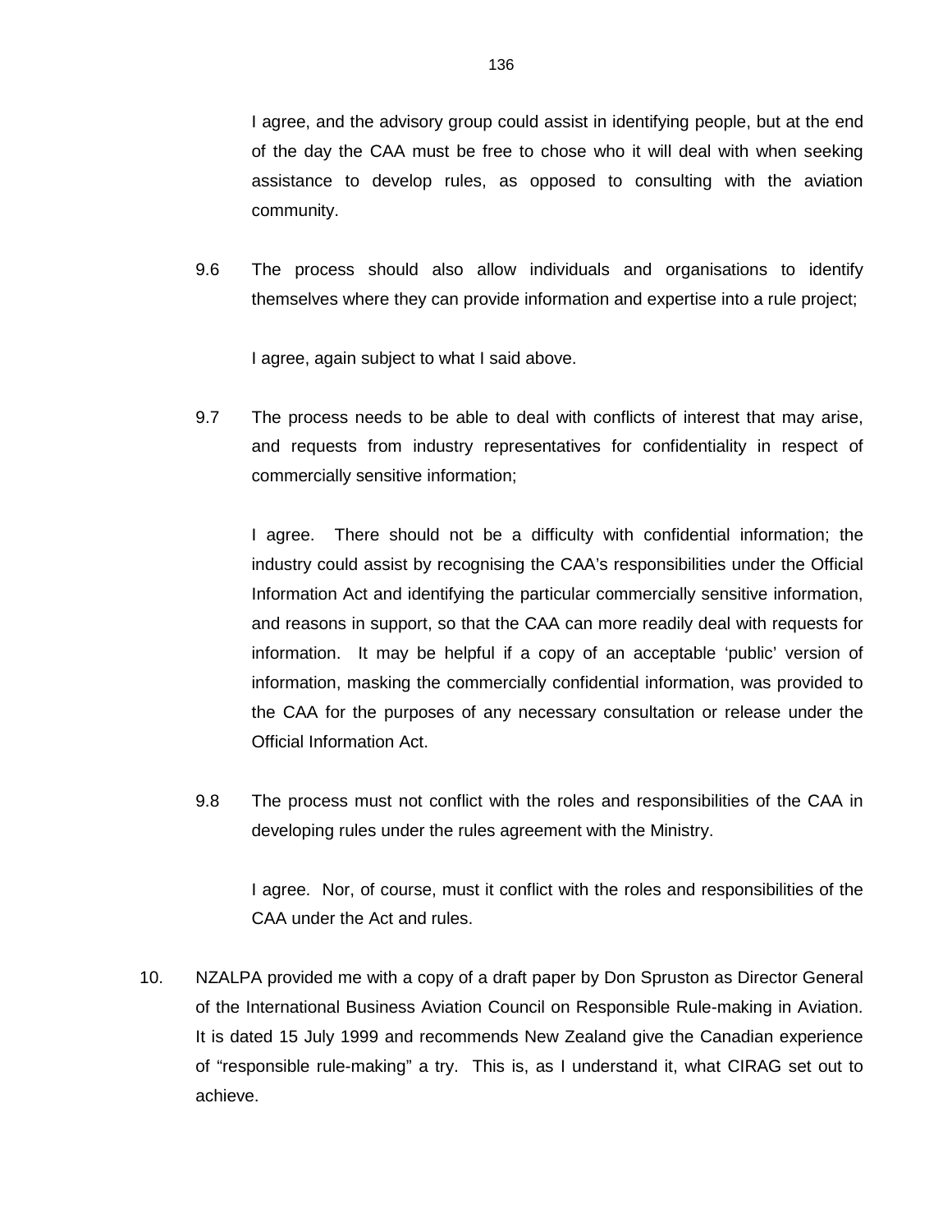I agree, and the advisory group could assist in identifying people, but at the end of the day the CAA must be free to chose who it will deal with when seeking assistance to develop rules, as opposed to consulting with the aviation community.

9.6 The process should also allow individuals and organisations to identify themselves where they can provide information and expertise into a rule project;

I agree, again subject to what I said above.

9.7 The process needs to be able to deal with conflicts of interest that may arise, and requests from industry representatives for confidentiality in respect of commercially sensitive information;

I agree. There should not be a difficulty with confidential information; the industry could assist by recognising the CAA's responsibilities under the Official Information Act and identifying the particular commercially sensitive information, and reasons in support, so that the CAA can more readily deal with requests for information. It may be helpful if a copy of an acceptable 'public' version of information, masking the commercially confidential information, was provided to the CAA for the purposes of any necessary consultation or release under the Official Information Act.

9.8 The process must not conflict with the roles and responsibilities of the CAA in developing rules under the rules agreement with the Ministry.

I agree. Nor, of course, must it conflict with the roles and responsibilities of the CAA under the Act and rules.

10. NZALPA provided me with a copy of a draft paper by Don Spruston as Director General of the International Business Aviation Council on Responsible Rule-making in Aviation. It is dated 15 July 1999 and recommends New Zealand give the Canadian experience of "responsible rule-making" a try. This is, as I understand it, what CIRAG set out to achieve.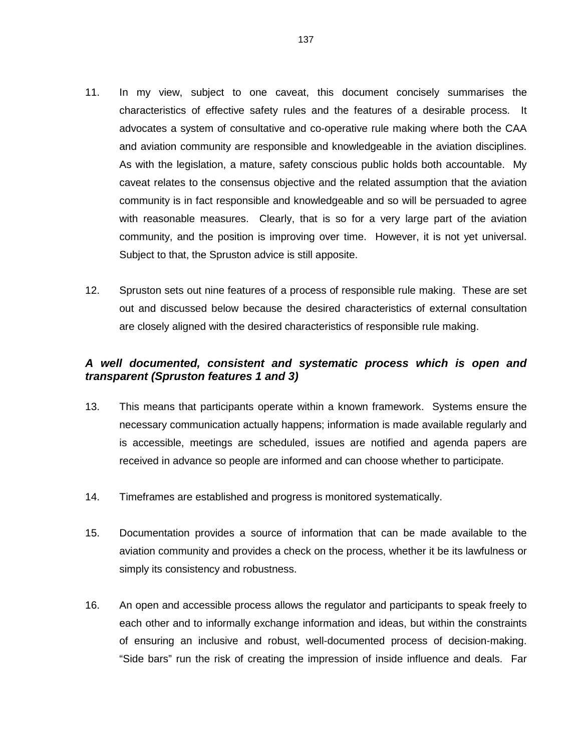11. In my view, subject to one caveat, this document concisely summarises the characteristics of effective safety rules and the features of a desirable process. It advocates a system of consultative and co-operative rule making where both the CAA and aviation community are responsible and knowledgeable in the aviation disciplines. As with the legislation, a mature, safety conscious public holds both accountable. My caveat relates to the consensus objective and the related assumption that the aviation community is in fact responsible and knowledgeable and so will be persuaded to agree with reasonable measures. Clearly, that is so for a very large part of the aviation community, and the position is improving over time. However, it is not yet universal. Subject to that, the Spruston advice is still apposite.

12. Spruston sets out nine features of a process of responsible rule making. These are set out and discussed below because the desired characteristics of external consultation are closely aligned with the desired characteristics of responsible rule making.

***A well documented, consistent and systematic process which is open and transparent (Spruston features 1 and 3)***

13. This means that participants operate within a known framework. Systems ensure the necessary communication actually happens; information is made available regularly and is accessible, meetings are scheduled, issues are notified and agenda papers are received in advance so people are informed and can choose whether to participate.

14. Timeframes are established and progress is monitored systematically.

15. Documentation provides a source of information that can be made available to the aviation community and provides a check on the process, whether it be its lawfulness or simply its consistency and robustness.

16. An open and accessible process allows the regulator and participants to speak freely to each other and to informally exchange information and ideas, but within the constraints of ensuring an inclusive and robust, well-documented process of decision-making. "Side bars" run the risk of creating the impression of inside influence and deals. Far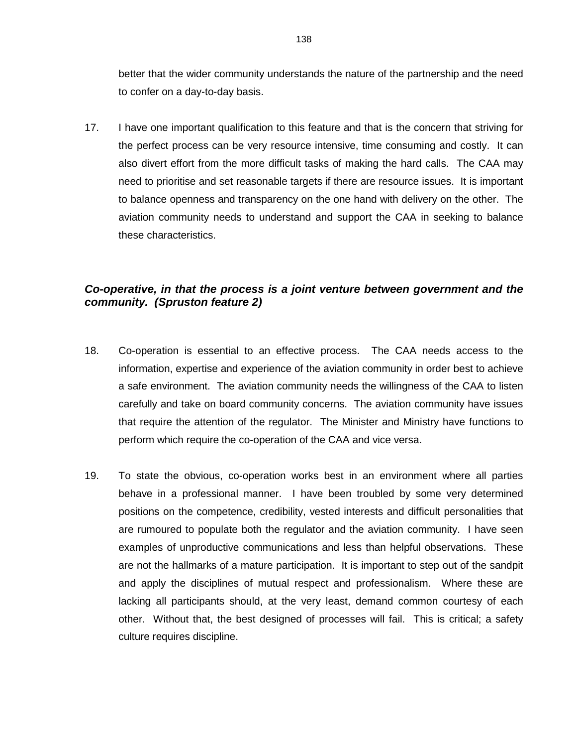better that the wider community understands the nature of the partnership and the need to confer on a day-to-day basis.

17. I have one important qualification to this feature and that is the concern that striving for the perfect process can be very resource intensive, time consuming and costly. It can also divert effort from the more difficult tasks of making the hard calls. The CAA may need to prioritise and set reasonable targets if there are resource issues. It is important to balance openness and transparency on the one hand with delivery on the other. The aviation community needs to understand and support the CAA in seeking to balance these characteristics.

### ***Co-operative, in that the process is a joint venture between government and the community. (Spruston feature 2)***

18. Co-operation is essential to an effective process. The CAA needs access to the information, expertise and experience of the aviation community in order best to achieve a safe environment. The aviation community needs the willingness of the CAA to listen carefully and take on board community concerns. The aviation community have issues that require the attention of the regulator. The Minister and Ministry have functions to perform which require the co-operation of the CAA and vice versa.

19. To state the obvious, co-operation works best in an environment where all parties behave in a professional manner. I have been troubled by some very determined positions on the competence, credibility, vested interests and difficult personalities that are rumoured to populate both the regulator and the aviation community. I have seen examples of unproductive communications and less than helpful observations. These are not the hallmarks of a mature participation. It is important to step out of the sandpit and apply the disciplines of mutual respect and professionalism. Where these are lacking all participants should, at the very least, demand common courtesy of each other. Without that, the best designed of processes will fail. This is critical; a safety culture requires discipline.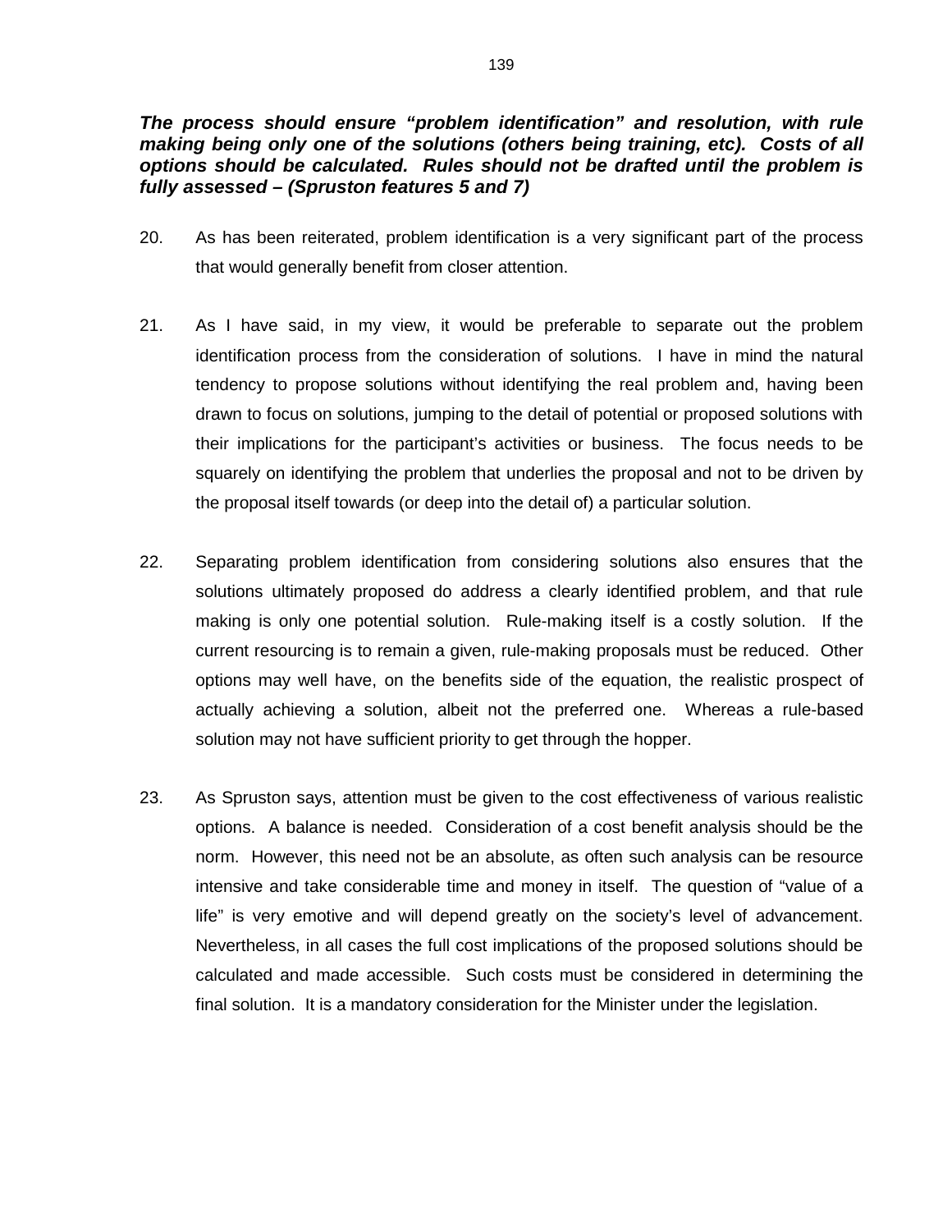***The process should ensure "problem identification" and resolution, with rule making being only one of the solutions (others being training, etc). Costs of all options should be calculated. Rules should not be drafted until the problem is fully assessed – (Spruston features 5 and 7)***

20. As has been reiterated, problem identification is a very significant part of the process that would generally benefit from closer attention.

21. As I have said, in my view, it would be preferable to separate out the problem identification process from the consideration of solutions. I have in mind the natural tendency to propose solutions without identifying the real problem and, having been drawn to focus on solutions, jumping to the detail of potential or proposed solutions with their implications for the participant's activities or business. The focus needs to be squarely on identifying the problem that underlies the proposal and not to be driven by the proposal itself towards (or deep into the detail of) a particular solution.

22. Separating problem identification from considering solutions also ensures that the solutions ultimately proposed do address a clearly identified problem, and that rule making is only one potential solution. Rule-making itself is a costly solution. If the current resourcing is to remain a given, rule-making proposals must be reduced. Other options may well have, on the benefits side of the equation, the realistic prospect of actually achieving a solution, albeit not the preferred one. Whereas a rule-based solution may not have sufficient priority to get through the hopper.

23. As Spruston says, attention must be given to the cost effectiveness of various realistic options. A balance is needed. Consideration of a cost benefit analysis should be the norm. However, this need not be an absolute, as often such analysis can be resource intensive and take considerable time and money in itself. The question of "value of a life" is very emotive and will depend greatly on the society's level of advancement. Nevertheless, in all cases the full cost implications of the proposed solutions should be calculated and made accessible. Such costs must be considered in determining the final solution. It is a mandatory consideration for the Minister under the legislation.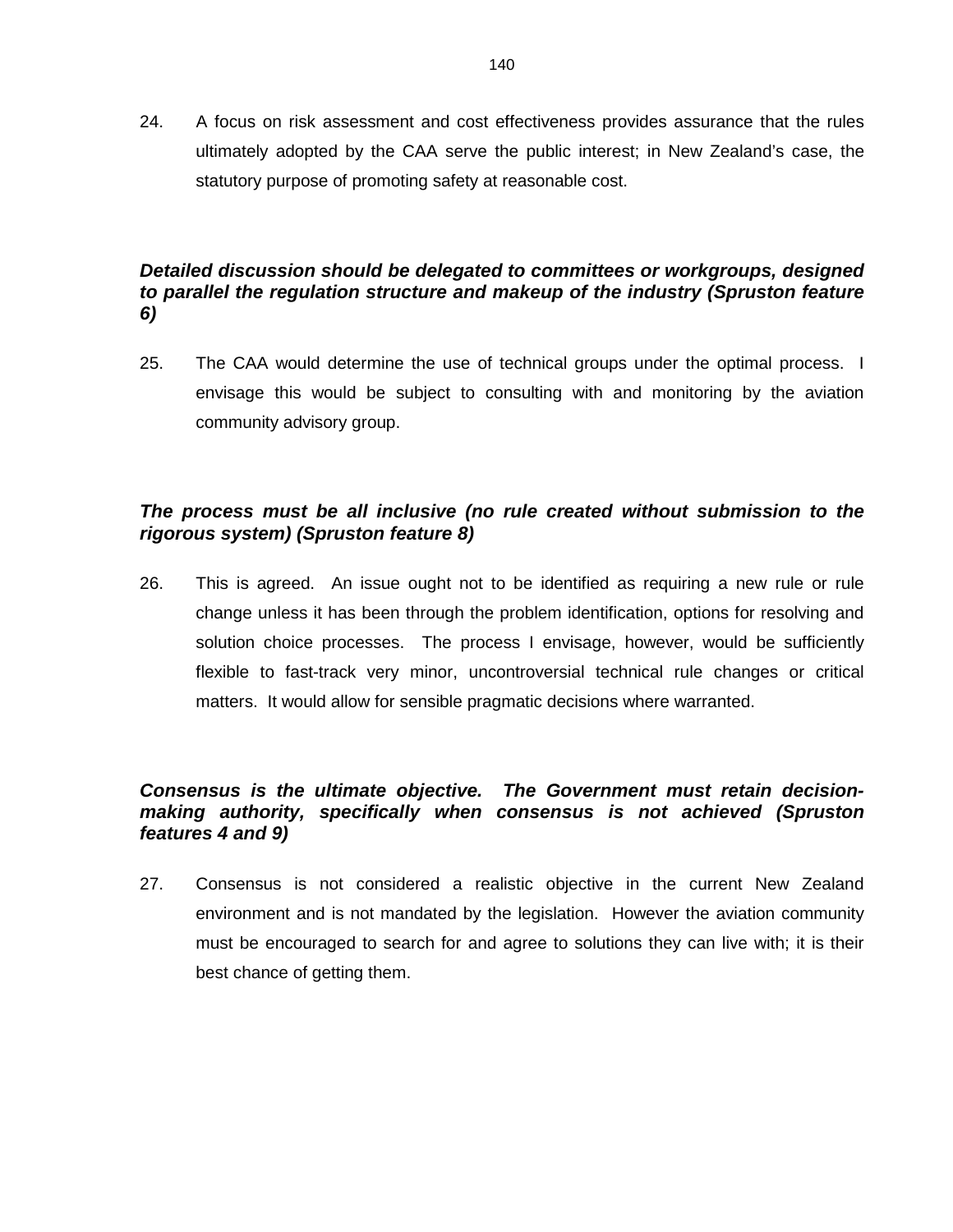24. A focus on risk assessment and cost effectiveness provides assurance that the rules ultimately adopted by the CAA serve the public interest; in New Zealand's case, the statutory purpose of promoting safety at reasonable cost.

***Detailed discussion should be delegated to committees or workgroups, designed to parallel the regulation structure and makeup of the industry (Spruston feature 6)***

25. The CAA would determine the use of technical groups under the optimal process. I envisage this would be subject to consulting with and monitoring by the aviation community advisory group.

***The process must be all inclusive (no rule created without submission to the rigorous system) (Spruston feature 8)***

26. This is agreed. An issue ought not to be identified as requiring a new rule or rule change unless it has been through the problem identification, options for resolving and solution choice processes. The process I envisage, however, would be sufficiently flexible to fast-track very minor, uncontroversial technical rule changes or critical matters. It would allow for sensible pragmatic decisions where warranted.

***Consensus is the ultimate objective. The Government must retain decision-making authority, specifically when consensus is not achieved (Spruston features 4 and 9)***

27. Consensus is not considered a realistic objective in the current New Zealand environment and is not mandated by the legislation. However the aviation community must be encouraged to search for and agree to solutions they can live with; it is their best chance of getting them.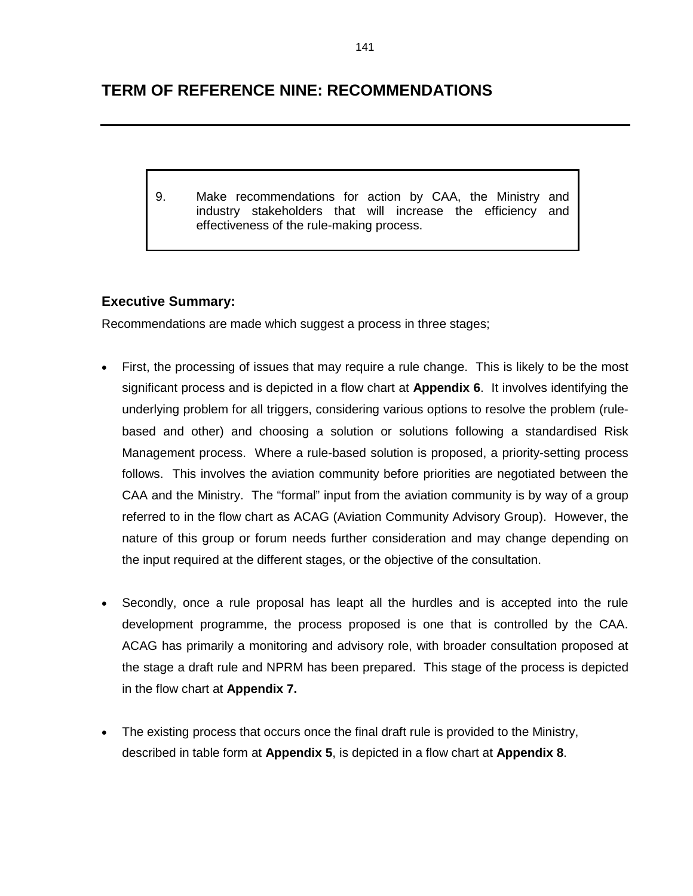# TERM OF REFERENCE NINE: RECOMMENDATIONS

> 9. Make recommendations for action by CAA, the Ministry and industry stakeholders that will increase the efficiency and effectiveness of the rule-making process.

### Executive Summary:

Recommendations are made which suggest a process in three stages;

- First, the processing of issues that may require a rule change. This is likely to be the most significant process and is depicted in a flow chart at **Appendix 6**. It involves identifying the underlying problem for all triggers, considering various options to resolve the problem (rule-based and other) and choosing a solution or solutions following a standardised Risk Management process. Where a rule-based solution is proposed, a priority-setting process follows. This involves the aviation community before priorities are negotiated between the CAA and the Ministry. The "formal" input from the aviation community is by way of a group referred to in the flow chart as ACAG (Aviation Community Advisory Group). However, the nature of this group or forum needs further consideration and may change depending on the input required at the different stages, or the objective of the consultation.

- Secondly, once a rule proposal has leapt all the hurdles and is accepted into the rule development programme, the process proposed is one that is controlled by the CAA. ACAG has primarily a monitoring and advisory role, with broader consultation proposed at the stage a draft rule and NPRM has been prepared. This stage of the process is depicted in the flow chart at **Appendix 7.**

- The existing process that occurs once the final draft rule is provided to the Ministry, described in table form at **Appendix 5**, is depicted in a flow chart at **Appendix 8**.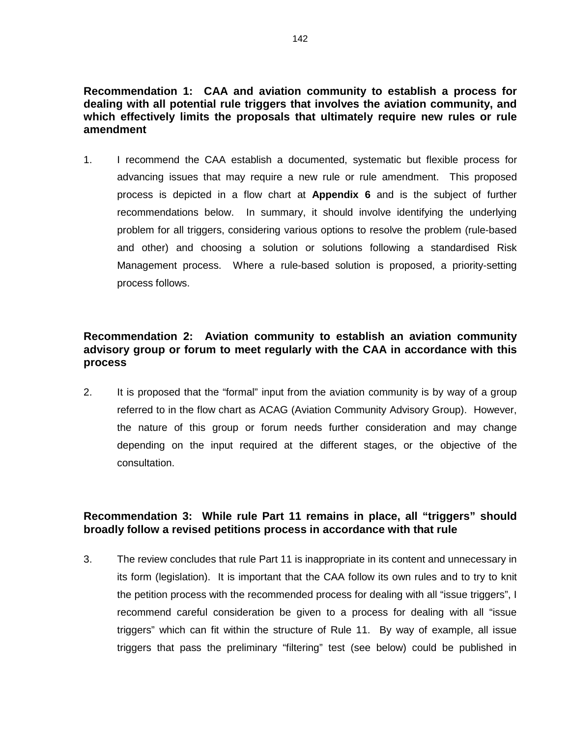**Recommendation 1: CAA and aviation community to establish a process for dealing with all potential rule triggers that involves the aviation community, and which effectively limits the proposals that ultimately require new rules or rule amendment**

1. I recommend the CAA establish a documented, systematic but flexible process for advancing issues that may require a new rule or rule amendment. This proposed process is depicted in a flow chart at **Appendix 6** and is the subject of further recommendations below. In summary, it should involve identifying the underlying problem for all triggers, considering various options to resolve the problem (rule-based and other) and choosing a solution or solutions following a standardised Risk Management process. Where a rule-based solution is proposed, a priority-setting process follows.

**Recommendation 2: Aviation community to establish an aviation community advisory group or forum to meet regularly with the CAA in accordance with this process**

2. It is proposed that the "formal" input from the aviation community is by way of a group referred to in the flow chart as ACAG (Aviation Community Advisory Group). However, the nature of this group or forum needs further consideration and may change depending on the input required at the different stages, or the objective of the consultation.

**Recommendation 3: While rule Part 11 remains in place, all "triggers" should broadly follow a revised petitions process in accordance with that rule**

3. The review concludes that rule Part 11 is inappropriate in its content and unnecessary in its form (legislation). It is important that the CAA follow its own rules and to try to knit the petition process with the recommended process for dealing with all "issue triggers", I recommend careful consideration be given to a process for dealing with all "issue triggers" which can fit within the structure of Rule 11. By way of example, all issue triggers that pass the preliminary "filtering" test (see below) could be published in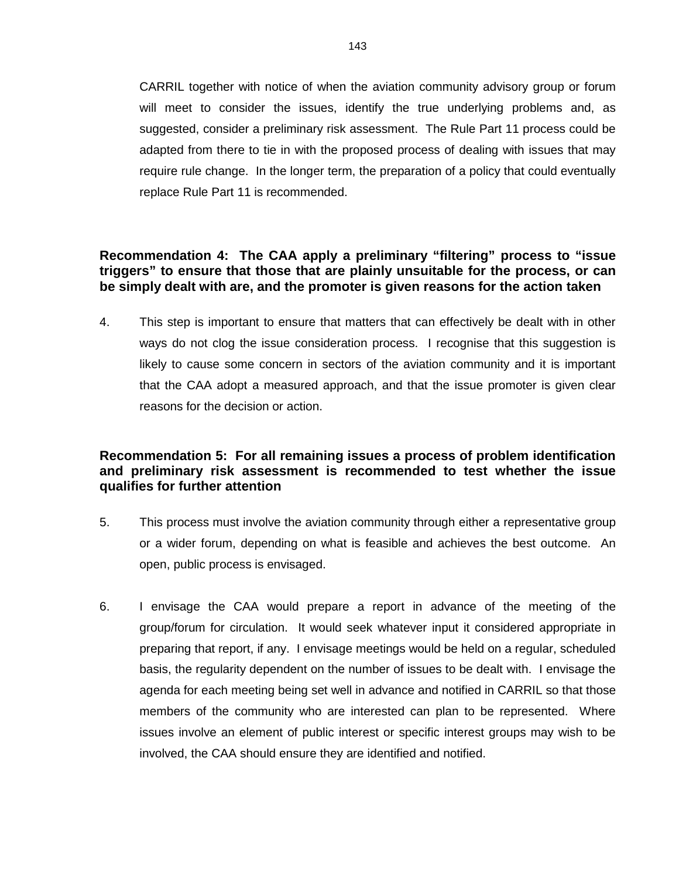CARRIL together with notice of when the aviation community advisory group or forum will meet to consider the issues, identify the true underlying problems and, as suggested, consider a preliminary risk assessment. The Rule Part 11 process could be adapted from there to tie in with the proposed process of dealing with issues that may require rule change. In the longer term, the preparation of a policy that could eventually replace Rule Part 11 is recommended.

**Recommendation 4: The CAA apply a preliminary “filtering” process to “issue triggers” to ensure that those that are plainly unsuitable for the process, or can be simply dealt with are, and the promoter is given reasons for the action taken**

4. This step is important to ensure that matters that can effectively be dealt with in other ways do not clog the issue consideration process. I recognise that this suggestion is likely to cause some concern in sectors of the aviation community and it is important that the CAA adopt a measured approach, and that the issue promoter is given clear reasons for the decision or action.

**Recommendation 5: For all remaining issues a process of problem identification and preliminary risk assessment is recommended to test whether the issue qualifies for further attention**

5. This process must involve the aviation community through either a representative group or a wider forum, depending on what is feasible and achieves the best outcome. An open, public process is envisaged.

6. I envisage the CAA would prepare a report in advance of the meeting of the group/forum for circulation. It would seek whatever input it considered appropriate in preparing that report, if any. I envisage meetings would be held on a regular, scheduled basis, the regularity dependent on the number of issues to be dealt with. I envisage the agenda for each meeting being set well in advance and notified in CARRIL so that those members of the community who are interested can plan to be represented. Where issues involve an element of public interest or specific interest groups may wish to be involved, the CAA should ensure they are identified and notified.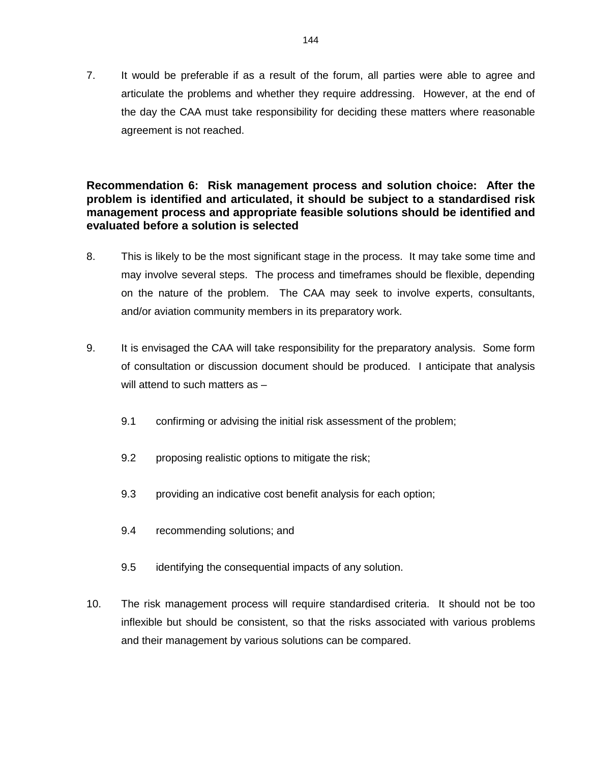7. It would be preferable if as a result of the forum, all parties were able to agree and articulate the problems and whether they require addressing. However, at the end of the day the CAA must take responsibility for deciding these matters where reasonable agreement is not reached.

**Recommendation 6: Risk management process and solution choice: After the problem is identified and articulated, it should be subject to a standardised risk management process and appropriate feasible solutions should be identified and evaluated before a solution is selected**

8. This is likely to be the most significant stage in the process. It may take some time and may involve several steps. The process and timeframes should be flexible, depending on the nature of the problem. The CAA may seek to involve experts, consultants, and/or aviation community members in its preparatory work.

9. It is envisaged the CAA will take responsibility for the preparatory analysis. Some form of consultation or discussion document should be produced. I anticipate that analysis will attend to such matters as –

   9.1 confirming or advising the initial risk assessment of the problem;

   9.2 proposing realistic options to mitigate the risk;

   9.3 providing an indicative cost benefit analysis for each option;

   9.4 recommending solutions; and

   9.5 identifying the consequential impacts of any solution.

10. The risk management process will require standardised criteria. It should not be too inflexible but should be consistent, so that the risks associated with various problems and their management by various solutions can be compared.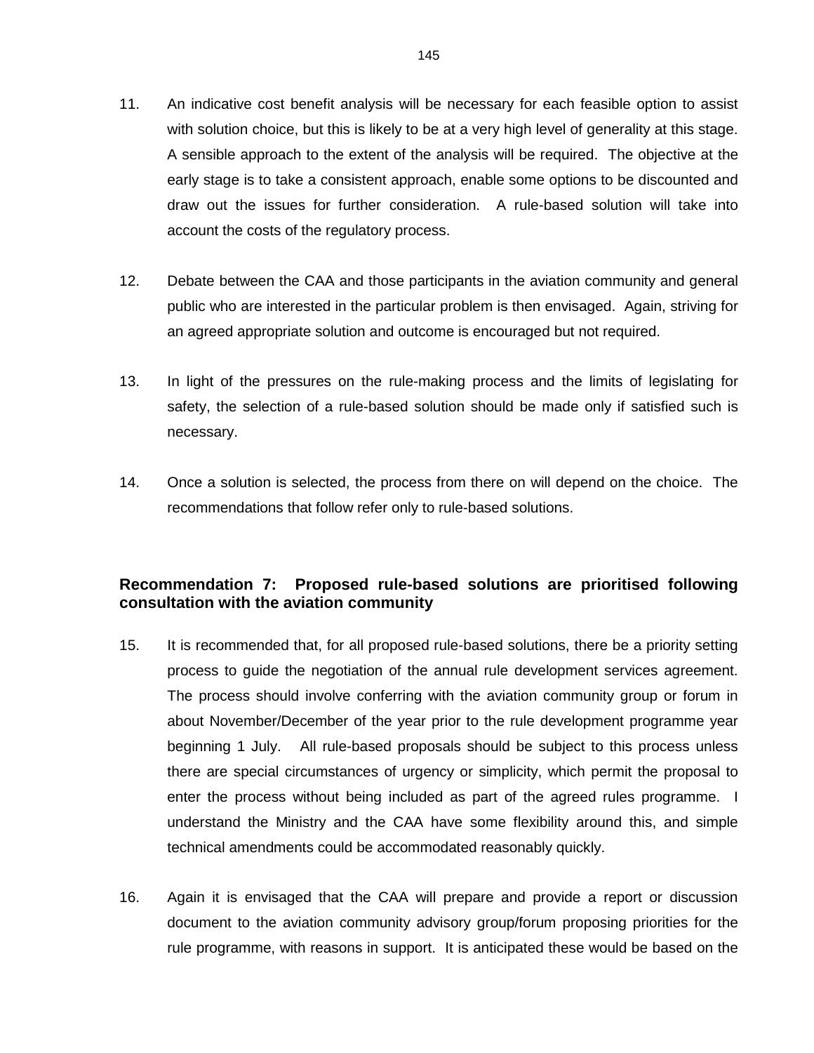11. An indicative cost benefit analysis will be necessary for each feasible option to assist with solution choice, but this is likely to be at a very high level of generality at this stage. A sensible approach to the extent of the analysis will be required. The objective at the early stage is to take a consistent approach, enable some options to be discounted and draw out the issues for further consideration. A rule-based solution will take into account the costs of the regulatory process.

12. Debate between the CAA and those participants in the aviation community and general public who are interested in the particular problem is then envisaged. Again, striving for an agreed appropriate solution and outcome is encouraged but not required.

13. In light of the pressures on the rule-making process and the limits of legislating for safety, the selection of a rule-based solution should be made only if satisfied such is necessary.

14. Once a solution is selected, the process from there on will depend on the choice. The recommendations that follow refer only to rule-based solutions.

**Recommendation 7: Proposed rule-based solutions are prioritised following consultation with the aviation community**

15. It is recommended that, for all proposed rule-based solutions, there be a priority setting process to guide the negotiation of the annual rule development services agreement. The process should involve conferring with the aviation community group or forum in about November/December of the year prior to the rule development programme year beginning 1 July. All rule-based proposals should be subject to this process unless there are special circumstances of urgency or simplicity, which permit the proposal to enter the process without being included as part of the agreed rules programme. I understand the Ministry and the CAA have some flexibility around this, and simple technical amendments could be accommodated reasonably quickly.

16. Again it is envisaged that the CAA will prepare and provide a report or discussion document to the aviation community advisory group/forum proposing priorities for the rule programme, with reasons in support. It is anticipated these would be based on the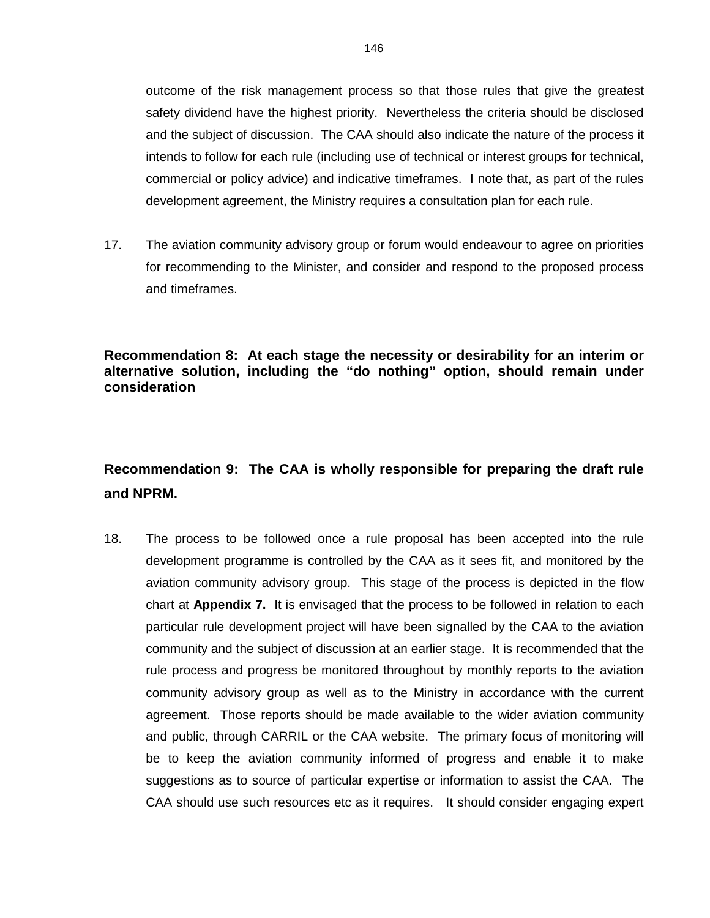outcome of the risk management process so that those rules that give the greatest safety dividend have the highest priority. Nevertheless the criteria should be disclosed and the subject of discussion. The CAA should also indicate the nature of the process it intends to follow for each rule (including use of technical or interest groups for technical, commercial or policy advice) and indicative timeframes. I note that, as part of the rules development agreement, the Ministry requires a consultation plan for each rule.

17. The aviation community advisory group or forum would endeavour to agree on priorities for recommending to the Minister, and consider and respond to the proposed process and timeframes.

**Recommendation 8: At each stage the necessity or desirability for an interim or alternative solution, including the "do nothing" option, should remain under consideration**

**Recommendation 9: The CAA is wholly responsible for preparing the draft rule and NPRM.**

18. The process to be followed once a rule proposal has been accepted into the rule development programme is controlled by the CAA as it sees fit, and monitored by the aviation community advisory group. This stage of the process is depicted in the flow chart at **Appendix 7.** It is envisaged that the process to be followed in relation to each particular rule development project will have been signalled by the CAA to the aviation community and the subject of discussion at an earlier stage. It is recommended that the rule process and progress be monitored throughout by monthly reports to the aviation community advisory group as well as to the Ministry in accordance with the current agreement. Those reports should be made available to the wider aviation community and public, through CARRIL or the CAA website. The primary focus of monitoring will be to keep the aviation community informed of progress and enable it to make suggestions as to source of particular expertise or information to assist the CAA. The CAA should use such resources etc as it requires. It should consider engaging expert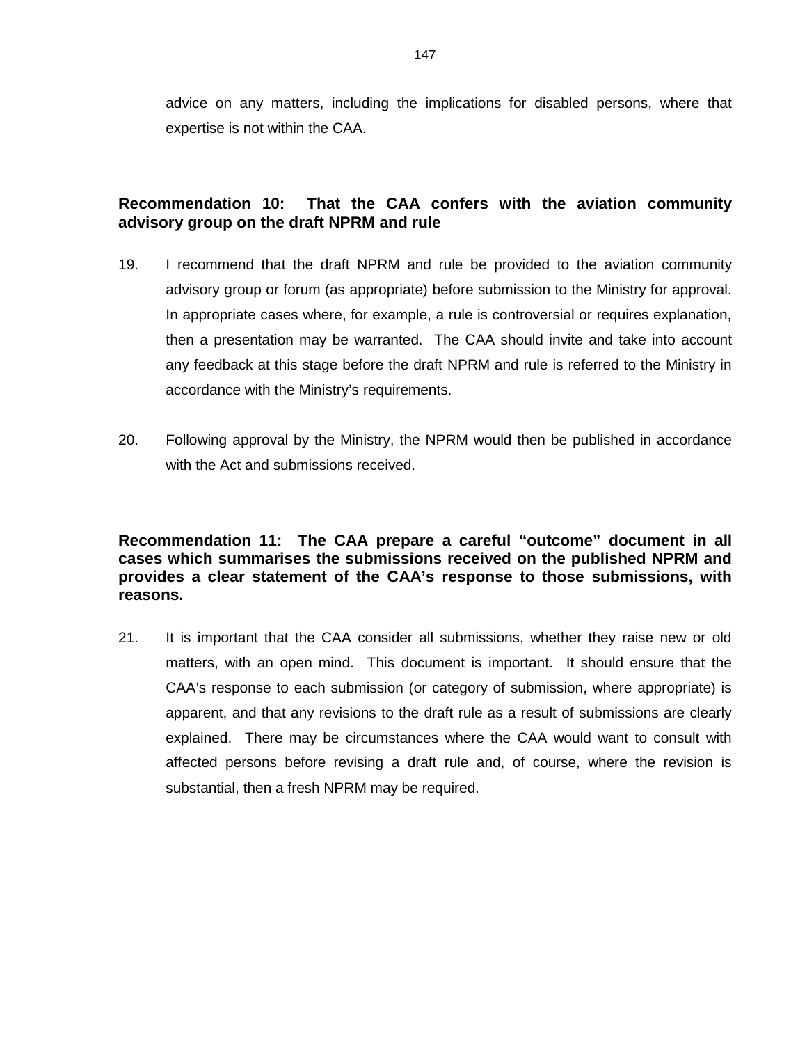advice on any matters, including the implications for disabled persons, where that expertise is not within the CAA.

**Recommendation 10: That the CAA confers with the aviation community advisory group on the draft NPRM and rule**

19. I recommend that the draft NPRM and rule be provided to the aviation community advisory group or forum (as appropriate) before submission to the Ministry for approval. In appropriate cases where, for example, a rule is controversial or requires explanation, then a presentation may be warranted. The CAA should invite and take into account any feedback at this stage before the draft NPRM and rule is referred to the Ministry in accordance with the Ministry's requirements.

20. Following approval by the Ministry, the NPRM would then be published in accordance with the Act and submissions received.

**Recommendation 11: The CAA prepare a careful "outcome" document in all cases which summarises the submissions received on the published NPRM and provides a clear statement of the CAA's response to those submissions, with reasons.**

21. It is important that the CAA consider all submissions, whether they raise new or old matters, with an open mind. This document is important. It should ensure that the CAA's response to each submission (or category of submission, where appropriate) is apparent, and that any revisions to the draft rule as a result of submissions are clearly explained. There may be circumstances where the CAA would want to consult with affected persons before revising a draft rule and, of course, where the revision is substantial, then a fresh NPRM may be required.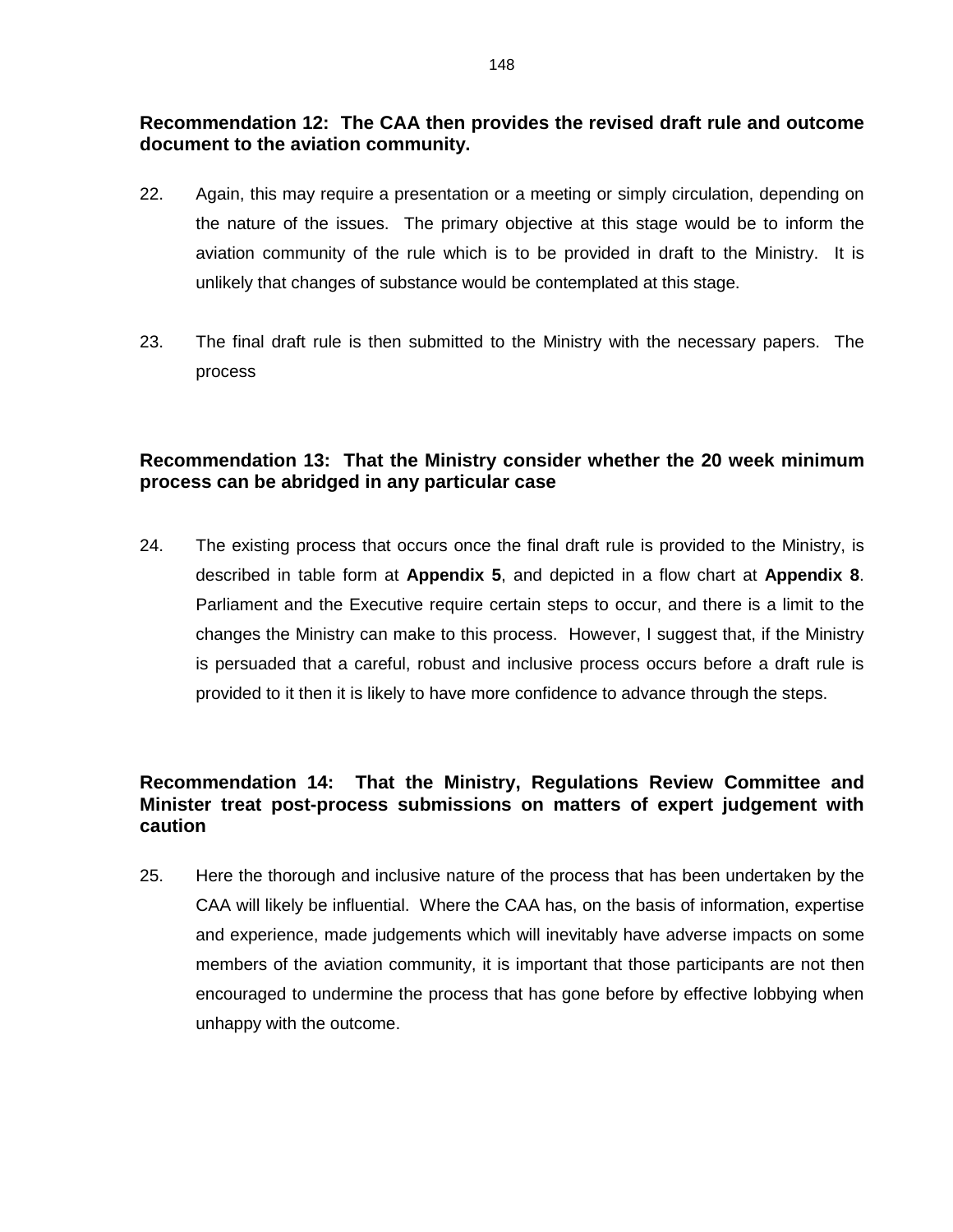**Recommendation 12: The CAA then provides the revised draft rule and outcome document to the aviation community.**

22. Again, this may require a presentation or a meeting or simply circulation, depending on the nature of the issues. The primary objective at this stage would be to inform the aviation community of the rule which is to be provided in draft to the Ministry. It is unlikely that changes of substance would be contemplated at this stage.

23. The final draft rule is then submitted to the Ministry with the necessary papers. The process

**Recommendation 13: That the Ministry consider whether the 20 week minimum process can be abridged in any particular case**

24. The existing process that occurs once the final draft rule is provided to the Ministry, is described in table form at **Appendix 5**, and depicted in a flow chart at **Appendix 8**. Parliament and the Executive require certain steps to occur, and there is a limit to the changes the Ministry can make to this process. However, I suggest that, if the Ministry is persuaded that a careful, robust and inclusive process occurs before a draft rule is provided to it then it is likely to have more confidence to advance through the steps.

**Recommendation 14: That the Ministry, Regulations Review Committee and Minister treat post-process submissions on matters of expert judgement with caution**

25. Here the thorough and inclusive nature of the process that has been undertaken by the CAA will likely be influential. Where the CAA has, on the basis of information, expertise and experience, made judgements which will inevitably have adverse impacts on some members of the aviation community, it is important that those participants are not then encouraged to undermine the process that has gone before by effective lobbying when unhappy with the outcome.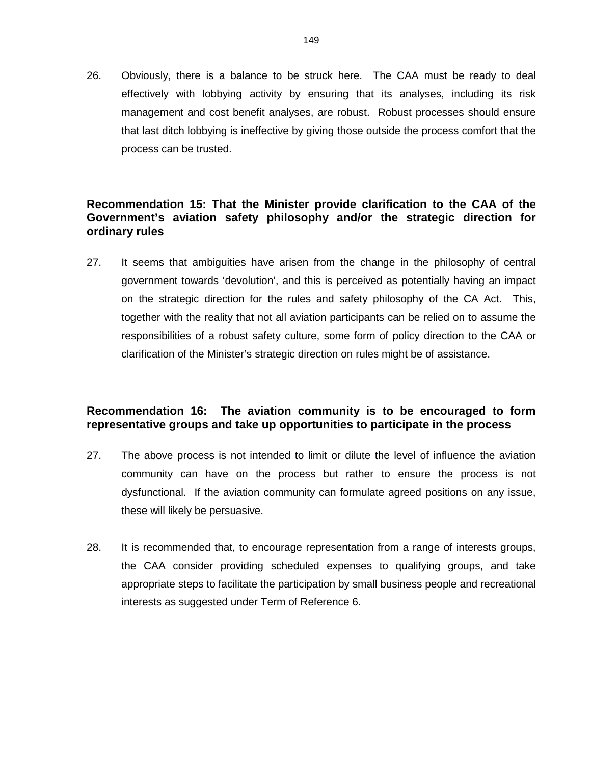26. Obviously, there is a balance to be struck here. The CAA must be ready to deal effectively with lobbying activity by ensuring that its analyses, including its risk management and cost benefit analyses, are robust. Robust processes should ensure that last ditch lobbying is ineffective by giving those outside the process comfort that the process can be trusted.

**Recommendation 15: That the Minister provide clarification to the CAA of the Government's aviation safety philosophy and/or the strategic direction for ordinary rules**

27. It seems that ambiguities have arisen from the change in the philosophy of central government towards 'devolution', and this is perceived as potentially having an impact on the strategic direction for the rules and safety philosophy of the CA Act. This, together with the reality that not all aviation participants can be relied on to assume the responsibilities of a robust safety culture, some form of policy direction to the CAA or clarification of the Minister's strategic direction on rules might be of assistance.

**Recommendation 16: The aviation community is to be encouraged to form representative groups and take up opportunities to participate in the process**

27. The above process is not intended to limit or dilute the level of influence the aviation community can have on the process but rather to ensure the process is not dysfunctional. If the aviation community can formulate agreed positions on any issue, these will likely be persuasive.

28. It is recommended that, to encourage representation from a range of interests groups, the CAA consider providing scheduled expenses to qualifying groups, and take appropriate steps to facilitate the participation by small business people and recreational interests as suggested under Term of Reference 6.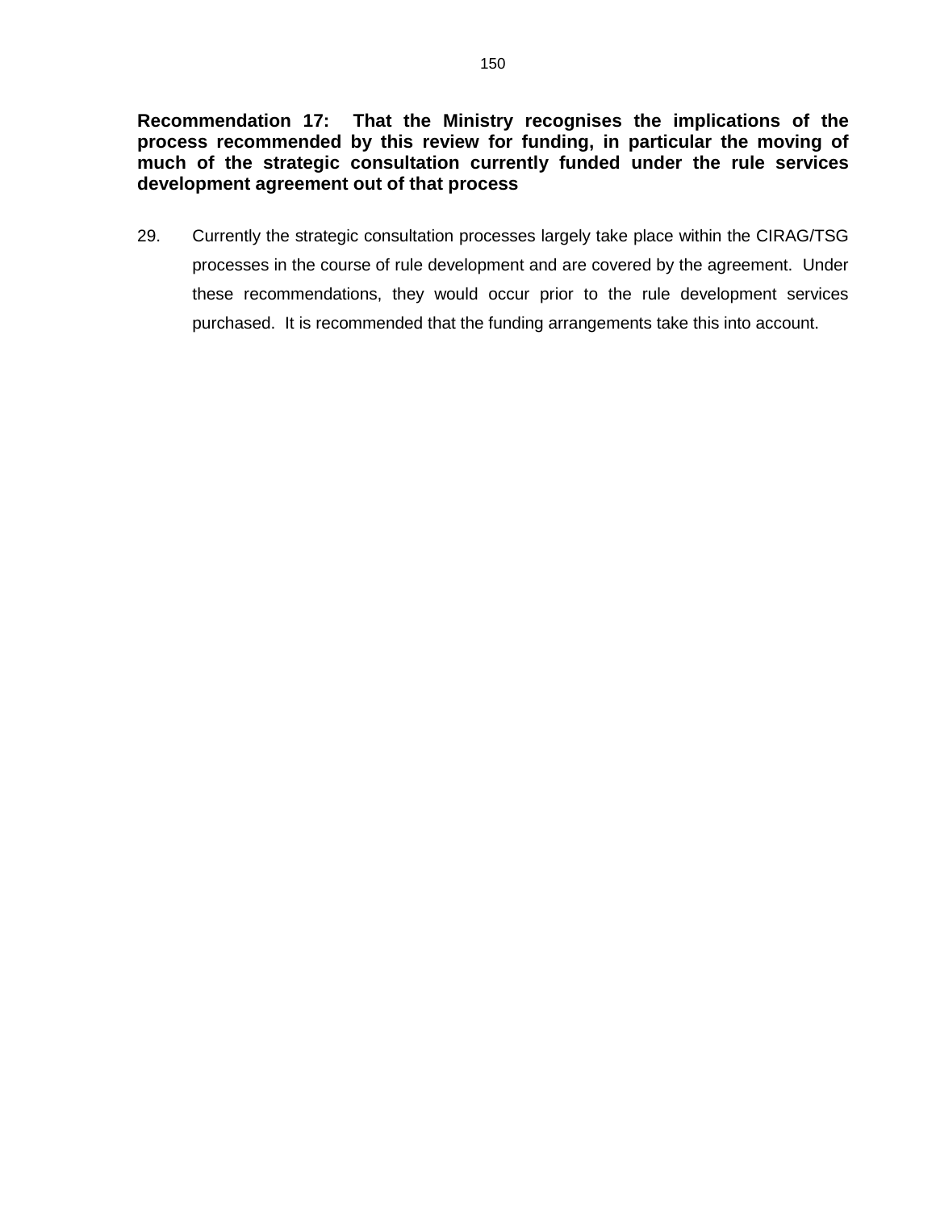**Recommendation 17: That the Ministry recognises the implications of the process recommended by this review for funding, in particular the moving of much of the strategic consultation currently funded under the rule services development agreement out of that process**

29. Currently the strategic consultation processes largely take place within the CIRAG/TSG processes in the course of rule development and are covered by the agreement. Under these recommendations, they would occur prior to the rule development services purchased. It is recommended that the funding arrangements take this into account.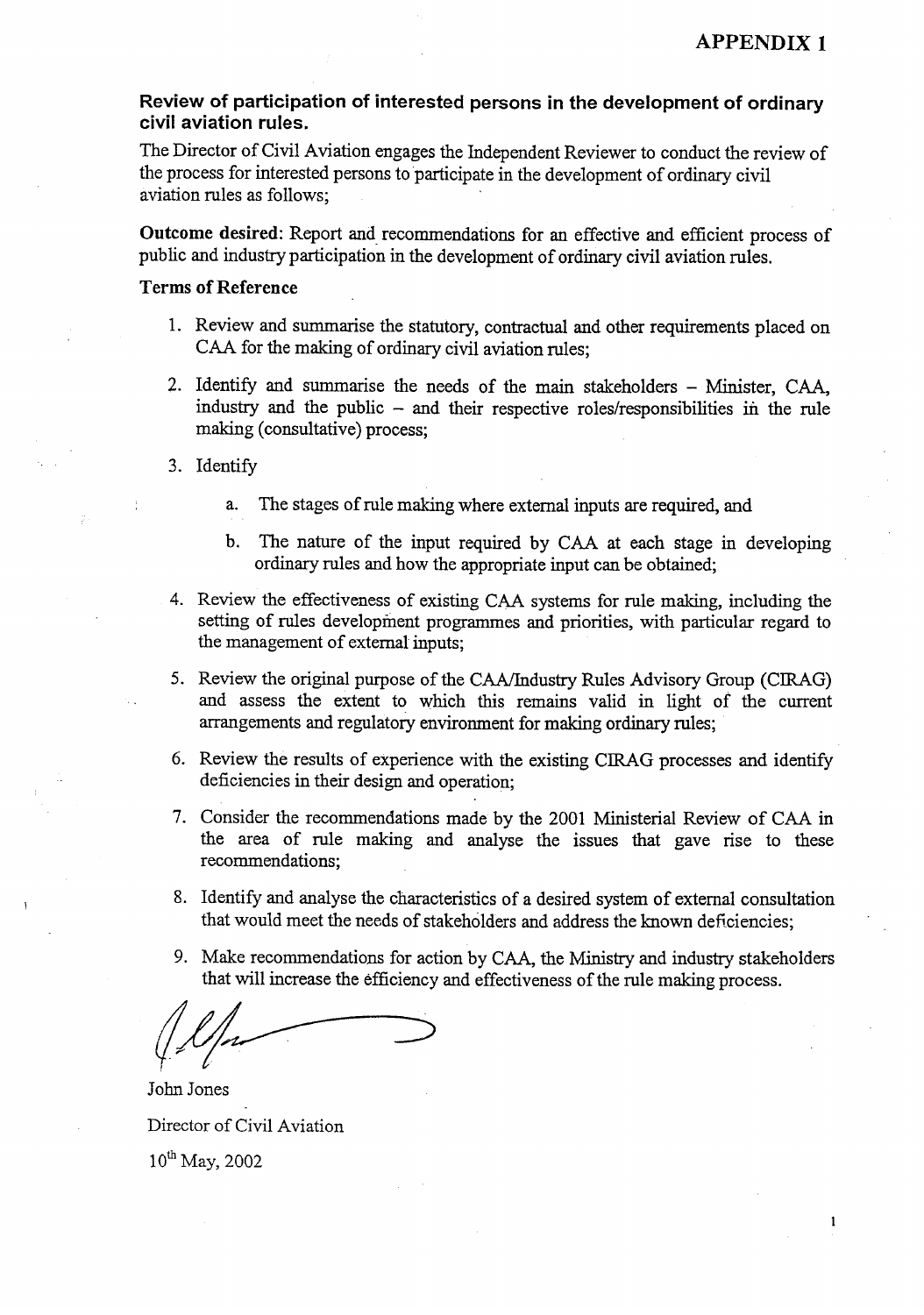# APPENDIX 1

## Review of participation of interested persons in the development of ordinary civil aviation rules.

The Director of Civil Aviation engages the Independent Reviewer to conduct the review of the process for interested persons to participate in the development of ordinary civil aviation rules as follows;

**Outcome desired:** Report and recommendations for an effective and efficient process of public and industry participation in the development of ordinary civil aviation rules.

**Terms of Reference**

1. Review and summarise the statutory, contractual and other requirements placed on CAA for the making of ordinary civil aviation rules;
2. Identify and summarise the needs of the main stakeholders – Minister, CAA, industry and the public – and their respective roles/responsibilities in the rule making (consultative) process;
3. Identify
   a. The stages of rule making where external inputs are required, and
   b. The nature of the input required by CAA at each stage in developing ordinary rules and how the appropriate input can be obtained;
4. Review the effectiveness of existing CAA systems for rule making, including the setting of rules development programmes and priorities, with particular regard to the management of external inputs;
5. Review the original purpose of the CAA/Industry Rules Advisory Group (CIRAG) and assess the extent to which this remains valid in light of the current arrangements and regulatory environment for making ordinary rules;
6. Review the results of experience with the existing CIRAG processes and identify deficiencies in their design and operation;
7. Consider the recommendations made by the 2001 Ministerial Review of CAA in the area of rule making and analyse the issues that gave rise to these recommendations;
8. Identify and analyse the characteristics of a desired system of external consultation that would meet the needs of stakeholders and address the known deficiencies;
9. Make recommendations for action by CAA, the Ministry and industry stakeholders that will increase the efficiency and effectiveness of the rule making process.

John Jones

Director of Civil Aviation

10th May, 2002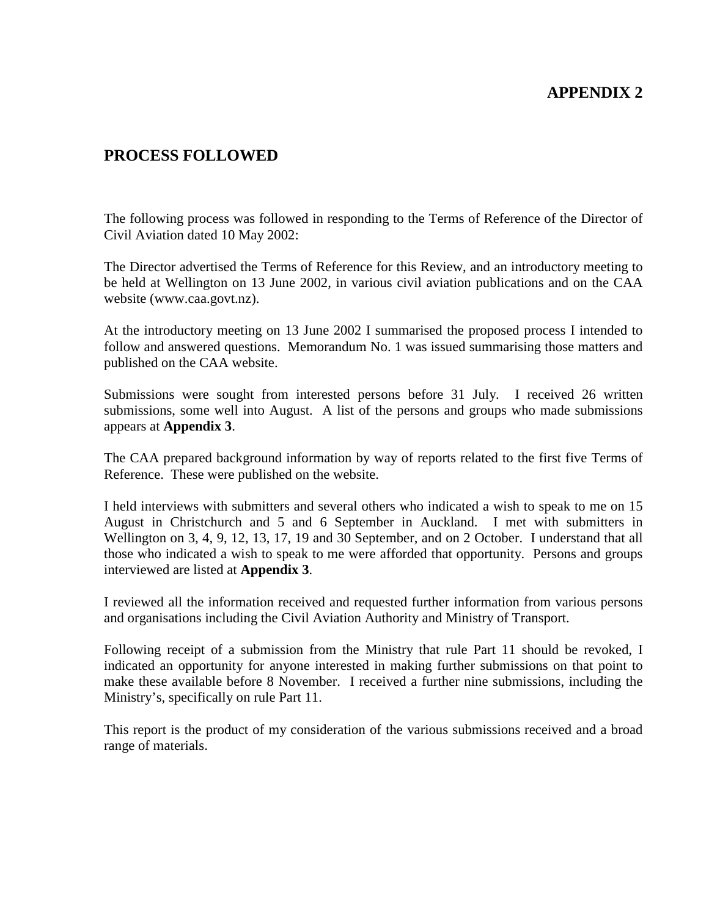# APPENDIX 2

## PROCESS FOLLOWED

The following process was followed in responding to the Terms of Reference of the Director of Civil Aviation dated 10 May 2002:

The Director advertised the Terms of Reference for this Review, and an introductory meeting to be held at Wellington on 13 June 2002, in various civil aviation publications and on the CAA website (www.caa.govt.nz).

At the introductory meeting on 13 June 2002 I summarised the proposed process I intended to follow and answered questions. Memorandum No. 1 was issued summarising those matters and published on the CAA website.

Submissions were sought from interested persons before 31 July. I received 26 written submissions, some well into August. A list of the persons and groups who made submissions appears at **Appendix 3**.

The CAA prepared background information by way of reports related to the first five Terms of Reference. These were published on the website.

I held interviews with submitters and several others who indicated a wish to speak to me on 15 August in Christchurch and 5 and 6 September in Auckland. I met with submitters in Wellington on 3, 4, 9, 12, 13, 17, 19 and 30 September, and on 2 October. I understand that all those who indicated a wish to speak to me were afforded that opportunity. Persons and groups interviewed are listed at **Appendix 3**.

I reviewed all the information received and requested further information from various persons and organisations including the Civil Aviation Authority and Ministry of Transport.

Following receipt of a submission from the Ministry that rule Part 11 should be revoked, I indicated an opportunity for anyone interested in making further submissions on that point to make these available before 8 November. I received a further nine submissions, including the Ministry's, specifically on rule Part 11.

This report is the product of my consideration of the various submissions received and a broad range of materials.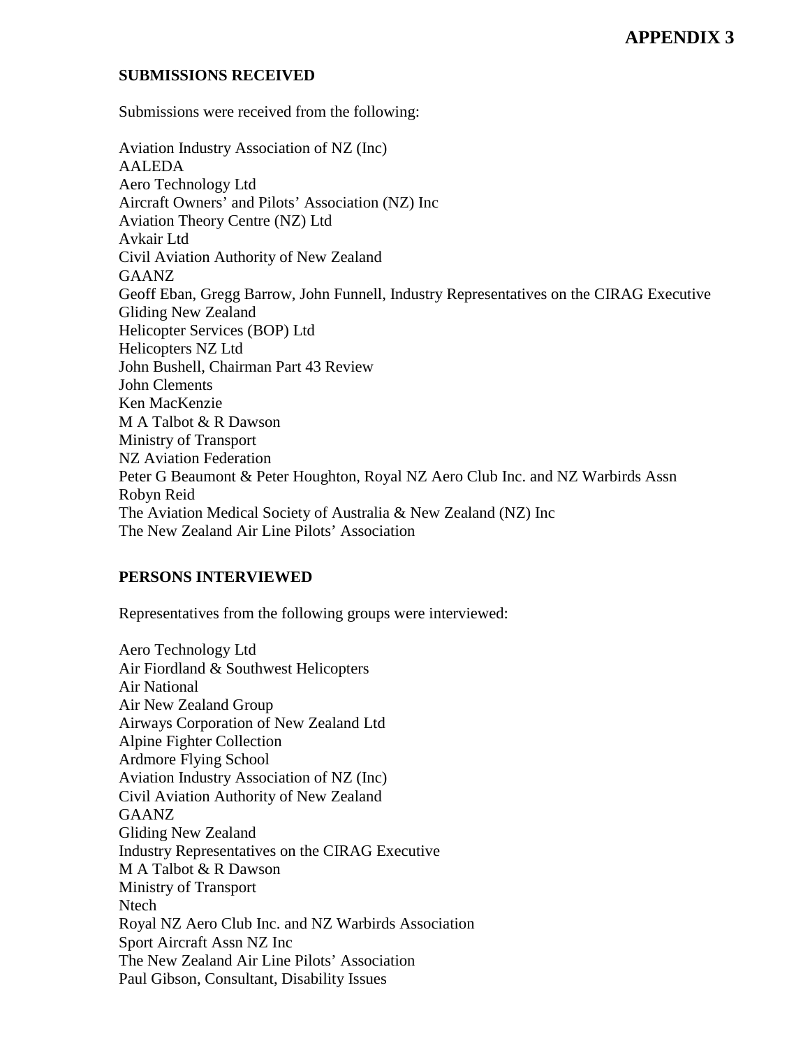# APPENDIX 3

## SUBMISSIONS RECEIVED

Submissions were received from the following:

Aviation Industry Association of NZ (Inc)
AALEDA
Aero Technology Ltd
Aircraft Owners' and Pilots' Association (NZ) Inc
Aviation Theory Centre (NZ) Ltd
Avkair Ltd
Civil Aviation Authority of New Zealand
GAANZ
Geoff Eban, Gregg Barrow, John Funnell, Industry Representatives on the CIRAG Executive
Gliding New Zealand
Helicopter Services (BOP) Ltd
Helicopters NZ Ltd
John Bushell, Chairman Part 43 Review
John Clements
Ken MacKenzie
M A Talbot & R Dawson
Ministry of Transport
NZ Aviation Federation
Peter G Beaumont & Peter Houghton, Royal NZ Aero Club Inc. and NZ Warbirds Assn
Robyn Reid
The Aviation Medical Society of Australia & New Zealand (NZ) Inc
The New Zealand Air Line Pilots' Association

## PERSONS INTERVIEWED

Representatives from the following groups were interviewed:

Aero Technology Ltd
Air Fiordland & Southwest Helicopters
Air National
Air New Zealand Group
Airways Corporation of New Zealand Ltd
Alpine Fighter Collection
Ardmore Flying School
Aviation Industry Association of NZ (Inc)
Civil Aviation Authority of New Zealand
GAANZ
Gliding New Zealand
Industry Representatives on the CIRAG Executive
M A Talbot & R Dawson
Ministry of Transport
Ntech
Royal NZ Aero Club Inc. and NZ Warbirds Association
Sport Aircraft Assn NZ Inc
The New Zealand Air Line Pilots' Association
Paul Gibson, Consultant, Disability Issues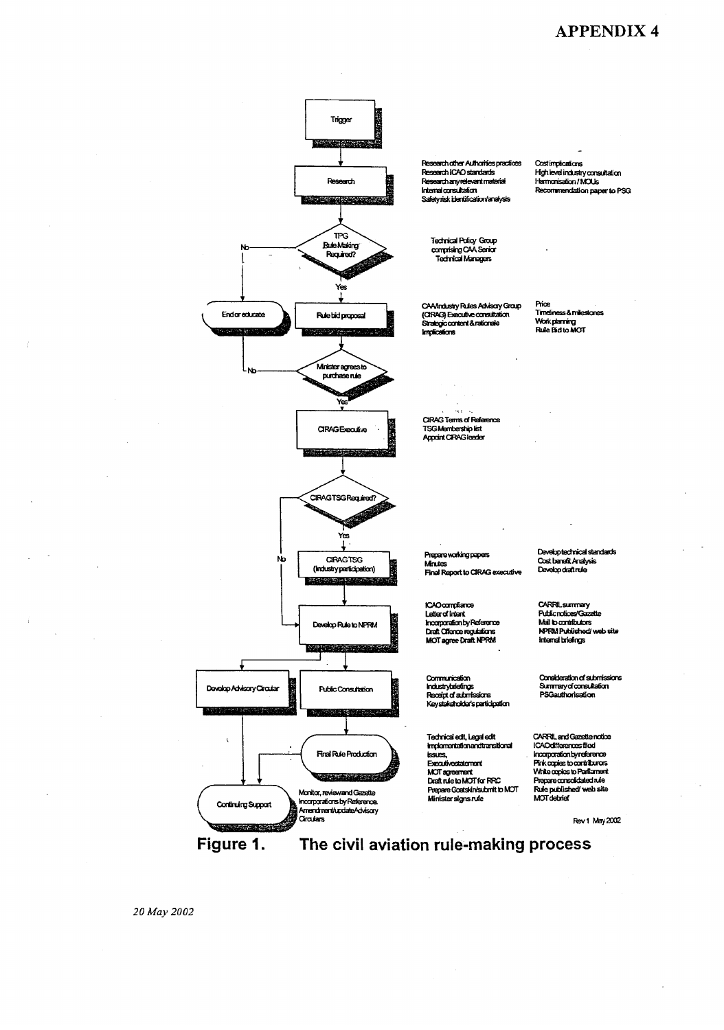# APPENDIX 4

**Trigger**

↓

**Research**
- Research other Authorities practices
- Research ICAO standards
- Research any relevant material
- Internal consultation
- Safety risk identification/analysis
- Cost implications
- High level industry consultation
- Harmonisation / MOUs
- Recommendation paper to PSG

↓

**TPG Rule Making Required?**
- Technical Policy Group comprising CAA Senior Technical Managers
- No → End or educate
- Yes ↓

**Rule bid proposal**
- CAA/Industry Rules Advisory Group (CIRAG) Executive consultation
- Strategic content & rationale
- Implications
- Price
- Timeliness & milestones
- Work planning
- Rule Bid to MOT

↓

**Minister agrees to purchase rule**
- No → End or educate
- Yes ↓

**CIRAG Executive**
- CIRAG Terms of Reference
- TSG Membership list
- Appoint CIRAG leader

↓

**CIRAG TSG Required?**
- No → Develop Rule to NPRM
- Yes ↓

**CIRAG TSG (Industry participation)**
- Prepare working papers
- Minutes
- Final Report to CIRAG executive
- Develop technical standards
- Cost benefit Analysis
- Develop draft rule

↓

**Develop Rule to NPRM**
- ICAO compliance
- Letter of Intent
- Incorporation by Reference
- Draft Offence regulations
- MOT agree Draft NPRM
- CARRIL summary
- Public notices/Gazette
- Mail to contributors
- NPRM Published/ web site
- Internal briefings

↓

**Develop Advisory Circular** → Continuing Support

**Public Consultation**
- Communication
- Industry briefings
- Receipt of submissions
- Key stakeholder's participation
- Consideration of submissions
- Summary of consultation
- PSG authorisation

↓

**Final Rule Production**
- Technical edit, Legal edit
- Implementation and transitional issues,
- Executive statement
- MOT agreement
- Draft rule to MOT for RRC
- Prepare Goatskin/submit to MOT
- Minister signs rule
- CARRIL and Gazette notice
- ICAO differences filed
- Incorporation by reference
- Pink copies to contributors
- White copies to Parliament
- Prepare consolidated rule
- Rule published/ web site
- MOT debrief

↓

**Continuing Support**
- Monitor, review and Gazette
- Incorporations by Reference.
- Amendment/update Advisory Circulars

Rev 1 May 2002

**Figure 1. The civil aviation rule-making process**

*20 May 2002*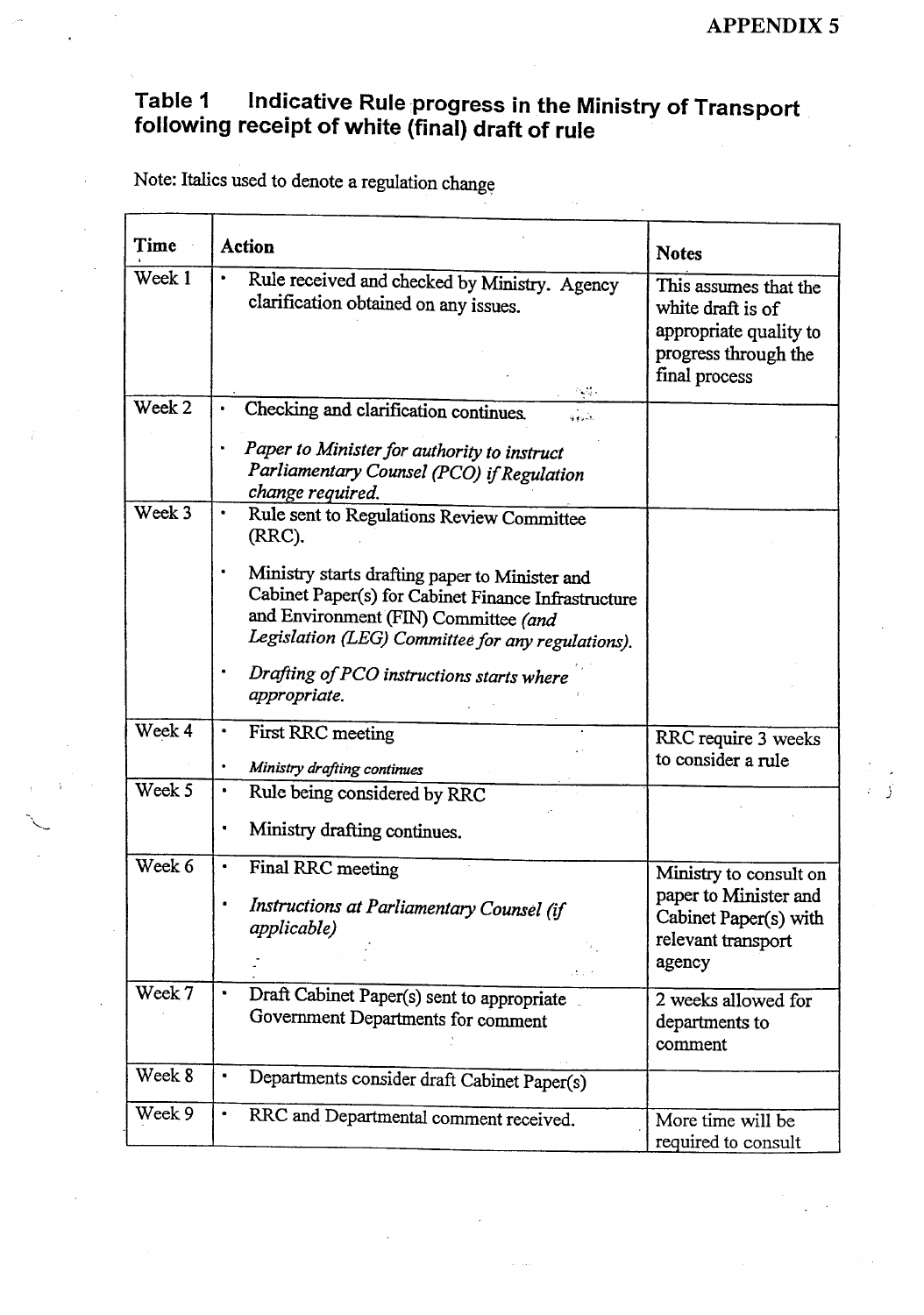APPENDIX 5

## Table 1 Indicative Rule progress in the Ministry of Transport following receipt of white (final) draft of rule

Note: Italics used to denote a regulation change

| Time | Action | Notes |
|---|---|---|
| Week 1 | • Rule received and checked by Ministry. Agency clarification obtained on any issues. | This assumes that the white draft is of appropriate quality to progress through the final process |
| Week 2 | • Checking and clarification continues. <br> • *Paper to Minister for authority to instruct Parliamentary Counsel (PCO) if Regulation change required.* | |
| Week 3 | • Rule sent to Regulations Review Committee (RRC). <br> • Ministry starts drafting paper to Minister and Cabinet Paper(s) for Cabinet Finance Infrastructure and Environment (FIN) Committee *(and Legislation (LEG) Committee for any regulations).* <br> • *Drafting of PCO instructions starts where appropriate.* | |
| Week 4 | • First RRC meeting <br> • *Ministry drafting continues* | RRC require 3 weeks to consider a rule |
| Week 5 | • Rule being considered by RRC <br> • Ministry drafting continues. | |
| Week 6 | • Final RRC meeting <br> • *Instructions at Parliamentary Counsel (if applicable)* | Ministry to consult on paper to Minister and Cabinet Paper(s) with relevant transport agency |
| Week 7 | • Draft Cabinet Paper(s) sent to appropriate Government Departments for comment | 2 weeks allowed for departments to comment |
| Week 8 | • Departments consider draft Cabinet Paper(s) | |
| Week 9 | • RRC and Departmental comment received. | More time will be required to consult |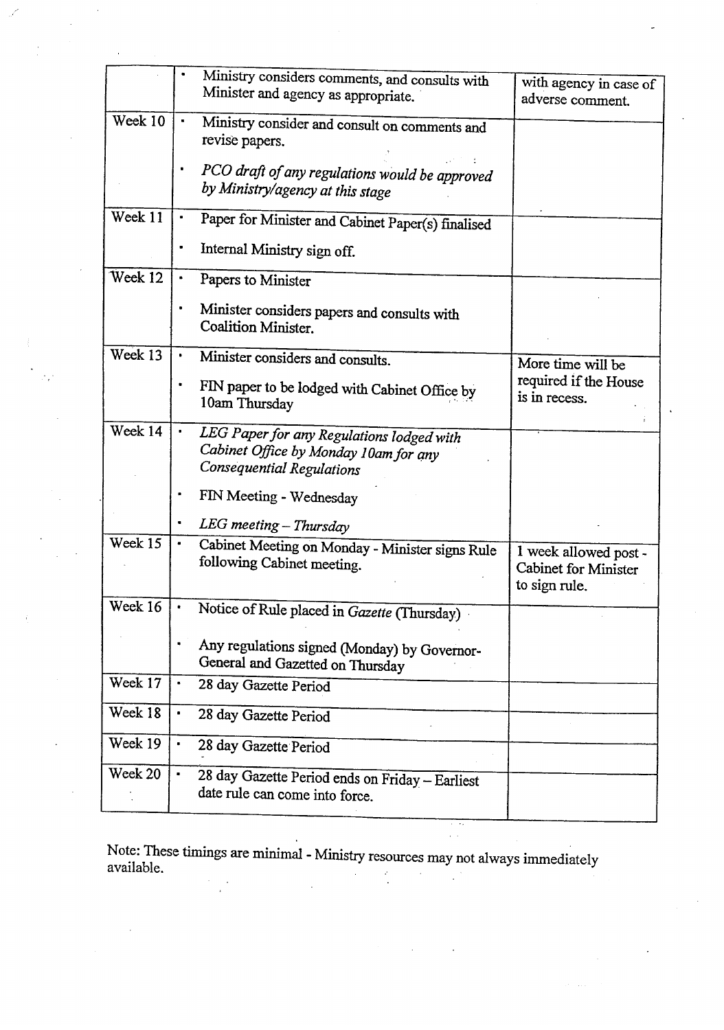| | | |
|---|---|---|
| | • Ministry considers comments, and consults with Minister and agency as appropriate. | with agency in case of adverse comment. |
| Week 10 | • Ministry consider and consult on comments and revise papers.<br>• *PCO draft of any regulations would be approved by Ministry/agency at this stage* | |
| Week 11 | • Paper for Minister and Cabinet Paper(s) finalised<br>• Internal Ministry sign off. | |
| Week 12 | • Papers to Minister<br>• Minister considers papers and consults with Coalition Minister. | |
| Week 13 | • Minister considers and consults.<br>• FIN paper to be lodged with Cabinet Office by 10am Thursday | More time will be required if the House is in recess. |
| Week 14 | • *LEG Paper for any Regulations lodged with Cabinet Office by Monday 10am for any Consequential Regulations*<br>• FIN Meeting - Wednesday<br>• *LEG meeting – Thursday* | |
| Week 15 | • Cabinet Meeting on Monday - Minister signs Rule following Cabinet meeting. | 1 week allowed post - Cabinet for Minister to sign rule. |
| Week 16 | • Notice of Rule placed in *Gazette* (Thursday)<br>• Any regulations signed (Monday) by Governor-General and Gazetted on Thursday | |
| Week 17 | • 28 day Gazette Period | |
| Week 18 | • 28 day Gazette Period | |
| Week 19 | • 28 day Gazette Period | |
| Week 20 | • 28 day Gazette Period ends on Friday – Earliest date rule can come into force. | |

Note: These timings are minimal - Ministry resources may not always immediately available.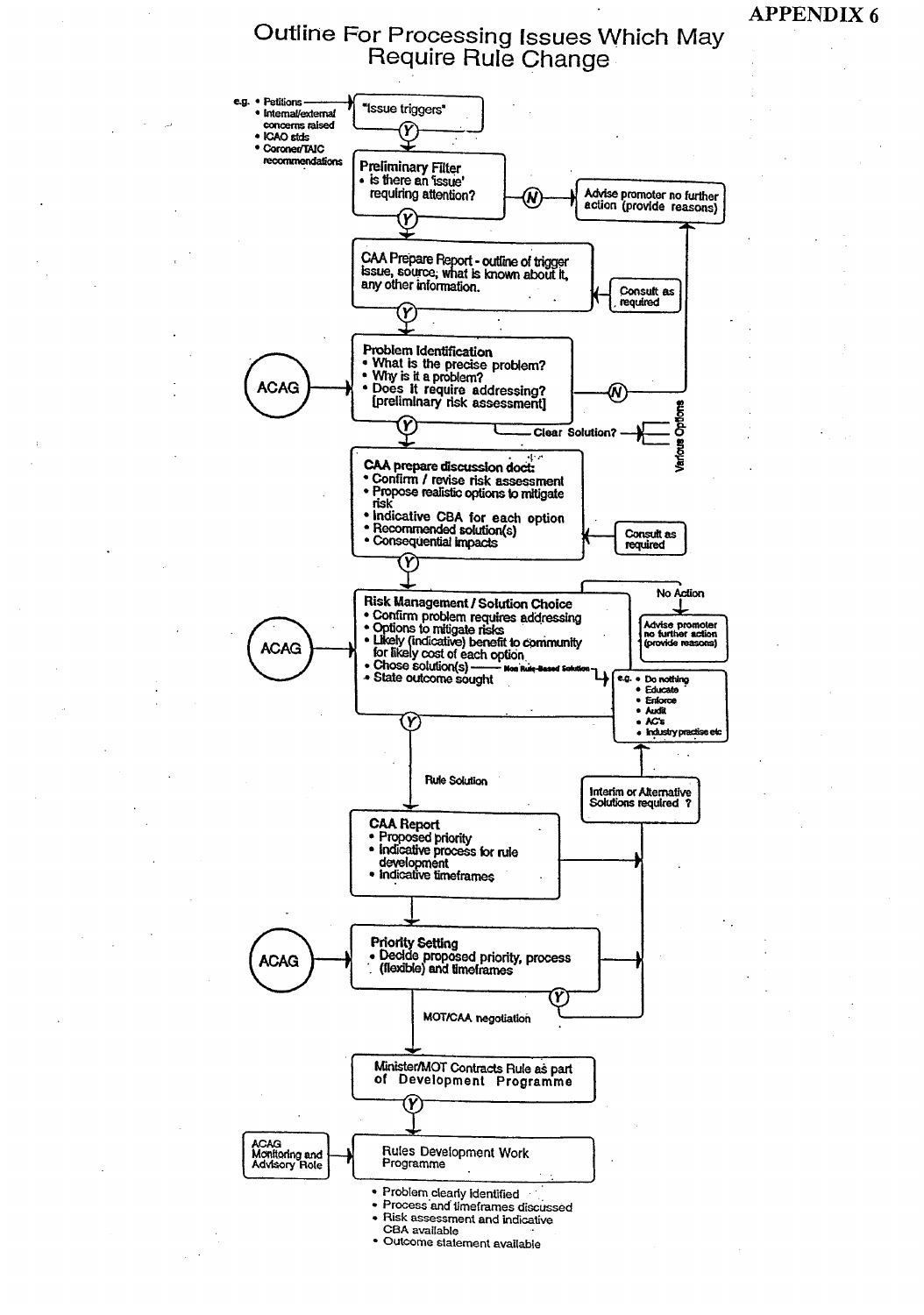APPENDIX 6

# Outline For Processing Issues Which May Require Rule Change

e.g.
- Petitions
- Internal/external concerns raised
- ICAO stds
- Coroner/TAIC recommendations

→ **"Issue triggers"**

(Y) ↓

**Preliminary Filter**
- Is there an 'issue' requiring attention?

(N) → Advise promoter no further action (provide reasons)

(Y) ↓

**CAA Prepare Report** - outline of trigger issue, source, what is known about it, any other information.

← Consult as required

(Y) ↓

ACAG → **Problem Identification**
- What is the precise problem?
- Why is it a problem?
- Does it require addressing? [preliminary risk assessment]

(N) → Advise promoter no further action (provide reasons)

Clear Solution? → Various Options

(Y) ↓

**CAA prepare discussion doc:**
- Confirm / revise risk assessment
- Propose realistic options to mitigate risk
- Indicative CBA for each option
- Recommended solution(s)
- Consequential impacts

← Consult as required

(Y) ↓

ACAG → **Risk Management / Solution Choice**
- Confirm problem requires addressing
- Options to mitigate risks
- Likely (indicative) benefit to community for likely cost of each option
- Chose solution(s) — Non Rule-Based Solution → e.g.
  - Do nothing
  - Educate
  - Enforce
  - Audit
  - AC's
  - Industry practise etc
- State outcome sought

No Action → Advise promoter no further action (provide reasons)

(Y) ↓ Rule Solution

Interim or Alternative Solutions required ?

**CAA Report**
- Proposed priority
- Indicative process for rule development
- Indicative timeframes

↓

ACAG → **Priority Setting**
- Decide proposed priority, process (flexible) and timeframes

(Y) ↓ MOT/CAA negotiation

**Minister/MOT Contracts Rule as part of Development Programme**

(Y) ↓

ACAG Monitoring and Advisory Role → **Rules Development Work Programme**

- Problem clearly identified
- Process and timeframes discussed
- Risk assessment and indicative CBA available
- Outcome statement available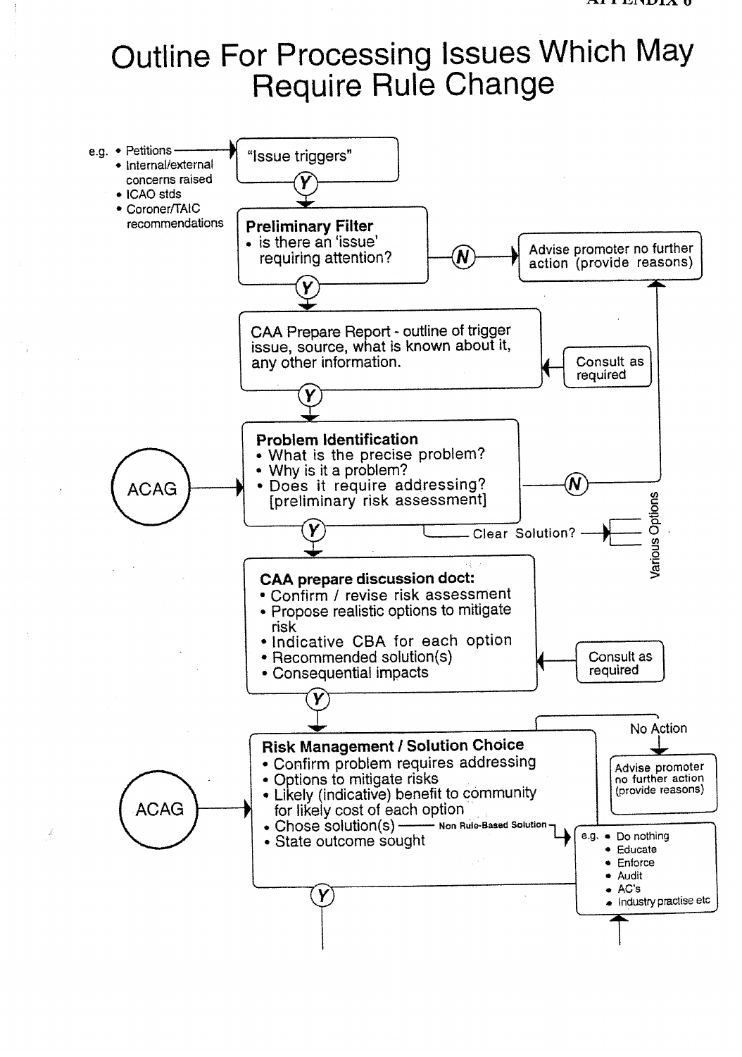# Outline For Processing Issues Which May Require Rule Change

e.g.
- Petitions
- Internal/external concerns raised
- ICAO stds
- Coroner/TAIC recommendations

→ **"Issue triggers"**

(Y) ↓

**Preliminary Filter**
- is there an 'issue' requiring attention?

(N) → Advise promoter no further action (provide reasons)

(Y) ↓

**CAA Prepare Report** - outline of trigger issue, source, what is known about it, any other information.

← Consult as required

(Y) ↓

ACAG →

**Problem Identification**
- What is the precise problem?
- Why is it a problem?
- Does it require addressing? [preliminary risk assessment]

(N) → Advise promoter no further action (provide reasons)

Clear Solution? → Various Options

(Y) ↓

**CAA prepare discussion doct:**
- Confirm / revise risk assessment
- Propose realistic options to mitigate risk
- Indicative CBA for each option
- Recommended solution(s)
- Consequential impacts

← Consult as required

(Y) ↓

ACAG →

**Risk Management / Solution Choice**
- Confirm problem requires addressing
- Options to mitigate risks
- Likely (indicative) benefit to community for likely cost of each option
- Chose solution(s) — Non Rule-Based Solution →
- State outcome sought

No Action → Advise promoter no further action (provide reasons)

Non Rule-Based Solution → e.g.
- Do nothing
- Educate
- Enforce
- Audit
- AC's
- Industry practise etc

(Y) ↓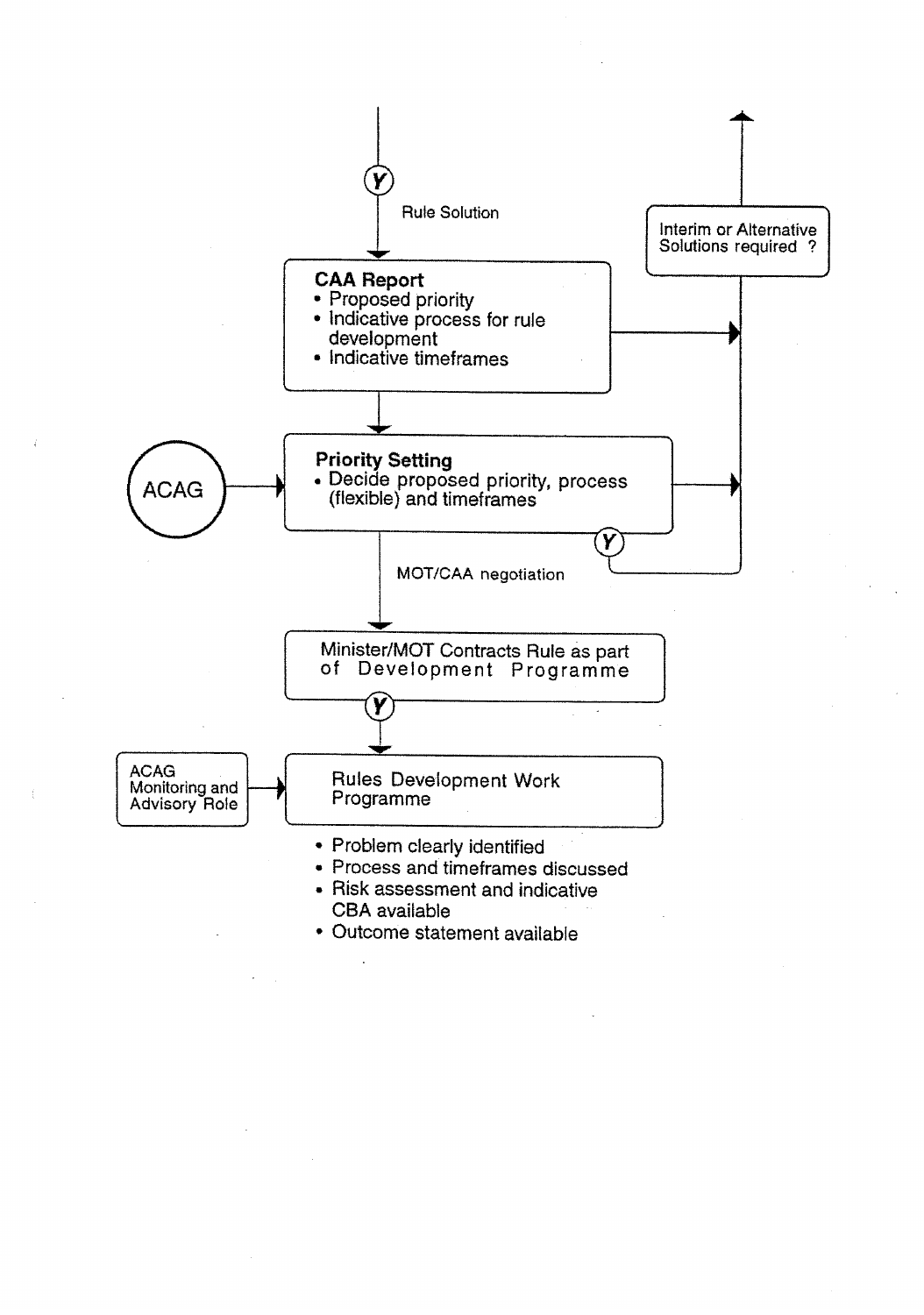Y

Rule Solution

**CAA Report**
- Proposed priority
- Indicative process for rule development
- Indicative timeframes

Interim or Alternative Solutions required ?

ACAG

**Priority Setting**
- Decide proposed priority, process (flexible) and timeframes

Y

MOT/CAA negotiation

Minister/MOT Contracts Rule as part of Development Programme

Y

ACAG Monitoring and Advisory Role

Rules Development Work Programme

- Problem clearly identified
- Process and timeframes discussed
- Risk assessment and indicative CBA available
- Outcome statement available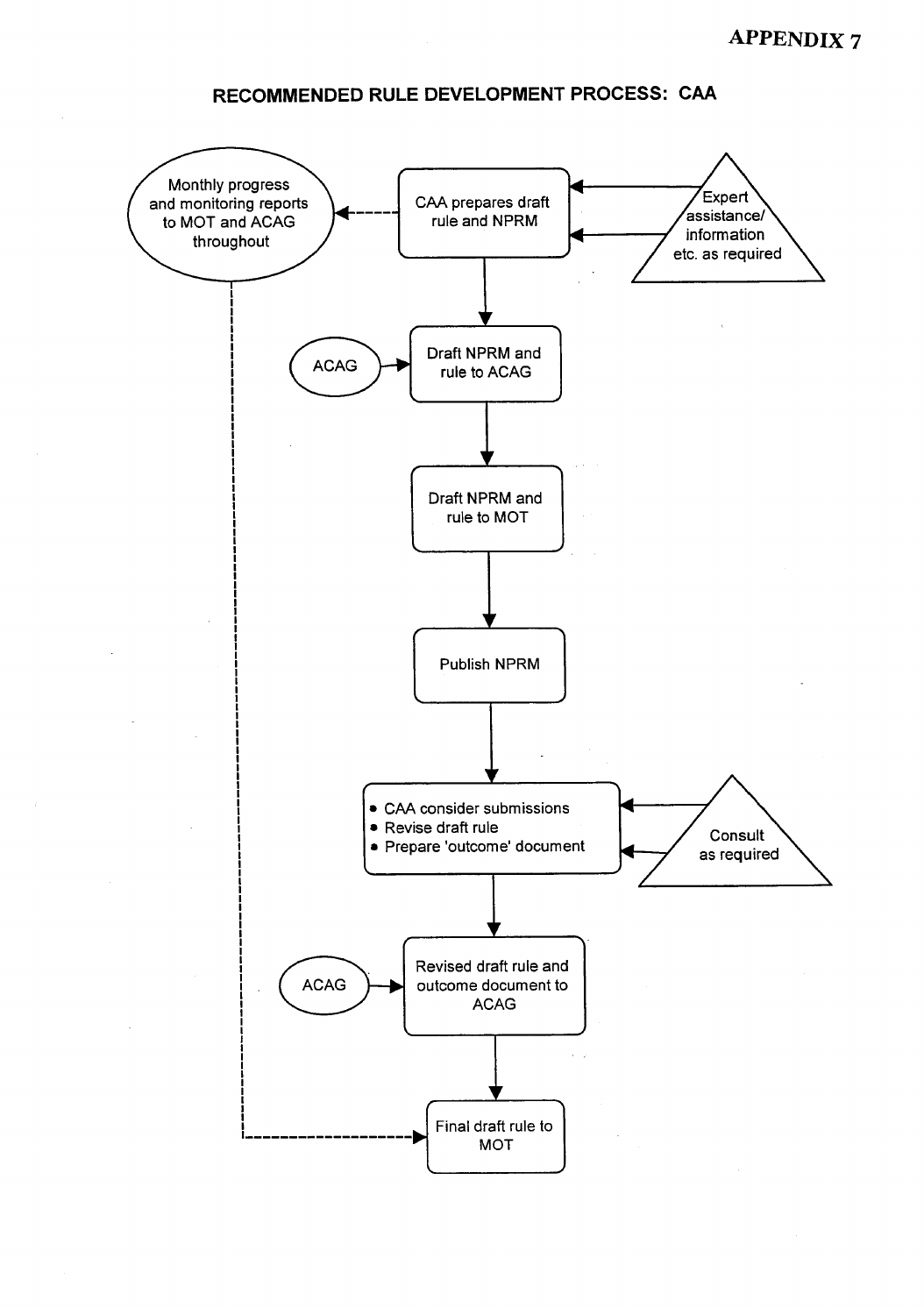**APPENDIX 7**

## RECOMMENDED RULE DEVELOPMENT PROCESS: CAA

Monthly progress and monitoring reports to MOT and ACAG throughout

CAA prepares draft rule and NPRM

Expert assistance/ information etc. as required

ACAG

Draft NPRM and rule to ACAG

Draft NPRM and rule to MOT

Publish NPRM

- CAA consider submissions
- Revise draft rule
- Prepare 'outcome' document

Consult as required

ACAG

Revised draft rule and outcome document to ACAG

Final draft rule to MOT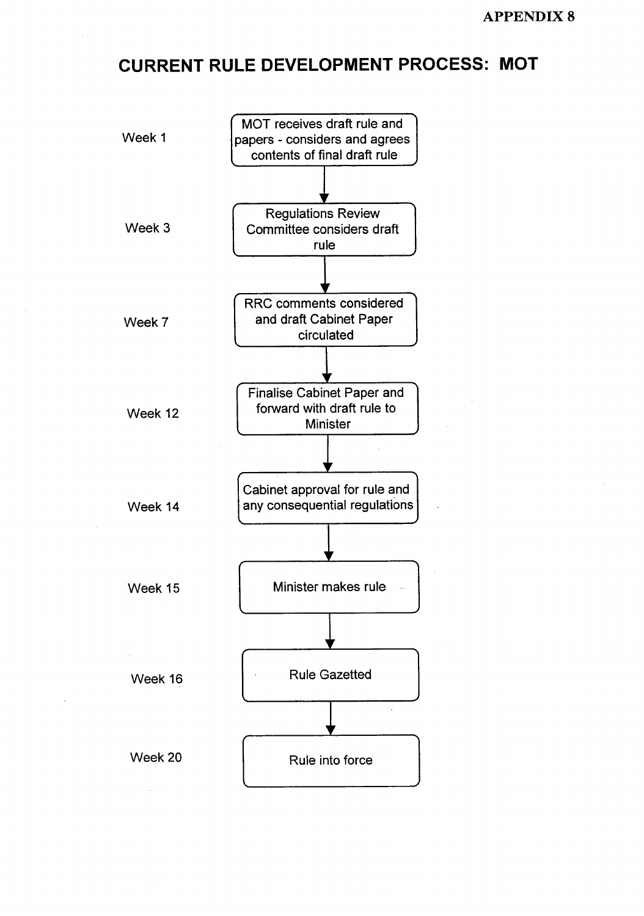**APPENDIX 8**

# CURRENT RULE DEVELOPMENT PROCESS: MOT

Week 1

MOT receives draft rule and papers - considers and agrees contents of final draft rule

Week 3

Regulations Review Committee considers draft rule

Week 7

RRC comments considered and draft Cabinet Paper circulated

Week 12

Finalise Cabinet Paper and forward with draft rule to Minister

Week 14

Cabinet approval for rule and any consequential regulations

Week 15

Minister makes rule

Week 16

Rule Gazetted

Week 20

Rule into force